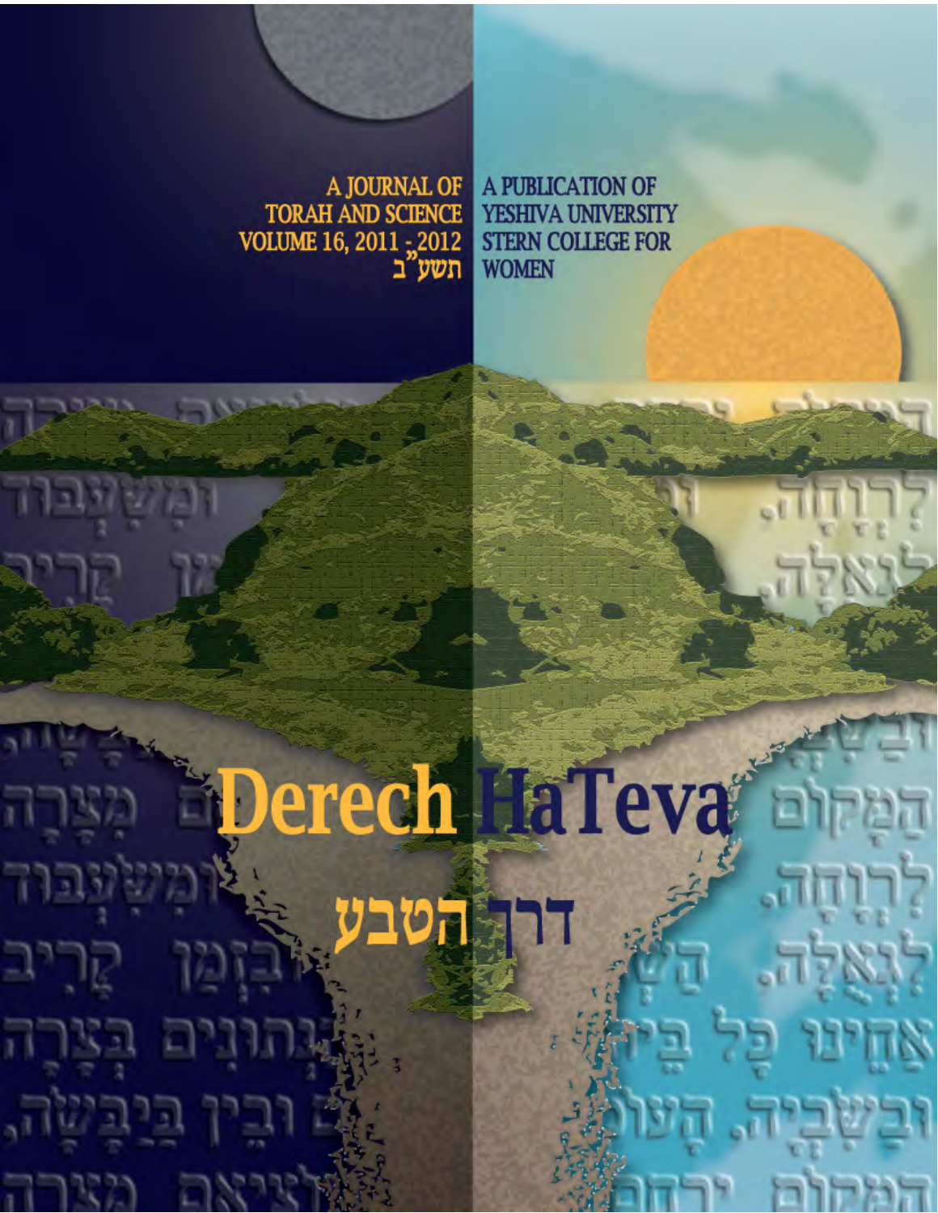A JOURNAL OF TORAH AND SCIENCE
VOLUME 16, 2011 - 2012
תשע"ב

A PUBLICATION OF YESHIVA UNIVERSITY
STERN COLLEGE FOR WOMEN

# Derech HaTeva

# דרך הטבע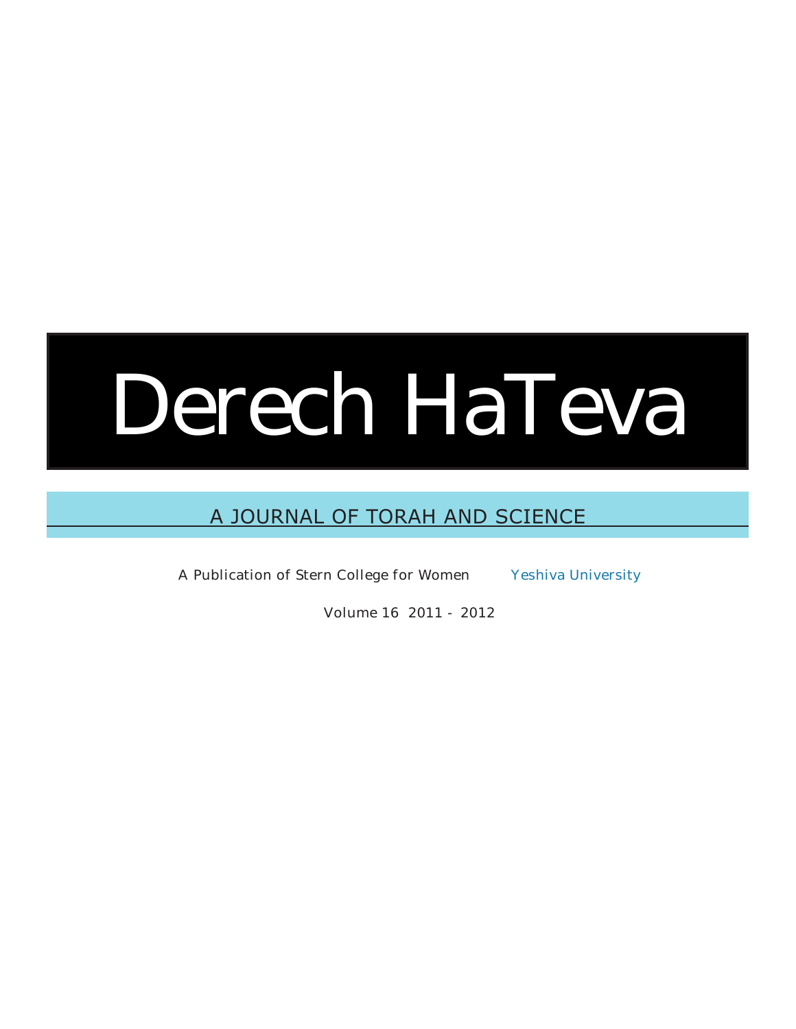# Derech HaTeva

## A JOURNAL OF TORAH AND SCIENCE

A Publication of Stern College for Women Yeshiva University

Volume 16 2011 - 2012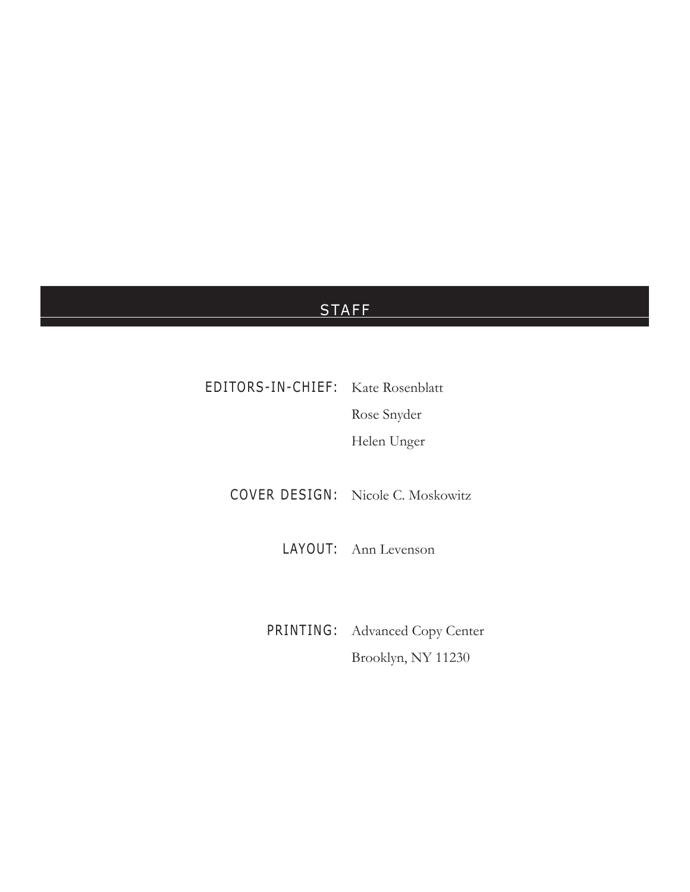# STAFF

EDITORS-IN-CHIEF: Kate Rosenblatt
Rose Snyder
Helen Unger

COVER DESIGN: Nicole C. Moskowitz

LAYOUT: Ann Levenson

PRINTING: Advanced Copy Center
Brooklyn, NY 11230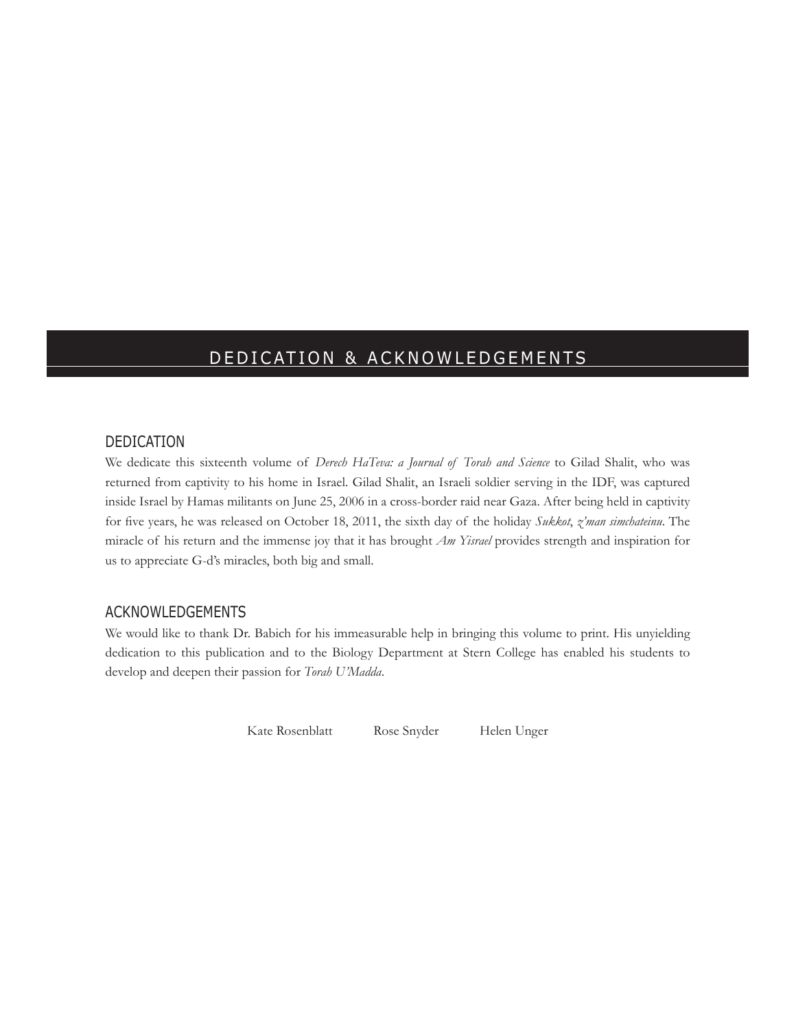# DEDICATION & ACKNOWLEDGEMENTS

## DEDICATION

We dedicate this sixteenth volume of *Derech HaTeva: a Journal of Torah and Science* to Gilad Shalit, who was returned from captivity to his home in Israel. Gilad Shalit, an Israeli soldier serving in the IDF, was captured inside Israel by Hamas militants on June 25, 2006 in a cross-border raid near Gaza. After being held in captivity for five years, he was released on October 18, 2011, the sixth day of the holiday *Sukkot*, *z'man simchateinu*. The miracle of his return and the immense joy that it has brought *Am Yisrael* provides strength and inspiration for us to appreciate G-d's miracles, both big and small.

## ACKNOWLEDGEMENTS

We would like to thank Dr. Babich for his immeasurable help in bringing this volume to print. His unyielding dedication to this publication and to the Biology Department at Stern College has enabled his students to develop and deepen their passion for *Torah U'Madda*.

Kate Rosenblatt     Rose Snyder     Helen Unger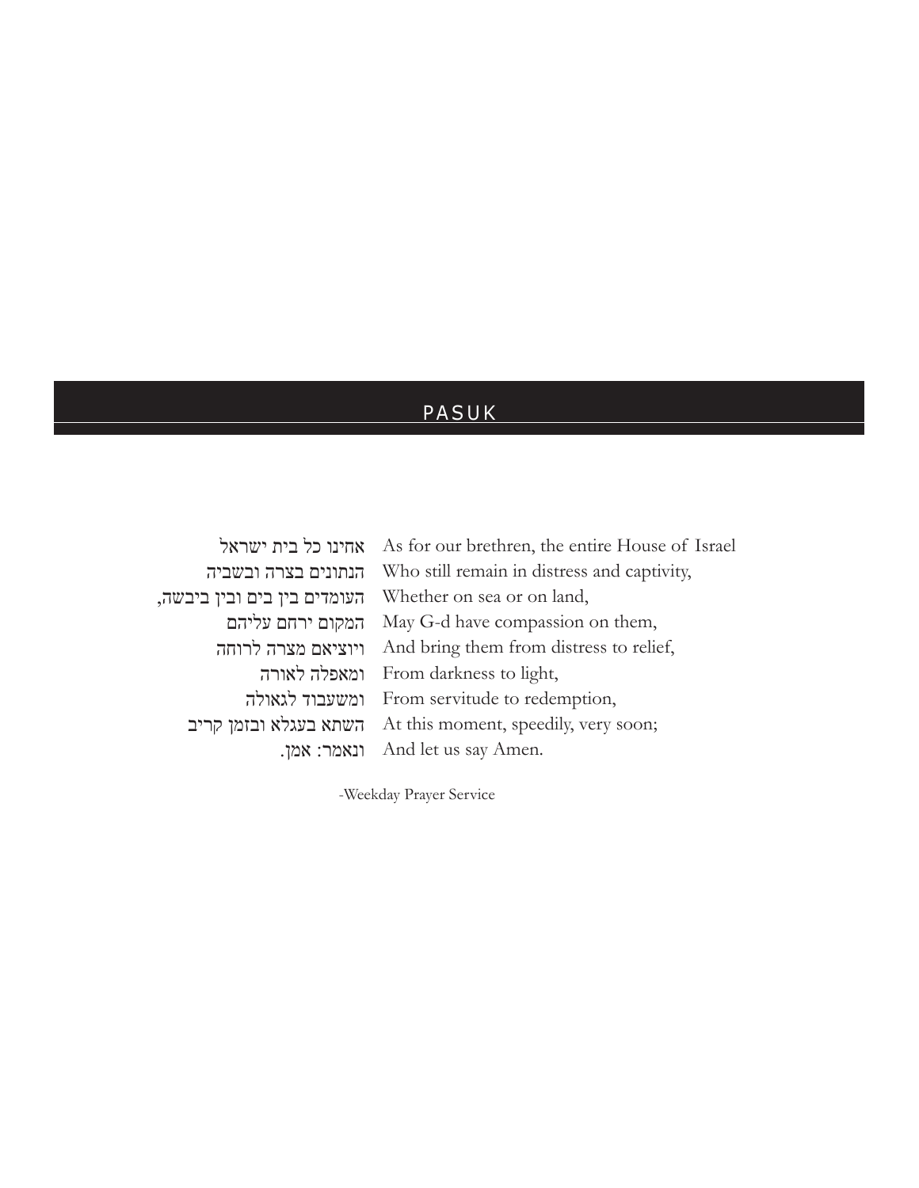## PASUK

| | |
|---|---|
| אחינו כל בית ישראל | As for our brethren, the entire House of Israel |
| הנתונים בצרה ובשביה | Who still remain in distress and captivity, |
| העומדים בין בים ובין ביבשה, | Whether on sea or on land, |
| המקום ירחם עליהם | May G-d have compassion on them, |
| ויוציאם מצרה לרוחה | And bring them from distress to relief, |
| ומאפלה לאורה | From darkness to light, |
| ומשעבוד לגאולה | From servitude to redemption, |
| השתא בעגלא ובזמן קריב | At this moment, speedily, very soon; |
| ונאמר: אמן. | And let us say Amen. |

-Weekday Prayer Service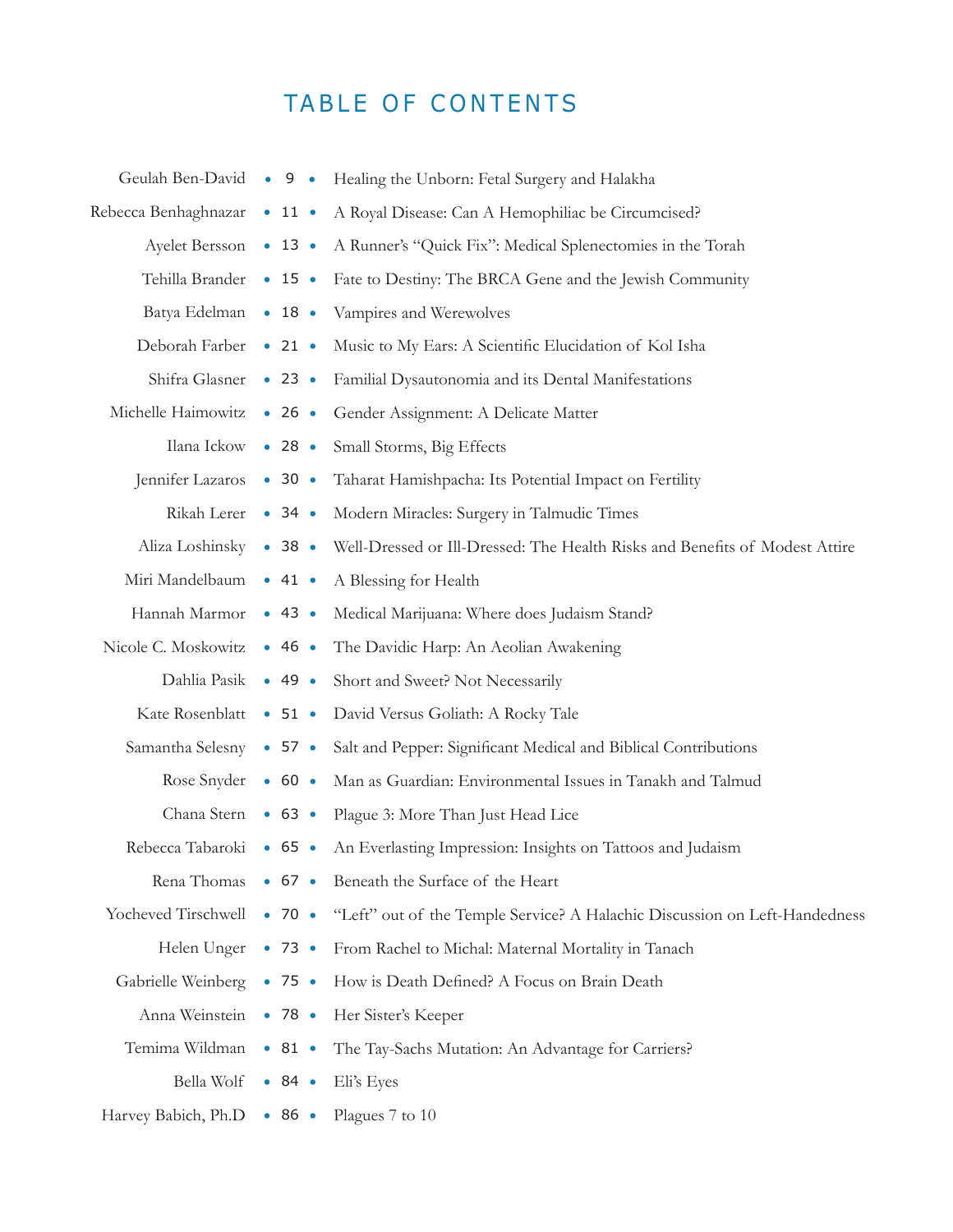# TABLE OF CONTENTS

| Author | Page | Title |
| --- | --- | --- |
| Geulah Ben-David | 9 | Healing the Unborn: Fetal Surgery and Halakha |
| Rebecca Benhaghnazar | 11 | A Royal Disease: Can A Hemophiliac be Circumcised? |
| Ayelet Bersson | 13 | A Runner's "Quick Fix": Medical Splenectomies in the Torah |
| Tehilla Brander | 15 | Fate to Destiny: The BRCA Gene and the Jewish Community |
| Batya Edelman | 18 | Vampires and Werewolves |
| Deborah Farber | 21 | Music to My Ears: A Scientific Elucidation of Kol Isha |
| Shifra Glasner | 23 | Familial Dysautonomia and its Dental Manifestations |
| Michelle Haimowitz | 26 | Gender Assignment: A Delicate Matter |
| Ilana Ickow | 28 | Small Storms, Big Effects |
| Jennifer Lazaros | 30 | Taharat Hamishpacha: Its Potential Impact on Fertility |
| Rikah Lerer | 34 | Modern Miracles: Surgery in Talmudic Times |
| Aliza Loshinsky | 38 | Well-Dressed or Ill-Dressed: The Health Risks and Benefits of Modest Attire |
| Miri Mandelbaum | 41 | A Blessing for Health |
| Hannah Marmor | 43 | Medical Marijuana: Where does Judaism Stand? |
| Nicole C. Moskowitz | 46 | The Davidic Harp: An Aeolian Awakening |
| Dahlia Pasik | 49 | Short and Sweet? Not Necessarily |
| Kate Rosenblatt | 51 | David Versus Goliath: A Rocky Tale |
| Samantha Selesny | 57 | Salt and Pepper: Significant Medical and Biblical Contributions |
| Rose Snyder | 60 | Man as Guardian: Environmental Issues in Tanakh and Talmud |
| Chana Stern | 63 | Plague 3: More Than Just Head Lice |
| Rebecca Tabaroki | 65 | An Everlasting Impression: Insights on Tattoos and Judaism |
| Rena Thomas | 67 | Beneath the Surface of the Heart |
| Yocheved Tirschwell | 70 | "Left" out of the Temple Service? A Halachic Discussion on Left-Handedness |
| Helen Unger | 73 | From Rachel to Michal: Maternal Mortality in Tanach |
| Gabrielle Weinberg | 75 | How is Death Defined? A Focus on Brain Death |
| Anna Weinstein | 78 | Her Sister's Keeper |
| Temima Wildman | 81 | The Tay-Sachs Mutation: An Advantage for Carriers? |
| Bella Wolf | 84 | Eli's Eyes |
| Harvey Babich, Ph.D | 86 | Plagues 7 to 10 |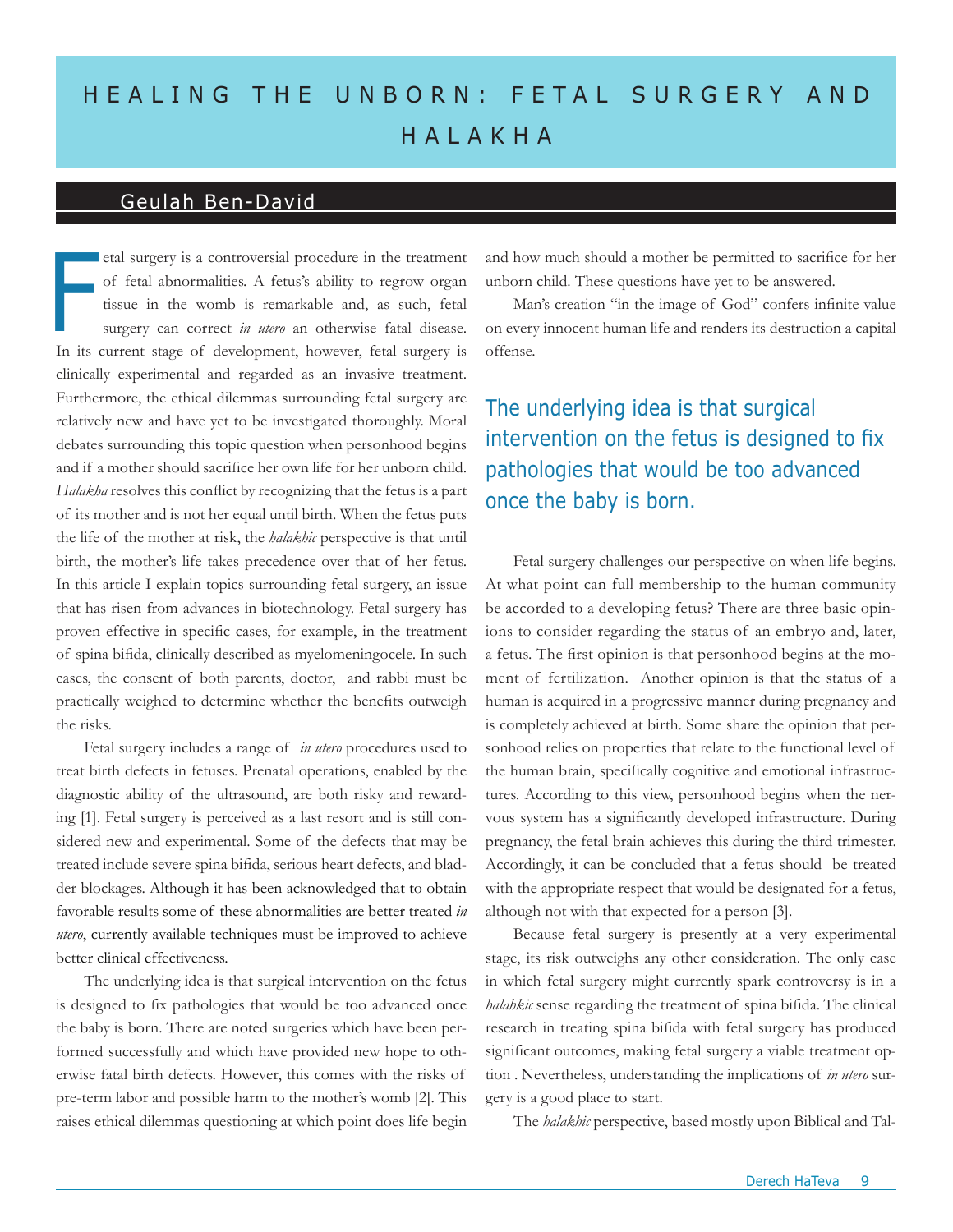# HEALING THE UNBORN: FETAL SURGERY AND HALAKHA

## Geulah Ben-David

Fetal surgery is a controversial procedure in the treatment of fetal abnormalities. A fetus's ability to regrow organ tissue in the womb is remarkable and, as such, fetal surgery can correct *in utero* an otherwise fatal disease. In its current stage of development, however, fetal surgery is clinically experimental and regarded as an invasive treatment. Furthermore, the ethical dilemmas surrounding fetal surgery are relatively new and have yet to be investigated thoroughly. Moral debates surrounding this topic question when personhood begins and if a mother should sacrifice her own life for her unborn child. *Halakha* resolves this conflict by recognizing that the fetus is a part of its mother and is not her equal until birth. When the fetus puts the life of the mother at risk, the *halakhic* perspective is that until birth, the mother's life takes precedence over that of her fetus. In this article I explain topics surrounding fetal surgery, an issue that has risen from advances in biotechnology. Fetal surgery has proven effective in specific cases, for example, in the treatment of spina bifida, clinically described as myelomeningocele. In such cases, the consent of both parents, doctor, and rabbi must be practically weighed to determine whether the benefits outweigh the risks.

Fetal surgery includes a range of *in utero* procedures used to treat birth defects in fetuses. Prenatal operations, enabled by the diagnostic ability of the ultrasound, are both risky and rewarding [1]. Fetal surgery is perceived as a last resort and is still considered new and experimental. Some of the defects that may be treated include severe spina bifida, serious heart defects, and bladder blockages. Although it has been acknowledged that to obtain favorable results some of these abnormalities are better treated *in utero*, currently available techniques must be improved to achieve better clinical effectiveness.

The underlying idea is that surgical intervention on the fetus is designed to fix pathologies that would be too advanced once the baby is born. There are noted surgeries which have been performed successfully and which have provided new hope to otherwise fatal birth defects. However, this comes with the risks of pre-term labor and possible harm to the mother's womb [2]. This raises ethical dilemmas questioning at which point does life begin and how much should a mother be permitted to sacrifice for her unborn child. These questions have yet to be answered.

Man's creation "in the image of God" confers infinite value on every innocent human life and renders its destruction a capital offense.

> The underlying idea is that surgical intervention on the fetus is designed to fix pathologies that would be too advanced once the baby is born.

Fetal surgery challenges our perspective on when life begins. At what point can full membership to the human community be accorded to a developing fetus? There are three basic opinions to consider regarding the status of an embryo and, later, a fetus. The first opinion is that personhood begins at the moment of fertilization. Another opinion is that the status of a human is acquired in a progressive manner during pregnancy and is completely achieved at birth. Some share the opinion that personhood relies on properties that relate to the functional level of the human brain, specifically cognitive and emotional infrastructures. According to this view, personhood begins when the nervous system has a significantly developed infrastructure. During pregnancy, the fetal brain achieves this during the third trimester. Accordingly, it can be concluded that a fetus should be treated with the appropriate respect that would be designated for a fetus, although not with that expected for a person [3].

Because fetal surgery is presently at a very experimental stage, its risk outweighs any other consideration. The only case in which fetal surgery might currently spark controversy is in a *halahkic* sense regarding the treatment of spina bifida. The clinical research in treating spina bifida with fetal surgery has produced significant outcomes, making fetal surgery a viable treatment option . Nevertheless, understanding the implications of *in utero* surgery is a good place to start.

The *halakhic* perspective, based mostly upon Biblical and Tal-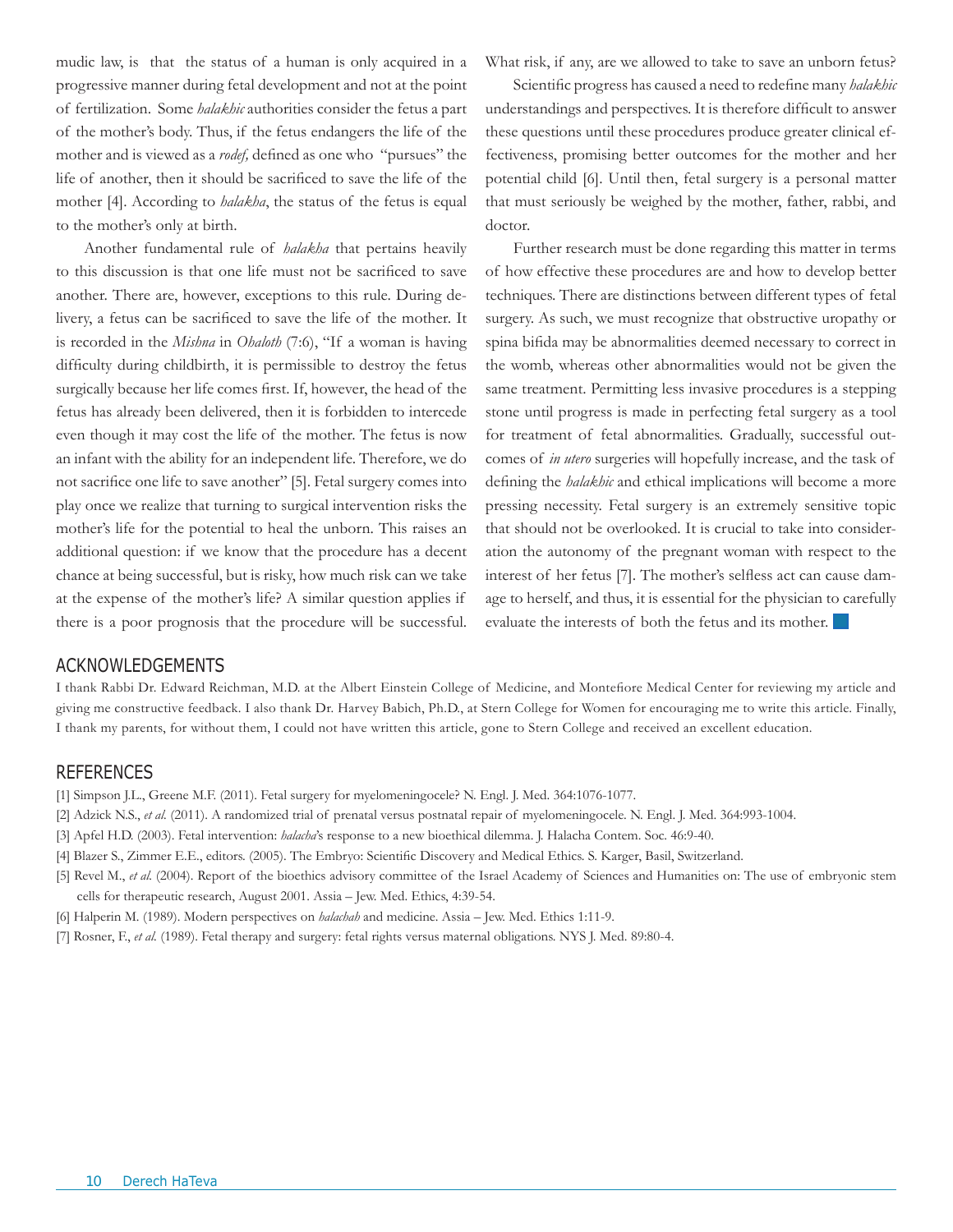mudic law, is that the status of a human is only acquired in a progressive manner during fetal development and not at the point of fertilization. Some *halakhic* authorities consider the fetus a part of the mother's body. Thus, if the fetus endangers the life of the mother and is viewed as a *rodef,* defined as one who "pursues" the life of another, then it should be sacrificed to save the life of the mother [4]. According to *halakha*, the status of the fetus is equal to the mother's only at birth.

Another fundamental rule of *halakha* that pertains heavily to this discussion is that one life must not be sacrificed to save another. There are, however, exceptions to this rule. During delivery, a fetus can be sacrificed to save the life of the mother. It is recorded in the *Mishna* in *Ohaloth* (7:6), "If a woman is having difficulty during childbirth, it is permissible to destroy the fetus surgically because her life comes first. If, however, the head of the fetus has already been delivered, then it is forbidden to intercede even though it may cost the life of the mother. The fetus is now an infant with the ability for an independent life. Therefore, we do not sacrifice one life to save another" [5]. Fetal surgery comes into play once we realize that turning to surgical intervention risks the mother's life for the potential to heal the unborn. This raises an additional question: if we know that the procedure has a decent chance at being successful, but is risky, how much risk can we take at the expense of the mother's life? A similar question applies if there is a poor prognosis that the procedure will be successful. What risk, if any, are we allowed to take to save an unborn fetus?

Scientific progress has caused a need to redefine many *halakhic* understandings and perspectives. It is therefore difficult to answer these questions until these procedures produce greater clinical effectiveness, promising better outcomes for the mother and her potential child [6]. Until then, fetal surgery is a personal matter that must seriously be weighed by the mother, father, rabbi, and doctor.

Further research must be done regarding this matter in terms of how effective these procedures are and how to develop better techniques. There are distinctions between different types of fetal surgery. As such, we must recognize that obstructive uropathy or spina bifida may be abnormalities deemed necessary to correct in the womb, whereas other abnormalities would not be given the same treatment. Permitting less invasive procedures is a stepping stone until progress is made in perfecting fetal surgery as a tool for treatment of fetal abnormalities. Gradually, successful outcomes of *in utero* surgeries will hopefully increase, and the task of defining the *halakhic* and ethical implications will become a more pressing necessity. Fetal surgery is an extremely sensitive topic that should not be overlooked. It is crucial to take into consideration the autonomy of the pregnant woman with respect to the interest of her fetus [7]. The mother's selfless act can cause damage to herself, and thus, it is essential for the physician to carefully evaluate the interests of both the fetus and its mother.

## ACKNOWLEDGEMENTS

I thank Rabbi Dr. Edward Reichman, M.D. at the Albert Einstein College of Medicine, and Montefiore Medical Center for reviewing my article and giving me constructive feedback. I also thank Dr. Harvey Babich, Ph.D., at Stern College for Women for encouraging me to write this article. Finally, I thank my parents, for without them, I could not have written this article, gone to Stern College and received an excellent education.

## REFERENCES

[1] Simpson J.L., Greene M.F. (2011). Fetal surgery for myelomeningocele? N. Engl. J. Med. 364:1076-1077.

[2] Adzick N.S., *et al.* (2011). A randomized trial of prenatal versus postnatal repair of myelomeningocele. N. Engl. J. Med. 364:993-1004.

[3] Apfel H.D. (2003). Fetal intervention: *halacha*'s response to a new bioethical dilemma. J. Halacha Contem. Soc. 46:9-40.

[4] Blazer S., Zimmer E.E., editors. (2005). The Embryo: Scientific Discovery and Medical Ethics. S. Karger, Basil, Switzerland.

[5] Revel M., *et al.* (2004). Report of the bioethics advisory committee of the Israel Academy of Sciences and Humanities on: The use of embryonic stem cells for therapeutic research, August 2001. Assia – Jew. Med. Ethics, 4:39-54.

[6] Halperin M. (1989). Modern perspectives on *halachah* and medicine. Assia – Jew. Med. Ethics 1:11-9.

[7] Rosner, F., *et al.* (1989). Fetal therapy and surgery: fetal rights versus maternal obligations. NYS J. Med. 89:80-4.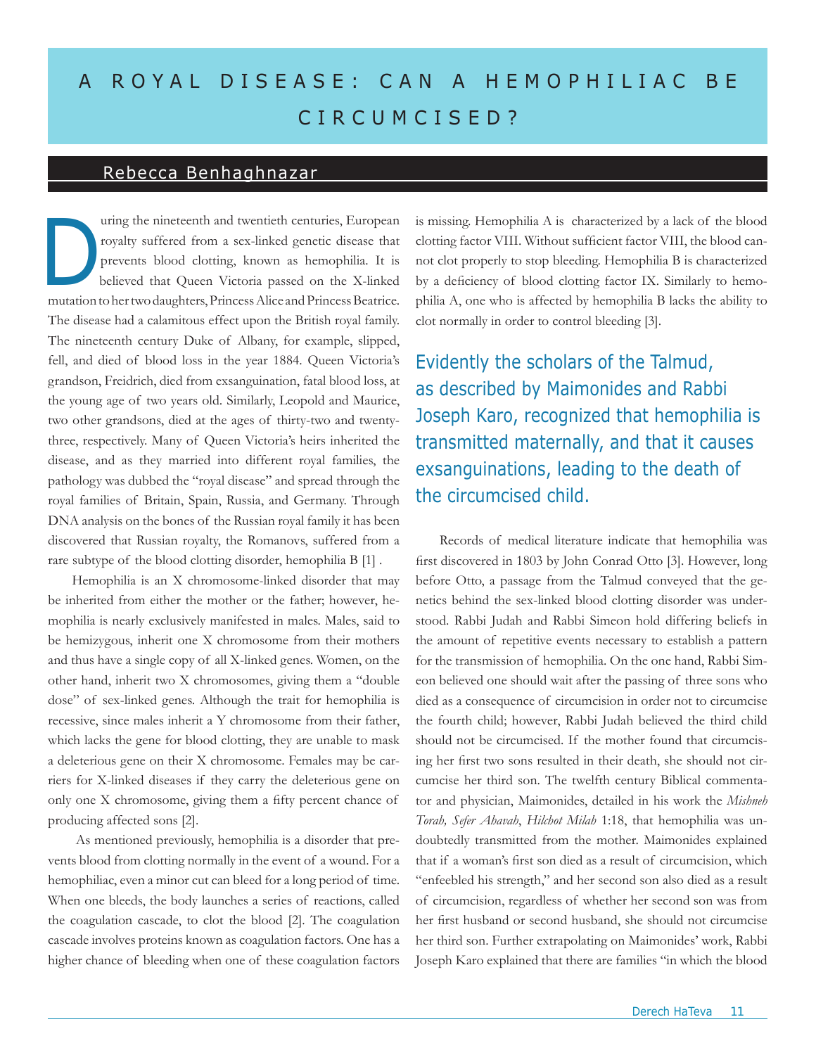# A ROYAL DISEASE: CAN A HEMOPHILIAC BE CIRCUMCISED?

## Rebecca Benhaghnazar

During the nineteenth and twentieth centuries, European royalty suffered from a sex-linked genetic disease that prevents blood clotting, known as hemophilia. It is believed that Queen Victoria passed on the X-linked mutation to her two daughters, Princess Alice and Princess Beatrice. The disease had a calamitous effect upon the British royal family. The nineteenth century Duke of Albany, for example, slipped, fell, and died of blood loss in the year 1884. Queen Victoria's grandson, Freidrich, died from exsanguination, fatal blood loss, at the young age of two years old. Similarly, Leopold and Maurice, two other grandsons, died at the ages of thirty-two and twenty-three, respectively. Many of Queen Victoria's heirs inherited the disease, and as they married into different royal families, the pathology was dubbed the "royal disease" and spread through the royal families of Britain, Spain, Russia, and Germany. Through DNA analysis on the bones of the Russian royal family it has been discovered that Russian royalty, the Romanovs, suffered from a rare subtype of the blood clotting disorder, hemophilia B [1] .

Hemophilia is an X chromosome-linked disorder that may be inherited from either the mother or the father; however, hemophilia is nearly exclusively manifested in males. Males, said to be hemizygous, inherit one X chromosome from their mothers and thus have a single copy of all X-linked genes. Women, on the other hand, inherit two X chromosomes, giving them a "double dose" of sex-linked genes. Although the trait for hemophilia is recessive, since males inherit a Y chromosome from their father, which lacks the gene for blood clotting, they are unable to mask a deleterious gene on their X chromosome. Females may be carriers for X-linked diseases if they carry the deleterious gene on only one X chromosome, giving them a fifty percent chance of producing affected sons [2].

As mentioned previously, hemophilia is a disorder that prevents blood from clotting normally in the event of a wound. For a hemophiliac, even a minor cut can bleed for a long period of time. When one bleeds, the body launches a series of reactions, called the coagulation cascade, to clot the blood [2]. The coagulation cascade involves proteins known as coagulation factors. One has a higher chance of bleeding when one of these coagulation factors is missing. Hemophilia A is characterized by a lack of the blood clotting factor VIII. Without sufficient factor VIII, the blood cannot clot properly to stop bleeding. Hemophilia B is characterized by a deficiency of blood clotting factor IX. Similarly to hemophilia A, one who is affected by hemophilia B lacks the ability to clot normally in order to control bleeding [3].

> Evidently the scholars of the Talmud, as described by Maimonides and Rabbi Joseph Karo, recognized that hemophilia is transmitted maternally, and that it causes exsanguinations, leading to the death of the circumcised child.

Records of medical literature indicate that hemophilia was first discovered in 1803 by John Conrad Otto [3]. However, long before Otto, a passage from the Talmud conveyed that the genetics behind the sex-linked blood clotting disorder was understood. Rabbi Judah and Rabbi Simeon hold differing beliefs in the amount of repetitive events necessary to establish a pattern for the transmission of hemophilia. On the one hand, Rabbi Simeon believed one should wait after the passing of three sons who died as a consequence of circumcision in order not to circumcise the fourth child; however, Rabbi Judah believed the third child should not be circumcised. If the mother found that circumcising her first two sons resulted in their death, she should not circumcise her third son. The twelfth century Biblical commentator and physician, Maimonides, detailed in his work the *Mishneh Torah, Sefer Ahavah*, *Hilchot Milah* 1:18, that hemophilia was undoubtedly transmitted from the mother. Maimonides explained that if a woman's first son died as a result of circumcision, which "enfeebled his strength," and her second son also died as a result of circumcision, regardless of whether her second son was from her first husband or second husband, she should not circumcise her third son. Further extrapolating on Maimonides' work, Rabbi Joseph Karo explained that there are families "in which the blood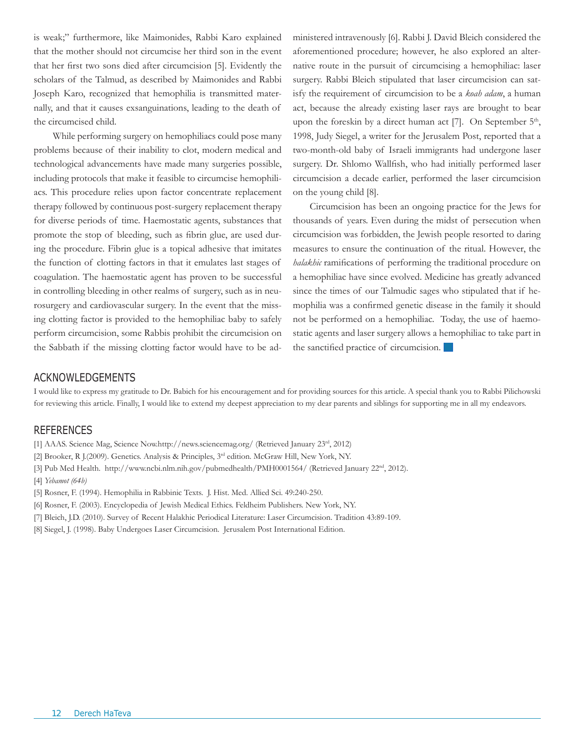is weak;" furthermore, like Maimonides, Rabbi Karo explained that the mother should not circumcise her third son in the event that her first two sons died after circumcision [5]. Evidently the scholars of the Talmud, as described by Maimonides and Rabbi Joseph Karo, recognized that hemophilia is transmitted maternally, and that it causes exsanguinations, leading to the death of the circumcised child.

While performing surgery on hemophiliacs could pose many problems because of their inability to clot, modern medical and technological advancements have made many surgeries possible, including protocols that make it feasible to circumcise hemophiliacs. This procedure relies upon factor concentrate replacement therapy followed by continuous post-surgery replacement therapy for diverse periods of time. Haemostatic agents, substances that promote the stop of bleeding, such as fibrin glue, are used during the procedure. Fibrin glue is a topical adhesive that imitates the function of clotting factors in that it emulates last stages of coagulation. The haemostatic agent has proven to be successful in controlling bleeding in other realms of surgery, such as in neurosurgery and cardiovascular surgery. In the event that the missing clotting factor is provided to the hemophiliac baby to safely perform circumcision, some Rabbis prohibit the circumcision on the Sabbath if the missing clotting factor would have to be administered intravenously [6]. Rabbi J. David Bleich considered the aforementioned procedure; however, he also explored an alternative route in the pursuit of circumcising a hemophiliac: laser surgery. Rabbi Bleich stipulated that laser circumcision can satisfy the requirement of circumcision to be a *koah adam*, a human act, because the already existing laser rays are brought to bear upon the foreskin by a direct human act [7]. On September 5th, 1998, Judy Siegel, a writer for the Jerusalem Post, reported that a two-month-old baby of Israeli immigrants had undergone laser surgery. Dr. Shlomo Wallfish, who had initially performed laser circumcision a decade earlier, performed the laser circumcision on the young child [8].

Circumcision has been an ongoing practice for the Jews for thousands of years. Even during the midst of persecution when circumcision was forbidden, the Jewish people resorted to daring measures to ensure the continuation of the ritual. However, the *halakhic* ramifications of performing the traditional procedure on a hemophiliac have since evolved. Medicine has greatly advanced since the times of our Talmudic sages who stipulated that if hemophilia was a confirmed genetic disease in the family it should not be performed on a hemophiliac. Today, the use of haemostatic agents and laser surgery allows a hemophiliac to take part in the sanctified practice of circumcision.

## ACKNOWLEDGEMENTS

I would like to express my gratitude to Dr. Babich for his encouragement and for providing sources for this article. A special thank you to Rabbi Pilichowski for reviewing this article. Finally, I would like to extend my deepest appreciation to my dear parents and siblings for supporting me in all my endeavors.

## REFERENCES

[1] AAAS. Science Mag, Science Now.http://news.sciencemag.org/ (Retrieved January 23rd, 2012)

[2] Brooker, R J.(2009). Genetics. Analysis & Principles, 3rd edition. McGraw Hill, New York, NY.

[3] Pub Med Health. http://www.ncbi.nlm.nih.gov/pubmedhealth/PMH0001564/ (Retrieved January 22nd, 2012).

[4] *Yebamot (64b)*

[5] Rosner, F. (1994). Hemophilia in Rabbinic Texts. J. Hist. Med. Allied Sci. 49:240-250.

[6] Rosner, F. (2003). Encyclopedia of Jewish Medical Ethics. Feldheim Publishers. New York, NY.

[7] Bleich, J.D. (2010). Survey of Recent Halakhic Periodical Literature: Laser Circumcision. Tradition 43:89-109.

[8] Siegel, J. (1998). Baby Undergoes Laser Circumcision. Jerusalem Post International Edition.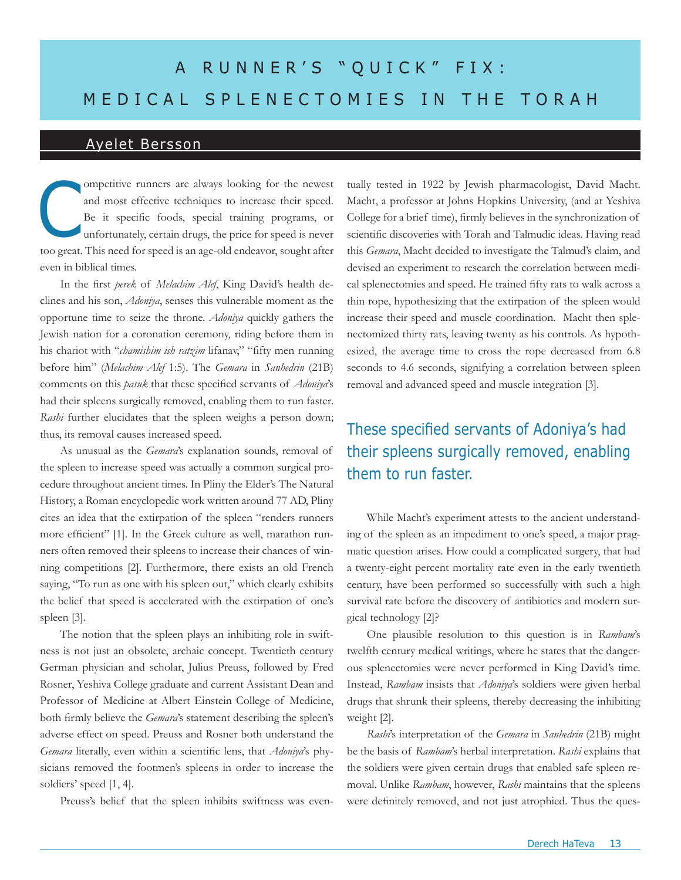# A RUNNER'S "QUICK" FIX: MEDICAL SPLENECTOMIES IN THE TORAH

## Ayelet Bersson

Competitive runners are always looking for the newest and most effective techniques to increase their speed. Be it specific foods, special training programs, or unfortunately, certain drugs, the price for speed is never too great. This need for speed is an age-old endeavor, sought after even in biblical times.

In the first *perek* of *Melachim Alef*, King David's health declines and his son, *Adoniya*, senses this vulnerable moment as the opportune time to seize the throne. *Adoniya* quickly gathers the Jewish nation for a coronation ceremony, riding before them in his chariot with "*chamishim ish ratzim* lifanav," "fifty men running before him" (*Melachim Alef* 1:5). The *Gemara* in *Sanhedrin* (21B) comments on this *pasuk* that these specified servants of *Adoniya*'s had their spleens surgically removed, enabling them to run faster. *Rashi* further elucidates that the spleen weighs a person down; thus, its removal causes increased speed.

As unusual as the *Gemara*'s explanation sounds, removal of the spleen to increase speed was actually a common surgical procedure throughout ancient times. In Pliny the Elder's The Natural History, a Roman encyclopedic work written around 77 AD, Pliny cites an idea that the extirpation of the spleen "renders runners more efficient" [1]. In the Greek culture as well, marathon runners often removed their spleens to increase their chances of winning competitions [2]. Furthermore, there exists an old French saying, "To run as one with his spleen out," which clearly exhibits the belief that speed is accelerated with the extirpation of one's spleen [3].

The notion that the spleen plays an inhibiting role in swiftness is not just an obsolete, archaic concept. Twentieth century German physician and scholar, Julius Preuss, followed by Fred Rosner, Yeshiva College graduate and current Assistant Dean and Professor of Medicine at Albert Einstein College of Medicine, both firmly believe the *Gemara*'s statement describing the spleen's adverse effect on speed. Preuss and Rosner both understand the *Gemara* literally, even within a scientific lens, that *Adoniya*'s physicians removed the footmen's spleens in order to increase the soldiers' speed [1, 4].

Preuss's belief that the spleen inhibits swiftness was eventually tested in 1922 by Jewish pharmacologist, David Macht. Macht, a professor at Johns Hopkins University, (and at Yeshiva College for a brief time), firmly believes in the synchronization of scientific discoveries with Torah and Talmudic ideas. Having read this *Gemara*, Macht decided to investigate the Talmud's claim, and devised an experiment to research the correlation between medical splenectomies and speed. He trained fifty rats to walk across a thin rope, hypothesizing that the extirpation of the spleen would increase their speed and muscle coordination. Macht then splenectomized thirty rats, leaving twenty as his controls. As hypothesized, the average time to cross the rope decreased from 6.8 seconds to 4.6 seconds, signifying a correlation between spleen removal and advanced speed and muscle integration [3].

> These specified servants of Adoniya's had their spleens surgically removed, enabling them to run faster.

While Macht's experiment attests to the ancient understanding of the spleen as an impediment to one's speed, a major pragmatic question arises. How could a complicated surgery, that had a twenty-eight percent mortality rate even in the early twentieth century, have been performed so successfully with such a high survival rate before the discovery of antibiotics and modern surgical technology [2]?

One plausible resolution to this question is in *Rambam*'s twelfth century medical writings, where he states that the dangerous splenectomies were never performed in King David's time. Instead, *Rambam* insists that *Adoniya*'s soldiers were given herbal drugs that shrunk their spleens, thereby decreasing the inhibiting weight [2].

*Rashi*'s interpretation of the *Gemara* in *Sanhedrin* (21B) might be the basis of *Rambam*'s herbal interpretation. *Rashi* explains that the soldiers were given certain drugs that enabled safe spleen removal. Unlike *Rambam*, however, *Rashi* maintains that the spleens were definitely removed, and not just atrophied. Thus the ques-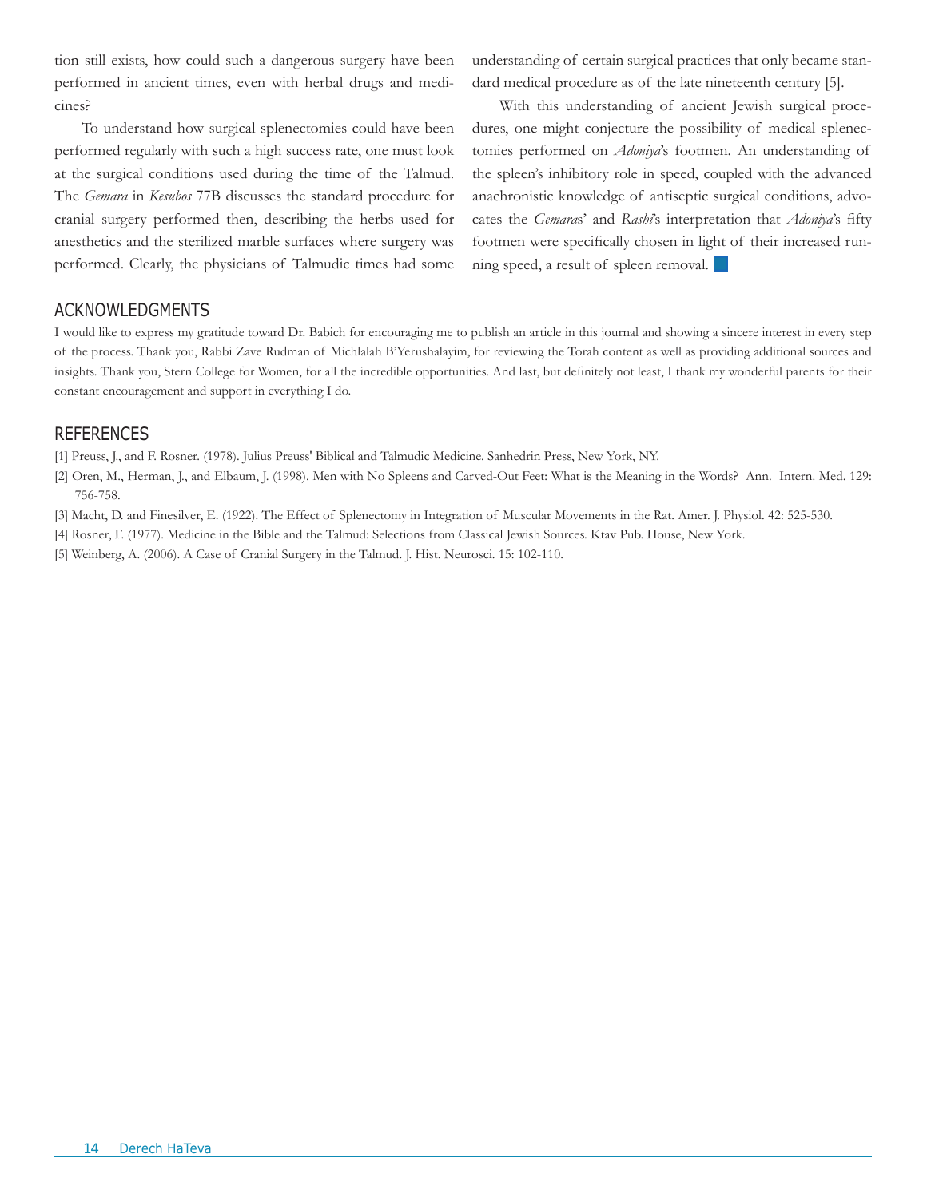tion still exists, how could such a dangerous surgery have been performed in ancient times, even with herbal drugs and medicines?

To understand how surgical splenectomies could have been performed regularly with such a high success rate, one must look at the surgical conditions used during the time of the Talmud. The *Gemara* in *Kesubos* 77B discusses the standard procedure for cranial surgery performed then, describing the herbs used for anesthetics and the sterilized marble surfaces where surgery was performed. Clearly, the physicians of Talmudic times had some understanding of certain surgical practices that only became standard medical procedure as of the late nineteenth century [5].

With this understanding of ancient Jewish surgical procedures, one might conjecture the possibility of medical splenectomies performed on *Adoniya*'s footmen. An understanding of the spleen's inhibitory role in speed, coupled with the advanced anachronistic knowledge of antiseptic surgical conditions, advocates the *Gemara*s' and *Rashi*'s interpretation that *Adoniya*'s fifty footmen were specifically chosen in light of their increased running speed, a result of spleen removal.

## ACKNOWLEDGMENTS

I would like to express my gratitude toward Dr. Babich for encouraging me to publish an article in this journal and showing a sincere interest in every step of the process. Thank you, Rabbi Zave Rudman of Michlalah B'Yerushalayim, for reviewing the Torah content as well as providing additional sources and insights. Thank you, Stern College for Women, for all the incredible opportunities. And last, but definitely not least, I thank my wonderful parents for their constant encouragement and support in everything I do.

## REFERENCES

[1] Preuss, J., and F. Rosner. (1978). Julius Preuss' Biblical and Talmudic Medicine. Sanhedrin Press, New York, NY.

[2] Oren, M., Herman, J., and Elbaum, J. (1998). Men with No Spleens and Carved-Out Feet: What is the Meaning in the Words? Ann. Intern. Med. 129: 756-758.

[3] Macht, D. and Finesilver, E. (1922). The Effect of Splenectomy in Integration of Muscular Movements in the Rat. Amer. J. Physiol. 42: 525-530.

[4] Rosner, F. (1977). Medicine in the Bible and the Talmud: Selections from Classical Jewish Sources. Ktav Pub. House, New York.

[5] Weinberg, A. (2006). A Case of Cranial Surgery in the Talmud. J. Hist. Neurosci. 15: 102-110.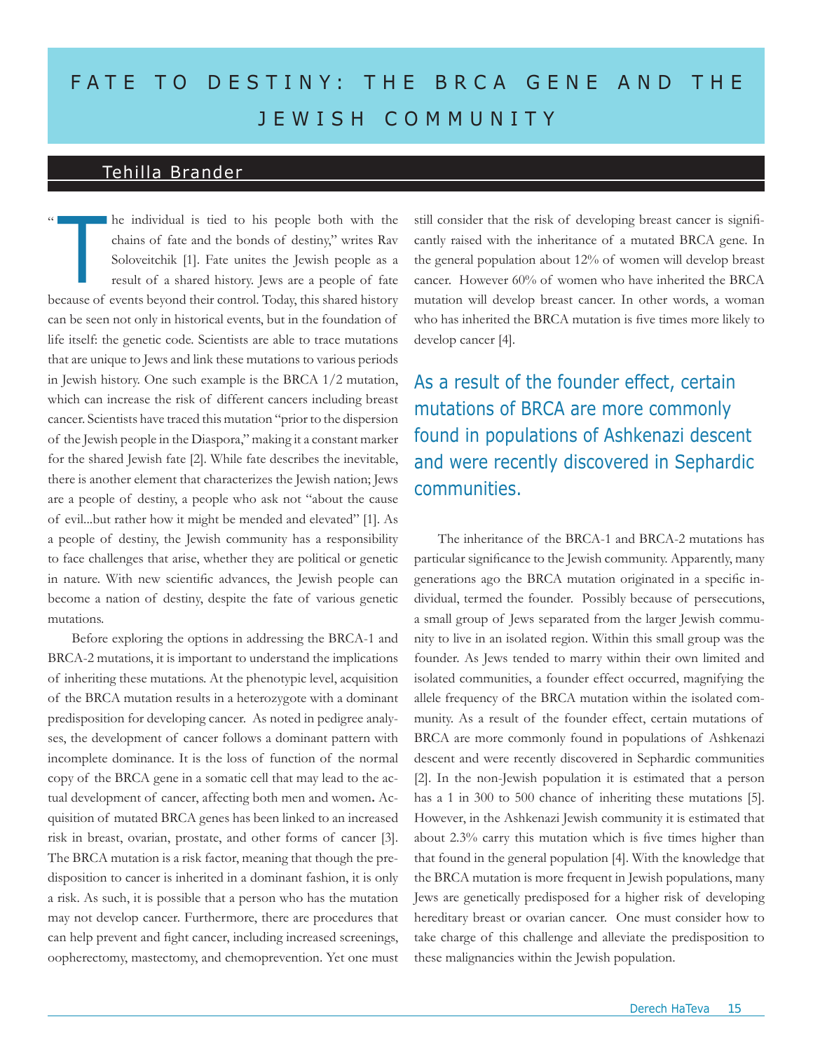# FATE TO DESTINY: THE BRCA GENE AND THE JEWISH COMMUNITY

## Tehilla Brander

"The individual is tied to his people both with the chains of fate and the bonds of destiny," writes Rav Soloveitchik [1]. Fate unites the Jewish people as a result of a shared history. Jews are a people of fate because of events beyond their control. Today, this shared history can be seen not only in historical events, but in the foundation of life itself: the genetic code. Scientists are able to trace mutations that are unique to Jews and link these mutations to various periods in Jewish history. One such example is the BRCA 1/2 mutation, which can increase the risk of different cancers including breast cancer. Scientists have traced this mutation "prior to the dispersion of the Jewish people in the Diaspora," making it a constant marker for the shared Jewish fate [2]. While fate describes the inevitable, there is another element that characterizes the Jewish nation; Jews are a people of destiny, a people who ask not "about the cause of evil...but rather how it might be mended and elevated" [1]. As a people of destiny, the Jewish community has a responsibility to face challenges that arise, whether they are political or genetic in nature. With new scientific advances, the Jewish people can become a nation of destiny, despite the fate of various genetic mutations.

Before exploring the options in addressing the BRCA-1 and BRCA-2 mutations, it is important to understand the implications of inheriting these mutations. At the phenotypic level, acquisition of the BRCA mutation results in a heterozygote with a dominant predisposition for developing cancer. As noted in pedigree analyses, the development of cancer follows a dominant pattern with incomplete dominance. It is the loss of function of the normal copy of the BRCA gene in a somatic cell that may lead to the actual development of cancer, affecting both men and women. Acquisition of mutated BRCA genes has been linked to an increased risk in breast, ovarian, prostate, and other forms of cancer [3]. The BRCA mutation is a risk factor, meaning that though the predisposition to cancer is inherited in a dominant fashion, it is only a risk. As such, it is possible that a person who has the mutation may not develop cancer. Furthermore, there are procedures that can help prevent and fight cancer, including increased screenings, oopherectomy, mastectomy, and chemoprevention. Yet one must still consider that the risk of developing breast cancer is significantly raised with the inheritance of a mutated BRCA gene. In the general population about 12% of women will develop breast cancer. However 60% of women who have inherited the BRCA mutation will develop breast cancer. In other words, a woman who has inherited the BRCA mutation is five times more likely to develop cancer [4].

> As a result of the founder effect, certain mutations of BRCA are more commonly found in populations of Ashkenazi descent and were recently discovered in Sephardic communities.

The inheritance of the BRCA-1 and BRCA-2 mutations has particular significance to the Jewish community. Apparently, many generations ago the BRCA mutation originated in a specific individual, termed the founder. Possibly because of persecutions, a small group of Jews separated from the larger Jewish community to live in an isolated region. Within this small group was the founder. As Jews tended to marry within their own limited and isolated communities, a founder effect occurred, magnifying the allele frequency of the BRCA mutation within the isolated community. As a result of the founder effect, certain mutations of BRCA are more commonly found in populations of Ashkenazi descent and were recently discovered in Sephardic communities [2]. In the non-Jewish population it is estimated that a person has a 1 in 300 to 500 chance of inheriting these mutations [5]. However, in the Ashkenazi Jewish community it is estimated that about 2.3% carry this mutation which is five times higher than that found in the general population [4]. With the knowledge that the BRCA mutation is more frequent in Jewish populations, many Jews are genetically predisposed for a higher risk of developing hereditary breast or ovarian cancer. One must consider how to take charge of this challenge and alleviate the predisposition to these malignancies within the Jewish population.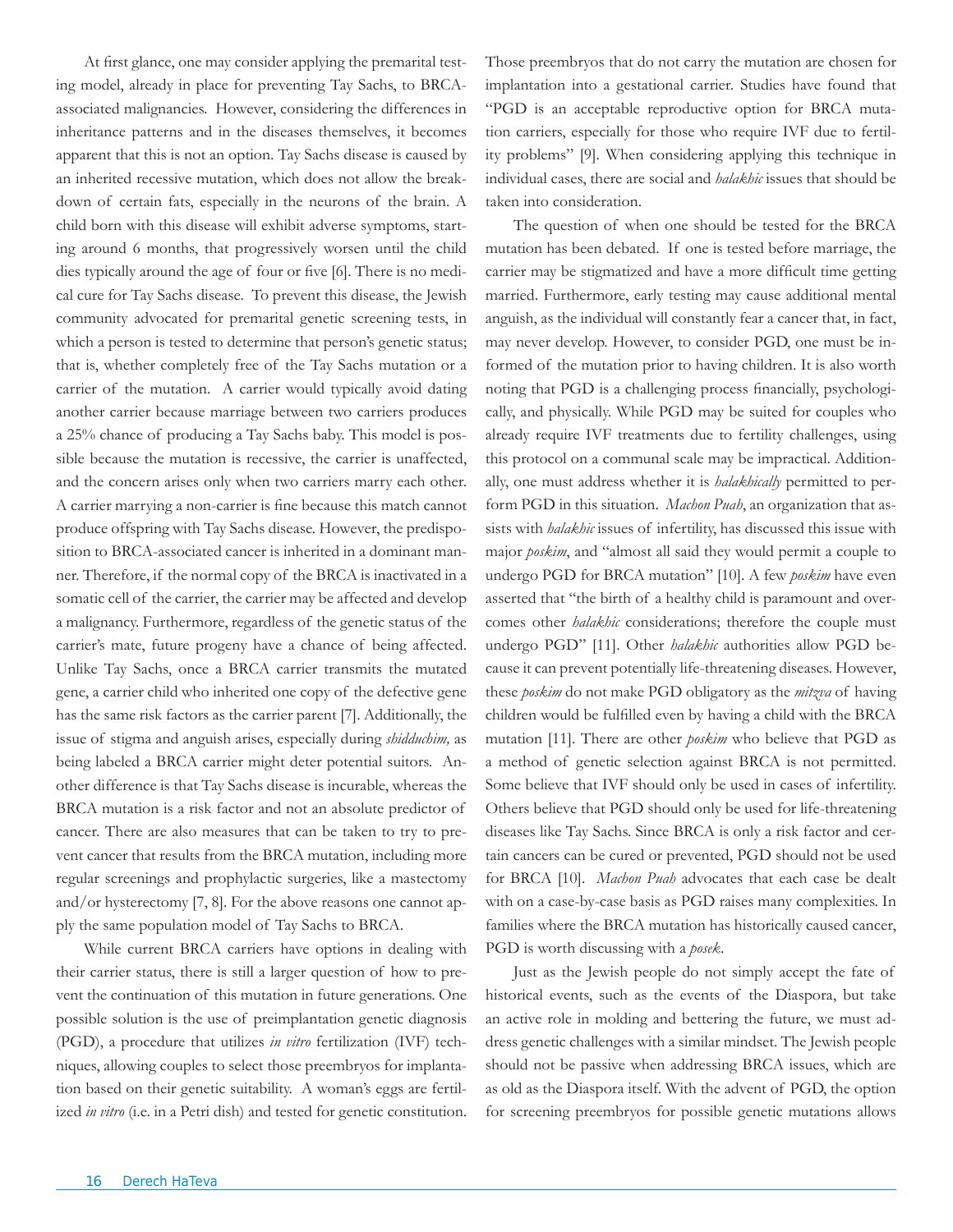At first glance, one may consider applying the premarital testing model, already in place for preventing Tay Sachs, to BRCA-associated malignancies. However, considering the differences in inheritance patterns and in the diseases themselves, it becomes apparent that this is not an option. Tay Sachs disease is caused by an inherited recessive mutation, which does not allow the breakdown of certain fats, especially in the neurons of the brain. A child born with this disease will exhibit adverse symptoms, starting around 6 months, that progressively worsen until the child dies typically around the age of four or five [6]. There is no medical cure for Tay Sachs disease. To prevent this disease, the Jewish community advocated for premarital genetic screening tests, in which a person is tested to determine that person's genetic status; that is, whether completely free of the Tay Sachs mutation or a carrier of the mutation. A carrier would typically avoid dating another carrier because marriage between two carriers produces a 25% chance of producing a Tay Sachs baby. This model is possible because the mutation is recessive, the carrier is unaffected, and the concern arises only when two carriers marry each other. A carrier marrying a non-carrier is fine because this match cannot produce offspring with Tay Sachs disease. However, the predisposition to BRCA-associated cancer is inherited in a dominant manner. Therefore, if the normal copy of the BRCA is inactivated in a somatic cell of the carrier, the carrier may be affected and develop a malignancy. Furthermore, regardless of the genetic status of the carrier's mate, future progeny have a chance of being affected. Unlike Tay Sachs, once a BRCA carrier transmits the mutated gene, a carrier child who inherited one copy of the defective gene has the same risk factors as the carrier parent [7]. Additionally, the issue of stigma and anguish arises, especially during *shidduchim,* as being labeled a BRCA carrier might deter potential suitors. Another difference is that Tay Sachs disease is incurable, whereas the BRCA mutation is a risk factor and not an absolute predictor of cancer. There are also measures that can be taken to try to prevent cancer that results from the BRCA mutation, including more regular screenings and prophylactic surgeries, like a mastectomy and/or hysterectomy [7, 8]. For the above reasons one cannot apply the same population model of Tay Sachs to BRCA.

While current BRCA carriers have options in dealing with their carrier status, there is still a larger question of how to prevent the continuation of this mutation in future generations. One possible solution is the use of preimplantation genetic diagnosis (PGD), a procedure that utilizes *in vitro* fertilization (IVF) techniques, allowing couples to select those preembryos for implantation based on their genetic suitability. A woman's eggs are fertilized *in vitro* (i.e. in a Petri dish) and tested for genetic constitution. Those preembryos that do not carry the mutation are chosen for implantation into a gestational carrier. Studies have found that "PGD is an acceptable reproductive option for BRCA mutation carriers, especially for those who require IVF due to fertility problems" [9]. When considering applying this technique in individual cases, there are social and *halakhic* issues that should be taken into consideration.

The question of when one should be tested for the BRCA mutation has been debated. If one is tested before marriage, the carrier may be stigmatized and have a more difficult time getting married. Furthermore, early testing may cause additional mental anguish, as the individual will constantly fear a cancer that, in fact, may never develop. However, to consider PGD, one must be informed of the mutation prior to having children. It is also worth noting that PGD is a challenging process financially, psychologically, and physically. While PGD may be suited for couples who already require IVF treatments due to fertility challenges, using this protocol on a communal scale may be impractical. Additionally, one must address whether it is *halakhically* permitted to perform PGD in this situation. *Machon Puah*, an organization that assists with *halakhic* issues of infertility, has discussed this issue with major *poskim*, and "almost all said they would permit a couple to undergo PGD for BRCA mutation" [10]. A few *poskim* have even asserted that "the birth of a healthy child is paramount and overcomes other *halakhic* considerations; therefore the couple must undergo PGD" [11]. Other *halakhic* authorities allow PGD because it can prevent potentially life-threatening diseases. However, these *poskim* do not make PGD obligatory as the *mitzva* of having children would be fulfilled even by having a child with the BRCA mutation [11]. There are other *poskim* who believe that PGD as a method of genetic selection against BRCA is not permitted. Some believe that IVF should only be used in cases of infertility. Others believe that PGD should only be used for life-threatening diseases like Tay Sachs. Since BRCA is only a risk factor and certain cancers can be cured or prevented, PGD should not be used for BRCA [10]. *Machon Puah* advocates that each case be dealt with on a case-by-case basis as PGD raises many complexities. In families where the BRCA mutation has historically caused cancer, PGD is worth discussing with a *posek*.

Just as the Jewish people do not simply accept the fate of historical events, such as the events of the Diaspora, but take an active role in molding and bettering the future, we must address genetic challenges with a similar mindset. The Jewish people should not be passive when addressing BRCA issues, which are as old as the Diaspora itself. With the advent of PGD, the option for screening preembryos for possible genetic mutations allows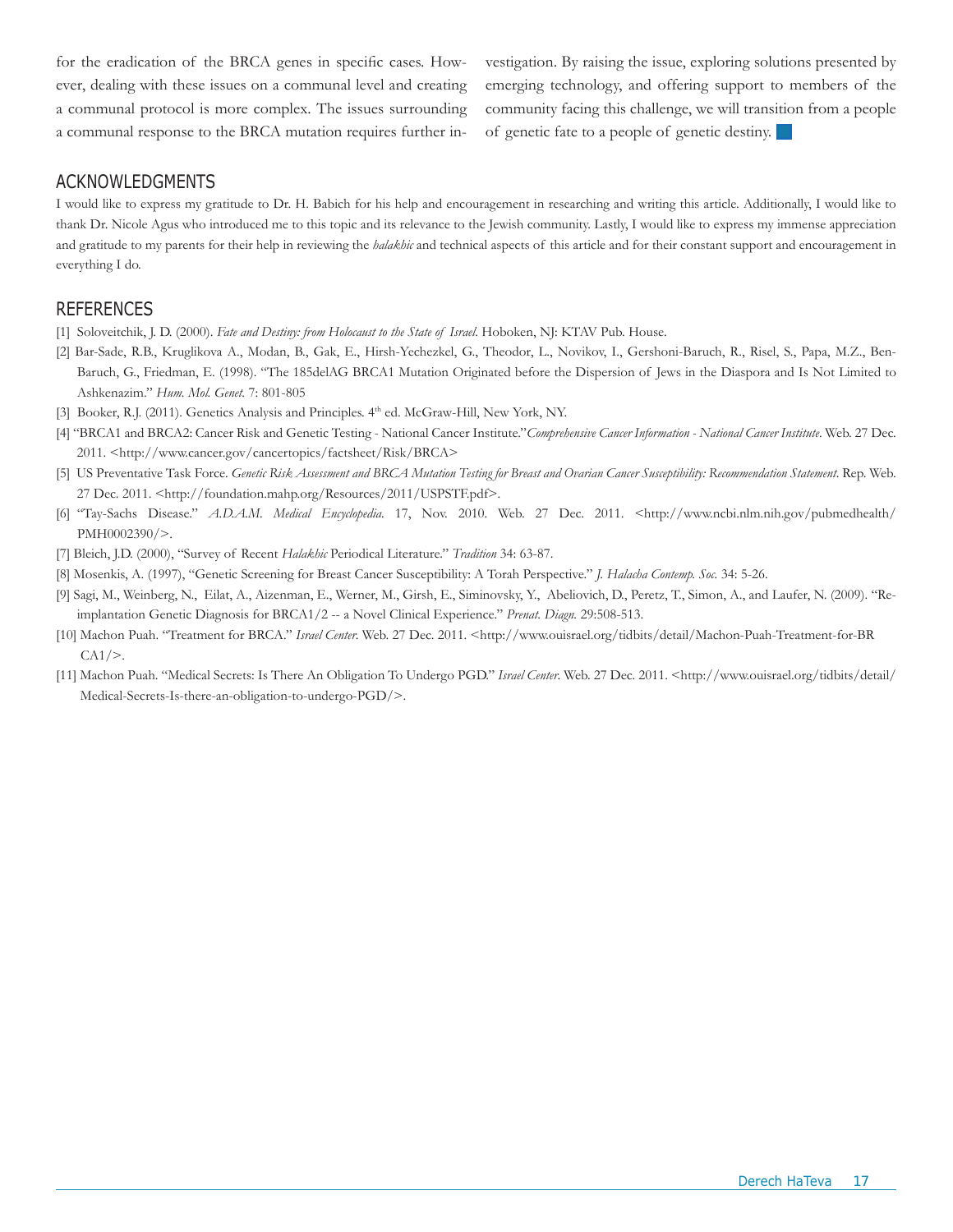for the eradication of the BRCA genes in specific cases. However, dealing with these issues on a communal level and creating a communal protocol is more complex. The issues surrounding a communal response to the BRCA mutation requires further investigation. By raising the issue, exploring solutions presented by emerging technology, and offering support to members of the community facing this challenge, we will transition from a people of genetic fate to a people of genetic destiny.

## ACKNOWLEDGMENTS

I would like to express my gratitude to Dr. H. Babich for his help and encouragement in researching and writing this article. Additionally, I would like to thank Dr. Nicole Agus who introduced me to this topic and its relevance to the Jewish community. Lastly, I would like to express my immense appreciation and gratitude to my parents for their help in reviewing the *halakhic* and technical aspects of this article and for their constant support and encouragement in everything I do.

## REFERENCES

[1] Soloveitchik, J. D. (2000). *Fate and Destiny: from Holocaust to the State of Israel*. Hoboken, NJ: KTAV Pub. House.

[2] Bar-Sade, R.B., Kruglikova A., Modan, B., Gak, E., Hirsh-Yechezkel, G., Theodor, L., Novikov, I., Gershoni-Baruch, R., Risel, S., Papa, M.Z., Ben-Baruch, G., Friedman, E. (1998). "The 185delAG BRCA1 Mutation Originated before the Dispersion of Jews in the Diaspora and Is Not Limited to Ashkenazim." *Hum. Mol. Genet.* 7: 801-805

[3] Booker, R.J. (2011). Genetics Analysis and Principles. 4th ed. McGraw-Hill, New York, NY.

[4] "BRCA1 and BRCA2: Cancer Risk and Genetic Testing - National Cancer Institute."*Comprehensive Cancer Information - National Cancer Institute*. Web. 27 Dec. 2011. <http://www.cancer.gov/cancertopics/factsheet/Risk/BRCA>

[5] US Preventative Task Force. *Genetic Risk Assessment and BRCA Mutation Testing for Breast and Ovarian Cancer Susceptibility: Recommendation Statement*. Rep. Web. 27 Dec. 2011. <http://foundation.mahp.org/Resources/2011/USPSTF.pdf>.

[6] "Tay-Sachs Disease." *A.D.A.M. Medical Encyclopedia*. 17, Nov. 2010. Web. 27 Dec. 2011. <http://www.ncbi.nlm.nih.gov/pubmedhealth/PMH0002390/>.

[7] Bleich, J.D. (2000), "Survey of Recent *Halakhic* Periodical Literature." *Tradition* 34: 63-87.

[8] Mosenkis, A. (1997), "Genetic Screening for Breast Cancer Susceptibility: A Torah Perspective." *J. Halacha Contemp. Soc.* 34: 5-26.

[9] Sagi, M., Weinberg, N., Eilat, A., Aizenman, E., Werner, M., Girsh, E., Siminovsky, Y., Abeliovich, D., Peretz, T., Simon, A., and Laufer, N. (2009). "Re-implantation Genetic Diagnosis for BRCA1/2 -- a Novel Clinical Experience." *Prenat. Diagn.* 29:508-513.

[10] Machon Puah. "Treatment for BRCA." *Israel Center*. Web. 27 Dec. 2011. <http://www.ouisrael.org/tidbits/detail/Machon-Puah-Treatment-for-BRCA1/>.

[11] Machon Puah. "Medical Secrets: Is There An Obligation To Undergo PGD." *Israel Center*. Web. 27 Dec. 2011. <http://www.ouisrael.org/tidbits/detail/Medical-Secrets-Is-there-an-obligation-to-undergo-PGD/>.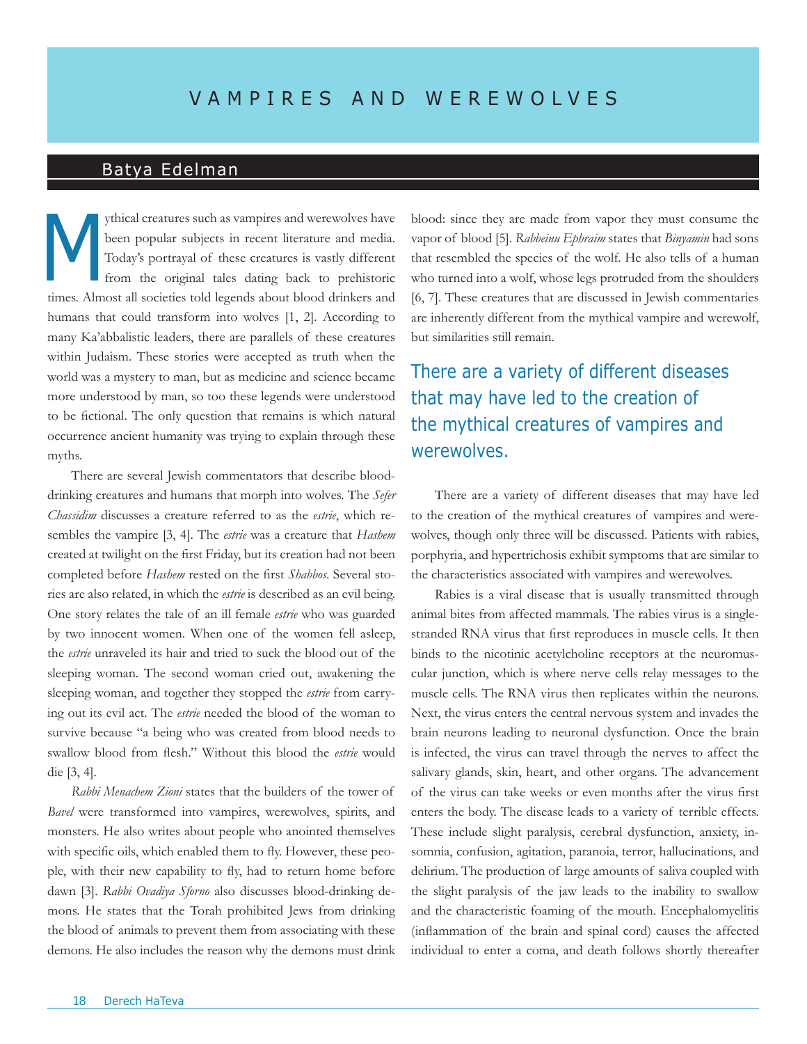# VAMPIRES AND WEREWOLVES

## Batya Edelman

Mythical creatures such as vampires and werewolves have been popular subjects in recent literature and media. Today's portrayal of these creatures is vastly different from the original tales dating back to prehistoric times. Almost all societies told legends about blood drinkers and humans that could transform into wolves [1, 2]. According to many Ka'abbalistic leaders, there are parallels of these creatures within Judaism. These stories were accepted as truth when the world was a mystery to man, but as medicine and science became more understood by man, so too these legends were understood to be fictional. The only question that remains is which natural occurrence ancient humanity was trying to explain through these myths.

There are several Jewish commentators that describe blood-drinking creatures and humans that morph into wolves. The *Sefer Chassidim* discusses a creature referred to as the *estrie*, which resembles the vampire [3, 4]. The *estrie* was a creature that *Hashem* created at twilight on the first Friday, but its creation had not been completed before *Hashem* rested on the first *Shabbos*. Several stories are also related, in which the *estrie* is described as an evil being. One story relates the tale of an ill female *estrie* who was guarded by two innocent women. When one of the women fell asleep, the *estrie* unraveled its hair and tried to suck the blood out of the sleeping woman. The second woman cried out, awakening the sleeping woman, and together they stopped the *estrie* from carrying out its evil act. The *estrie* needed the blood of the woman to survive because "a being who was created from blood needs to swallow blood from flesh." Without this blood the *estrie* would die [3, 4].

*Rabbi Menachem Zioni* states that the builders of the tower of *Bavel* were transformed into vampires, werewolves, spirits, and monsters. He also writes about people who anointed themselves with specific oils, which enabled them to fly. However, these people, with their new capability to fly, had to return home before dawn [3]. *Rabbi Ovadiya Sforno* also discusses blood-drinking demons. He states that the Torah prohibited Jews from drinking the blood of animals to prevent them from associating with these demons. He also includes the reason why the demons must drink blood: since they are made from vapor they must consume the vapor of blood [5]. *Rabbeinu Ephraim* states that *Binyamin* had sons that resembled the species of the wolf. He also tells of a human who turned into a wolf, whose legs protruded from the shoulders [6, 7]. These creatures that are discussed in Jewish commentaries are inherently different from the mythical vampire and werewolf, but similarities still remain.

> There are a variety of different diseases that may have led to the creation of the mythical creatures of vampires and werewolves.

There are a variety of different diseases that may have led to the creation of the mythical creatures of vampires and werewolves, though only three will be discussed. Patients with rabies, porphyria, and hypertrichosis exhibit symptoms that are similar to the characteristics associated with vampires and werewolves.

Rabies is a viral disease that is usually transmitted through animal bites from affected mammals. The rabies virus is a single-stranded RNA virus that first reproduces in muscle cells. It then binds to the nicotinic acetylcholine receptors at the neuromuscular junction, which is where nerve cells relay messages to the muscle cells. The RNA virus then replicates within the neurons. Next, the virus enters the central nervous system and invades the brain neurons leading to neuronal dysfunction. Once the brain is infected, the virus can travel through the nerves to affect the salivary glands, skin, heart, and other organs. The advancement of the virus can take weeks or even months after the virus first enters the body. The disease leads to a variety of terrible effects. These include slight paralysis, cerebral dysfunction, anxiety, insomnia, confusion, agitation, paranoia, terror, hallucinations, and delirium. The production of large amounts of saliva coupled with the slight paralysis of the jaw leads to the inability to swallow and the characteristic foaming of the mouth. Encephalomyelitis (inflammation of the brain and spinal cord) causes the affected individual to enter a coma, and death follows shortly thereafter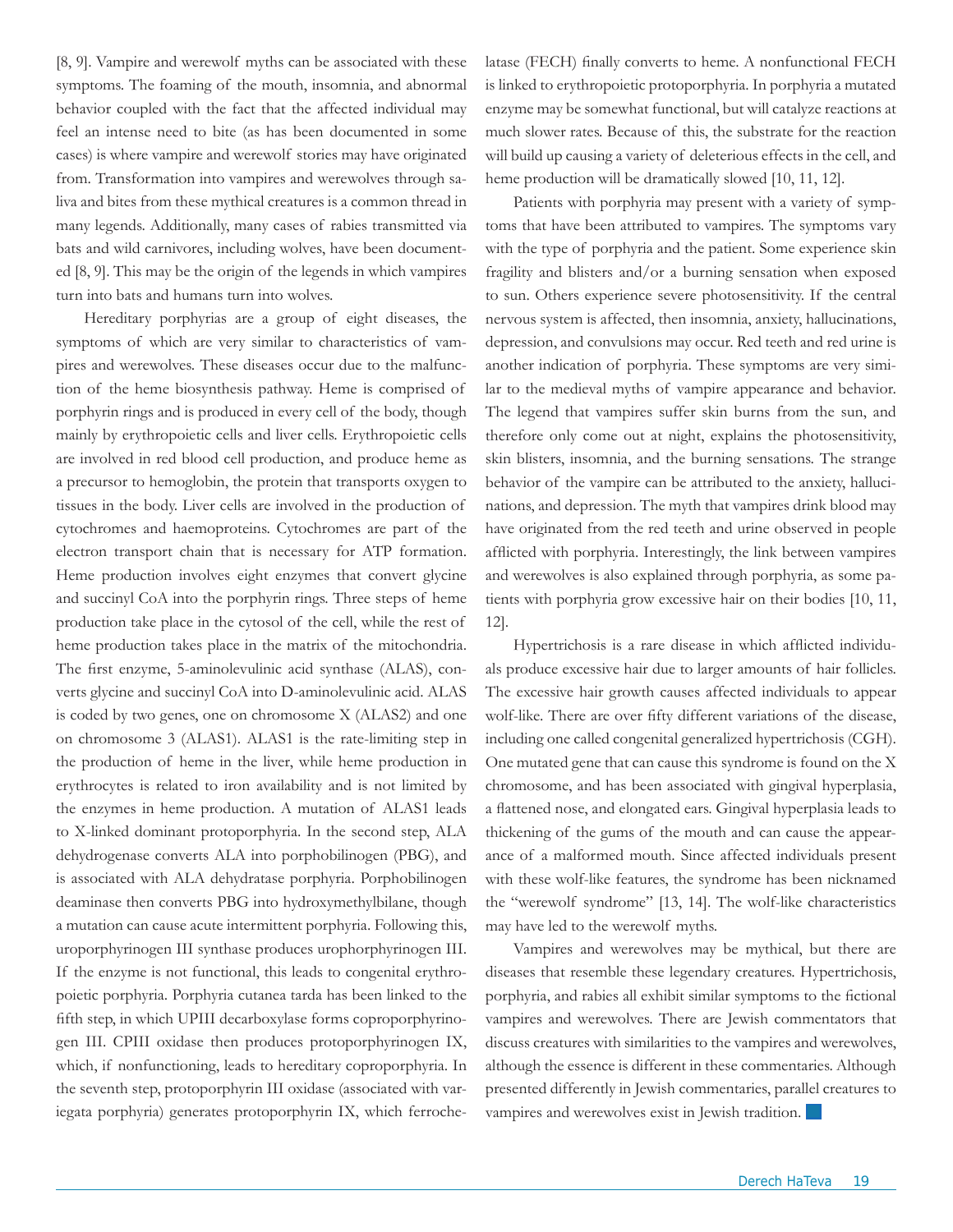[8, 9]. Vampire and werewolf myths can be associated with these symptoms. The foaming of the mouth, insomnia, and abnormal behavior coupled with the fact that the affected individual may feel an intense need to bite (as has been documented in some cases) is where vampire and werewolf stories may have originated from. Transformation into vampires and werewolves through saliva and bites from these mythical creatures is a common thread in many legends. Additionally, many cases of rabies transmitted via bats and wild carnivores, including wolves, have been documented [8, 9]. This may be the origin of the legends in which vampires turn into bats and humans turn into wolves.

Hereditary porphyrias are a group of eight diseases, the symptoms of which are very similar to characteristics of vampires and werewolves. These diseases occur due to the malfunction of the heme biosynthesis pathway. Heme is comprised of porphyrin rings and is produced in every cell of the body, though mainly by erythropoietic cells and liver cells. Erythropoietic cells are involved in red blood cell production, and produce heme as a precursor to hemoglobin, the protein that transports oxygen to tissues in the body. Liver cells are involved in the production of cytochromes and haemoproteins. Cytochromes are part of the electron transport chain that is necessary for ATP formation. Heme production involves eight enzymes that convert glycine and succinyl CoA into the porphyrin rings. Three steps of heme production take place in the cytosol of the cell, while the rest of heme production takes place in the matrix of the mitochondria. The first enzyme, 5-aminolevulinic acid synthase (ALAS), converts glycine and succinyl CoA into D-aminolevulinic acid. ALAS is coded by two genes, one on chromosome X (ALAS2) and one on chromosome 3 (ALAS1). ALAS1 is the rate-limiting step in the production of heme in the liver, while heme production in erythrocytes is related to iron availability and is not limited by the enzymes in heme production. A mutation of ALAS1 leads to X-linked dominant protoporphyria. In the second step, ALA dehydrogenase converts ALA into porphobilinogen (PBG), and is associated with ALA dehydratase porphyria. Porphobilinogen deaminase then converts PBG into hydroxymethylbilane, though a mutation can cause acute intermittent porphyria. Following this, uroporphyrinogen III synthase produces urophorphyrinogen III. If the enzyme is not functional, this leads to congenital erythropoietic porphyria. Porphyria cutanea tarda has been linked to the fifth step, in which UPIII decarboxylase forms coproporphyrinogen III. CPIII oxidase then produces protoporphyrinogen IX, which, if nonfunctioning, leads to hereditary coproporphyria. In the seventh step, protoporphyrin III oxidase (associated with variegata porphyria) generates protoporphyrin IX, which ferrochelatase (FECH) finally converts to heme. A nonfunctional FECH is linked to erythropoietic protoporphyria. In porphyria a mutated enzyme may be somewhat functional, but will catalyze reactions at much slower rates. Because of this, the substrate for the reaction will build up causing a variety of deleterious effects in the cell, and heme production will be dramatically slowed [10, 11, 12].

Patients with porphyria may present with a variety of symptoms that have been attributed to vampires. The symptoms vary with the type of porphyria and the patient. Some experience skin fragility and blisters and/or a burning sensation when exposed to sun. Others experience severe photosensitivity. If the central nervous system is affected, then insomnia, anxiety, hallucinations, depression, and convulsions may occur. Red teeth and red urine is another indication of porphyria. These symptoms are very similar to the medieval myths of vampire appearance and behavior. The legend that vampires suffer skin burns from the sun, and therefore only come out at night, explains the photosensitivity, skin blisters, insomnia, and the burning sensations. The strange behavior of the vampire can be attributed to the anxiety, hallucinations, and depression. The myth that vampires drink blood may have originated from the red teeth and urine observed in people afflicted with porphyria. Interestingly, the link between vampires and werewolves is also explained through porphyria, as some patients with porphyria grow excessive hair on their bodies [10, 11, 12].

Hypertrichosis is a rare disease in which afflicted individuals produce excessive hair due to larger amounts of hair follicles. The excessive hair growth causes affected individuals to appear wolf-like. There are over fifty different variations of the disease, including one called congenital generalized hypertrichosis (CGH). One mutated gene that can cause this syndrome is found on the X chromosome, and has been associated with gingival hyperplasia, a flattened nose, and elongated ears. Gingival hyperplasia leads to thickening of the gums of the mouth and can cause the appearance of a malformed mouth. Since affected individuals present with these wolf-like features, the syndrome has been nicknamed the "werewolf syndrome" [13, 14]. The wolf-like characteristics may have led to the werewolf myths.

Vampires and werewolves may be mythical, but there are diseases that resemble these legendary creatures. Hypertrichosis, porphyria, and rabies all exhibit similar symptoms to the fictional vampires and werewolves. There are Jewish commentators that discuss creatures with similarities to the vampires and werewolves, although the essence is different in these commentaries. Although presented differently in Jewish commentaries, parallel creatures to vampires and werewolves exist in Jewish tradition.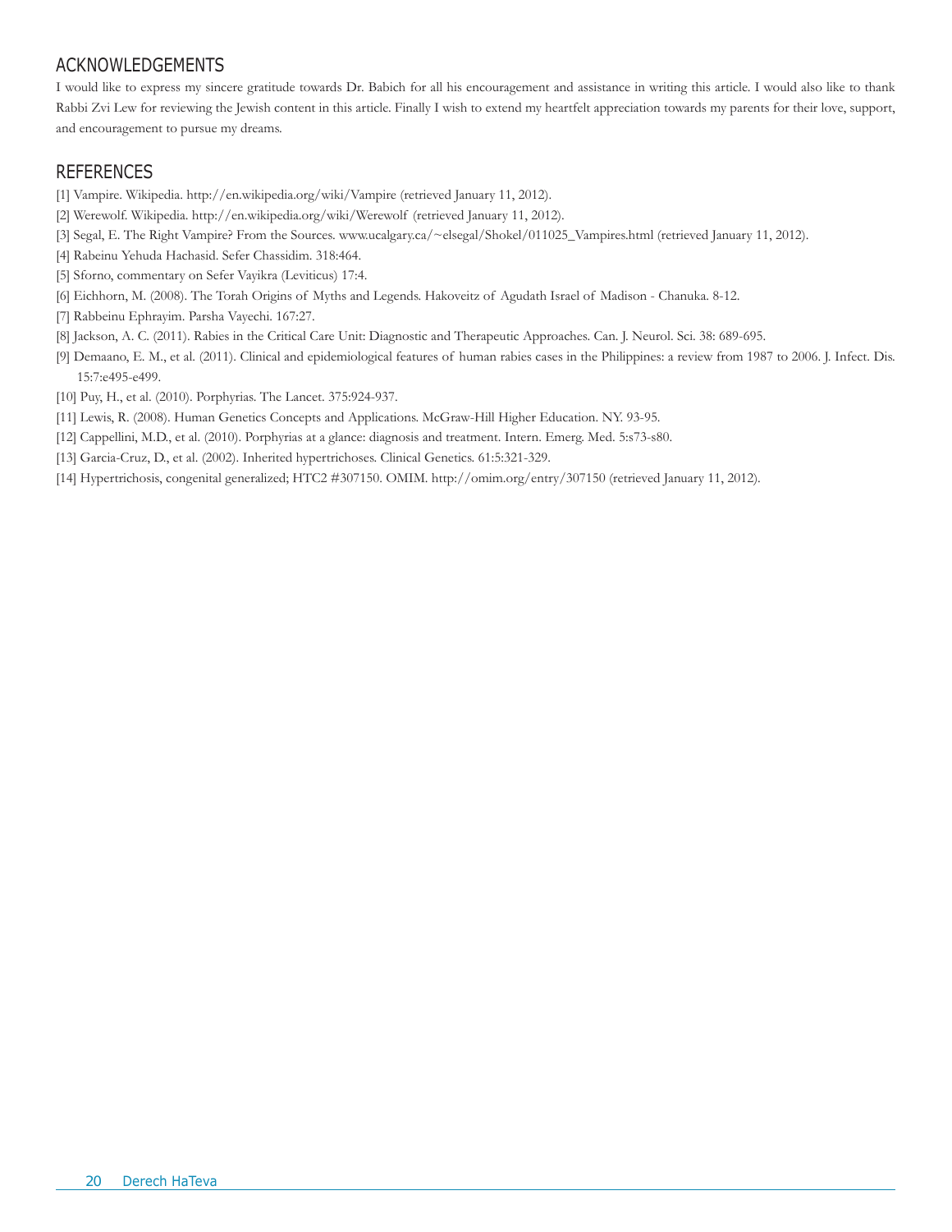## ACKNOWLEDGEMENTS

I would like to express my sincere gratitude towards Dr. Babich for all his encouragement and assistance in writing this article. I would also like to thank Rabbi Zvi Lew for reviewing the Jewish content in this article. Finally I wish to extend my heartfelt appreciation towards my parents for their love, support, and encouragement to pursue my dreams.

## REFERENCES

[1] Vampire. Wikipedia. http://en.wikipedia.org/wiki/Vampire (retrieved January 11, 2012).

[2] Werewolf. Wikipedia. http://en.wikipedia.org/wiki/Werewolf (retrieved January 11, 2012).

[3] Segal, E. The Right Vampire? From the Sources. www.ucalgary.ca/~elsegal/Shokel/011025_Vampires.html (retrieved January 11, 2012).

[4] Rabeinu Yehuda Hachasid. Sefer Chassidim. 318:464.

[5] Sforno, commentary on Sefer Vayikra (Leviticus) 17:4.

[6] Eichhorn, M. (2008). The Torah Origins of Myths and Legends. Hakoveitz of Agudath Israel of Madison - Chanuka. 8-12.

[7] Rabbeinu Ephrayim. Parsha Vayechi. 167:27.

[8] Jackson, A. C. (2011). Rabies in the Critical Care Unit: Diagnostic and Therapeutic Approaches. Can. J. Neurol. Sci. 38: 689-695.

[9] Demaano, E. M., et al. (2011). Clinical and epidemiological features of human rabies cases in the Philippines: a review from 1987 to 2006. J. Infect. Dis. 15:7:e495-e499.

[10] Puy, H., et al. (2010). Porphyrias. The Lancet. 375:924-937.

[11] Lewis, R. (2008). Human Genetics Concepts and Applications. McGraw-Hill Higher Education. NY. 93-95.

[12] Cappellini, M.D., et al. (2010). Porphyrias at a glance: diagnosis and treatment. Intern. Emerg. Med. 5:s73-s80.

[13] Garcia-Cruz, D., et al. (2002). Inherited hypertrichoses. Clinical Genetics. 61:5:321-329.

[14] Hypertrichosis, congenital generalized; HTC2 #307150. OMIM. http://omim.org/entry/307150 (retrieved January 11, 2012).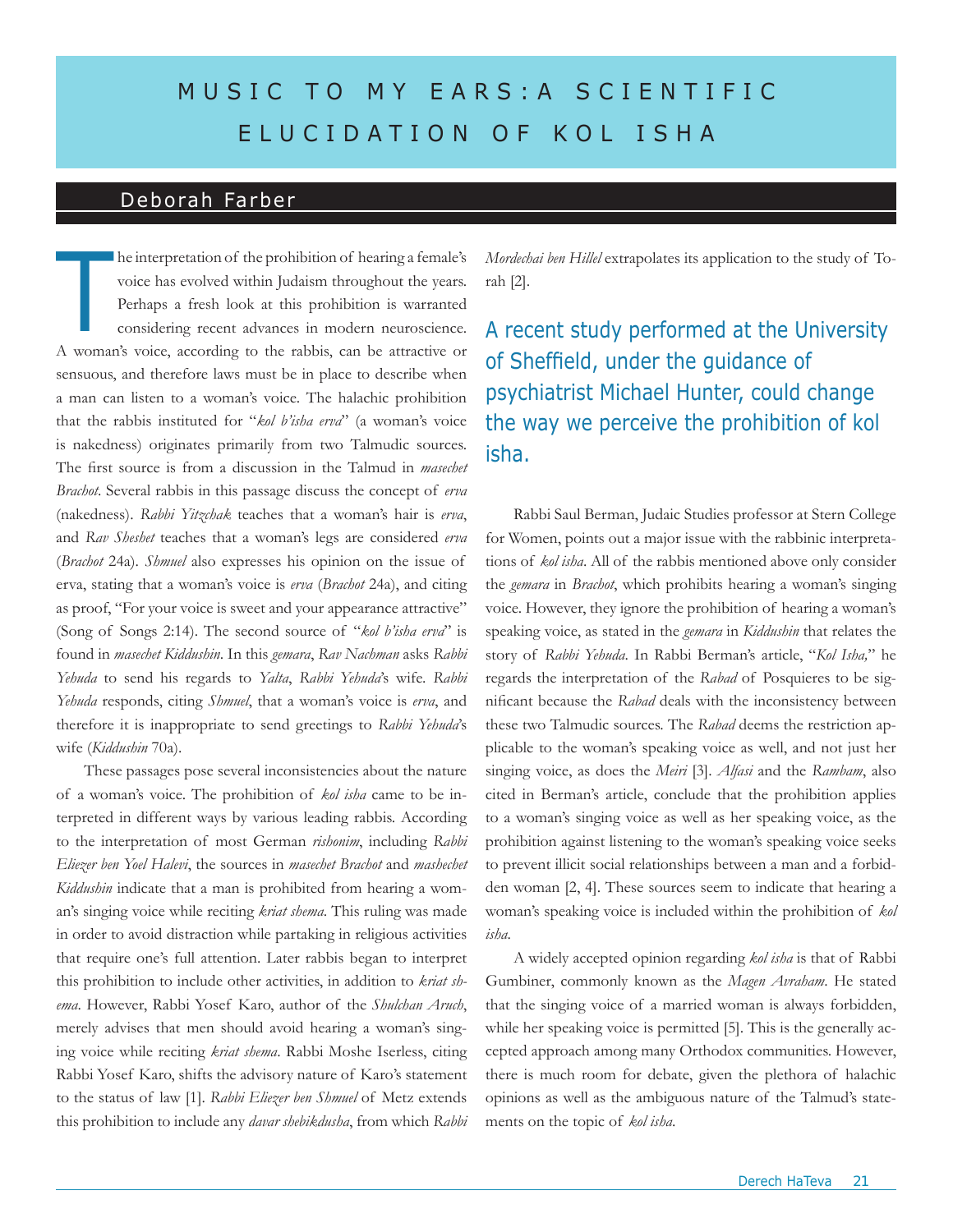# MUSIC TO MY EARS: A SCIENTIFIC ELUCIDATION OF KOL ISHA

## Deborah Farber

The interpretation of the prohibition of hearing a female's voice has evolved within Judaism throughout the years. Perhaps a fresh look at this prohibition is warranted considering recent advances in modern neuroscience. A woman's voice, according to the rabbis, can be attractive or sensuous, and therefore laws must be in place to describe when a man can listen to a woman's voice. The halachic prohibition that the rabbis instituted for "*kol b'isha erva*" (a woman's voice is nakedness) originates primarily from two Talmudic sources. The first source is from a discussion in the Talmud in *masechet Brachot*. Several rabbis in this passage discuss the concept of *erva* (nakedness). *Rabbi Yitzchak* teaches that a woman's hair is *erva*, and *Rav Sheshet* teaches that a woman's legs are considered *erva* (*Brachot* 24a). *Shmuel* also expresses his opinion on the issue of erva, stating that a woman's voice is *erva* (*Brachot* 24a), and citing as proof, "For your voice is sweet and your appearance attractive" (Song of Songs 2:14). The second source of "*kol b'isha erva*" is found in *masechet Kiddushin*. In this *gemara*, *Rav Nachman* asks *Rabbi Yehuda* to send his regards to *Yalta*, *Rabbi Yehuda*'s wife. *Rabbi Yehuda* responds, citing *Shmuel*, that a woman's voice is *erva*, and therefore it is inappropriate to send greetings to *Rabbi Yehuda*'s wife (*Kiddushin* 70a).

These passages pose several inconsistencies about the nature of a woman's voice. The prohibition of *kol isha* came to be interpreted in different ways by various leading rabbis. According to the interpretation of most German *rishonim*, including *Rabbi Eliezer ben Yoel Halevi*, the sources in *masechet Brachot* and *mashechet Kiddushin* indicate that a man is prohibited from hearing a woman's singing voice while reciting *kriat shema*. This ruling was made in order to avoid distraction while partaking in religious activities that require one's full attention. Later rabbis began to interpret this prohibition to include other activities, in addition to *kriat shema*. However, Rabbi Yosef Karo, author of the *Shulchan Aruch*, merely advises that men should avoid hearing a woman's singing voice while reciting *kriat shema*. Rabbi Moshe Iserless, citing Rabbi Yosef Karo, shifts the advisory nature of Karo's statement to the status of law [1]. *Rabbi Eliezer ben Shmuel* of Metz extends this prohibition to include any *davar shebikdusha*, from which *Rabbi Mordechai ben Hillel* extrapolates its application to the study of Torah [2].

> A recent study performed at the University of Sheffield, under the guidance of psychiatrist Michael Hunter, could change the way we perceive the prohibition of kol isha.

Rabbi Saul Berman, Judaic Studies professor at Stern College for Women, points out a major issue with the rabbinic interpretations of *kol isha*. All of the rabbis mentioned above only consider the *gemara* in *Brachot*, which prohibits hearing a woman's singing voice. However, they ignore the prohibition of hearing a woman's speaking voice, as stated in the *gemara* in *Kiddushin* that relates the story of *Rabbi Yehuda*. In Rabbi Berman's article, "*Kol Isha,*" he regards the interpretation of the *Rabad* of Posquieres to be significant because the *Rabad* deals with the inconsistency between these two Talmudic sources. The *Rabad* deems the restriction applicable to the woman's speaking voice as well, and not just her singing voice, as does the *Meiri* [3]. *Alfasi* and the *Rambam*, also cited in Berman's article, conclude that the prohibition applies to a woman's singing voice as well as her speaking voice, as the prohibition against listening to the woman's speaking voice seeks to prevent illicit social relationships between a man and a forbidden woman [2, 4]. These sources seem to indicate that hearing a woman's speaking voice is included within the prohibition of *kol isha*.

A widely accepted opinion regarding *kol isha* is that of Rabbi Gumbiner, commonly known as the *Magen Avraham*. He stated that the singing voice of a married woman is always forbidden, while her speaking voice is permitted [5]. This is the generally accepted approach among many Orthodox communities. However, there is much room for debate, given the plethora of halachic opinions as well as the ambiguous nature of the Talmud's statements on the topic of *kol isha*.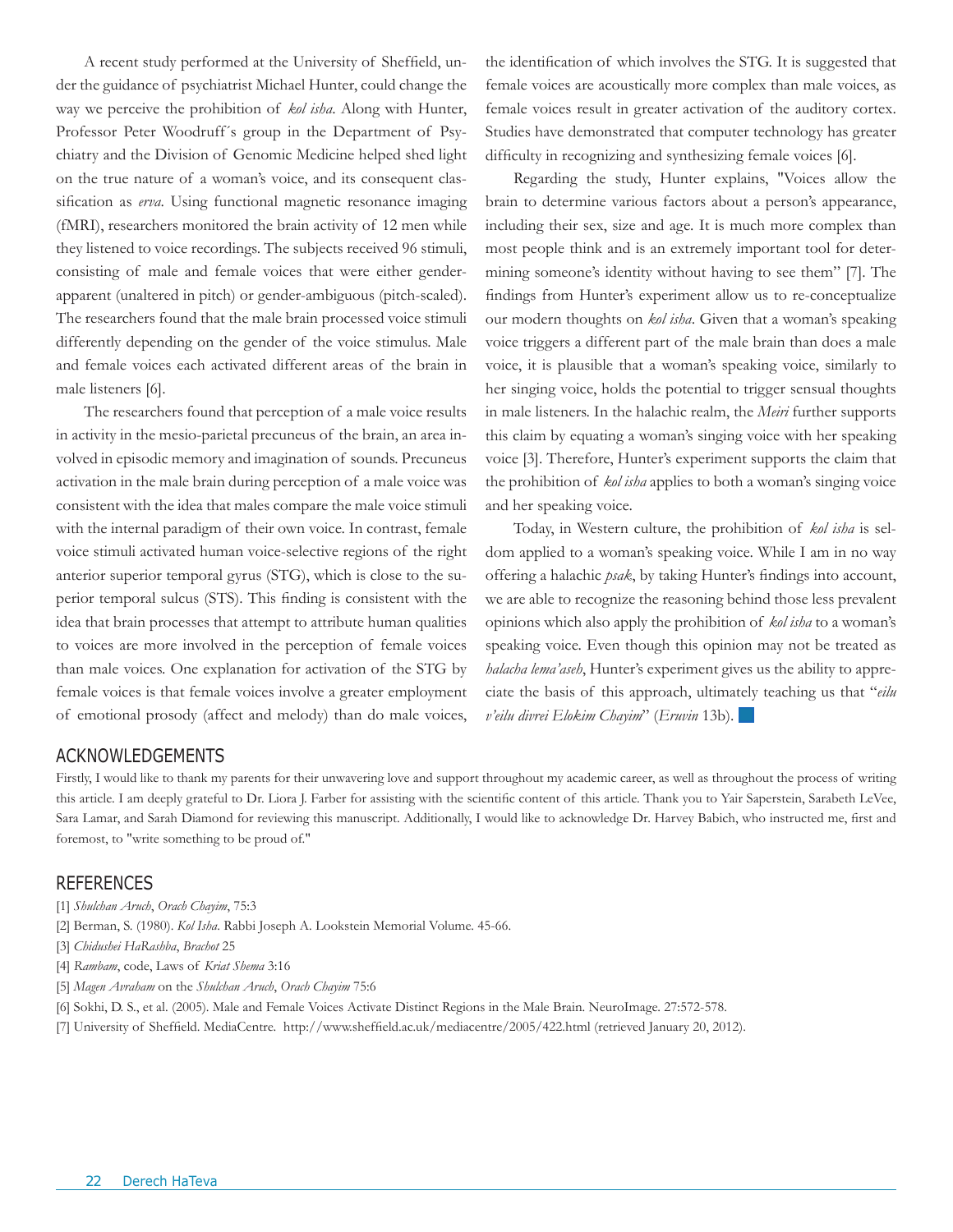A recent study performed at the University of Sheffield, under the guidance of psychiatrist Michael Hunter, could change the way we perceive the prohibition of *kol isha*. Along with Hunter, Professor Peter Woodruff´s group in the Department of Psychiatry and the Division of Genomic Medicine helped shed light on the true nature of a woman's voice, and its consequent classification as *erva*. Using functional magnetic resonance imaging (fMRI), researchers monitored the brain activity of 12 men while they listened to voice recordings. The subjects received 96 stimuli, consisting of male and female voices that were either gender-apparent (unaltered in pitch) or gender-ambiguous (pitch-scaled). The researchers found that the male brain processed voice stimuli differently depending on the gender of the voice stimulus. Male and female voices each activated different areas of the brain in male listeners [6].

The researchers found that perception of a male voice results in activity in the mesio-parietal precuneus of the brain, an area involved in episodic memory and imagination of sounds. Precuneus activation in the male brain during perception of a male voice was consistent with the idea that males compare the male voice stimuli with the internal paradigm of their own voice. In contrast, female voice stimuli activated human voice-selective regions of the right anterior superior temporal gyrus (STG), which is close to the superior temporal sulcus (STS). This finding is consistent with the idea that brain processes that attempt to attribute human qualities to voices are more involved in the perception of female voices than male voices. One explanation for activation of the STG by female voices is that female voices involve a greater employment of emotional prosody (affect and melody) than do male voices, the identification of which involves the STG. It is suggested that female voices are acoustically more complex than male voices, as female voices result in greater activation of the auditory cortex. Studies have demonstrated that computer technology has greater difficulty in recognizing and synthesizing female voices [6].

Regarding the study, Hunter explains, "Voices allow the brain to determine various factors about a person's appearance, including their sex, size and age. It is much more complex than most people think and is an extremely important tool for determining someone's identity without having to see them" [7]. The findings from Hunter's experiment allow us to re-conceptualize our modern thoughts on *kol isha*. Given that a woman's speaking voice triggers a different part of the male brain than does a male voice, it is plausible that a woman's speaking voice, similarly to her singing voice, holds the potential to trigger sensual thoughts in male listeners. In the halachic realm, the *Meiri* further supports this claim by equating a woman's singing voice with her speaking voice [3]. Therefore, Hunter's experiment supports the claim that the prohibition of *kol isha* applies to both a woman's singing voice and her speaking voice.

Today, in Western culture, the prohibition of *kol isha* is seldom applied to a woman's speaking voice. While I am in no way offering a halachic *psak*, by taking Hunter's findings into account, we are able to recognize the reasoning behind those less prevalent opinions which also apply the prohibition of *kol isha* to a woman's speaking voice. Even though this opinion may not be treated as *halacha lema'aseh*, Hunter's experiment gives us the ability to appreciate the basis of this approach, ultimately teaching us that "*eilu v'eilu divrei Elokim Chayim*" (*Eruvin* 13b).

## ACKNOWLEDGEMENTS

Firstly, I would like to thank my parents for their unwavering love and support throughout my academic career, as well as throughout the process of writing this article. I am deeply grateful to Dr. Liora J. Farber for assisting with the scientific content of this article. Thank you to Yair Saperstein, Sarabeth LeVee, Sara Lamar, and Sarah Diamond for reviewing this manuscript. Additionally, I would like to acknowledge Dr. Harvey Babich, who instructed me, first and foremost, to "write something to be proud of."

## REFERENCES

[1] *Shulchan Aruch*, *Orach Chayim*, 75:3

[2] Berman, S. (1980). *Kol Isha*. Rabbi Joseph A. Lookstein Memorial Volume. 45-66.

[3] *Chidushei HaRashba*, *Brachot* 25

[4] *Rambam*, code, Laws of *Kriat Shema* 3:16

[5] *Magen Avraham* on the *Shulchan Aruch*, *Orach Chayim* 75:6

[6] Sokhi, D. S., et al. (2005). Male and Female Voices Activate Distinct Regions in the Male Brain. NeuroImage. 27:572-578.

[7] University of Sheffield. MediaCentre. http://www.sheffield.ac.uk/mediacentre/2005/422.html (retrieved January 20, 2012).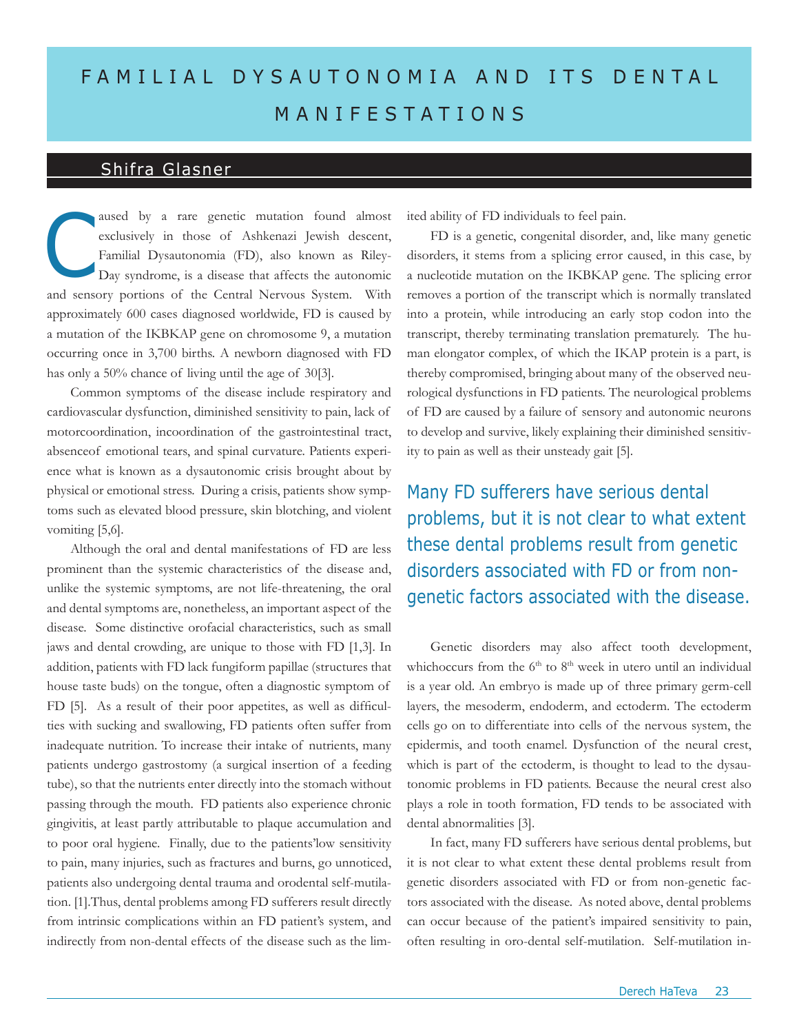# FAMILIAL DYSAUTONOMIA AND ITS DENTAL MANIFESTATIONS

## Shifra Glasner

Caused by a rare genetic mutation found almost exclusively in those of Ashkenazi Jewish descent, Familial Dysautonomia (FD), also known as Riley-Day syndrome, is a disease that affects the autonomic and sensory portions of the Central Nervous System. With approximately 600 cases diagnosed worldwide, FD is caused by a mutation of the IKBKAP gene on chromosome 9, a mutation occurring once in 3,700 births. A newborn diagnosed with FD has only a 50% chance of living until the age of 30[3].

Common symptoms of the disease include respiratory and cardiovascular dysfunction, diminished sensitivity to pain, lack of motorcoordination, incoordination of the gastrointestinal tract, absenceof emotional tears, and spinal curvature. Patients experience what is known as a dysautonomic crisis brought about by physical or emotional stress. During a crisis, patients show symptoms such as elevated blood pressure, skin blotching, and violent vomiting [5,6].

Although the oral and dental manifestations of FD are less prominent than the systemic characteristics of the disease and, unlike the systemic symptoms, are not life-threatening, the oral and dental symptoms are, nonetheless, an important aspect of the disease. Some distinctive orofacial characteristics, such as small jaws and dental crowding, are unique to those with FD [1,3]. In addition, patients with FD lack fungiform papillae (structures that house taste buds) on the tongue, often a diagnostic symptom of FD [5]. As a result of their poor appetites, as well as difficulties with sucking and swallowing, FD patients often suffer from inadequate nutrition. To increase their intake of nutrients, many patients undergo gastrostomy (a surgical insertion of a feeding tube), so that the nutrients enter directly into the stomach without passing through the mouth. FD patients also experience chronic gingivitis, at least partly attributable to plaque accumulation and to poor oral hygiene. Finally, due to the patients'low sensitivity to pain, many injuries, such as fractures and burns, go unnoticed, patients also undergoing dental trauma and orodental self-mutilation. [1].Thus, dental problems among FD sufferers result directly from intrinsic complications within an FD patient's system, and indirectly from non-dental effects of the disease such as the limited ability of FD individuals to feel pain.

FD is a genetic, congenital disorder, and, like many genetic disorders, it stems from a splicing error caused, in this case, by a nucleotide mutation on the IKBKAP gene. The splicing error removes a portion of the transcript which is normally translated into a protein, while introducing an early stop codon into the transcript, thereby terminating translation prematurely. The human elongator complex, of which the IKAP protein is a part, is thereby compromised, bringing about many of the observed neurological dysfunctions in FD patients. The neurological problems of FD are caused by a failure of sensory and autonomic neurons to develop and survive, likely explaining their diminished sensitivity to pain as well as their unsteady gait [5].

> Many FD sufferers have serious dental problems, but it is not clear to what extent these dental problems result from genetic disorders associated with FD or from non-genetic factors associated with the disease.

Genetic disorders may also affect tooth development, whichoccurs from the 6th to 8th week in utero until an individual is a year old. An embryo is made up of three primary germ-cell layers, the mesoderm, endoderm, and ectoderm. The ectoderm cells go on to differentiate into cells of the nervous system, the epidermis, and tooth enamel. Dysfunction of the neural crest, which is part of the ectoderm, is thought to lead to the dysautonomic problems in FD patients. Because the neural crest also plays a role in tooth formation, FD tends to be associated with dental abnormalities [3].

In fact, many FD sufferers have serious dental problems, but it is not clear to what extent these dental problems result from genetic disorders associated with FD or from non-genetic factors associated with the disease. As noted above, dental problems can occur because of the patient's impaired sensitivity to pain, often resulting in oro-dental self-mutilation. Self-mutilation in-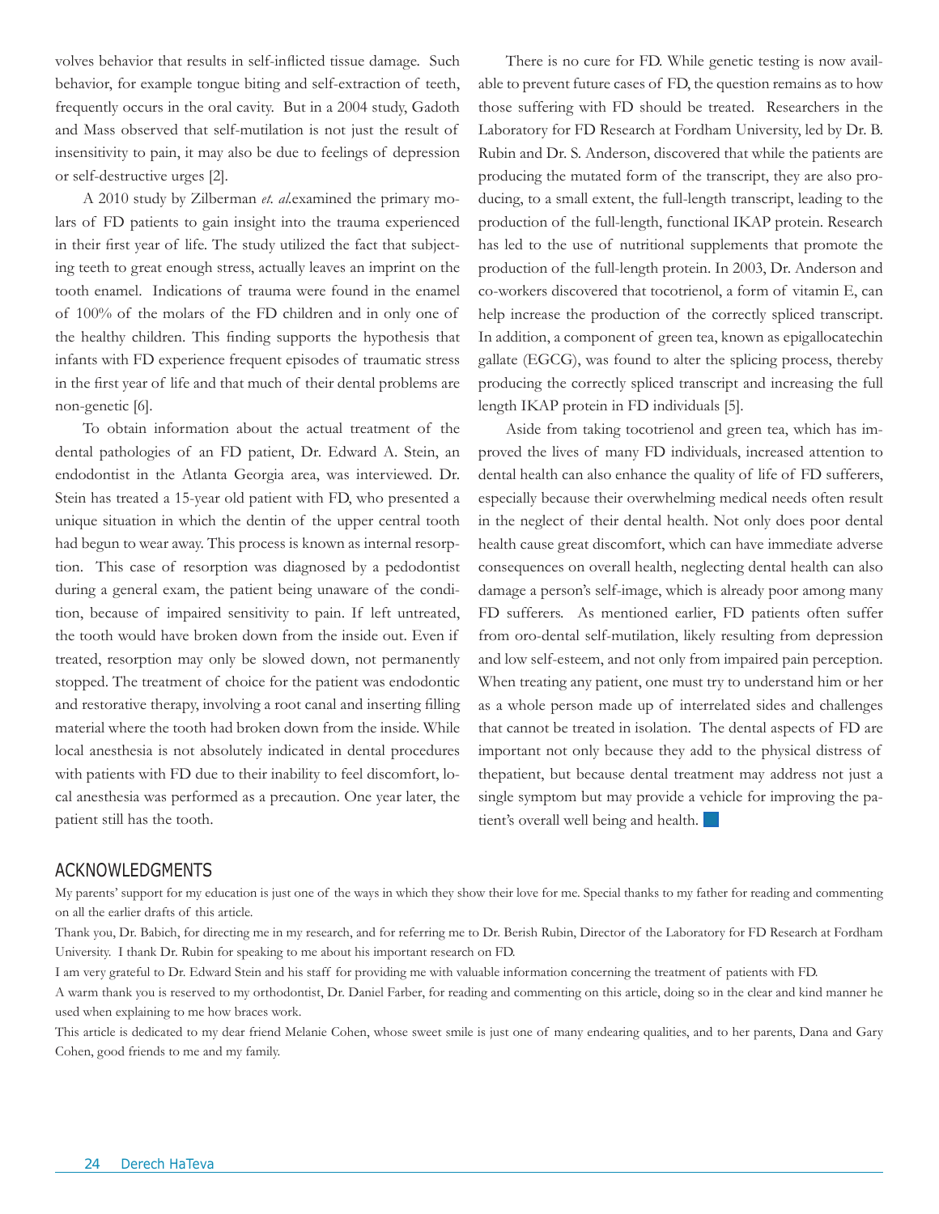volves behavior that results in self-inflicted tissue damage. Such behavior, for example tongue biting and self-extraction of teeth, frequently occurs in the oral cavity. But in a 2004 study, Gadoth and Mass observed that self-mutilation is not just the result of insensitivity to pain, it may also be due to feelings of depression or self-destructive urges [2].

A 2010 study by Zilberman *et. al.*examined the primary molars of FD patients to gain insight into the trauma experienced in their first year of life. The study utilized the fact that subjecting teeth to great enough stress, actually leaves an imprint on the tooth enamel. Indications of trauma were found in the enamel of 100% of the molars of the FD children and in only one of the healthy children. This finding supports the hypothesis that infants with FD experience frequent episodes of traumatic stress in the first year of life and that much of their dental problems are non-genetic [6].

To obtain information about the actual treatment of the dental pathologies of an FD patient, Dr. Edward A. Stein, an endodontist in the Atlanta Georgia area, was interviewed. Dr. Stein has treated a 15-year old patient with FD, who presented a unique situation in which the dentin of the upper central tooth had begun to wear away. This process is known as internal resorption. This case of resorption was diagnosed by a pedodontist during a general exam, the patient being unaware of the condition, because of impaired sensitivity to pain. If left untreated, the tooth would have broken down from the inside out. Even if treated, resorption may only be slowed down, not permanently stopped. The treatment of choice for the patient was endodontic and restorative therapy, involving a root canal and inserting filling material where the tooth had broken down from the inside. While local anesthesia is not absolutely indicated in dental procedures with patients with FD due to their inability to feel discomfort, local anesthesia was performed as a precaution. One year later, the patient still has the tooth.

There is no cure for FD. While genetic testing is now available to prevent future cases of FD, the question remains as to how those suffering with FD should be treated. Researchers in the Laboratory for FD Research at Fordham University, led by Dr. B. Rubin and Dr. S. Anderson, discovered that while the patients are producing the mutated form of the transcript, they are also producing, to a small extent, the full-length transcript, leading to the production of the full-length, functional IKAP protein. Research has led to the use of nutritional supplements that promote the production of the full-length protein. In 2003, Dr. Anderson and co-workers discovered that tocotrienol, a form of vitamin E, can help increase the production of the correctly spliced transcript. In addition, a component of green tea, known as epigallocatechin gallate (EGCG), was found to alter the splicing process, thereby producing the correctly spliced transcript and increasing the full length IKAP protein in FD individuals [5].

Aside from taking tocotrienol and green tea, which has improved the lives of many FD individuals, increased attention to dental health can also enhance the quality of life of FD sufferers, especially because their overwhelming medical needs often result in the neglect of their dental health. Not only does poor dental health cause great discomfort, which can have immediate adverse consequences on overall health, neglecting dental health can also damage a person's self-image, which is already poor among many FD sufferers. As mentioned earlier, FD patients often suffer from oro-dental self-mutilation, likely resulting from depression and low self-esteem, and not only from impaired pain perception. When treating any patient, one must try to understand him or her as a whole person made up of interrelated sides and challenges that cannot be treated in isolation. The dental aspects of FD are important not only because they add to the physical distress of thepatient, but because dental treatment may address not just a single symptom but may provide a vehicle for improving the patient's overall well being and health.

## ACKNOWLEDGMENTS

My parents' support for my education is just one of the ways in which they show their love for me. Special thanks to my father for reading and commenting on all the earlier drafts of this article.

Thank you, Dr. Babich, for directing me in my research, and for referring me to Dr. Berish Rubin, Director of the Laboratory for FD Research at Fordham University. I thank Dr. Rubin for speaking to me about his important research on FD.

I am very grateful to Dr. Edward Stein and his staff for providing me with valuable information concerning the treatment of patients with FD.

A warm thank you is reserved to my orthodontist, Dr. Daniel Farber, for reading and commenting on this article, doing so in the clear and kind manner he used when explaining to me how braces work.

This article is dedicated to my dear friend Melanie Cohen, whose sweet smile is just one of many endearing qualities, and to her parents, Dana and Gary Cohen, good friends to me and my family.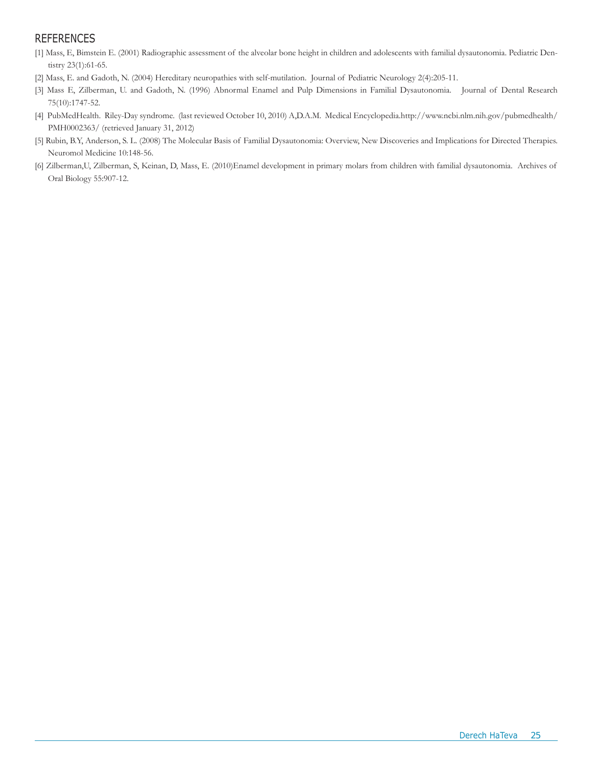## REFERENCES

[1] Mass, E, Bimstein E. (2001) Radiographic assessment of the alveolar bone height in children and adolescents with familial dysautonomia. Pediatric Dentistry 23(1):61-65.

[2] Mass, E. and Gadoth, N. (2004) Hereditary neuropathies with self-mutilation. Journal of Pediatric Neurology 2(4):205-11.

[3] Mass E, Zilberman, U. and Gadoth, N. (1996) Abnormal Enamel and Pulp Dimensions in Familial Dysautonomia. Journal of Dental Research 75(10):1747-52.

[4] PubMedHealth. Riley-Day syndrome. (last reviewed October 10, 2010) A,D.A.M. Medical Encyclopedia.http://www.ncbi.nlm.nih.gov/pubmedhealth/PMH0002363/ (retrieved January 31, 2012)

[5] Rubin, B.Y, Anderson, S. L. (2008) The Molecular Basis of Familial Dysautonomia: Overview, New Discoveries and Implications for Directed Therapies. Neuromol Medicine 10:148-56.

[6] Zilberman,U, Zilberman, S, Keinan, D, Mass, E. (2010)Enamel development in primary molars from children with familial dysautonomia. Archives of Oral Biology 55:907-12.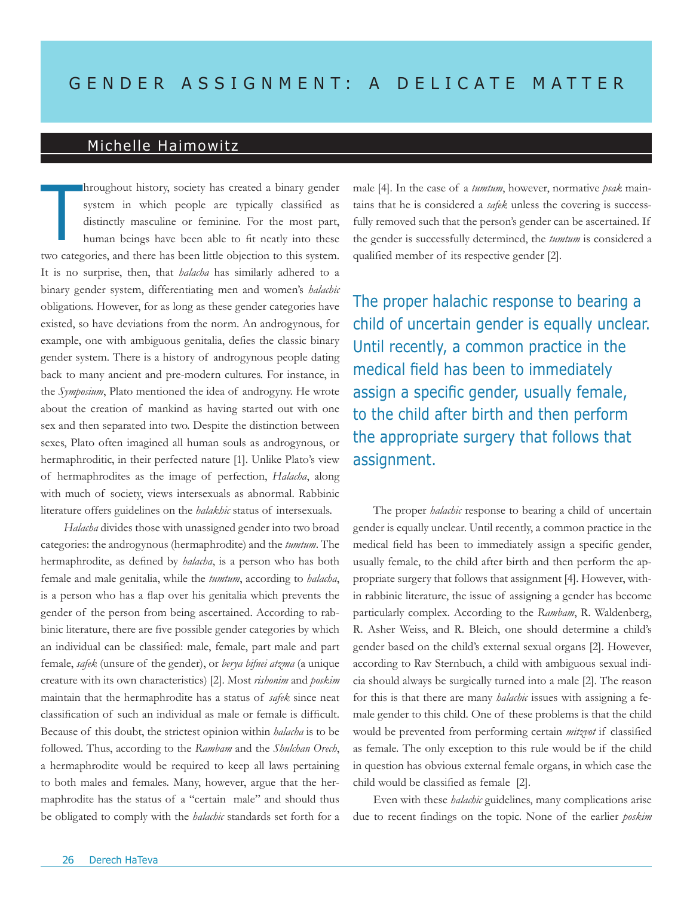# GENDER ASSIGNMENT: A DELICATE MATTER

## Michelle Haimowitz

Throughout history, society has created a binary gender system in which people are typically classified as distinctly masculine or feminine. For the most part, human beings have been able to fit neatly into these two categories, and there has been little objection to this system. It is no surprise, then, that *halacha* has similarly adhered to a binary gender system, differentiating men and women's *halachic* obligations. However, for as long as these gender categories have existed, so have deviations from the norm. An androgynous, for example, one with ambiguous genitalia, defies the classic binary gender system. There is a history of androgynous people dating back to many ancient and pre-modern cultures. For instance, in the *Symposium*, Plato mentioned the idea of androgyny. He wrote about the creation of mankind as having started out with one sex and then separated into two. Despite the distinction between sexes, Plato often imagined all human souls as androgynous, or hermaphroditic, in their perfected nature [1]. Unlike Plato's view of hermaphrodites as the image of perfection, *Halacha*, along with much of society, views intersexuals as abnormal. Rabbinic literature offers guidelines on the *halakhic* status of intersexuals.

*Halacha* divides those with unassigned gender into two broad categories: the androgynous (hermaphrodite) and the *tumtum*. The hermaphrodite, as defined by *halacha*, is a person who has both female and male genitalia, while the *tumtum*, according to *halacha*, is a person who has a flap over his genitalia which prevents the gender of the person from being ascertained. According to rabbinic literature, there are five possible gender categories by which an individual can be classified: male, female, part male and part female, *safek* (unsure of the gender), or *berya bifnei atzma* (a unique creature with its own characteristics) [2]. Most *rishonim* and *poskim* maintain that the hermaphrodite has a status of *safek* since neat classification of such an individual as male or female is difficult. Because of this doubt, the strictest opinion within *halacha* is to be followed. Thus, according to the *Rambam* and the *Shulchan Orech*, a hermaphrodite would be required to keep all laws pertaining to both males and females. Many, however, argue that the hermaphrodite has the status of a "certain male" and should thus be obligated to comply with the *halachic* standards set forth for a male [4]. In the case of a *tumtum*, however, normative *psak* maintains that he is considered a *safek* unless the covering is successfully removed such that the person's gender can be ascertained. If the gender is successfully determined, the *tumtum* is considered a qualified member of its respective gender [2].

> The proper halachic response to bearing a child of uncertain gender is equally unclear. Until recently, a common practice in the medical field has been to immediately assign a specific gender, usually female, to the child after birth and then perform the appropriate surgery that follows that assignment.

The proper *halachic* response to bearing a child of uncertain gender is equally unclear. Until recently, a common practice in the medical field has been to immediately assign a specific gender, usually female, to the child after birth and then perform the appropriate surgery that follows that assignment [4]. However, within rabbinic literature, the issue of assigning a gender has become particularly complex. According to the *Rambam*, R. Waldenberg, R. Asher Weiss, and R. Bleich, one should determine a child's gender based on the child's external sexual organs [2]. However, according to Rav Sternbuch, a child with ambiguous sexual indicia should always be surgically turned into a male [2]. The reason for this is that there are many *halachic* issues with assigning a female gender to this child. One of these problems is that the child would be prevented from performing certain *mitzvot* if classified as female. The only exception to this rule would be if the child in question has obvious external female organs, in which case the child would be classified as female [2].

Even with these *halachic* guidelines, many complications arise due to recent findings on the topic. None of the earlier *poskim*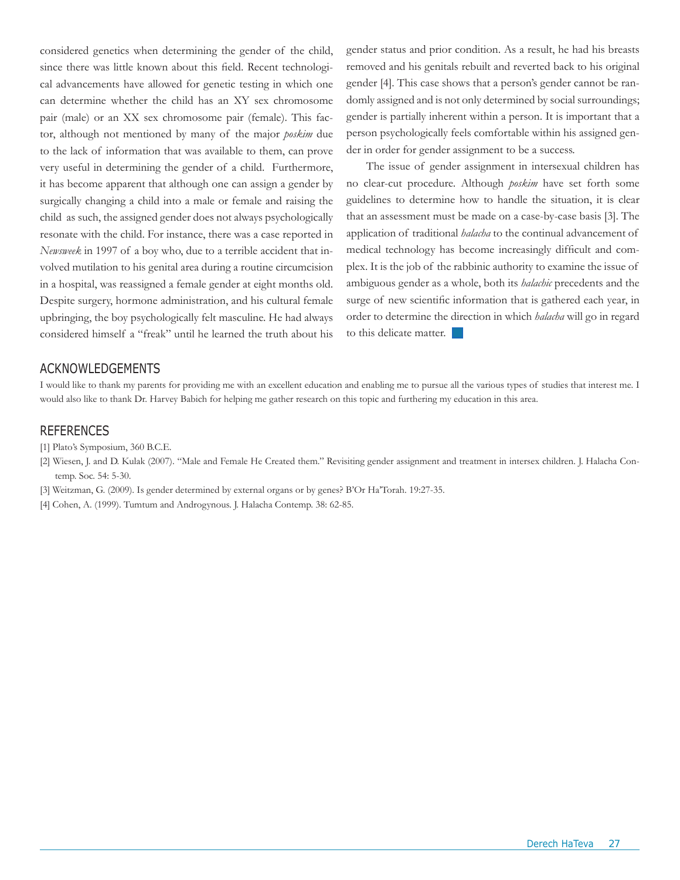considered genetics when determining the gender of the child, since there was little known about this field. Recent technological advancements have allowed for genetic testing in which one can determine whether the child has an XY sex chromosome pair (male) or an XX sex chromosome pair (female). This factor, although not mentioned by many of the major *poskim* due to the lack of information that was available to them, can prove very useful in determining the gender of a child. Furthermore, it has become apparent that although one can assign a gender by surgically changing a child into a male or female and raising the child as such, the assigned gender does not always psychologically resonate with the child. For instance, there was a case reported in *Newsweek* in 1997 of a boy who, due to a terrible accident that involved mutilation to his genital area during a routine circumcision in a hospital, was reassigned a female gender at eight months old. Despite surgery, hormone administration, and his cultural female upbringing, the boy psychologically felt masculine. He had always considered himself a "freak" until he learned the truth about his gender status and prior condition. As a result, he had his breasts removed and his genitals rebuilt and reverted back to his original gender [4]. This case shows that a person's gender cannot be randomly assigned and is not only determined by social surroundings; gender is partially inherent within a person. It is important that a person psychologically feels comfortable within his assigned gender in order for gender assignment to be a success.

The issue of gender assignment in intersexual children has no clear-cut procedure. Although *poskim* have set forth some guidelines to determine how to handle the situation, it is clear that an assessment must be made on a case-by-case basis [3]. The application of traditional *halacha* to the continual advancement of medical technology has become increasingly difficult and complex. It is the job of the rabbinic authority to examine the issue of ambiguous gender as a whole, both its *halachic* precedents and the surge of new scientific information that is gathered each year, in order to determine the direction in which *halacha* will go in regard to this delicate matter.

## ACKNOWLEDGEMENTS

I would like to thank my parents for providing me with an excellent education and enabling me to pursue all the various types of studies that interest me. I would also like to thank Dr. Harvey Babich for helping me gather research on this topic and furthering my education in this area.

## REFERENCES

[1] Plato's Symposium, 360 B.C.E.

[2] Wiesen, J. and D. Kulak (2007). "Male and Female He Created them." Revisiting gender assignment and treatment in intersex children. J. Halacha Contemp. Soc. 54: 5-30.

[3] Weitzman, G. (2009). Is gender determined by external organs or by genes? B'Or Ha'Torah. 19:27-35.

[4] Cohen, A. (1999). Tumtum and Androgynous. J. Halacha Contemp. 38: 62-85.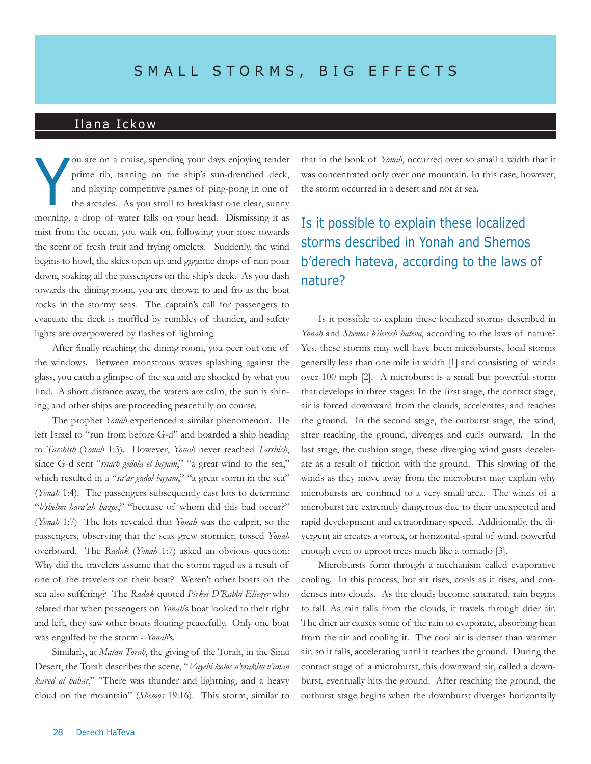# SMALL STORMS, BIG EFFECTS

## Ilana Ickow

You are on a cruise, spending your days enjoying tender prime rib, tanning on the ship's sun-drenched deck, and playing competitive games of ping-pong in one of the arcades. As you stroll to breakfast one clear, sunny morning, a drop of water falls on your head. Dismissing it as mist from the ocean, you walk on, following your nose towards the scent of fresh fruit and frying omelets. Suddenly, the wind begins to howl, the skies open up, and gigantic drops of rain pour down, soaking all the passengers on the ship's deck. As you dash towards the dining room, you are thrown to and fro as the boat rocks in the stormy seas. The captain's call for passengers to evacuate the deck is muffled by rumbles of thunder, and safety lights are overpowered by flashes of lightning.

After finally reaching the dining room, you peer out one of the windows. Between monstrous waves splashing against the glass, you catch a glimpse of the sea and are shocked by what you find. A short distance away, the waters are calm, the sun is shining, and other ships are proceeding peacefully on course.

The prophet *Yonah* experienced a similar phenomenon. He left Israel to "run from before G-d" and boarded a ship heading to *Tarshish* (*Yonah* 1:3). However, *Yonah* never reached *Tarshish*, since G-d sent "*ruach gedola el hayam*," "a great wind to the sea," which resulted in a "*sa'ar gadol bayam*," "a great storm in the sea" (*Yonah* 1:4). The passengers subsequently cast lots to determine "*b'shelmi hara'ah hazos*," "because of whom did this bad occur?" (*Yonah* 1:7) The lots revealed that *Yonah* was the culprit, so the passengers, observing that the seas grew stormier, tossed *Yonah* overboard. The *Radak* (*Yonah* 1:7) asked an obvious question: Why did the travelers assume that the storm raged as a result of one of the travelers on their boat? Weren't other boats on the sea also suffering? The *Radak* quoted *Pirkei D'Rabbi Eliezer* who related that when passengers on *Yonah*'s boat looked to their right and left, they saw other boats floating peacefully. Only one boat was engulfed by the storm - *Yonah*'s.

Similarly, at *Matan Torah*, the giving of the Torah, in the Sinai Desert, the Torah describes the scene, "*Vayehi kolos u'vrakim v'anan kaved al hahar*," "There was thunder and lightning, and a heavy cloud on the mountain" (*Shemos* 19:16). This storm, similar to that in the book of *Yonah*, occurred over so small a width that it was concentrated only over one mountain. In this case, however, the storm occurred in a desert and not at sea.

> Is it possible to explain these localized storms described in Yonah and Shemos b'derech hateva, according to the laws of nature?

Is it possible to explain these localized storms described in *Yonah* and *Shemos b'derech hateva*, according to the laws of nature? Yes, these storms may well have been microbursts, local storms generally less than one mile in width [1] and consisting of winds over 100 mph [2]. A microburst is a small but powerful storm that develops in three stages: In the first stage, the contact stage, air is forced downward from the clouds, accelerates, and reaches the ground. In the second stage, the outburst stage, the wind, after reaching the ground, diverges and curls outward. In the last stage, the cushion stage, these diverging wind gusts decelerate as a result of friction with the ground. This slowing of the winds as they move away from the microburst may explain why microbursts are confined to a very small area. The winds of a microburst are extremely dangerous due to their unexpected and rapid development and extraordinary speed. Additionally, the divergent air creates a vortex, or horizontal spiral of wind, powerful enough even to uproot trees much like a tornado [3].

Microbursts form through a mechanism called evaporative cooling. In this process, hot air rises, cools as it rises, and condenses into clouds. As the clouds become saturated, rain begins to fall. As rain falls from the clouds, it travels through drier air. The drier air causes some of the rain to evaporate, absorbing heat from the air and cooling it. The cool air is denser than warmer air, so it falls, accelerating until it reaches the ground. During the contact stage of a microburst, this downward air, called a downburst, eventually hits the ground. After reaching the ground, the outburst stage begins when the downburst diverges horizontally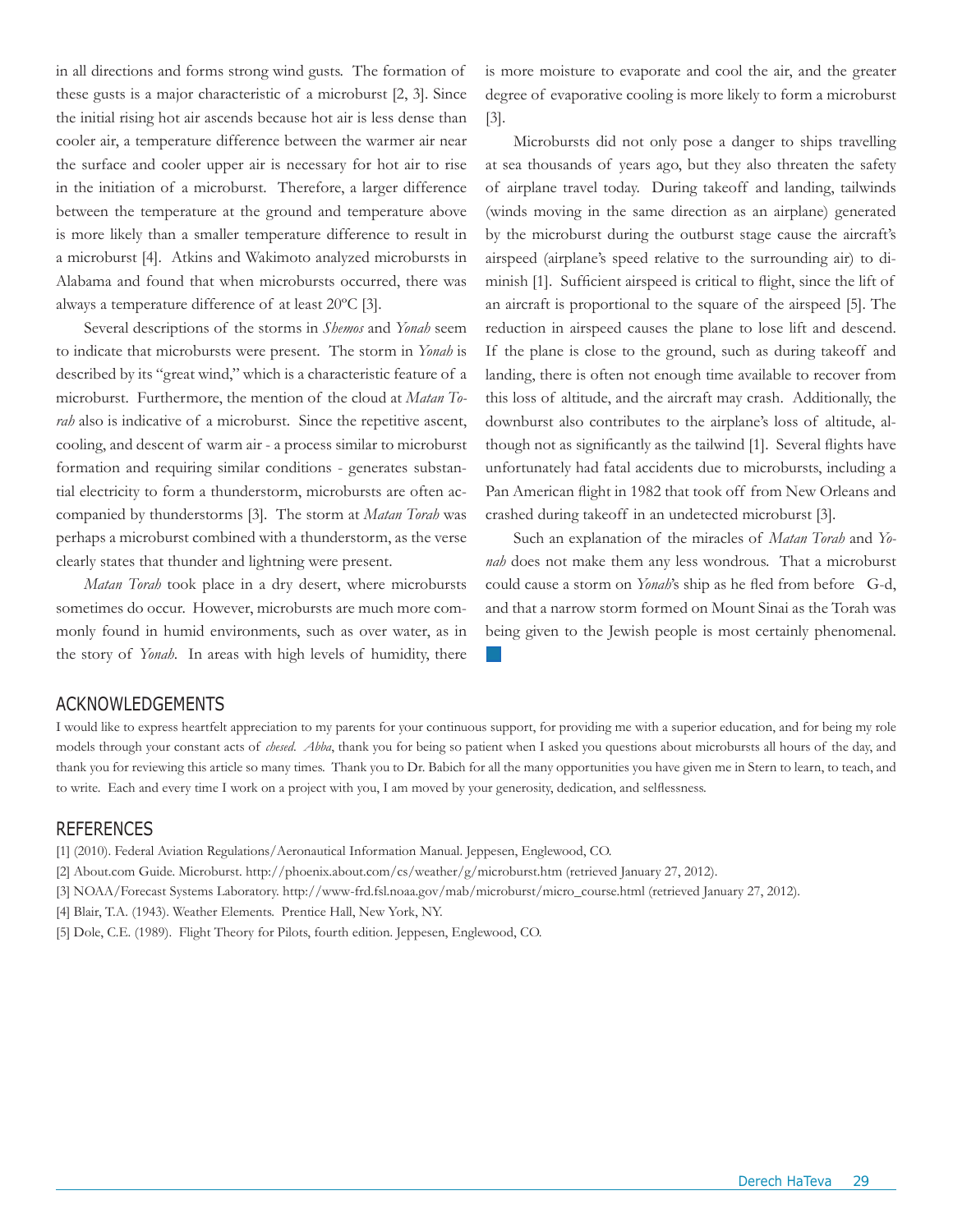in all directions and forms strong wind gusts. The formation of these gusts is a major characteristic of a microburst [2, 3]. Since the initial rising hot air ascends because hot air is less dense than cooler air, a temperature difference between the warmer air near the surface and cooler upper air is necessary for hot air to rise in the initiation of a microburst. Therefore, a larger difference between the temperature at the ground and temperature above is more likely than a smaller temperature difference to result in a microburst [4]. Atkins and Wakimoto analyzed microbursts in Alabama and found that when microbursts occurred, there was always a temperature difference of at least 20ºC [3].

Several descriptions of the storms in *Shemos* and *Yonah* seem to indicate that microbursts were present. The storm in *Yonah* is described by its "great wind," which is a characteristic feature of a microburst. Furthermore, the mention of the cloud at *Matan Torah* also is indicative of a microburst. Since the repetitive ascent, cooling, and descent of warm air - a process similar to microburst formation and requiring similar conditions - generates substantial electricity to form a thunderstorm, microbursts are often accompanied by thunderstorms [3]. The storm at *Matan Torah* was perhaps a microburst combined with a thunderstorm, as the verse clearly states that thunder and lightning were present.

*Matan Torah* took place in a dry desert, where microbursts sometimes do occur. However, microbursts are much more commonly found in humid environments, such as over water, as in the story of *Yonah*. In areas with high levels of humidity, there is more moisture to evaporate and cool the air, and the greater degree of evaporative cooling is more likely to form a microburst [3].

Microbursts did not only pose a danger to ships travelling at sea thousands of years ago, but they also threaten the safety of airplane travel today. During takeoff and landing, tailwinds (winds moving in the same direction as an airplane) generated by the microburst during the outburst stage cause the aircraft's airspeed (airplane's speed relative to the surrounding air) to diminish [1]. Sufficient airspeed is critical to flight, since the lift of an aircraft is proportional to the square of the airspeed [5]. The reduction in airspeed causes the plane to lose lift and descend. If the plane is close to the ground, such as during takeoff and landing, there is often not enough time available to recover from this loss of altitude, and the aircraft may crash. Additionally, the downburst also contributes to the airplane's loss of altitude, although not as significantly as the tailwind [1]. Several flights have unfortunately had fatal accidents due to microbursts, including a Pan American flight in 1982 that took off from New Orleans and crashed during takeoff in an undetected microburst [3].

Such an explanation of the miracles of *Matan Torah* and *Yonah* does not make them any less wondrous. That a microburst could cause a storm on *Yonah*'s ship as he fled from before G-d, and that a narrow storm formed on Mount Sinai as the Torah was being given to the Jewish people is most certainly phenomenal.

## ACKNOWLEDGEMENTS

I would like to express heartfelt appreciation to my parents for your continuous support, for providing me with a superior education, and for being my role models through your constant acts of *chesed*. *Abba*, thank you for being so patient when I asked you questions about microbursts all hours of the day, and thank you for reviewing this article so many times. Thank you to Dr. Babich for all the many opportunities you have given me in Stern to learn, to teach, and to write. Each and every time I work on a project with you, I am moved by your generosity, dedication, and selflessness.

## REFERENCES

[1] (2010). Federal Aviation Regulations/Aeronautical Information Manual. Jeppesen, Englewood, CO.

[2] About.com Guide. Microburst. http://phoenix.about.com/cs/weather/g/microburst.htm (retrieved January 27, 2012).

[3] NOAA/Forecast Systems Laboratory. http://www-frd.fsl.noaa.gov/mab/microburst/micro_course.html (retrieved January 27, 2012).

[4] Blair, T.A. (1943). Weather Elements. Prentice Hall, New York, NY.

[5] Dole, C.E. (1989). Flight Theory for Pilots, fourth edition. Jeppesen, Englewood, CO.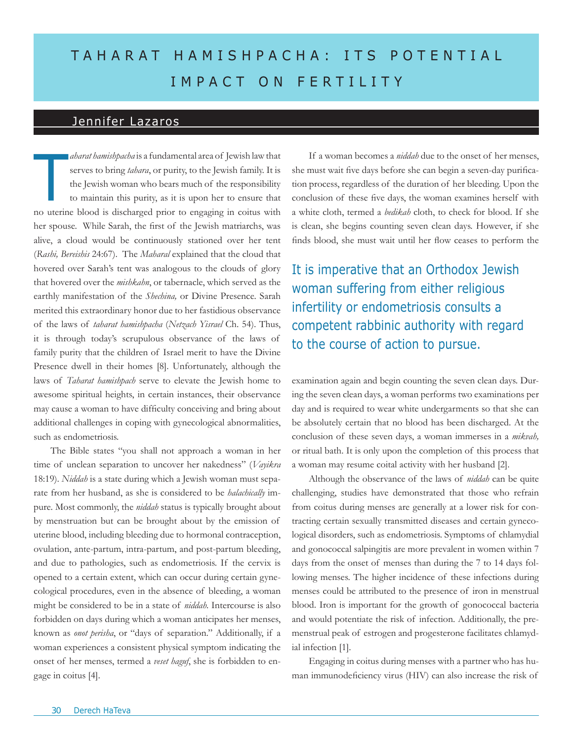# TAHARAT HAMISHPACHA: ITS POTENTIAL IMPACT ON FERTILITY

## Jennifer Lazaros

*Taharat hamishpacha* is a fundamental area of Jewish law that serves to bring *tahara*, or purity, to the Jewish family. It is the Jewish woman who bears much of the responsibility to maintain this purity, as it is upon her to ensure that no uterine blood is discharged prior to engaging in coitus with her spouse. While Sarah, the first of the Jewish matriarchs, was alive, a cloud would be continuously stationed over her tent (*Rashi, Bereishis* 24:67). The *Maharal* explained that the cloud that hovered over Sarah's tent was analogous to the clouds of glory that hovered over the *mishkahn*, or tabernacle, which served as the earthly manifestation of the *Shechina,* or Divine Presence. Sarah merited this extraordinary honor due to her fastidious observance of the laws of *taharat hamishpacha* (*Netzach Yisrael* Ch. 54). Thus, it is through today's scrupulous observance of the laws of family purity that the children of Israel merit to have the Divine Presence dwell in their homes [8]. Unfortunately, although the laws of *Taharat hamishpach* serve to elevate the Jewish home to awesome spiritual heights, in certain instances, their observance may cause a woman to have difficulty conceiving and bring about additional challenges in coping with gynecological abnormalities, such as endometriosis.

The Bible states "you shall not approach a woman in her time of unclean separation to uncover her nakedness" (*Vayikra* 18:19). *Niddah* is a state during which a Jewish woman must separate from her husband, as she is considered to be *halachically* impure. Most commonly, the *niddah* status is typically brought about by menstruation but can be brought about by the emission of uterine blood, including bleeding due to hormonal contraception, ovulation, ante-partum, intra-partum, and post-partum bleeding, and due to pathologies, such as endometriosis. If the cervix is opened to a certain extent, which can occur during certain gynecological procedures, even in the absence of bleeding, a woman might be considered to be in a state of *niddah.* Intercourse is also forbidden on days during which a woman anticipates her menses, known as *onot perisha*, or "days of separation." Additionally, if a woman experiences a consistent physical symptom indicating the onset of her menses, termed a *veset haguf*, she is forbidden to engage in coitus [4].

If a woman becomes a *niddah* due to the onset of her menses, she must wait five days before she can begin a seven-day purification process, regardless of the duration of her bleeding. Upon the conclusion of these five days, the woman examines herself with a white cloth, termed a *bedikah* cloth, to check for blood. If she is clean, she begins counting seven clean days. However, if she finds blood, she must wait until her flow ceases to perform the examination again and begin counting the seven clean days. During the seven clean days, a woman performs two examinations per day and is required to wear white undergarments so that she can be absolutely certain that no blood has been discharged. At the conclusion of these seven days, a woman immerses in a *mikvah,* or ritual bath. It is only upon the completion of this process that a woman may resume coital activity with her husband [2].

> It is imperative that an Orthodox Jewish woman suffering from either religious infertility or endometriosis consults a competent rabbinic authority with regard to the course of action to pursue.

Although the observance of the laws of *niddah* can be quite challenging, studies have demonstrated that those who refrain from coitus during menses are generally at a lower risk for contracting certain sexually transmitted diseases and certain gynecological disorders, such as endometriosis. Symptoms of chlamydial and gonococcal salpingitis are more prevalent in women within 7 days from the onset of menses than during the 7 to 14 days following menses. The higher incidence of these infections during menses could be attributed to the presence of iron in menstrual blood. Iron is important for the growth of gonococcal bacteria and would potentiate the risk of infection. Additionally, the premenstrual peak of estrogen and progesterone facilitates chlamydial infection [1].

Engaging in coitus during menses with a partner who has human immunodeficiency virus (HIV) can also increase the risk of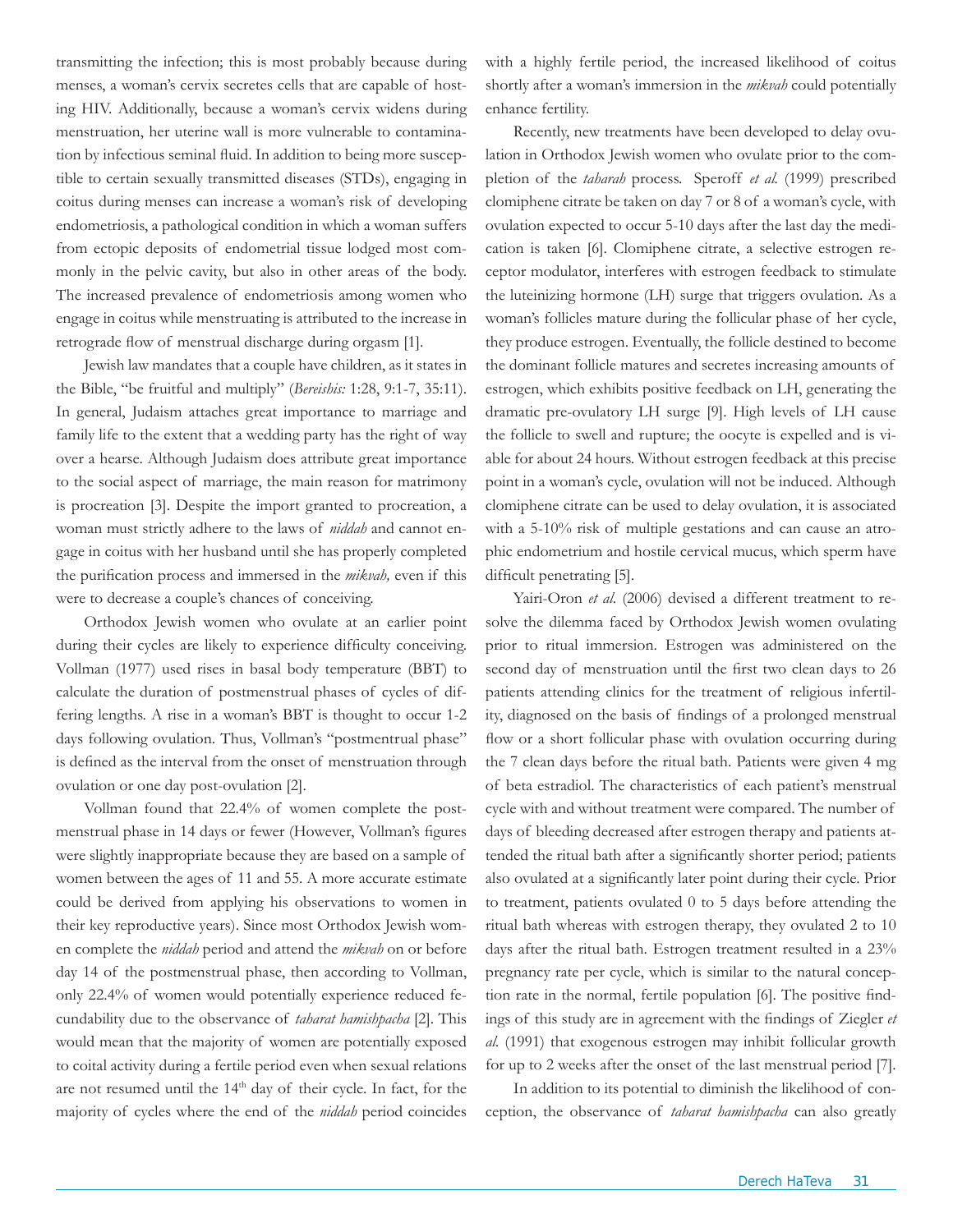transmitting the infection; this is most probably because during menses, a woman's cervix secretes cells that are capable of hosting HIV. Additionally, because a woman's cervix widens during menstruation, her uterine wall is more vulnerable to contamination by infectious seminal fluid. In addition to being more susceptible to certain sexually transmitted diseases (STDs), engaging in coitus during menses can increase a woman's risk of developing endometriosis, a pathological condition in which a woman suffers from ectopic deposits of endometrial tissue lodged most commonly in the pelvic cavity, but also in other areas of the body. The increased prevalence of endometriosis among women who engage in coitus while menstruating is attributed to the increase in retrograde flow of menstrual discharge during orgasm [1].

Jewish law mandates that a couple have children, as it states in the Bible, "be fruitful and multiply" (*Bereishis:* 1:28, 9:1-7, 35:11). In general, Judaism attaches great importance to marriage and family life to the extent that a wedding party has the right of way over a hearse. Although Judaism does attribute great importance to the social aspect of marriage, the main reason for matrimony is procreation [3]. Despite the import granted to procreation, a woman must strictly adhere to the laws of *niddah* and cannot engage in coitus with her husband until she has properly completed the purification process and immersed in the *mikvah,* even if this were to decrease a couple's chances of conceiving.

Orthodox Jewish women who ovulate at an earlier point during their cycles are likely to experience difficulty conceiving. Vollman (1977) used rises in basal body temperature (BBT) to calculate the duration of postmenstrual phases of cycles of differing lengths. A rise in a woman's BBT is thought to occur 1-2 days following ovulation. Thus, Vollman's "postmentrual phase" is defined as the interval from the onset of menstruation through ovulation or one day post-ovulation [2].

Vollman found that 22.4% of women complete the postmenstrual phase in 14 days or fewer (However, Vollman's figures were slightly inappropriate because they are based on a sample of women between the ages of 11 and 55. A more accurate estimate could be derived from applying his observations to women in their key reproductive years). Since most Orthodox Jewish women complete the *niddah* period and attend the *mikvah* on or before day 14 of the postmenstrual phase, then according to Vollman, only 22.4% of women would potentially experience reduced fecundability due to the observance of *taharat hamishpacha* [2]. This would mean that the majority of women are potentially exposed to coital activity during a fertile period even when sexual relations are not resumed until the 14th day of their cycle. In fact, for the majority of cycles where the end of the *niddah* period coincides with a highly fertile period, the increased likelihood of coitus shortly after a woman's immersion in the *mikvah* could potentially enhance fertility.

Recently, new treatments have been developed to delay ovulation in Orthodox Jewish women who ovulate prior to the completion of the *taharah* process. Speroff *et al.* (1999) prescribed clomiphene citrate be taken on day 7 or 8 of a woman's cycle, with ovulation expected to occur 5-10 days after the last day the medication is taken [6]. Clomiphene citrate, a selective estrogen receptor modulator, interferes with estrogen feedback to stimulate the luteinizing hormone (LH) surge that triggers ovulation. As a woman's follicles mature during the follicular phase of her cycle, they produce estrogen. Eventually, the follicle destined to become the dominant follicle matures and secretes increasing amounts of estrogen, which exhibits positive feedback on LH, generating the dramatic pre-ovulatory LH surge [9]. High levels of LH cause the follicle to swell and rupture; the oocyte is expelled and is viable for about 24 hours. Without estrogen feedback at this precise point in a woman's cycle, ovulation will not be induced. Although clomiphene citrate can be used to delay ovulation, it is associated with a 5-10% risk of multiple gestations and can cause an atrophic endometrium and hostile cervical mucus, which sperm have difficult penetrating [5].

Yairi-Oron *et al.* (2006) devised a different treatment to resolve the dilemma faced by Orthodox Jewish women ovulating prior to ritual immersion. Estrogen was administered on the second day of menstruation until the first two clean days to 26 patients attending clinics for the treatment of religious infertility, diagnosed on the basis of findings of a prolonged menstrual flow or a short follicular phase with ovulation occurring during the 7 clean days before the ritual bath. Patients were given 4 mg of beta estradiol. The characteristics of each patient's menstrual cycle with and without treatment were compared. The number of days of bleeding decreased after estrogen therapy and patients attended the ritual bath after a significantly shorter period; patients also ovulated at a significantly later point during their cycle. Prior to treatment, patients ovulated 0 to 5 days before attending the ritual bath whereas with estrogen therapy, they ovulated 2 to 10 days after the ritual bath. Estrogen treatment resulted in a 23% pregnancy rate per cycle, which is similar to the natural conception rate in the normal, fertile population [6]. The positive findings of this study are in agreement with the findings of Ziegler *et al.* (1991) that exogenous estrogen may inhibit follicular growth for up to 2 weeks after the onset of the last menstrual period [7].

In addition to its potential to diminish the likelihood of conception, the observance of *taharat hamishpacha* can also greatly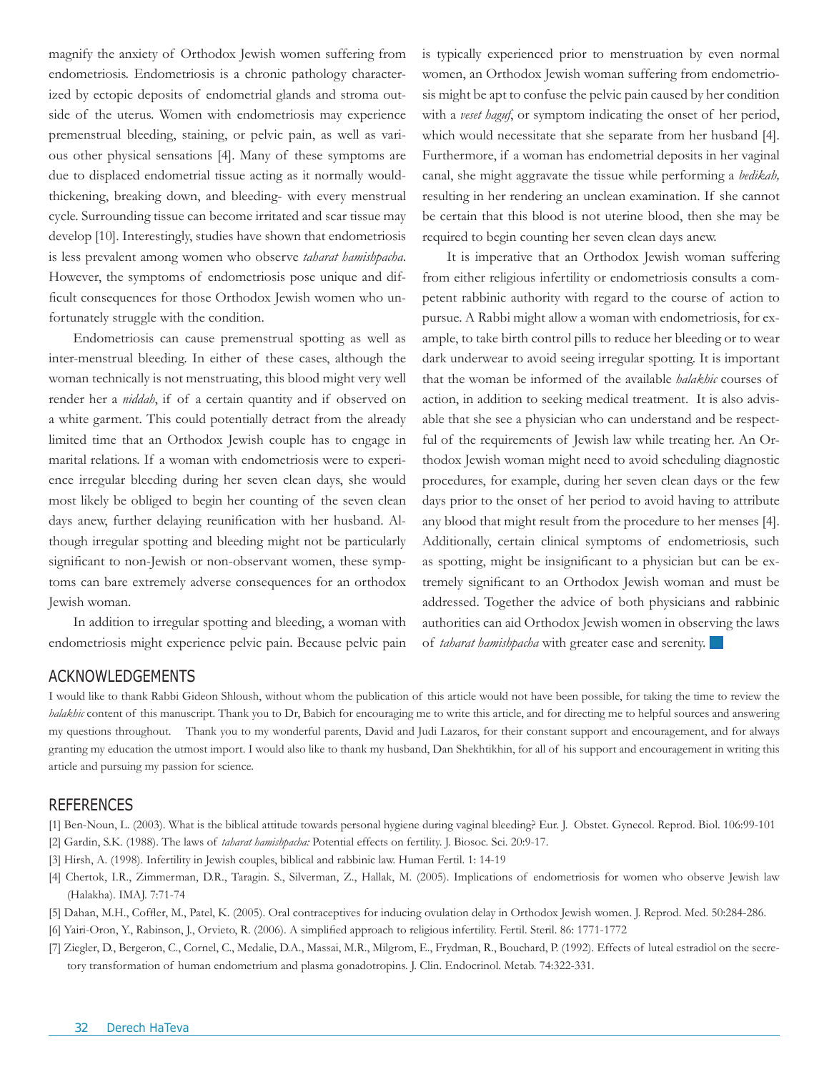magnify the anxiety of Orthodox Jewish women suffering from endometriosis. Endometriosis is a chronic pathology characterized by ectopic deposits of endometrial glands and stroma outside of the uterus. Women with endometriosis may experience premenstrual bleeding, staining, or pelvic pain, as well as various other physical sensations [4]. Many of these symptoms are due to displaced endometrial tissue acting as it normally would-thickening, breaking down, and bleeding- with every menstrual cycle. Surrounding tissue can become irritated and scar tissue may develop [10]. Interestingly, studies have shown that endometriosis is less prevalent among women who observe *taharat hamishpacha*. However, the symptoms of endometriosis pose unique and difficult consequences for those Orthodox Jewish women who unfortunately struggle with the condition.

Endometriosis can cause premenstrual spotting as well as inter-menstrual bleeding. In either of these cases, although the woman technically is not menstruating, this blood might very well render her a *niddah*, if of a certain quantity and if observed on a white garment. This could potentially detract from the already limited time that an Orthodox Jewish couple has to engage in marital relations. If a woman with endometriosis were to experience irregular bleeding during her seven clean days, she would most likely be obliged to begin her counting of the seven clean days anew, further delaying reunification with her husband. Although irregular spotting and bleeding might not be particularly significant to non-Jewish or non-observant women, these symptoms can bare extremely adverse consequences for an orthodox Jewish woman.

In addition to irregular spotting and bleeding, a woman with endometriosis might experience pelvic pain. Because pelvic pain is typically experienced prior to menstruation by even normal women, an Orthodox Jewish woman suffering from endometriosis might be apt to confuse the pelvic pain caused by her condition with a *veset haguf*, or symptom indicating the onset of her period, which would necessitate that she separate from her husband [4]. Furthermore, if a woman has endometrial deposits in her vaginal canal, she might aggravate the tissue while performing a *bedikah,* resulting in her rendering an unclean examination. If she cannot be certain that this blood is not uterine blood, then she may be required to begin counting her seven clean days anew.

It is imperative that an Orthodox Jewish woman suffering from either religious infertility or endometriosis consults a competent rabbinic authority with regard to the course of action to pursue. A Rabbi might allow a woman with endometriosis, for example, to take birth control pills to reduce her bleeding or to wear dark underwear to avoid seeing irregular spotting. It is important that the woman be informed of the available *halakhic* courses of action, in addition to seeking medical treatment. It is also advisable that she see a physician who can understand and be respectful of the requirements of Jewish law while treating her. An Orthodox Jewish woman might need to avoid scheduling diagnostic procedures, for example, during her seven clean days or the few days prior to the onset of her period to avoid having to attribute any blood that might result from the procedure to her menses [4]. Additionally, certain clinical symptoms of endometriosis, such as spotting, might be insignificant to a physician but can be extremely significant to an Orthodox Jewish woman and must be addressed. Together the advice of both physicians and rabbinic authorities can aid Orthodox Jewish women in observing the laws of *taharat hamishpacha* with greater ease and serenity.

## ACKNOWLEDGEMENTS

I would like to thank Rabbi Gideon Shloush, without whom the publication of this article would not have been possible, for taking the time to review the *halakhic* content of this manuscript. Thank you to Dr, Babich for encouraging me to write this article, and for directing me to helpful sources and answering my questions throughout. Thank you to my wonderful parents, David and Judi Lazaros, for their constant support and encouragement, and for always granting my education the utmost import. I would also like to thank my husband, Dan Shekhtikhin, for all of his support and encouragement in writing this article and pursuing my passion for science.

## REFERENCES

[1] Ben-Noun, L. (2003). What is the biblical attitude towards personal hygiene during vaginal bleeding? Eur. J. Obstet. Gynecol. Reprod. Biol. 106:99-101

[2] Gardin, S.K. (1988). The laws of *taharat hamishpacha:* Potential effects on fertility. J. Biosoc. Sci. 20:9-17.

[3] Hirsh, A. (1998). Infertility in Jewish couples, biblical and rabbinic law. Human Fertil. 1: 14-19

[4] Chertok, I.R., Zimmerman, D.R., Taragin. S., Silverman, Z., Hallak, M. (2005). Implications of endometriosis for women who observe Jewish law (Halakha). IMAJ. 7:71-74

[5] Dahan, M.H., Coffler, M., Patel, K. (2005). Oral contraceptives for inducing ovulation delay in Orthodox Jewish women. J. Reprod. Med. 50:284-286.

[6] Yairi-Oron, Y., Rabinson, J., Orvieto, R. (2006). A simplified approach to religious infertility. Fertil. Steril. 86: 1771-1772

[7] Ziegler, D., Bergeron, C., Cornel, C., Medalie, D.A., Massai, M.R., Milgrom, E., Frydman, R., Bouchard, P. (1992). Effects of luteal estradiol on the secretory transformation of human endometrium and plasma gonadotropins. J. Clin. Endocrinol. Metab. 74:322-331.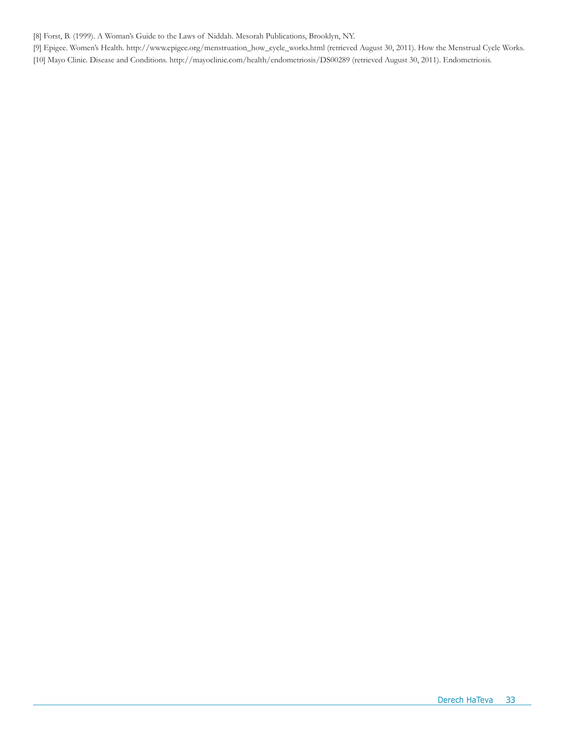[8] Forst, B. (1999). A Woman's Guide to the Laws of Niddah. Mesorah Publications, Brooklyn, NY.

[9] Epigee. Women's Health. http://www.epigee.org/menstruation_how_cycle_works.html (retrieved August 30, 2011). How the Menstrual Cycle Works.

[10] Mayo Clinic. Disease and Conditions. http://mayoclinic.com/health/endometriosis/DS00289 (retrieved August 30, 2011). Endometriosis.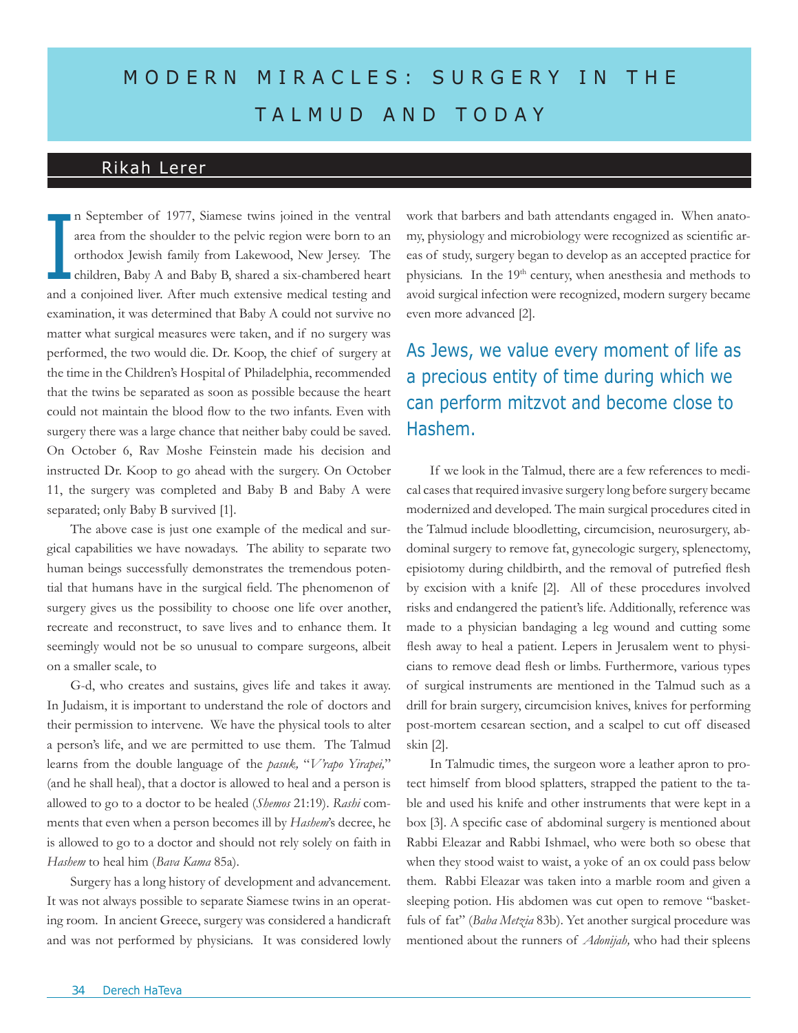# MODERN MIRACLES: SURGERY IN THE TALMUD AND TODAY

## Rikah Lerer

In September of 1977, Siamese twins joined in the ventral area from the shoulder to the pelvic region were born to an orthodox Jewish family from Lakewood, New Jersey. The children, Baby A and Baby B, shared a six-chambered heart and a conjoined liver. After much extensive medical testing and examination, it was determined that Baby A could not survive no matter what surgical measures were taken, and if no surgery was performed, the two would die. Dr. Koop, the chief of surgery at the time in the Children's Hospital of Philadelphia, recommended that the twins be separated as soon as possible because the heart could not maintain the blood flow to the two infants. Even with surgery there was a large chance that neither baby could be saved. On October 6, Rav Moshe Feinstein made his decision and instructed Dr. Koop to go ahead with the surgery. On October 11, the surgery was completed and Baby B and Baby A were separated; only Baby B survived [1].

The above case is just one example of the medical and surgical capabilities we have nowadays. The ability to separate two human beings successfully demonstrates the tremendous potential that humans have in the surgical field. The phenomenon of surgery gives us the possibility to choose one life over another, recreate and reconstruct, to save lives and to enhance them. It seemingly would not be so unusual to compare surgeons, albeit on a smaller scale, to

G-d, who creates and sustains, gives life and takes it away. In Judaism, it is important to understand the role of doctors and their permission to intervene. We have the physical tools to alter a person's life, and we are permitted to use them. The Talmud learns from the double language of the *pasuk,* "*V'rapo Yirapei,*" (and he shall heal), that a doctor is allowed to heal and a person is allowed to go to a doctor to be healed (*Shemos* 21:19). *Rashi* comments that even when a person becomes ill by *Hashem*'s decree, he is allowed to go to a doctor and should not rely solely on faith in *Hashem* to heal him (*Bava Kama* 85a).

Surgery has a long history of development and advancement. It was not always possible to separate Siamese twins in an operating room. In ancient Greece, surgery was considered a handicraft and was not performed by physicians. It was considered lowly work that barbers and bath attendants engaged in. When anatomy, physiology and microbiology were recognized as scientific areas of study, surgery began to develop as an accepted practice for physicians. In the 19th century, when anesthesia and methods to avoid surgical infection were recognized, modern surgery became even more advanced [2].

> As Jews, we value every moment of life as a precious entity of time during which we can perform mitzvot and become close to Hashem.

If we look in the Talmud, there are a few references to medical cases that required invasive surgery long before surgery became modernized and developed. The main surgical procedures cited in the Talmud include bloodletting, circumcision, neurosurgery, abdominal surgery to remove fat, gynecologic surgery, splenectomy, episiotomy during childbirth, and the removal of putrefied flesh by excision with a knife [2]. All of these procedures involved risks and endangered the patient's life. Additionally, reference was made to a physician bandaging a leg wound and cutting some flesh away to heal a patient. Lepers in Jerusalem went to physicians to remove dead flesh or limbs. Furthermore, various types of surgical instruments are mentioned in the Talmud such as a drill for brain surgery, circumcision knives, knives for performing post-mortem cesarean section, and a scalpel to cut off diseased skin [2].

In Talmudic times, the surgeon wore a leather apron to protect himself from blood splatters, strapped the patient to the table and used his knife and other instruments that were kept in a box [3]. A specific case of abdominal surgery is mentioned about Rabbi Eleazar and Rabbi Ishmael, who were both so obese that when they stood waist to waist, a yoke of an ox could pass below them. Rabbi Eleazar was taken into a marble room and given a sleeping potion. His abdomen was cut open to remove "basketfuls of fat" (*Baba Metzia* 83b). Yet another surgical procedure was mentioned about the runners of *Adonijah,* who had their spleens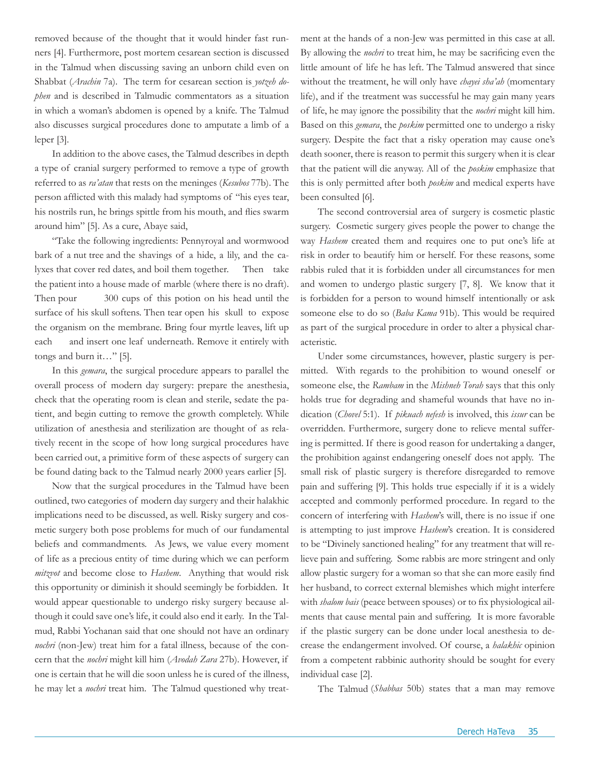removed because of the thought that it would hinder fast runners [4]. Furthermore, post mortem cesarean section is discussed in the Talmud when discussing saving an unborn child even on Shabbat (*Arachin* 7a). The term for cesarean section is *yotzeh dophen* and is described in Talmudic commentators as a situation in which a woman's abdomen is opened by a knife. The Talmud also discusses surgical procedures done to amputate a limb of a leper [3].

In addition to the above cases, the Talmud describes in depth a type of cranial surgery performed to remove a type of growth referred to as *ra'atan* that rests on the meninges (*Kesubos* 77b). The person afflicted with this malady had symptoms of "his eyes tear, his nostrils run, he brings spittle from his mouth, and flies swarm around him" [5]. As a cure, Abaye said,

"Take the following ingredients: Pennyroyal and wormwood bark of a nut tree and the shavings of a hide, a lily, and the calyxes that cover red dates, and boil them together. Then take the patient into a house made of marble (where there is no draft). Then pour 300 cups of this potion on his head until the surface of his skull softens. Then tear open his skull to expose the organism on the membrane. Bring four myrtle leaves, lift up each and insert one leaf underneath. Remove it entirely with tongs and burn it…" [5].

In this *gemara*, the surgical procedure appears to parallel the overall process of modern day surgery: prepare the anesthesia, check that the operating room is clean and sterile, sedate the patient, and begin cutting to remove the growth completely. While utilization of anesthesia and sterilization are thought of as relatively recent in the scope of how long surgical procedures have been carried out, a primitive form of these aspects of surgery can be found dating back to the Talmud nearly 2000 years earlier [5].

Now that the surgical procedures in the Talmud have been outlined, two categories of modern day surgery and their halakhic implications need to be discussed, as well. Risky surgery and cosmetic surgery both pose problems for much of our fundamental beliefs and commandments. As Jews, we value every moment of life as a precious entity of time during which we can perform *mitzvot* and become close to *Hashem*. Anything that would risk this opportunity or diminish it should seemingly be forbidden. It would appear questionable to undergo risky surgery because although it could save one's life, it could also end it early. In the Talmud, Rabbi Yochanan said that one should not have an ordinary *nochri* (non-Jew) treat him for a fatal illness, because of the concern that the *nochri* might kill him (*Avodah Zara* 27b). However, if one is certain that he will die soon unless he is cured of the illness, he may let a *nochri* treat him. The Talmud questioned why treatment at the hands of a non-Jew was permitted in this case at all. By allowing the *nochri* to treat him, he may be sacrificing even the little amount of life he has left. The Talmud answered that since without the treatment, he will only have *chayei sha'ah* (momentary life), and if the treatment was successful he may gain many years of life, he may ignore the possibility that the *nochri* might kill him. Based on this *gemara*, the *poskim* permitted one to undergo a risky surgery. Despite the fact that a risky operation may cause one's death sooner, there is reason to permit this surgery when it is clear that the patient will die anyway. All of the *poskim* emphasize that this is only permitted after both *poskim* and medical experts have been consulted [6].

The second controversial area of surgery is cosmetic plastic surgery. Cosmetic surgery gives people the power to change the way *Hashem* created them and requires one to put one's life at risk in order to beautify him or herself. For these reasons, some rabbis ruled that it is forbidden under all circumstances for men and women to undergo plastic surgery [7, 8]. We know that it is forbidden for a person to wound himself intentionally or ask someone else to do so (*Baba Kama* 91b). This would be required as part of the surgical procedure in order to alter a physical characteristic.

Under some circumstances, however, plastic surgery is permitted. With regards to the prohibition to wound oneself or someone else, the *Rambam* in the *Mishneh Torah* says that this only holds true for degrading and shameful wounds that have no indication (*Chovel* 5:1). If *pikuach nefesh* is involved, this *issur* can be overridden. Furthermore, surgery done to relieve mental suffering is permitted. If there is good reason for undertaking a danger, the prohibition against endangering oneself does not apply. The small risk of plastic surgery is therefore disregarded to remove pain and suffering [9]. This holds true especially if it is a widely accepted and commonly performed procedure. In regard to the concern of interfering with *Hashem*'s will, there is no issue if one is attempting to just improve *Hashem*'s creation. It is considered to be "Divinely sanctioned healing" for any treatment that will relieve pain and suffering. Some rabbis are more stringent and only allow plastic surgery for a woman so that she can more easily find her husband, to correct external blemishes which might interfere with *shalom bais* (peace between spouses) or to fix physiological ailments that cause mental pain and suffering. It is more favorable if the plastic surgery can be done under local anesthesia to decrease the endangerment involved. Of course, a *halakhic* opinion from a competent rabbinic authority should be sought for every individual case [2].

The Talmud (*Shabbas* 50b) states that a man may remove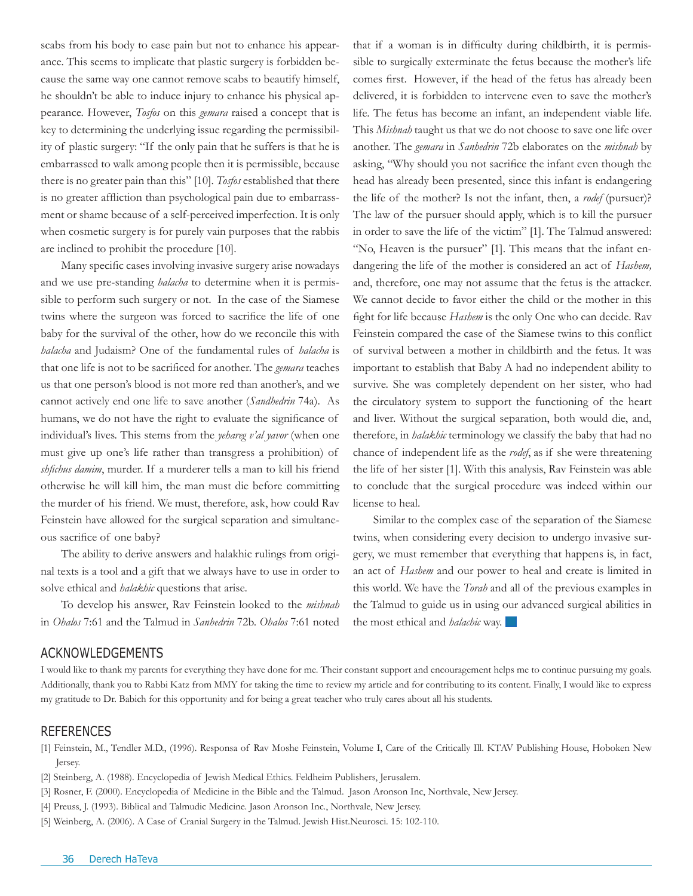scabs from his body to ease pain but not to enhance his appearance. This seems to implicate that plastic surgery is forbidden because the same way one cannot remove scabs to beautify himself, he shouldn't be able to induce injury to enhance his physical appearance. However, *Tosfos* on this *gemara* raised a concept that is key to determining the underlying issue regarding the permissibility of plastic surgery: "If the only pain that he suffers is that he is embarrassed to walk among people then it is permissible, because there is no greater pain than this" [10]. *Tosfos* established that there is no greater affliction than psychological pain due to embarrassment or shame because of a self-perceived imperfection. It is only when cosmetic surgery is for purely vain purposes that the rabbis are inclined to prohibit the procedure [10].

Many specific cases involving invasive surgery arise nowadays and we use pre-standing *halacha* to determine when it is permissible to perform such surgery or not. In the case of the Siamese twins where the surgeon was forced to sacrifice the life of one baby for the survival of the other, how do we reconcile this with *halacha* and Judaism? One of the fundamental rules of *halacha* is that one life is not to be sacrificed for another. The *gemara* teaches us that one person's blood is not more red than another's, and we cannot actively end one life to save another (*Sandhedrin* 74a). As humans, we do not have the right to evaluate the significance of individual's lives. This stems from the *yehareg v'al yavor* (when one must give up one's life rather than transgress a prohibition) of *shfichus damim*, murder. If a murderer tells a man to kill his friend otherwise he will kill him, the man must die before committing the murder of his friend. We must, therefore, ask, how could Rav Feinstein have allowed for the surgical separation and simultaneous sacrifice of one baby?

The ability to derive answers and halakhic rulings from original texts is a tool and a gift that we always have to use in order to solve ethical and *halakhic* questions that arise.

To develop his answer, Rav Feinstein looked to the *mishnah* in *Ohalos* 7:61 and the Talmud in *Sanhedrin* 72b. *Ohalos* 7:61 noted that if a woman is in difficulty during childbirth, it is permissible to surgically exterminate the fetus because the mother's life comes first. However, if the head of the fetus has already been delivered, it is forbidden to intervene even to save the mother's life. The fetus has become an infant, an independent viable life. This *Mishnah* taught us that we do not choose to save one life over another. The *gemara* in *Sanhedrin* 72b elaborates on the *mishnah* by asking, "Why should you not sacrifice the infant even though the head has already been presented, since this infant is endangering the life of the mother? Is not the infant, then, a *rodef* (pursuer)? The law of the pursuer should apply, which is to kill the pursuer in order to save the life of the victim" [1]. The Talmud answered: "No, Heaven is the pursuer" [1]. This means that the infant endangering the life of the mother is considered an act of *Hashem,* and, therefore, one may not assume that the fetus is the attacker. We cannot decide to favor either the child or the mother in this fight for life because *Hashem* is the only One who can decide. Rav Feinstein compared the case of the Siamese twins to this conflict of survival between a mother in childbirth and the fetus. It was important to establish that Baby A had no independent ability to survive. She was completely dependent on her sister, who had the circulatory system to support the functioning of the heart and liver. Without the surgical separation, both would die, and, therefore, in *halakhic* terminology we classify the baby that had no chance of independent life as the *rodef*, as if she were threatening the life of her sister [1]. With this analysis, Rav Feinstein was able to conclude that the surgical procedure was indeed within our license to heal.

Similar to the complex case of the separation of the Siamese twins, when considering every decision to undergo invasive surgery, we must remember that everything that happens is, in fact, an act of *Hashem* and our power to heal and create is limited in this world. We have the *Torah* and all of the previous examples in the Talmud to guide us in using our advanced surgical abilities in the most ethical and *halachic* way.

## ACKNOWLEDGEMENTS

I would like to thank my parents for everything they have done for me. Their constant support and encouragement helps me to continue pursuing my goals. Additionally, thank you to Rabbi Katz from MMY for taking the time to review my article and for contributing to its content. Finally, I would like to express my gratitude to Dr. Babich for this opportunity and for being a great teacher who truly cares about all his students.

## REFERENCES

[1] Feinstein, M., Tendler M.D., (1996). Responsa of Rav Moshe Feinstein, Volume I, Care of the Critically Ill. KTAV Publishing House, Hoboken New Jersey.

[2] Steinberg, A. (1988). Encyclopedia of Jewish Medical Ethics. Feldheim Publishers, Jerusalem.

[3] Rosner, F. (2000). Encyclopedia of Medicine in the Bible and the Talmud. Jason Aronson Inc, Northvale, New Jersey.

[4] Preuss, J. (1993). Biblical and Talmudic Medicine. Jason Aronson Inc., Northvale, New Jersey.

[5] Weinberg, A. (2006). A Case of Cranial Surgery in the Talmud. Jewish Hist.Neurosci. 15: 102-110.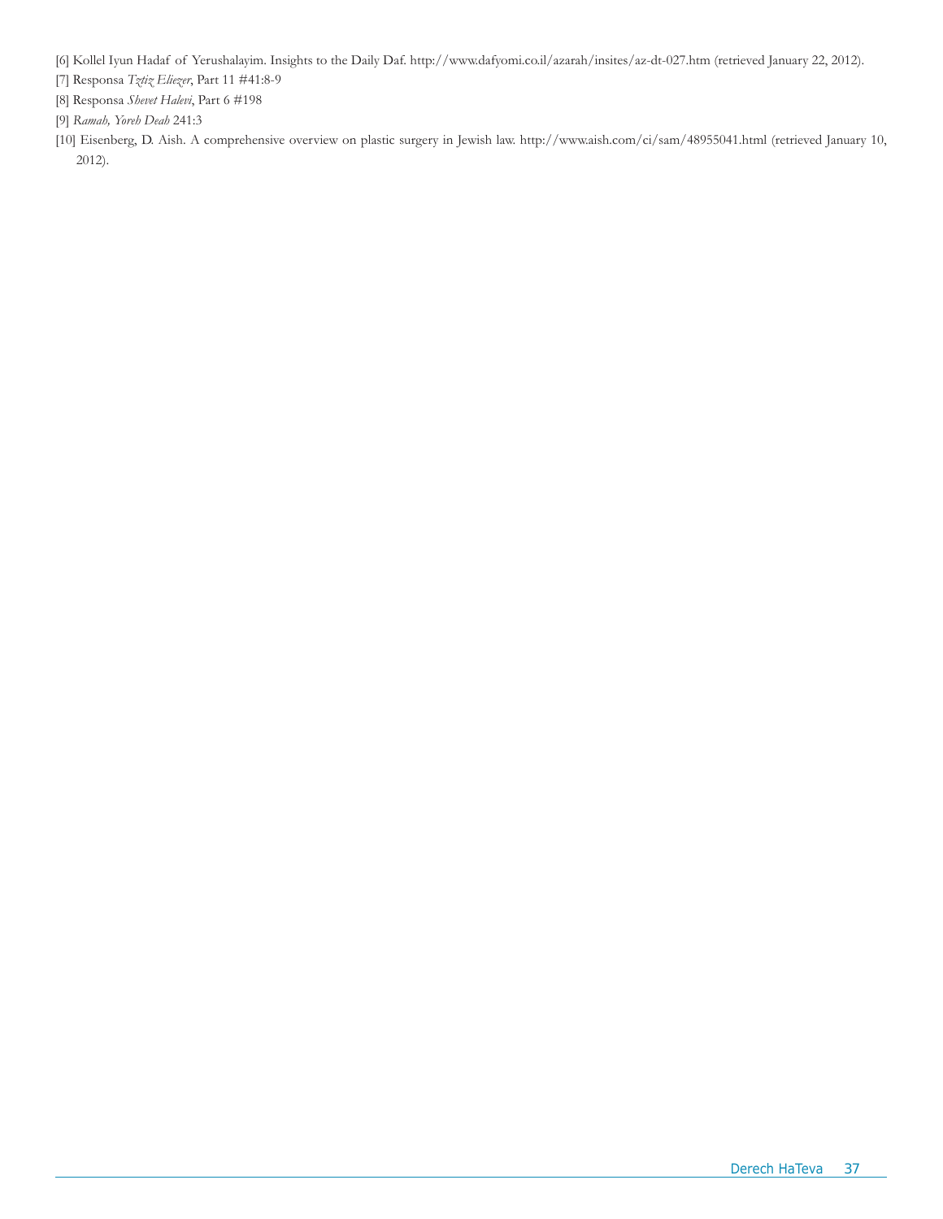[6] Kollel Iyun Hadaf of Yerushalayim. Insights to the Daily Daf. http://www.dafyomi.co.il/azarah/insites/az-dt-027.htm (retrieved January 22, 2012).

[7] Responsa *Tztiz Eliezer*, Part 11 #41:8-9

[8] Responsa *Shevet Halevi*, Part 6 #198

[9] *Ramah, Yoreh Deah* 241:3

[10] Eisenberg, D. Aish. A comprehensive overview on plastic surgery in Jewish law. http://www.aish.com/ci/sam/48955041.html (retrieved January 10, 2012).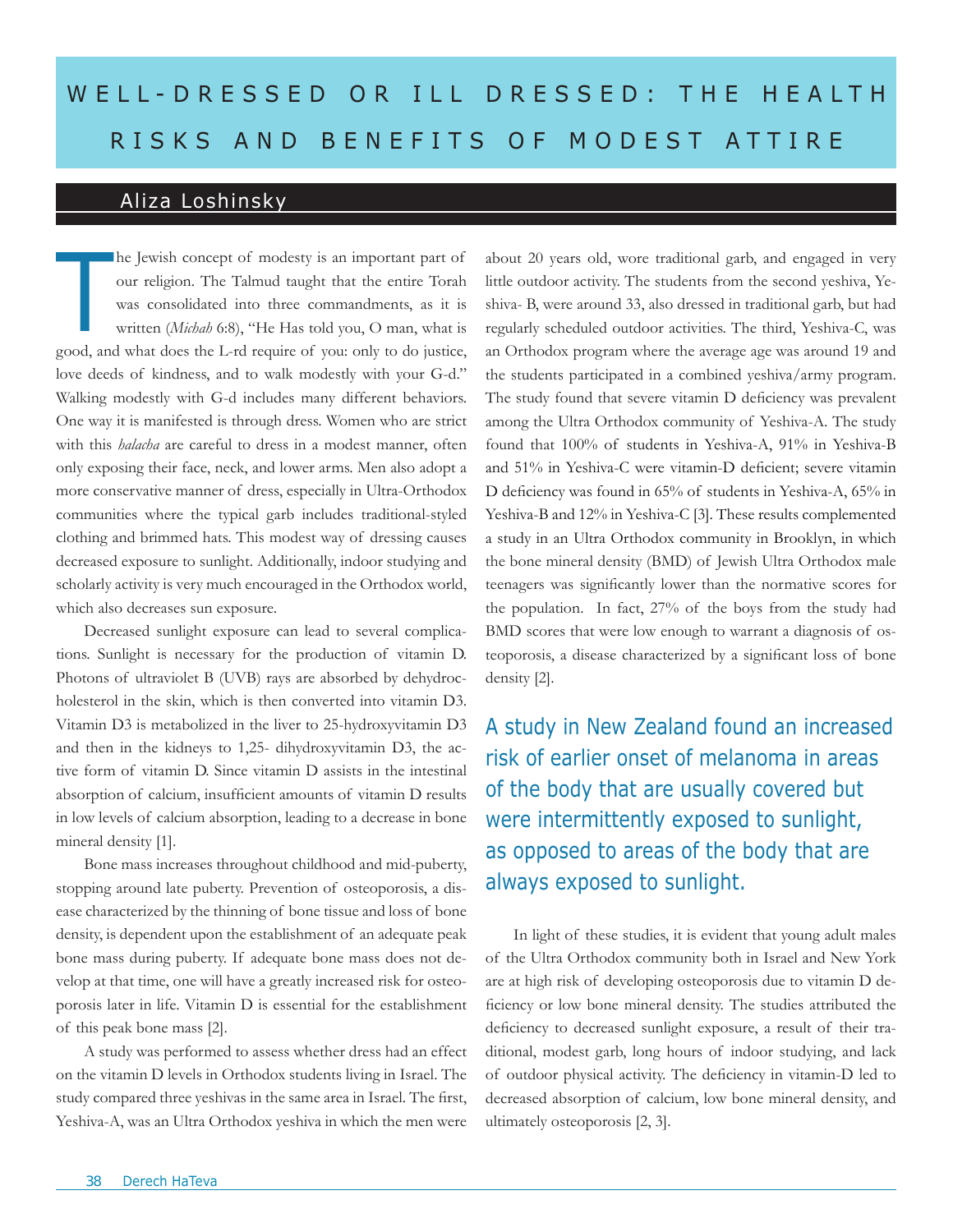# WELL-DRESSED OR ILL DRESSED: THE HEALTH RISKS AND BENEFITS OF MODEST ATTIRE

## Aliza Loshinsky

The Jewish concept of modesty is an important part of our religion. The Talmud taught that the entire Torah was consolidated into three commandments, as it is written (*Michah* 6:8), "He Has told you, O man, what is good, and what does the L-rd require of you: only to do justice, love deeds of kindness, and to walk modestly with your G-d." Walking modestly with G-d includes many different behaviors. One way it is manifested is through dress. Women who are strict with this *halacha* are careful to dress in a modest manner, often only exposing their face, neck, and lower arms. Men also adopt a more conservative manner of dress, especially in Ultra-Orthodox communities where the typical garb includes traditional-styled clothing and brimmed hats. This modest way of dressing causes decreased exposure to sunlight. Additionally, indoor studying and scholarly activity is very much encouraged in the Orthodox world, which also decreases sun exposure.

Decreased sunlight exposure can lead to several complications. Sunlight is necessary for the production of vitamin D. Photons of ultraviolet B (UVB) rays are absorbed by dehydrocholesterol in the skin, which is then converted into vitamin D3. Vitamin D3 is metabolized in the liver to 25-hydroxyvitamin D3 and then in the kidneys to 1,25- dihydroxyvitamin D3, the active form of vitamin D. Since vitamin D assists in the intestinal absorption of calcium, insufficient amounts of vitamin D results in low levels of calcium absorption, leading to a decrease in bone mineral density [1].

Bone mass increases throughout childhood and mid-puberty, stopping around late puberty. Prevention of osteoporosis, a disease characterized by the thinning of bone tissue and loss of bone density, is dependent upon the establishment of an adequate peak bone mass during puberty. If adequate bone mass does not develop at that time, one will have a greatly increased risk for osteoporosis later in life. Vitamin D is essential for the establishment of this peak bone mass [2].

A study was performed to assess whether dress had an effect on the vitamin D levels in Orthodox students living in Israel. The study compared three yeshivas in the same area in Israel. The first, Yeshiva-A, was an Ultra Orthodox yeshiva in which the men were about 20 years old, wore traditional garb, and engaged in very little outdoor activity. The students from the second yeshiva, Yeshiva- B, were around 33, also dressed in traditional garb, but had regularly scheduled outdoor activities. The third, Yeshiva-C, was an Orthodox program where the average age was around 19 and the students participated in a combined yeshiva/army program. The study found that severe vitamin D deficiency was prevalent among the Ultra Orthodox community of Yeshiva-A. The study found that 100% of students in Yeshiva-A, 91% in Yeshiva-B and 51% in Yeshiva-C were vitamin-D deficient; severe vitamin D deficiency was found in 65% of students in Yeshiva-A, 65% in Yeshiva-B and 12% in Yeshiva-C [3]. These results complemented a study in an Ultra Orthodox community in Brooklyn, in which the bone mineral density (BMD) of Jewish Ultra Orthodox male teenagers was significantly lower than the normative scores for the population. In fact, 27% of the boys from the study had BMD scores that were low enough to warrant a diagnosis of osteoporosis, a disease characterized by a significant loss of bone density [2].

> A study in New Zealand found an increased risk of earlier onset of melanoma in areas of the body that are usually covered but were intermittently exposed to sunlight, as opposed to areas of the body that are always exposed to sunlight.

In light of these studies, it is evident that young adult males of the Ultra Orthodox community both in Israel and New York are at high risk of developing osteoporosis due to vitamin D deficiency or low bone mineral density. The studies attributed the deficiency to decreased sunlight exposure, a result of their traditional, modest garb, long hours of indoor studying, and lack of outdoor physical activity. The deficiency in vitamin-D led to decreased absorption of calcium, low bone mineral density, and ultimately osteoporosis [2, 3].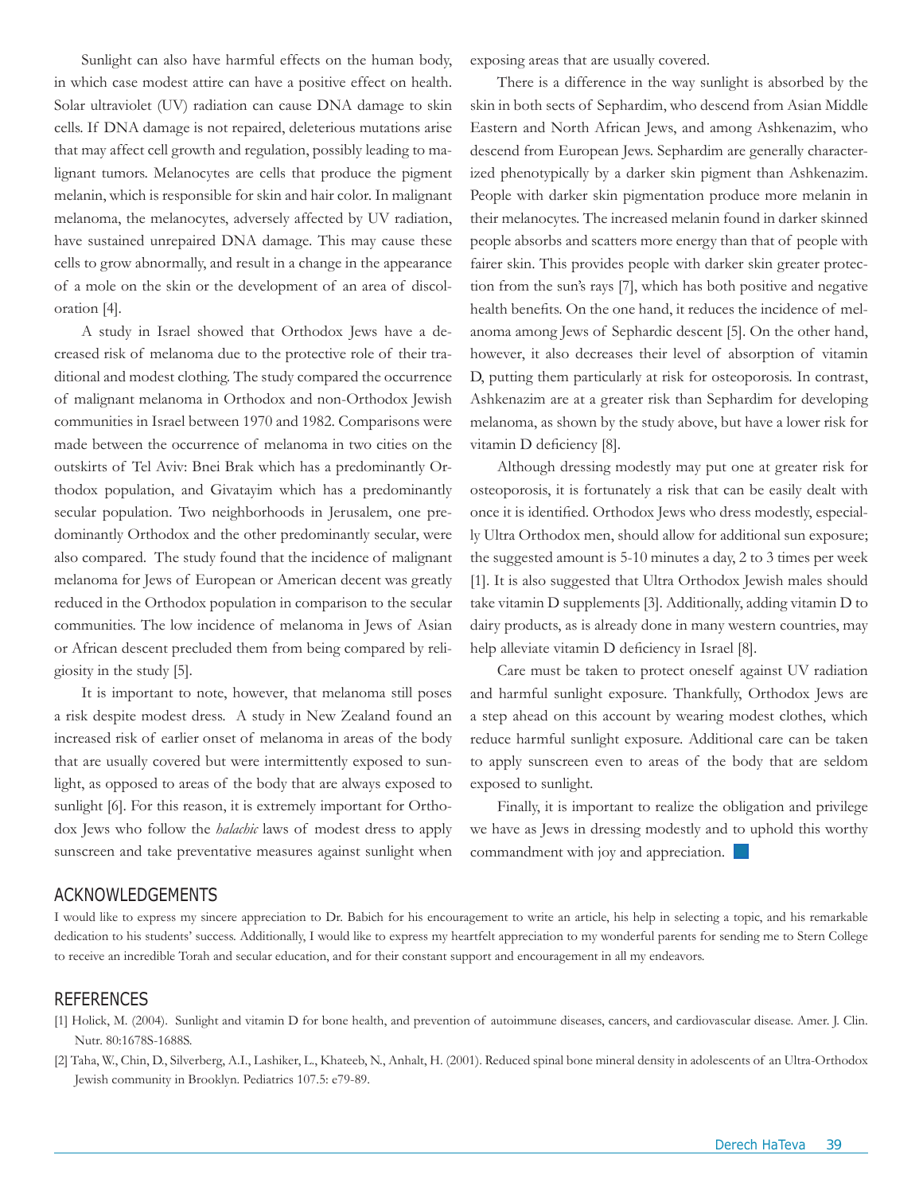Sunlight can also have harmful effects on the human body, in which case modest attire can have a positive effect on health. Solar ultraviolet (UV) radiation can cause DNA damage to skin cells. If DNA damage is not repaired, deleterious mutations arise that may affect cell growth and regulation, possibly leading to malignant tumors. Melanocytes are cells that produce the pigment melanin, which is responsible for skin and hair color. In malignant melanoma, the melanocytes, adversely affected by UV radiation, have sustained unrepaired DNA damage. This may cause these cells to grow abnormally, and result in a change in the appearance of a mole on the skin or the development of an area of discoloration [4].

A study in Israel showed that Orthodox Jews have a decreased risk of melanoma due to the protective role of their traditional and modest clothing. The study compared the occurrence of malignant melanoma in Orthodox and non-Orthodox Jewish communities in Israel between 1970 and 1982. Comparisons were made between the occurrence of melanoma in two cities on the outskirts of Tel Aviv: Bnei Brak which has a predominantly Orthodox population, and Givatayim which has a predominantly secular population. Two neighborhoods in Jerusalem, one predominantly Orthodox and the other predominantly secular, were also compared. The study found that the incidence of malignant melanoma for Jews of European or American decent was greatly reduced in the Orthodox population in comparison to the secular communities. The low incidence of melanoma in Jews of Asian or African descent precluded them from being compared by religiosity in the study [5].

It is important to note, however, that melanoma still poses a risk despite modest dress. A study in New Zealand found an increased risk of earlier onset of melanoma in areas of the body that are usually covered but were intermittently exposed to sunlight, as opposed to areas of the body that are always exposed to sunlight [6]. For this reason, it is extremely important for Orthodox Jews who follow the *halachic* laws of modest dress to apply sunscreen and take preventative measures against sunlight when exposing areas that are usually covered.

There is a difference in the way sunlight is absorbed by the skin in both sects of Sephardim, who descend from Asian Middle Eastern and North African Jews, and among Ashkenazim, who descend from European Jews. Sephardim are generally characterized phenotypically by a darker skin pigment than Ashkenazim. People with darker skin pigmentation produce more melanin in their melanocytes. The increased melanin found in darker skinned people absorbs and scatters more energy than that of people with fairer skin. This provides people with darker skin greater protection from the sun's rays [7], which has both positive and negative health benefits. On the one hand, it reduces the incidence of melanoma among Jews of Sephardic descent [5]. On the other hand, however, it also decreases their level of absorption of vitamin D, putting them particularly at risk for osteoporosis. In contrast, Ashkenazim are at a greater risk than Sephardim for developing melanoma, as shown by the study above, but have a lower risk for vitamin D deficiency [8].

Although dressing modestly may put one at greater risk for osteoporosis, it is fortunately a risk that can be easily dealt with once it is identified. Orthodox Jews who dress modestly, especially Ultra Orthodox men, should allow for additional sun exposure; the suggested amount is 5-10 minutes a day, 2 to 3 times per week [1]. It is also suggested that Ultra Orthodox Jewish males should take vitamin D supplements [3]. Additionally, adding vitamin D to dairy products, as is already done in many western countries, may help alleviate vitamin D deficiency in Israel [8].

Care must be taken to protect oneself against UV radiation and harmful sunlight exposure. Thankfully, Orthodox Jews are a step ahead on this account by wearing modest clothes, which reduce harmful sunlight exposure. Additional care can be taken to apply sunscreen even to areas of the body that are seldom exposed to sunlight.

Finally, it is important to realize the obligation and privilege we have as Jews in dressing modestly and to uphold this worthy commandment with joy and appreciation.

## ACKNOWLEDGEMENTS

I would like to express my sincere appreciation to Dr. Babich for his encouragement to write an article, his help in selecting a topic, and his remarkable dedication to his students' success. Additionally, I would like to express my heartfelt appreciation to my wonderful parents for sending me to Stern College to receive an incredible Torah and secular education, and for their constant support and encouragement in all my endeavors.

## REFERENCES

[1] Holick, M. (2004). Sunlight and vitamin D for bone health, and prevention of autoimmune diseases, cancers, and cardiovascular disease. Amer. J. Clin. Nutr. 80:1678S-1688S.

[2] Taha, W., Chin, D., Silverberg, A.I., Lashiker, L., Khateeb, N., Anhalt, H. (2001). Reduced spinal bone mineral density in adolescents of an Ultra-Orthodox Jewish community in Brooklyn. Pediatrics 107.5: e79-89.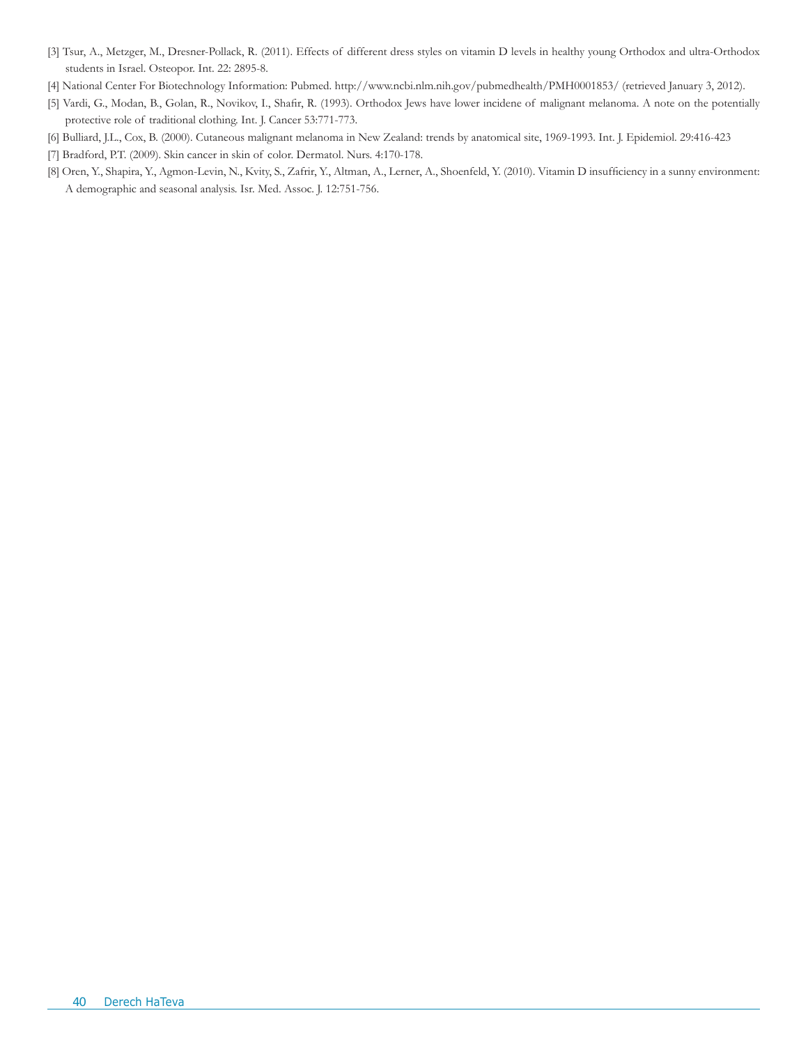[3] Tsur, A., Metzger, M., Dresner-Pollack, R. (2011). Effects of different dress styles on vitamin D levels in healthy young Orthodox and ultra-Orthodox students in Israel. Osteopor. Int. 22: 2895-8.

[4] National Center For Biotechnology Information: Pubmed. http://www.ncbi.nlm.nih.gov/pubmedhealth/PMH0001853/ (retrieved January 3, 2012).

[5] Vardi, G., Modan, B., Golan, R., Novikov, I., Shafir, R. (1993). Orthodox Jews have lower incidene of malignant melanoma. A note on the potentially protective role of traditional clothing. Int. J. Cancer 53:771-773.

[6] Bulliard, J.L., Cox, B. (2000). Cutaneous malignant melanoma in New Zealand: trends by anatomical site, 1969-1993. Int. J. Epidemiol. 29:416-423

[7] Bradford, P.T. (2009). Skin cancer in skin of color. Dermatol. Nurs. 4:170-178.

[8] Oren, Y., Shapira, Y., Agmon-Levin, N., Kvity, S., Zafrir, Y., Altman, A., Lerner, A., Shoenfeld, Y. (2010). Vitamin D insufficiency in a sunny environment: A demographic and seasonal analysis. Isr. Med. Assoc. J. 12:751-756.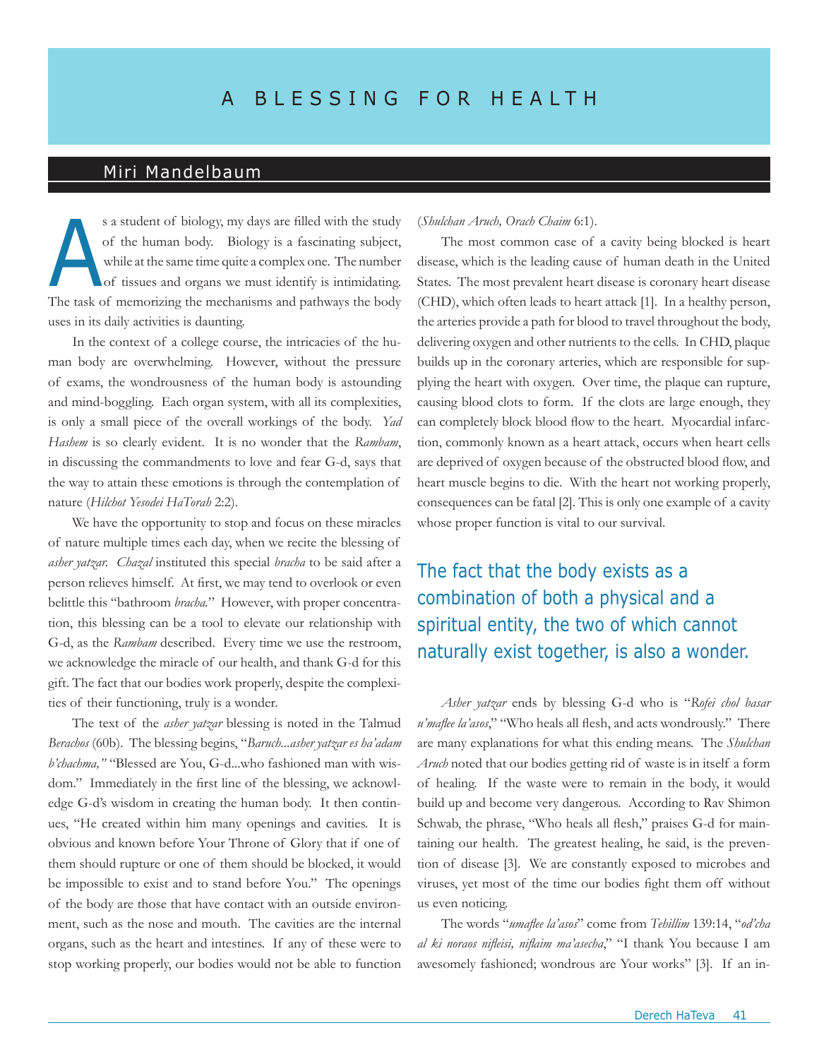# A BLESSING FOR HEALTH

## Miri Mandelbaum

As a student of biology, my days are filled with the study of the human body. Biology is a fascinating subject, while at the same time quite a complex one. The number of tissues and organs we must identify is intimidating. The task of memorizing the mechanisms and pathways the body uses in its daily activities is daunting.

In the context of a college course, the intricacies of the human body are overwhelming. However, without the pressure of exams, the wondrousness of the human body is astounding and mind-boggling. Each organ system, with all its complexities, is only a small piece of the overall workings of the body. *Yad Hashem* is so clearly evident. It is no wonder that the *Rambam*, in discussing the commandments to love and fear G-d, says that the way to attain these emotions is through the contemplation of nature (*Hilchot Yesodei HaTorah* 2:2).

We have the opportunity to stop and focus on these miracles of nature multiple times each day, when we recite the blessing of *asher yatzar*. *Chazal* instituted this special *bracha* to be said after a person relieves himself. At first, we may tend to overlook or even belittle this "bathroom *bracha*." However, with proper concentration, this blessing can be a tool to elevate our relationship with G-d, as the *Rambam* described. Every time we use the restroom, we acknowledge the miracle of our health, and thank G-d for this gift. The fact that our bodies work properly, despite the complexities of their functioning, truly is a wonder.

The text of the *asher yatzar* blessing is noted in the Talmud *Berachos* (60b). The blessing begins, "*Baruch...asher yatzar es ha'adam b'chachma,"* "Blessed are You, G-d...who fashioned man with wisdom." Immediately in the first line of the blessing, we acknowledge G-d's wisdom in creating the human body. It then continues, "He created within him many openings and cavities. It is obvious and known before Your Throne of Glory that if one of them should rupture or one of them should be blocked, it would be impossible to exist and to stand before You." The openings of the body are those that have contact with an outside environment, such as the nose and mouth. The cavities are the internal organs, such as the heart and intestines. If any of these were to stop working properly, our bodies would not be able to function (*Shulchan Aruch, Orach Chaim* 6:1).

The most common case of a cavity being blocked is heart disease, which is the leading cause of human death in the United States. The most prevalent heart disease is coronary heart disease (CHD), which often leads to heart attack [1]. In a healthy person, the arteries provide a path for blood to travel throughout the body, delivering oxygen and other nutrients to the cells. In CHD, plaque builds up in the coronary arteries, which are responsible for supplying the heart with oxygen. Over time, the plaque can rupture, causing blood clots to form. If the clots are large enough, they can completely block blood flow to the heart. Myocardial infarction, commonly known as a heart attack, occurs when heart cells are deprived of oxygen because of the obstructed blood flow, and heart muscle begins to die. With the heart not working properly, consequences can be fatal [2]. This is only one example of a cavity whose proper function is vital to our survival.

> The fact that the body exists as a combination of both a physical and a spiritual entity, the two of which cannot naturally exist together, is also a wonder.

*Asher yatzar* ends by blessing G-d who is "*Rofei chol basar u'maflee la'asos*," "Who heals all flesh, and acts wondrously." There are many explanations for what this ending means. The *Shulchan Aruch* noted that our bodies getting rid of waste is in itself a form of healing. If the waste were to remain in the body, it would build up and become very dangerous. According to Rav Shimon Schwab, the phrase, "Who heals all flesh," praises G-d for maintaining our health. The greatest healing, he said, is the prevention of disease [3]. We are constantly exposed to microbes and viruses, yet most of the time our bodies fight them off without us even noticing.

The words "*umaflee la'asos*" come from *Tehillim* 139:14, "*od'cha al ki noraos nifleisi, niflaim ma'asecha*," "I thank You because I am awesomely fashioned; wondrous are Your works" [3]. If an in-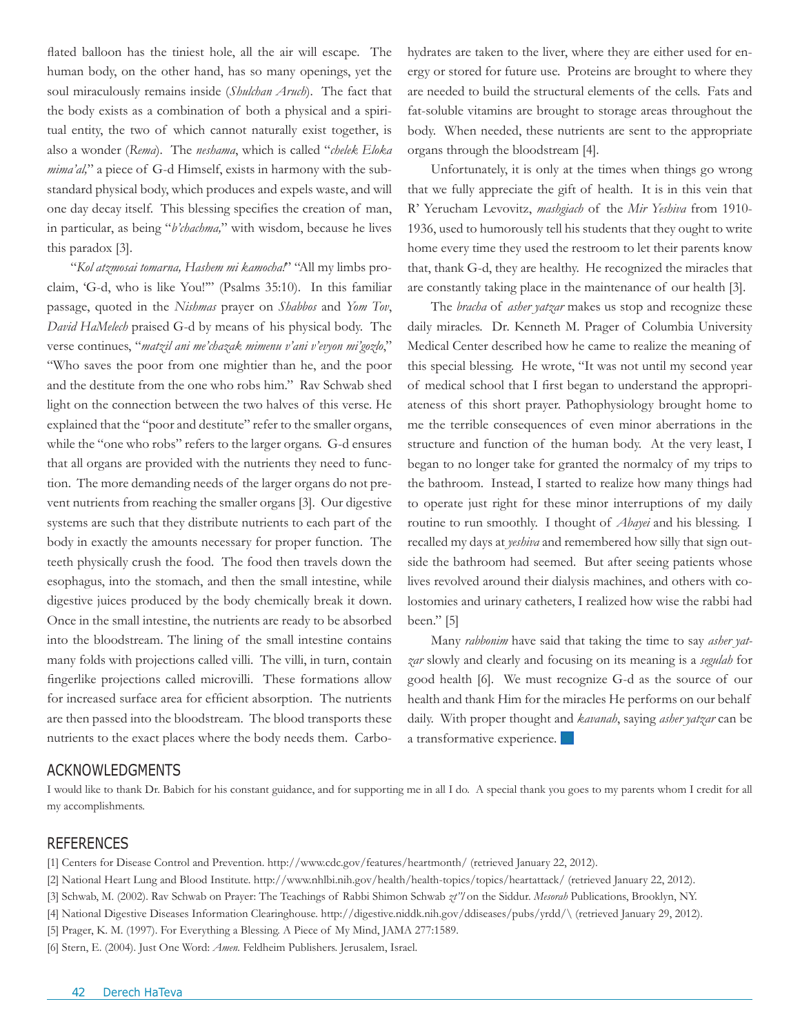flated balloon has the tiniest hole, all the air will escape. The human body, on the other hand, has so many openings, yet the soul miraculously remains inside (*Shulchan Aruch*). The fact that the body exists as a combination of both a physical and a spiritual entity, the two of which cannot naturally exist together, is also a wonder (*Rema*). The *neshama*, which is called "*chelek Eloka mima'al,*" a piece of G-d Himself, exists in harmony with the substandard physical body, which produces and expels waste, and will one day decay itself. This blessing specifies the creation of man, in particular, as being "*b'chachma,*" with wisdom, because he lives this paradox [3].

"*Kol atzmosai tomarna, Hashem mi kamocha!*" "All my limbs proclaim, 'G-d, who is like You!'" (Psalms 35:10). In this familiar passage, quoted in the *Nishmas* prayer on *Shabbos* and *Yom Tov*, *David HaMelech* praised G-d by means of his physical body. The verse continues, "*matzil ani me'chazak mimenu v'ani v'evyon mi'gozlo*," "Who saves the poor from one mightier than he, and the poor and the destitute from the one who robs him." Rav Schwab shed light on the connection between the two halves of this verse. He explained that the "poor and destitute" refer to the smaller organs, while the "one who robs" refers to the larger organs. G-d ensures that all organs are provided with the nutrients they need to function. The more demanding needs of the larger organs do not prevent nutrients from reaching the smaller organs [3]. Our digestive systems are such that they distribute nutrients to each part of the body in exactly the amounts necessary for proper function. The teeth physically crush the food. The food then travels down the esophagus, into the stomach, and then the small intestine, while digestive juices produced by the body chemically break it down. Once in the small intestine, the nutrients are ready to be absorbed into the bloodstream. The lining of the small intestine contains many folds with projections called villi. The villi, in turn, contain fingerlike projections called microvilli. These formations allow for increased surface area for efficient absorption. The nutrients are then passed into the bloodstream. The blood transports these nutrients to the exact places where the body needs them. Carbohydrates are taken to the liver, where they are either used for energy or stored for future use. Proteins are brought to where they are needed to build the structural elements of the cells. Fats and fat-soluble vitamins are brought to storage areas throughout the body. When needed, these nutrients are sent to the appropriate organs through the bloodstream [4].

Unfortunately, it is only at the times when things go wrong that we fully appreciate the gift of health. It is in this vein that R' Yerucham Levovitz, *mashgiach* of the *Mir Yeshiva* from 1910-1936, used to humorously tell his students that they ought to write home every time they used the restroom to let their parents know that, thank G-d, they are healthy. He recognized the miracles that are constantly taking place in the maintenance of our health [3].

The *bracha* of *asher yatzar* makes us stop and recognize these daily miracles. Dr. Kenneth M. Prager of Columbia University Medical Center described how he came to realize the meaning of this special blessing. He wrote, "It was not until my second year of medical school that I first began to understand the appropriateness of this short prayer. Pathophysiology brought home to me the terrible consequences of even minor aberrations in the structure and function of the human body. At the very least, I began to no longer take for granted the normalcy of my trips to the bathroom. Instead, I started to realize how many things had to operate just right for these minor interruptions of my daily routine to run smoothly. I thought of *Abayei* and his blessing. I recalled my days at *yeshiva* and remembered how silly that sign outside the bathroom had seemed. But after seeing patients whose lives revolved around their dialysis machines, and others with colostomies and urinary catheters, I realized how wise the rabbi had been." [5]

Many *rabbonim* have said that taking the time to say *asher yatzar* slowly and clearly and focusing on its meaning is a *segulah* for good health [6]. We must recognize G-d as the source of our health and thank Him for the miracles He performs on our behalf daily. With proper thought and *kavanah*, saying *asher yatzar* can be a transformative experience.

## ACKNOWLEDGMENTS

I would like to thank Dr. Babich for his constant guidance, and for supporting me in all I do. A special thank you goes to my parents whom I credit for all my accomplishments.

## REFERENCES

[1] Centers for Disease Control and Prevention. http://www.cdc.gov/features/heartmonth/ (retrieved January 22, 2012).

[2] National Heart Lung and Blood Institute. http://www.nhlbi.nih.gov/health/health-topics/topics/heartattack/ (retrieved January 22, 2012).

[3] Schwab, M. (2002). Rav Schwab on Prayer: The Teachings of Rabbi Shimon Schwab *zt"l* on the Siddur. *Mesorah* Publications, Brooklyn, NY.

[4] National Digestive Diseases Information Clearinghouse. http://digestive.niddk.nih.gov/ddiseases/pubs/yrdd/\ (retrieved January 29, 2012).

[5] Prager, K. M. (1997). For Everything a Blessing. A Piece of My Mind, JAMA 277:1589.

[6] Stern, E. (2004). Just One Word: *Amen*. Feldheim Publishers. Jerusalem, Israel.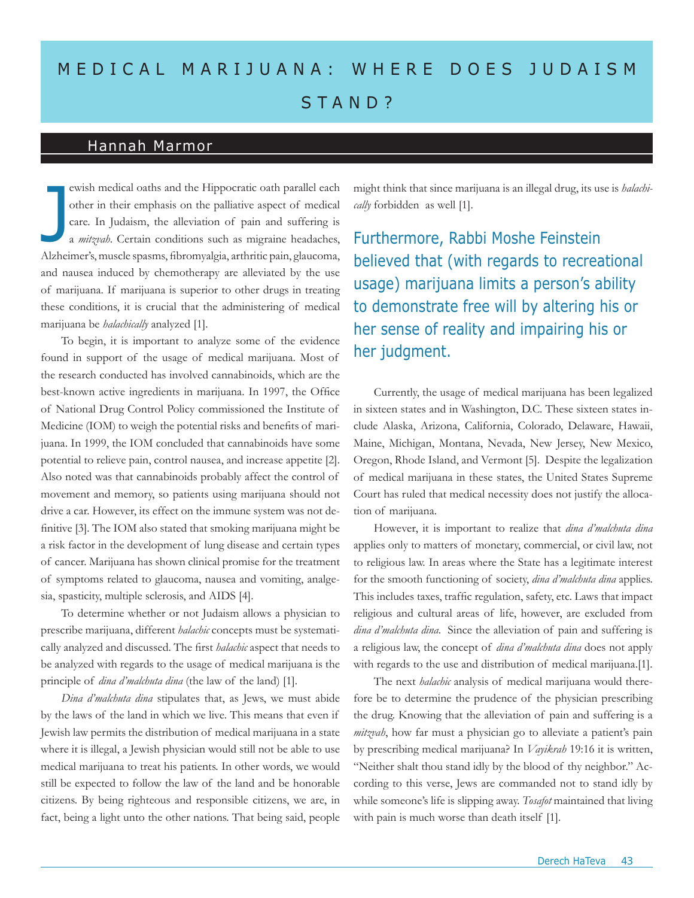# MEDICAL MARIJUANA: WHERE DOES JUDAISM STAND?

## Hannah Marmor

Jewish medical oaths and the Hippocratic oath parallel each other in their emphasis on the palliative aspect of medical care. In Judaism, the alleviation of pain and suffering is a *mitzvah*. Certain conditions such as migraine headaches, Alzheimer's, muscle spasms, fibromyalgia, arthritic pain, glaucoma, and nausea induced by chemotherapy are alleviated by the use of marijuana. If marijuana is superior to other drugs in treating these conditions, it is crucial that the administering of medical marijuana be *halachically* analyzed [1].

To begin, it is important to analyze some of the evidence found in support of the usage of medical marijuana. Most of the research conducted has involved cannabinoids, which are the best-known active ingredients in marijuana. In 1997, the Office of National Drug Control Policy commissioned the Institute of Medicine (IOM) to weigh the potential risks and benefits of marijuana. In 1999, the IOM concluded that cannabinoids have some potential to relieve pain, control nausea, and increase appetite [2]. Also noted was that cannabinoids probably affect the control of movement and memory, so patients using marijuana should not drive a car. However, its effect on the immune system was not definitive [3]. The IOM also stated that smoking marijuana might be a risk factor in the development of lung disease and certain types of cancer. Marijuana has shown clinical promise for the treatment of symptoms related to glaucoma, nausea and vomiting, analgesia, spasticity, multiple sclerosis, and AIDS [4].

To determine whether or not Judaism allows a physician to prescribe marijuana, different *halachic* concepts must be systematically analyzed and discussed. The first *halachic* aspect that needs to be analyzed with regards to the usage of medical marijuana is the principle of *dina d'malchuta dina* (the law of the land) [1].

*Dina d'malchuta dina* stipulates that, as Jews, we must abide by the laws of the land in which we live. This means that even if Jewish law permits the distribution of medical marijuana in a state where it is illegal, a Jewish physician would still not be able to use medical marijuana to treat his patients. In other words, we would still be expected to follow the law of the land and be honorable citizens. By being righteous and responsible citizens, we are, in fact, being a light unto the other nations. That being said, people might think that since marijuana is an illegal drug, its use is *halachically* forbidden as well [1].

> Furthermore, Rabbi Moshe Feinstein believed that (with regards to recreational usage) marijuana limits a person's ability to demonstrate free will by altering his or her sense of reality and impairing his or her judgment.

Currently, the usage of medical marijuana has been legalized in sixteen states and in Washington, D.C. These sixteen states include Alaska, Arizona, California, Colorado, Delaware, Hawaii, Maine, Michigan, Montana, Nevada, New Jersey, New Mexico, Oregon, Rhode Island, and Vermont [5]. Despite the legalization of medical marijuana in these states, the United States Supreme Court has ruled that medical necessity does not justify the allocation of marijuana.

However, it is important to realize that *dina d'malchuta dina* applies only to matters of monetary, commercial, or civil law, not to religious law. In areas where the State has a legitimate interest for the smooth functioning of society, *dina d'malchuta dina* applies. This includes taxes, traffic regulation, safety, etc. Laws that impact religious and cultural areas of life, however, are excluded from *dina d'malchuta dina*. Since the alleviation of pain and suffering is a religious law, the concept of *dina d'malchuta dina* does not apply with regards to the use and distribution of medical marijuana.[1].

The next *halachic* analysis of medical marijuana would therefore be to determine the prudence of the physician prescribing the drug. Knowing that the alleviation of pain and suffering is a *mitzvah*, how far must a physician go to alleviate a patient's pain by prescribing medical marijuana? In *Vayikrah* 19:16 it is written, "Neither shalt thou stand idly by the blood of thy neighbor." According to this verse, Jews are commanded not to stand idly by while someone's life is slipping away. *Tosafot* maintained that living with pain is much worse than death itself [1].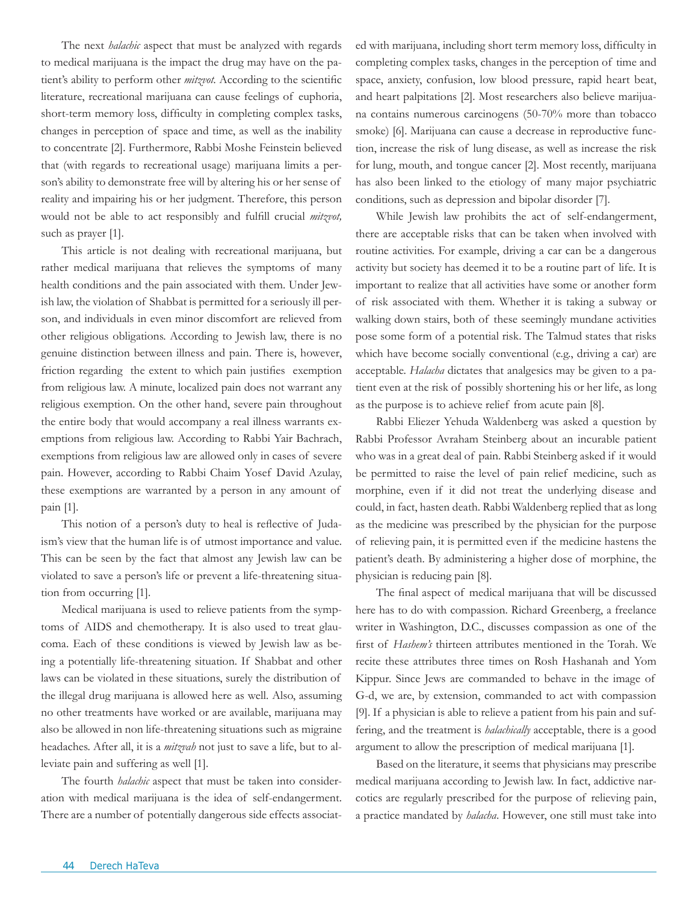The next *halachic* aspect that must be analyzed with regards to medical marijuana is the impact the drug may have on the patient's ability to perform other *mitzvot.* According to the scientific literature, recreational marijuana can cause feelings of euphoria, short-term memory loss, difficulty in completing complex tasks, changes in perception of space and time, as well as the inability to concentrate [2]. Furthermore, Rabbi Moshe Feinstein believed that (with regards to recreational usage) marijuana limits a person's ability to demonstrate free will by altering his or her sense of reality and impairing his or her judgment. Therefore, this person would not be able to act responsibly and fulfill crucial *mitzvot,* such as prayer [1].

This article is not dealing with recreational marijuana, but rather medical marijuana that relieves the symptoms of many health conditions and the pain associated with them. Under Jewish law, the violation of Shabbat is permitted for a seriously ill person, and individuals in even minor discomfort are relieved from other religious obligations. According to Jewish law, there is no genuine distinction between illness and pain. There is, however, friction regarding the extent to which pain justifies exemption from religious law. A minute, localized pain does not warrant any religious exemption. On the other hand, severe pain throughout the entire body that would accompany a real illness warrants exemptions from religious law. According to Rabbi Yair Bachrach, exemptions from religious law are allowed only in cases of severe pain. However, according to Rabbi Chaim Yosef David Azulay, these exemptions are warranted by a person in any amount of pain [1].

This notion of a person's duty to heal is reflective of Judaism's view that the human life is of utmost importance and value. This can be seen by the fact that almost any Jewish law can be violated to save a person's life or prevent a life-threatening situation from occurring [1].

Medical marijuana is used to relieve patients from the symptoms of AIDS and chemotherapy. It is also used to treat glaucoma. Each of these conditions is viewed by Jewish law as being a potentially life-threatening situation. If Shabbat and other laws can be violated in these situations, surely the distribution of the illegal drug marijuana is allowed here as well. Also, assuming no other treatments have worked or are available, marijuana may also be allowed in non life-threatening situations such as migraine headaches. After all, it is a *mitzvah* not just to save a life, but to alleviate pain and suffering as well [1].

The fourth *halachic* aspect that must be taken into consideration with medical marijuana is the idea of self-endangerment. There are a number of potentially dangerous side effects associated with marijuana, including short term memory loss, difficulty in completing complex tasks, changes in the perception of time and space, anxiety, confusion, low blood pressure, rapid heart beat, and heart palpitations [2]. Most researchers also believe marijuana contains numerous carcinogens (50-70% more than tobacco smoke) [6]. Marijuana can cause a decrease in reproductive function, increase the risk of lung disease, as well as increase the risk for lung, mouth, and tongue cancer [2]. Most recently, marijuana has also been linked to the etiology of many major psychiatric conditions, such as depression and bipolar disorder [7].

While Jewish law prohibits the act of self-endangerment, there are acceptable risks that can be taken when involved with routine activities. For example, driving a car can be a dangerous activity but society has deemed it to be a routine part of life. It is important to realize that all activities have some or another form of risk associated with them. Whether it is taking a subway or walking down stairs, both of these seemingly mundane activities pose some form of a potential risk. The Talmud states that risks which have become socially conventional (e.g., driving a car) are acceptable. *Halacha* dictates that analgesics may be given to a patient even at the risk of possibly shortening his or her life, as long as the purpose is to achieve relief from acute pain [8].

Rabbi Eliezer Yehuda Waldenberg was asked a question by Rabbi Professor Avraham Steinberg about an incurable patient who was in a great deal of pain. Rabbi Steinberg asked if it would be permitted to raise the level of pain relief medicine, such as morphine, even if it did not treat the underlying disease and could, in fact, hasten death. Rabbi Waldenberg replied that as long as the medicine was prescribed by the physician for the purpose of relieving pain, it is permitted even if the medicine hastens the patient's death. By administering a higher dose of morphine, the physician is reducing pain [8].

The final aspect of medical marijuana that will be discussed here has to do with compassion. Richard Greenberg, a freelance writer in Washington, D.C., discusses compassion as one of the first of *Hashem's* thirteen attributes mentioned in the Torah. We recite these attributes three times on Rosh Hashanah and Yom Kippur. Since Jews are commanded to behave in the image of G-d, we are, by extension, commanded to act with compassion [9]. If a physician is able to relieve a patient from his pain and suffering, and the treatment is *halachically* acceptable, there is a good argument to allow the prescription of medical marijuana [1].

Based on the literature, it seems that physicians may prescribe medical marijuana according to Jewish law. In fact, addictive narcotics are regularly prescribed for the purpose of relieving pain, a practice mandated by *halacha*. However, one still must take into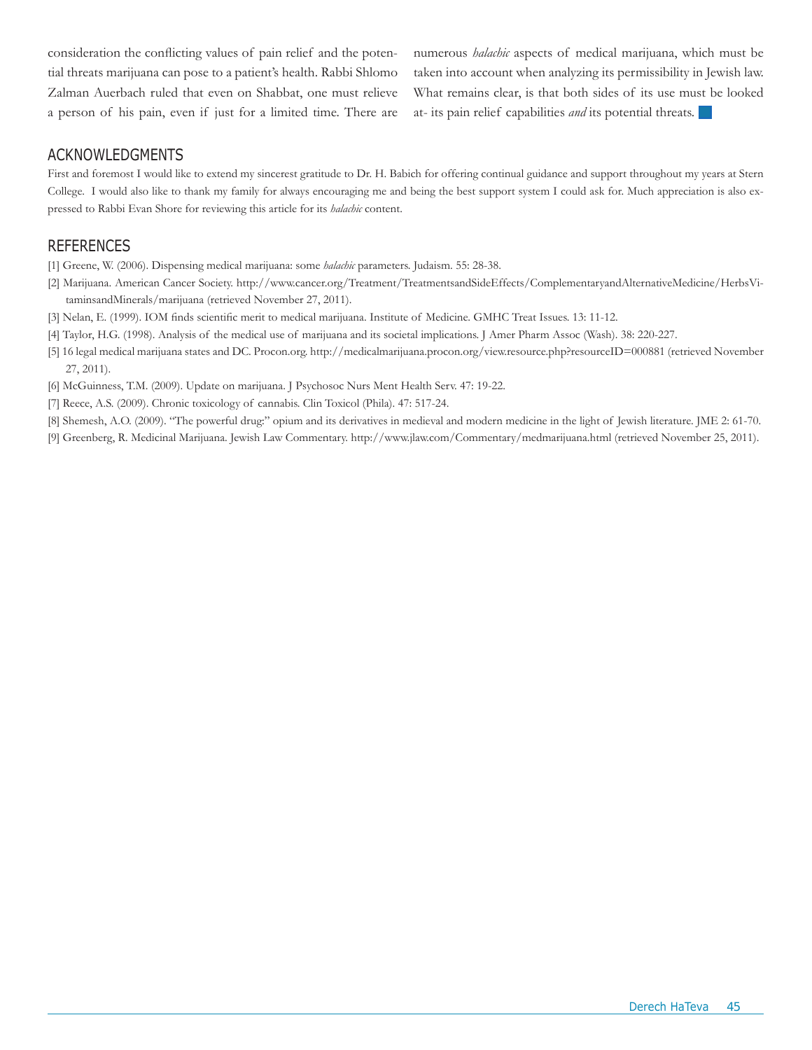consideration the conflicting values of pain relief and the potential threats marijuana can pose to a patient's health. Rabbi Shlomo Zalman Auerbach ruled that even on Shabbat, one must relieve a person of his pain, even if just for a limited time. There are numerous *halachic* aspects of medical marijuana, which must be taken into account when analyzing its permissibility in Jewish law. What remains clear, is that both sides of its use must be looked at- its pain relief capabilities *and* its potential threats.

## ACKNOWLEDGMENTS

First and foremost I would like to extend my sincerest gratitude to Dr. H. Babich for offering continual guidance and support throughout my years at Stern College. I would also like to thank my family for always encouraging me and being the best support system I could ask for. Much appreciation is also expressed to Rabbi Evan Shore for reviewing this article for its *halachic* content.

## REFERENCES

[1] Greene, W. (2006). Dispensing medical marijuana: some *halachic* parameters. Judaism. 55: 28-38.

[2] Marijuana. American Cancer Society. http://www.cancer.org/Treatment/TreatmentsandSideEffects/ComplementaryandAlternativeMedicine/HerbsVitaminsandMinerals/marijuana (retrieved November 27, 2011).

[3] Nelan, E. (1999). IOM finds scientific merit to medical marijuana. Institute of Medicine. GMHC Treat Issues. 13: 11-12.

[4] Taylor, H.G. (1998). Analysis of the medical use of marijuana and its societal implications. J Amer Pharm Assoc (Wash). 38: 220-227.

[5] 16 legal medical marijuana states and DC. Procon.org. http://medicalmarijuana.procon.org/view.resource.php?resourceID=000881 (retrieved November 27, 2011).

[6] McGuinness, T.M. (2009). Update on marijuana. J Psychosoc Nurs Ment Health Serv. 47: 19-22.

[7] Reece, A.S. (2009). Chronic toxicology of cannabis. Clin Toxicol (Phila). 47: 517-24.

[8] Shemesh, A.O. (2009). "The powerful drug:" opium and its derivatives in medieval and modern medicine in the light of Jewish literature. JME 2: 61-70.

[9] Greenberg, R. Medicinal Marijuana. Jewish Law Commentary. http://www.jlaw.com/Commentary/medmarijuana.html (retrieved November 25, 2011).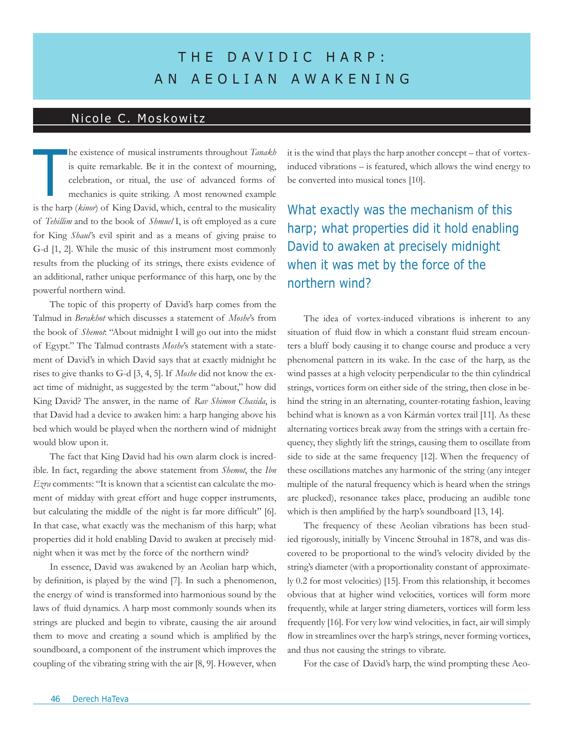# THE DAVIDIC HARP: AN AEOLIAN AWAKENING

## Nicole C. Moskowitz

The existence of musical instruments throughout *Tanakh* is quite remarkable. Be it in the context of mourning, celebration, or ritual, the use of advanced forms of mechanics is quite striking. A most renowned example is the harp (*kinor*) of King David, which, central to the musicality of *Tehillim* and to the book of *Shmuel* I, is oft employed as a cure for King *Shaul*'s evil spirit and as a means of giving praise to G-d [1, 2]. While the music of this instrument most commonly results from the plucking of its strings, there exists evidence of an additional, rather unique performance of this harp, one by the powerful northern wind.

The topic of this property of David's harp comes from the Talmud in *Berakhot* which discusses a statement of *Moshe*'s from the book of *Shemot*: "About midnight I will go out into the midst of Egypt." The Talmud contrasts *Moshe*'s statement with a statement of David's in which David says that at exactly midnight he rises to give thanks to G-d [3, 4, 5]. If *Moshe* did not know the exact time of midnight, as suggested by the term "about," how did King David? The answer, in the name of *Rav Shimon Chasida*, is that David had a device to awaken him: a harp hanging above his bed which would be played when the northern wind of midnight would blow upon it.

The fact that King David had his own alarm clock is incredible. In fact, regarding the above statement from *Shemot*, the *Ibn Ezra* comments: "It is known that a scientist can calculate the moment of midday with great effort and huge copper instruments, but calculating the middle of the night is far more difficult" [6]. In that case, what exactly was the mechanism of this harp; what properties did it hold enabling David to awaken at precisely midnight when it was met by the force of the northern wind?

In essence, David was awakened by an Aeolian harp which, by definition, is played by the wind [7]. In such a phenomenon, the energy of wind is transformed into harmonious sound by the laws of fluid dynamics. A harp most commonly sounds when its strings are plucked and begin to vibrate, causing the air around them to move and creating a sound which is amplified by the soundboard, a component of the instrument which improves the coupling of the vibrating string with the air [8, 9]. However, when it is the wind that plays the harp another concept – that of vortex-induced vibrations – is featured, which allows the wind energy to be converted into musical tones [10].

> What exactly was the mechanism of this harp; what properties did it hold enabling David to awaken at precisely midnight when it was met by the force of the northern wind?

The idea of vortex-induced vibrations is inherent to any situation of fluid flow in which a constant fluid stream encounters a bluff body causing it to change course and produce a very phenomenal pattern in its wake. In the case of the harp, as the wind passes at a high velocity perpendicular to the thin cylindrical strings, vortices form on either side of the string, then close in behind the string in an alternating, counter-rotating fashion, leaving behind what is known as a von Kármán vortex trail [11]. As these alternating vortices break away from the strings with a certain frequency, they slightly lift the strings, causing them to oscillate from side to side at the same frequency [12]. When the frequency of these oscillations matches any harmonic of the string (any integer multiple of the natural frequency which is heard when the strings are plucked), resonance takes place, producing an audible tone which is then amplified by the harp's soundboard [13, 14].

The frequency of these Aeolian vibrations has been studied rigorously, initially by Vincenc Strouhal in 1878, and was discovered to be proportional to the wind's velocity divided by the string's diameter (with a proportionality constant of approximately 0.2 for most velocities) [15]. From this relationship, it becomes obvious that at higher wind velocities, vortices will form more frequently, while at larger string diameters, vortices will form less frequently [16]. For very low wind velocities, in fact, air will simply flow in streamlines over the harp's strings, never forming vortices, and thus not causing the strings to vibrate.

For the case of David's harp, the wind prompting these Aeo-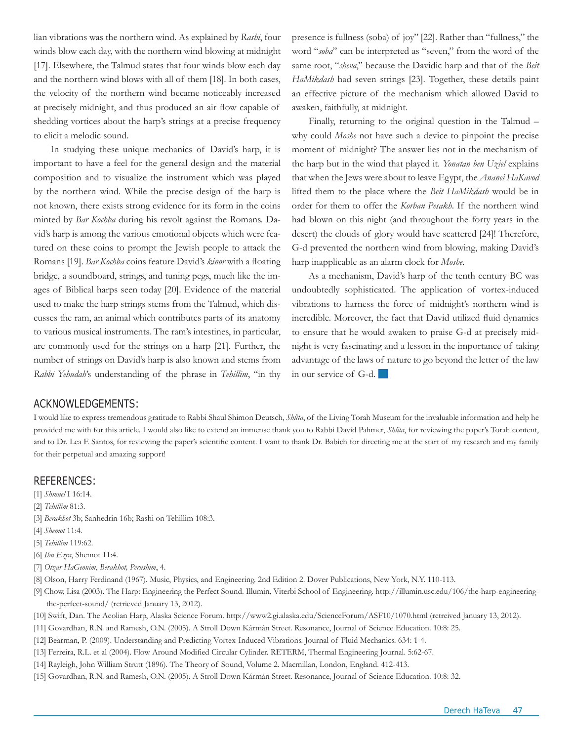lian vibrations was the northern wind. As explained by *Rashi*, four winds blow each day, with the northern wind blowing at midnight [17]. Elsewhere, the Talmud states that four winds blow each day and the northern wind blows with all of them [18]. In both cases, the velocity of the northern wind became noticeably increased at precisely midnight, and thus produced an air flow capable of shedding vortices about the harp's strings at a precise frequency to elicit a melodic sound.

In studying these unique mechanics of David's harp, it is important to have a feel for the general design and the material composition and to visualize the instrument which was played by the northern wind. While the precise design of the harp is not known, there exists strong evidence for its form in the coins minted by *Bar Kochba* during his revolt against the Romans. David's harp is among the various emotional objects which were featured on these coins to prompt the Jewish people to attack the Romans [19]. *Bar Kochba* coins feature David's *kinor* with a floating bridge, a soundboard, strings, and tuning pegs, much like the images of Biblical harps seen today [20]. Evidence of the material used to make the harp strings stems from the Talmud, which discusses the ram, an animal which contributes parts of its anatomy to various musical instruments. The ram's intestines, in particular, are commonly used for the strings on a harp [21]. Further, the number of strings on David's harp is also known and stems from *Rabbi Yehudah*'s understanding of the phrase in *Tehillim*, "in thy presence is fullness (soba) of joy" [22]. Rather than "fullness," the word "*soba*" can be interpreted as "seven," from the word of the same root, "*sheva*," because the Davidic harp and that of the *Beit HaMikdash* had seven strings [23]. Together, these details paint an effective picture of the mechanism which allowed David to awaken, faithfully, at midnight.

Finally, returning to the original question in the Talmud – why could *Moshe* not have such a device to pinpoint the precise moment of midnight? The answer lies not in the mechanism of the harp but in the wind that played it. *Yonatan ben Uziel* explains that when the Jews were about to leave Egypt, the *Ananei HaKavod* lifted them to the place where the *Beit HaMikdash* would be in order for them to offer the *Korban Pesakh*. If the northern wind had blown on this night (and throughout the forty years in the desert) the clouds of glory would have scattered [24]! Therefore, G-d prevented the northern wind from blowing, making David's harp inapplicable as an alarm clock for *Moshe*.

As a mechanism, David's harp of the tenth century BC was undoubtedly sophisticated. The application of vortex-induced vibrations to harness the force of midnight's northern wind is incredible. Moreover, the fact that David utilized fluid dynamics to ensure that he would awaken to praise G-d at precisely midnight is very fascinating and a lesson in the importance of taking advantage of the laws of nature to go beyond the letter of the law in our service of G-d.

## ACKNOWLEDGEMENTS:

I would like to express tremendous gratitude to Rabbi Shaul Shimon Deutsch, *Shlita*, of the Living Torah Museum for the invaluable information and help he provided me with for this article. I would also like to extend an immense thank you to Rabbi David Pahmer, *Shlita*, for reviewing the paper's Torah content, and to Dr. Lea F. Santos, for reviewing the paper's scientific content. I want to thank Dr. Babich for directing me at the start of my research and my family for their perpetual and amazing support!

## REFERENCES:

[1] *Shmuel* I 16:14.
[2] *Tehillim* 81:3.
[3] *Berakhot* 3b; Sanhedrin 16b; Rashi on Tehillim 108:3.
[4] *Shemot* 11:4.
[5] *Tehillim* 119:62.
[6] *Ibn Ezra*, Shemot 11:4.
[7] *Otzar HaGeonim*, *Berakhot, Perushim*, 4.
[8] Olson, Harry Ferdinand (1967). Music, Physics, and Engineering. 2nd Edition 2. Dover Publications, New York, N.Y. 110-113.
[9] Chow, Lisa (2003). The Harp: Engineering the Perfect Sound. Illumin, Viterbi School of Engineering. http://illumin.usc.edu/106/the-harp-engineering-the-perfect-sound/ (retrieved January 13, 2012).
[10] Swift, Dan. The Aeolian Harp, Alaska Science Forum. http://www2.gi.alaska.edu/ScienceForum/ASF10/1070.html (retreived January 13, 2012).
[11] Govardhan, R.N. and Ramesh, O.N. (2005). A Stroll Down Kármán Street. Resonance, Journal of Science Education. 10:8: 25.
[12] Bearman, P. (2009). Understanding and Predicting Vortex-Induced Vibrations. Journal of Fluid Mechanics. 634: 1-4.
[13] Ferreira, R.L. et al (2004). Flow Around Modified Circular Cylinder. RETERM, Thermal Engineering Journal. 5:62-67.
[14] Rayleigh, John William Strutt (1896). The Theory of Sound, Volume 2. Macmillan, London, England. 412-413.
[15] Govardhan, R.N. and Ramesh, O.N. (2005). A Stroll Down Kármán Street. Resonance, Journal of Science Education. 10:8: 32.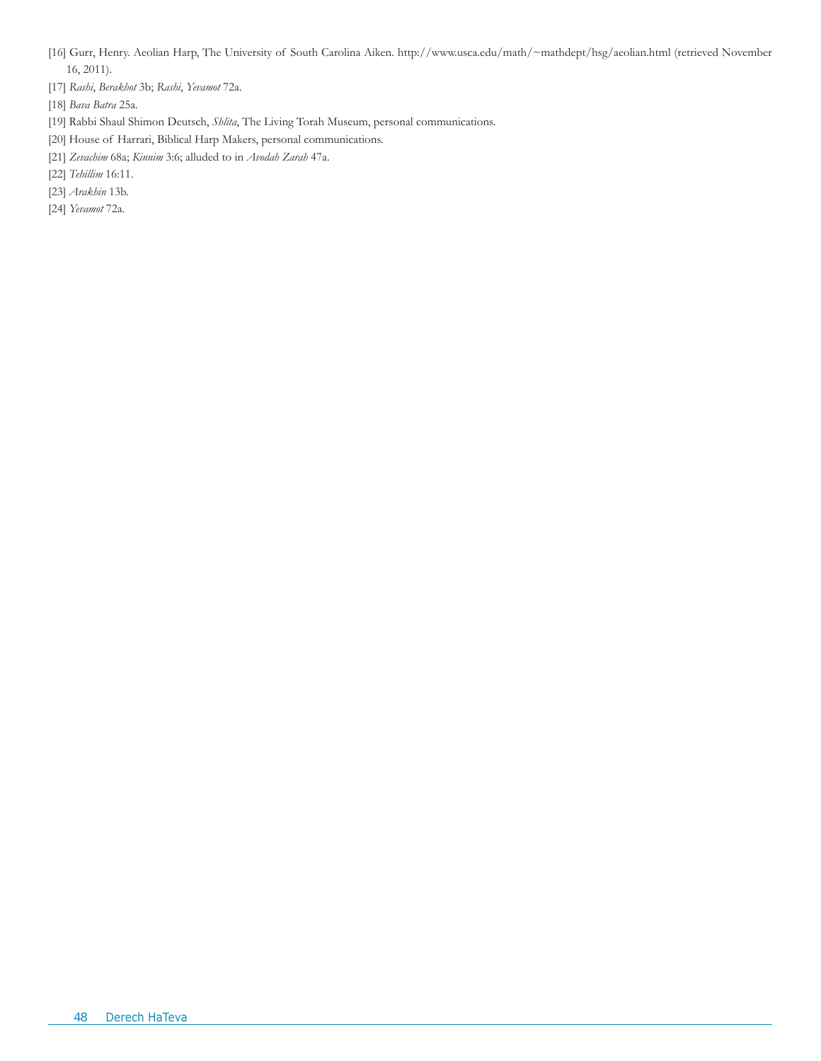[16] Gurr, Henry. Aeolian Harp, The University of South Carolina Aiken. http://www.usca.edu/math/~mathdept/hsg/aeolian.html (retrieved November 16, 2011).

[17] *Rashi*, *Berakhot* 3b; *Rashi*, *Yevamot* 72a.

[18] *Bava Batra* 25a.

[19] Rabbi Shaul Shimon Deutsch, *Shlita*, The Living Torah Museum, personal communications.

[20] House of Harrari, Biblical Harp Makers, personal communications.

[21] *Zevachim* 68a; *Kinnim* 3:6; alluded to in *Avodah Zarah* 47a.

[22] *Tehillim* 16:11.

[23] *Arakhin* 13b.

[24] *Yevamot* 72a.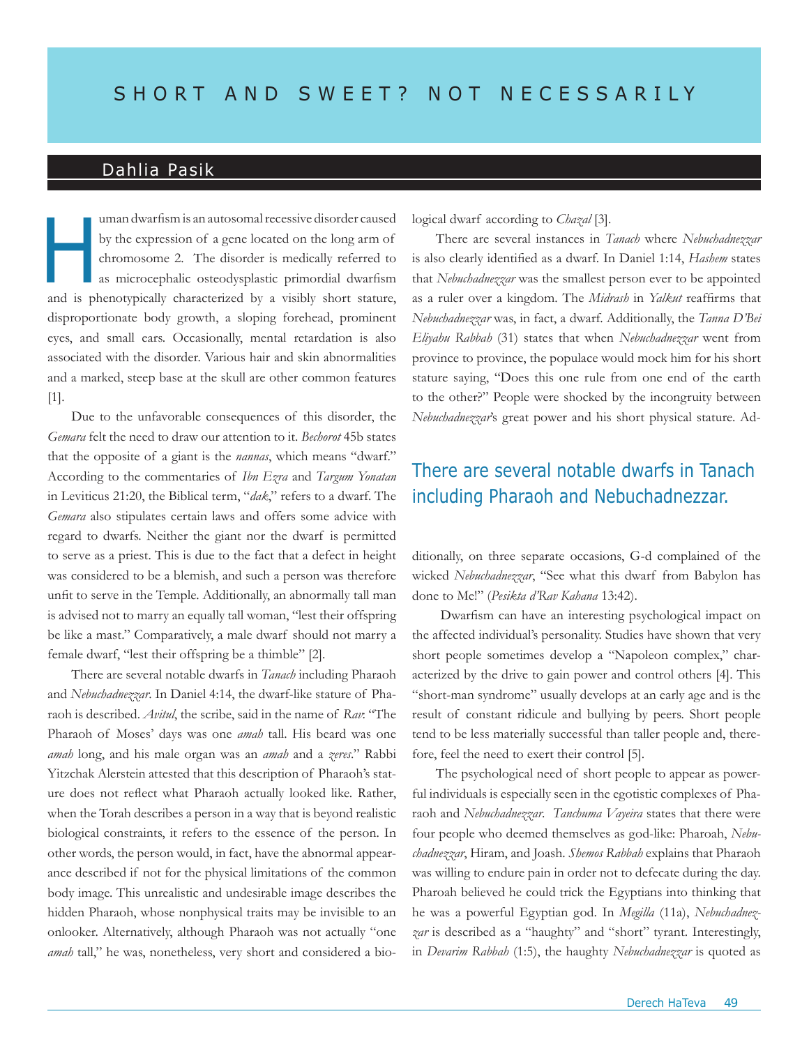# SHORT AND SWEET? NOT NECESSARILY

## Dahlia Pasik

Human dwarfism is an autosomal recessive disorder caused by the expression of a gene located on the long arm of chromosome 2. The disorder is medically referred to as microcephalic osteodysplastic primordial dwarfism and is phenotypically characterized by a visibly short stature, disproportionate body growth, a sloping forehead, prominent eyes, and small ears. Occasionally, mental retardation is also associated with the disorder. Various hair and skin abnormalities and a marked, steep base at the skull are other common features [1].

Due to the unfavorable consequences of this disorder, the *Gemara* felt the need to draw our attention to it. *Bechorot* 45b states that the opposite of a giant is the *nannas*, which means "dwarf." According to the commentaries of *Ibn Ezra* and *Targum Yonatan* in Leviticus 21:20, the Biblical term, "*dak*," refers to a dwarf. The *Gemara* also stipulates certain laws and offers some advice with regard to dwarfs. Neither the giant nor the dwarf is permitted to serve as a priest. This is due to the fact that a defect in height was considered to be a blemish, and such a person was therefore unfit to serve in the Temple. Additionally, an abnormally tall man is advised not to marry an equally tall woman, "lest their offspring be like a mast." Comparatively, a male dwarf should not marry a female dwarf, "lest their offspring be a thimble" [2].

There are several notable dwarfs in *Tanach* including Pharaoh and *Nebuchadnezzar*. In Daniel 4:14, the dwarf-like stature of Pharaoh is described. *Avitul*, the scribe, said in the name of *Rav*: "The Pharaoh of Moses' days was one *amah* tall. His beard was one *amah* long, and his male organ was an *amah* and a *zeres*." Rabbi Yitzchak Alerstein attested that this description of Pharaoh's stature does not reflect what Pharaoh actually looked like. Rather, when the Torah describes a person in a way that is beyond realistic biological constraints, it refers to the essence of the person. In other words, the person would, in fact, have the abnormal appearance described if not for the physical limitations of the common body image. This unrealistic and undesirable image describes the hidden Pharaoh, whose nonphysical traits may be invisible to an onlooker. Alternatively, although Pharaoh was not actually "one *amah* tall," he was, nonetheless, very short and considered a biological dwarf according to *Chazal* [3].

There are several instances in *Tanach* where *Nebuchadnezzar* is also clearly identified as a dwarf. In Daniel 1:14, *Hashem* states that *Nebuchadnezzar* was the smallest person ever to be appointed as a ruler over a kingdom. The *Midrash* in *Yalkut* reaffirms that *Nebuchadnezzar* was, in fact, a dwarf. Additionally, the *Tanna D'Bei Eliyahu Rabbah* (31) states that when *Nebuchadnezzar* went from province to province, the populace would mock him for his short stature saying, "Does this one rule from one end of the earth to the other?" People were shocked by the incongruity between *Nebuchadnezzar*'s great power and his short physical stature. Additionally, on three separate occasions, G-d complained of the wicked *Nebuchadnezzar*, "See what this dwarf from Babylon has done to Me!" (*Pesikta d'Rav Kahana* 13:42).

> There are several notable dwarfs in Tanach including Pharaoh and Nebuchadnezzar.

Dwarfism can have an interesting psychological impact on the affected individual's personality. Studies have shown that very short people sometimes develop a "Napoleon complex," characterized by the drive to gain power and control others [4]. This "short-man syndrome" usually develops at an early age and is the result of constant ridicule and bullying by peers. Short people tend to be less materially successful than taller people and, therefore, feel the need to exert their control [5].

The psychological need of short people to appear as powerful individuals is especially seen in the egotistic complexes of Pharaoh and *Nebuchadnezzar*. *Tanchuma Vayeira* states that there were four people who deemed themselves as god-like: Pharoah, *Nebuchadnezzar*, Hiram, and Joash. *Shemos Rabbah* explains that Pharaoh was willing to endure pain in order not to defecate during the day. Pharoah believed he could trick the Egyptians into thinking that he was a powerful Egyptian god. In *Megilla* (11a), *Nebuchadnezzar* is described as a "haughty" and "short" tyrant. Interestingly, in *Devarim Rabbah* (1:5), the haughty *Nebuchadnezzar* is quoted as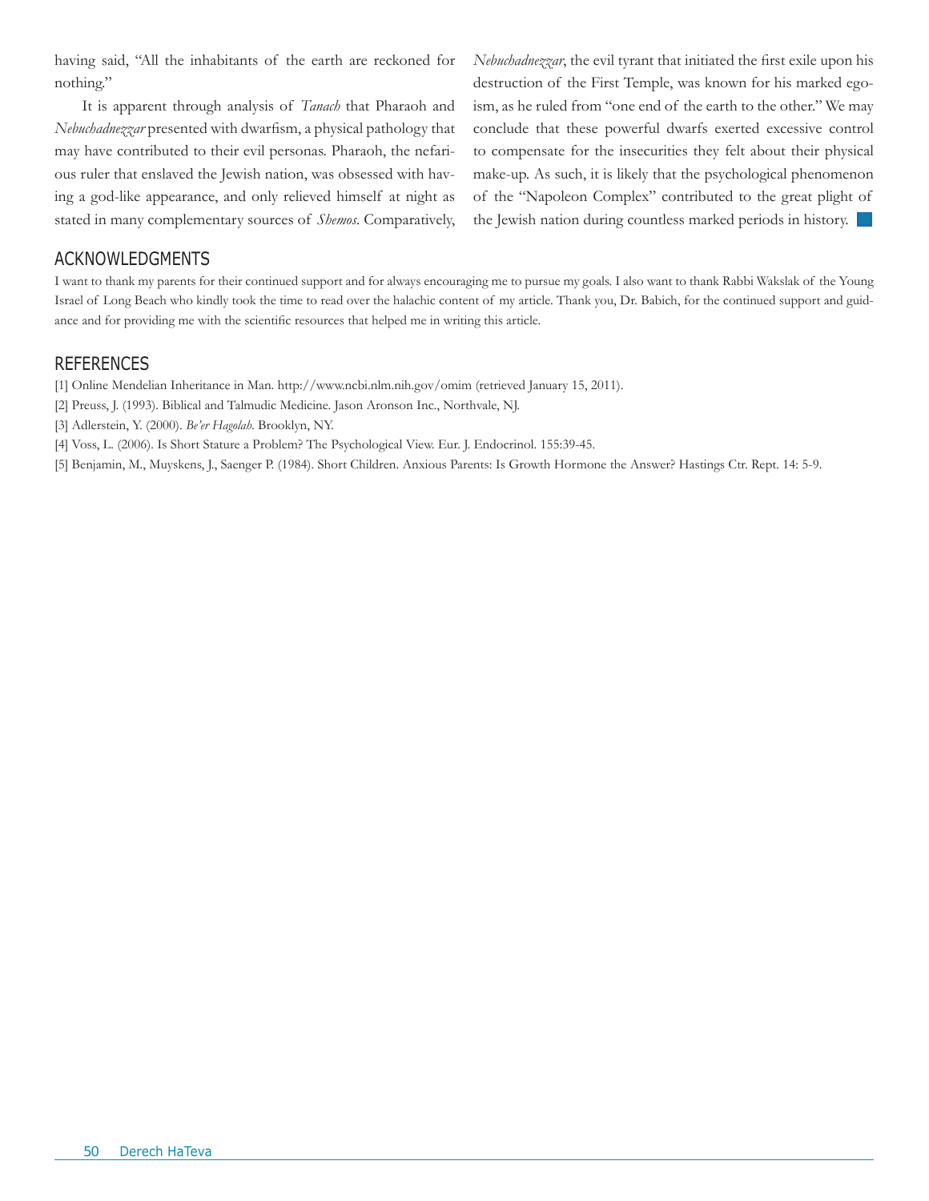having said, "All the inhabitants of the earth are reckoned for nothing."

It is apparent through analysis of *Tanach* that Pharaoh and *Nebuchadnezzar* presented with dwarfism, a physical pathology that may have contributed to their evil personas. Pharaoh, the nefarious ruler that enslaved the Jewish nation, was obsessed with having a god-like appearance, and only relieved himself at night as stated in many complementary sources of *Shemos*. Comparatively, *Nebuchadnezzar*, the evil tyrant that initiated the first exile upon his destruction of the First Temple, was known for his marked egoism, as he ruled from "one end of the earth to the other." We may conclude that these powerful dwarfs exerted excessive control to compensate for the insecurities they felt about their physical make-up. As such, it is likely that the psychological phenomenon of the "Napoleon Complex" contributed to the great plight of the Jewish nation during countless marked periods in history.

## ACKNOWLEDGMENTS

I want to thank my parents for their continued support and for always encouraging me to pursue my goals. I also want to thank Rabbi Wakslak of the Young Israel of Long Beach who kindly took the time to read over the halachic content of my article. Thank you, Dr. Babich, for the continued support and guidance and for providing me with the scientific resources that helped me in writing this article.

## REFERENCES

[1] Online Mendelian Inheritance in Man. http://www.ncbi.nlm.nih.gov/omim (retrieved January 15, 2011).

[2] Preuss, J. (1993). Biblical and Talmudic Medicine. Jason Aronson Inc., Northvale, NJ.

[3] Adlerstein, Y. (2000). *Be'er Hagolah*. Brooklyn, NY.

[4] Voss, L. (2006). Is Short Stature a Problem? The Psychological View. Eur. J. Endocrinol. 155:39-45.

[5] Benjamin, M., Muyskens, J., Saenger P. (1984). Short Children. Anxious Parents: Is Growth Hormone the Answer? Hastings Ctr. Rept. 14: 5-9.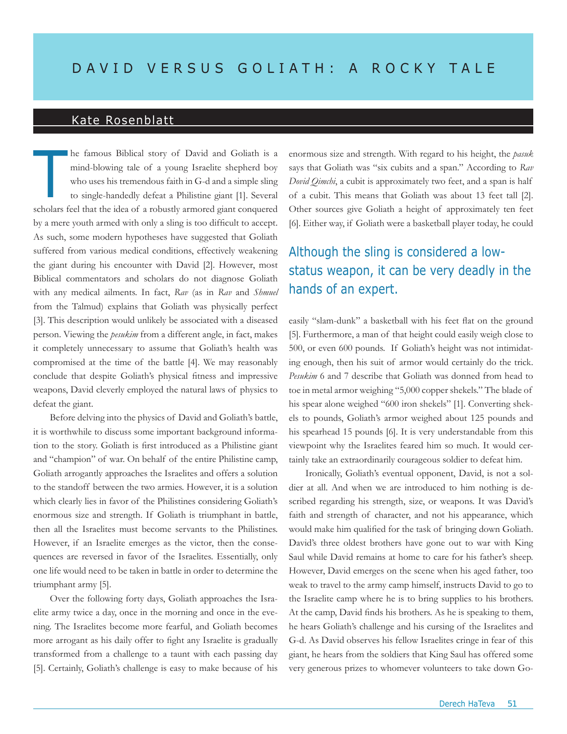# DAVID VERSUS GOLIATH: A ROCKY TALE

## Kate Rosenblatt

The famous Biblical story of David and Goliath is a mind-blowing tale of a young Israelite shepherd boy who uses his tremendous faith in G-d and a simple sling to single-handedly defeat a Philistine giant [1]. Several scholars feel that the idea of a robustly armored giant conquered by a mere youth armed with only a sling is too difficult to accept. As such, some modern hypotheses have suggested that Goliath suffered from various medical conditions, effectively weakening the giant during his encounter with David [2]. However, most Biblical commentators and scholars do not diagnose Goliath with any medical ailments. In fact, *Rav* (as in *Rav* and *Shmuel* from the Talmud) explains that Goliath was physically perfect [3]. This description would unlikely be associated with a diseased person. Viewing the *pesukim* from a different angle, in fact, makes it completely unnecessary to assume that Goliath's health was compromised at the time of the battle [4]. We may reasonably conclude that despite Goliath's physical fitness and impressive weapons, David cleverly employed the natural laws of physics to defeat the giant.

Before delving into the physics of David and Goliath's battle, it is worthwhile to discuss some important background information to the story. Goliath is first introduced as a Philistine giant and "champion" of war. On behalf of the entire Philistine camp, Goliath arrogantly approaches the Israelites and offers a solution to the standoff between the two armies. However, it is a solution which clearly lies in favor of the Philistines considering Goliath's enormous size and strength. If Goliath is triumphant in battle, then all the Israelites must become servants to the Philistines. However, if an Israelite emerges as the victor, then the consequences are reversed in favor of the Israelites. Essentially, only one life would need to be taken in battle in order to determine the triumphant army [5].

Over the following forty days, Goliath approaches the Israelite army twice a day, once in the morning and once in the evening. The Israelites become more fearful, and Goliath becomes more arrogant as his daily offer to fight any Israelite is gradually transformed from a challenge to a taunt with each passing day [5]. Certainly, Goliath's challenge is easy to make because of his enormous size and strength. With regard to his height, the *pasuk* says that Goliath was "six cubits and a span." According to *Rav Dovid Qimchi*, a cubit is approximately two feet, and a span is half of a cubit. This means that Goliath was about 13 feet tall [2]. Other sources give Goliath a height of approximately ten feet [6]. Either way, if Goliath were a basketball player today, he could easily "slam-dunk" a basketball with his feet flat on the ground [5]. Furthermore, a man of that height could easily weigh close to 500, or even 600 pounds. If Goliath's height was not intimidating enough, then his suit of armor would certainly do the trick. *Pesukim* 6 and 7 describe that Goliath was donned from head to toe in metal armor weighing "5,000 copper shekels." The blade of his spear alone weighed "600 iron shekels" [1]. Converting shekels to pounds, Goliath's armor weighed about 125 pounds and his spearhead 15 pounds [6]. It is very understandable from this viewpoint why the Israelites feared him so much. It would certainly take an extraordinarily courageous soldier to defeat him.

> Although the sling is considered a low-status weapon, it can be very deadly in the hands of an expert.

Ironically, Goliath's eventual opponent, David, is not a soldier at all. And when we are introduced to him nothing is described regarding his strength, size, or weapons. It was David's faith and strength of character, and not his appearance, which would make him qualified for the task of bringing down Goliath. David's three oldest brothers have gone out to war with King Saul while David remains at home to care for his father's sheep. However, David emerges on the scene when his aged father, too weak to travel to the army camp himself, instructs David to go to the Israelite camp where he is to bring supplies to his brothers. At the camp, David finds his brothers. As he is speaking to them, he hears Goliath's challenge and his cursing of the Israelites and G-d. As David observes his fellow Israelites cringe in fear of this giant, he hears from the soldiers that King Saul has offered some very generous prizes to whomever volunteers to take down Go-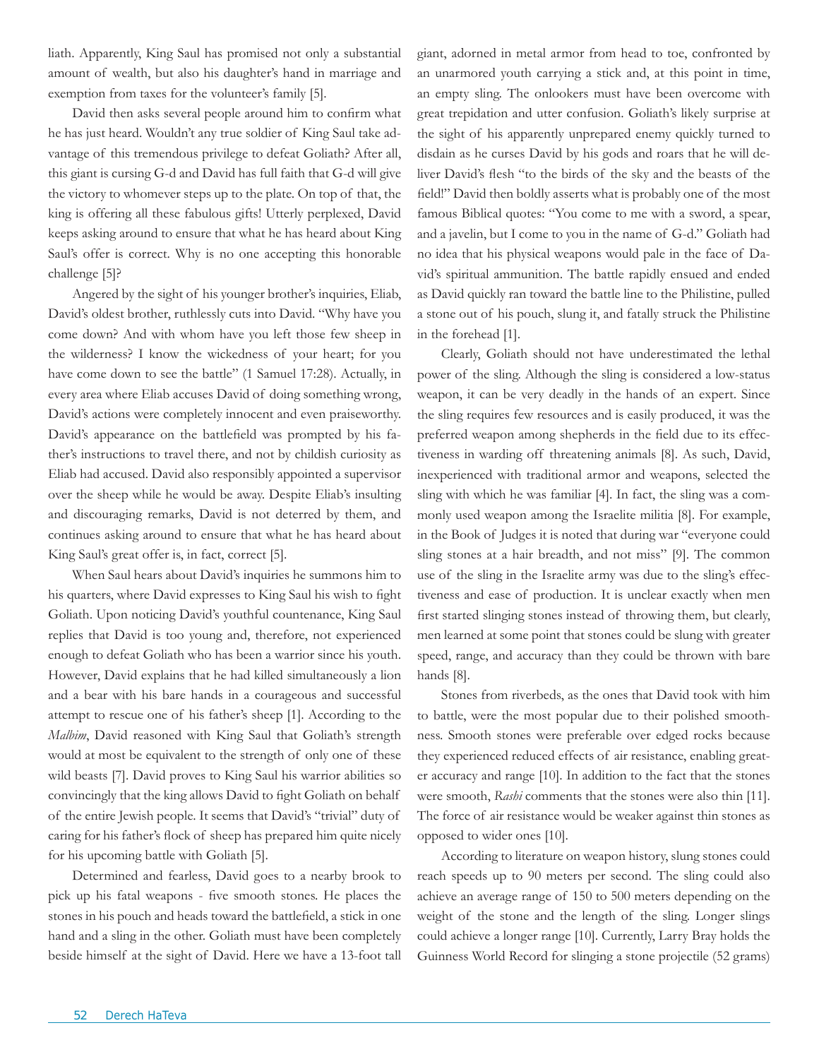liath. Apparently, King Saul has promised not only a substantial amount of wealth, but also his daughter's hand in marriage and exemption from taxes for the volunteer's family [5].

David then asks several people around him to confirm what he has just heard. Wouldn't any true soldier of King Saul take advantage of this tremendous privilege to defeat Goliath? After all, this giant is cursing G-d and David has full faith that G-d will give the victory to whomever steps up to the plate. On top of that, the king is offering all these fabulous gifts! Utterly perplexed, David keeps asking around to ensure that what he has heard about King Saul's offer is correct. Why is no one accepting this honorable challenge [5]?

Angered by the sight of his younger brother's inquiries, Eliab, David's oldest brother, ruthlessly cuts into David. "Why have you come down? And with whom have you left those few sheep in the wilderness? I know the wickedness of your heart; for you have come down to see the battle" (1 Samuel 17:28). Actually, in every area where Eliab accuses David of doing something wrong, David's actions were completely innocent and even praiseworthy. David's appearance on the battlefield was prompted by his father's instructions to travel there, and not by childish curiosity as Eliab had accused. David also responsibly appointed a supervisor over the sheep while he would be away. Despite Eliab's insulting and discouraging remarks, David is not deterred by them, and continues asking around to ensure that what he has heard about King Saul's great offer is, in fact, correct [5].

When Saul hears about David's inquiries he summons him to his quarters, where David expresses to King Saul his wish to fight Goliath. Upon noticing David's youthful countenance, King Saul replies that David is too young and, therefore, not experienced enough to defeat Goliath who has been a warrior since his youth. However, David explains that he had killed simultaneously a lion and a bear with his bare hands in a courageous and successful attempt to rescue one of his father's sheep [1]. According to the *Malbim*, David reasoned with King Saul that Goliath's strength would at most be equivalent to the strength of only one of these wild beasts [7]. David proves to King Saul his warrior abilities so convincingly that the king allows David to fight Goliath on behalf of the entire Jewish people. It seems that David's "trivial" duty of caring for his father's flock of sheep has prepared him quite nicely for his upcoming battle with Goliath [5].

Determined and fearless, David goes to a nearby brook to pick up his fatal weapons - five smooth stones. He places the stones in his pouch and heads toward the battlefield, a stick in one hand and a sling in the other. Goliath must have been completely beside himself at the sight of David. Here we have a 13-foot tall giant, adorned in metal armor from head to toe, confronted by an unarmored youth carrying a stick and, at this point in time, an empty sling. The onlookers must have been overcome with great trepidation and utter confusion. Goliath's likely surprise at the sight of his apparently unprepared enemy quickly turned to disdain as he curses David by his gods and roars that he will deliver David's flesh "to the birds of the sky and the beasts of the field!" David then boldly asserts what is probably one of the most famous Biblical quotes: "You come to me with a sword, a spear, and a javelin, but I come to you in the name of G-d." Goliath had no idea that his physical weapons would pale in the face of David's spiritual ammunition. The battle rapidly ensued and ended as David quickly ran toward the battle line to the Philistine, pulled a stone out of his pouch, slung it, and fatally struck the Philistine in the forehead [1].

Clearly, Goliath should not have underestimated the lethal power of the sling. Although the sling is considered a low-status weapon, it can be very deadly in the hands of an expert. Since the sling requires few resources and is easily produced, it was the preferred weapon among shepherds in the field due to its effectiveness in warding off threatening animals [8]. As such, David, inexperienced with traditional armor and weapons, selected the sling with which he was familiar [4]. In fact, the sling was a commonly used weapon among the Israelite militia [8]. For example, in the Book of Judges it is noted that during war "everyone could sling stones at a hair breadth, and not miss" [9]. The common use of the sling in the Israelite army was due to the sling's effectiveness and ease of production. It is unclear exactly when men first started slinging stones instead of throwing them, but clearly, men learned at some point that stones could be slung with greater speed, range, and accuracy than they could be thrown with bare hands [8].

Stones from riverbeds, as the ones that David took with him to battle, were the most popular due to their polished smoothness. Smooth stones were preferable over edged rocks because they experienced reduced effects of air resistance, enabling greater accuracy and range [10]. In addition to the fact that the stones were smooth, *Rashi* comments that the stones were also thin [11]. The force of air resistance would be weaker against thin stones as opposed to wider ones [10].

According to literature on weapon history, slung stones could reach speeds up to 90 meters per second. The sling could also achieve an average range of 150 to 500 meters depending on the weight of the stone and the length of the sling. Longer slings could achieve a longer range [10]. Currently, Larry Bray holds the Guinness World Record for slinging a stone projectile (52 grams)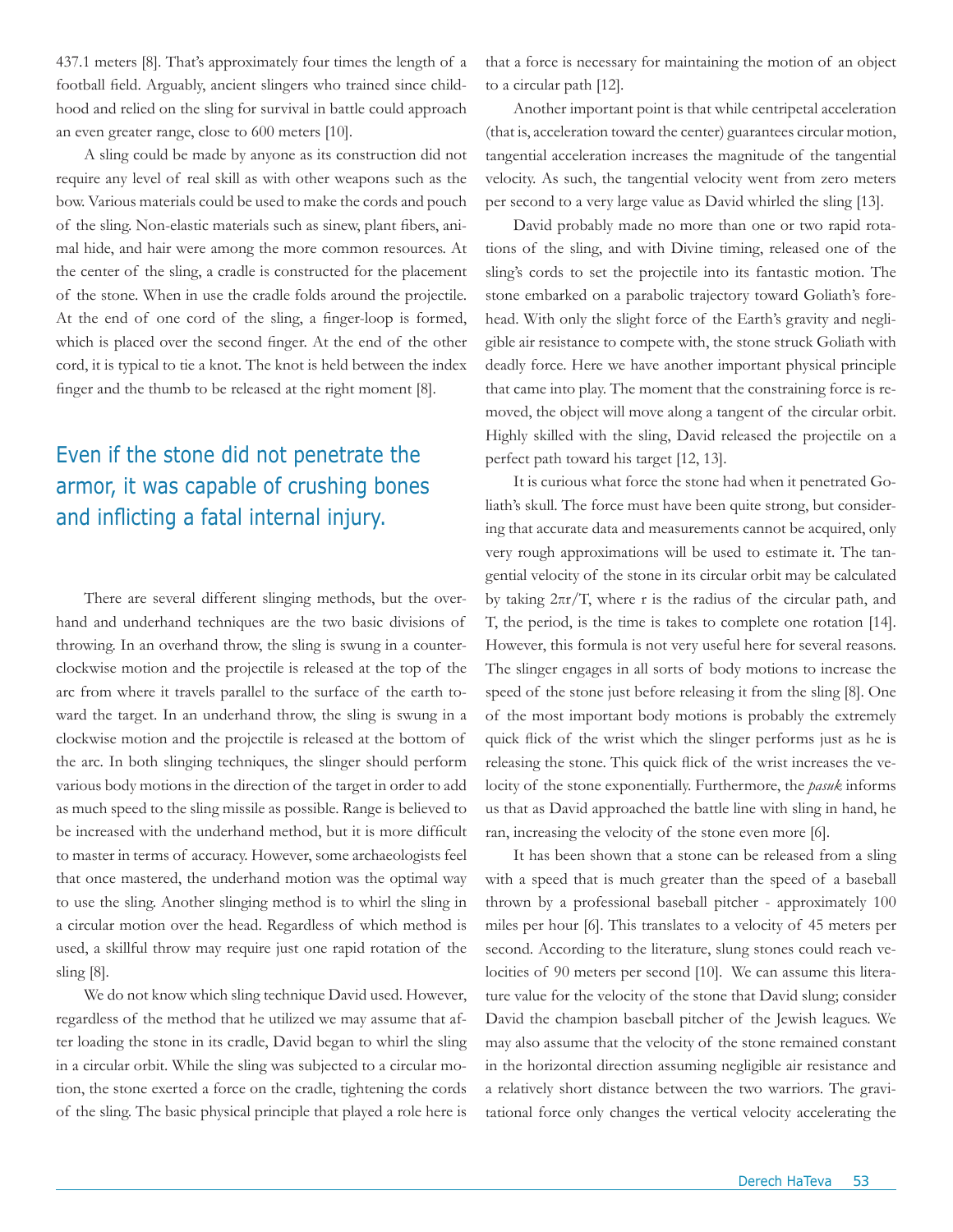437.1 meters [8]. That's approximately four times the length of a football field. Arguably, ancient slingers who trained since childhood and relied on the sling for survival in battle could approach an even greater range, close to 600 meters [10].

A sling could be made by anyone as its construction did not require any level of real skill as with other weapons such as the bow. Various materials could be used to make the cords and pouch of the sling. Non-elastic materials such as sinew, plant fibers, animal hide, and hair were among the more common resources. At the center of the sling, a cradle is constructed for the placement of the stone. When in use the cradle folds around the projectile. At the end of one cord of the sling, a finger-loop is formed, which is placed over the second finger. At the end of the other cord, it is typical to tie a knot. The knot is held between the index finger and the thumb to be released at the right moment [8].

> Even if the stone did not penetrate the armor, it was capable of crushing bones and inflicting a fatal internal injury.

There are several different slinging methods, but the overhand and underhand techniques are the two basic divisions of throwing. In an overhand throw, the sling is swung in a counterclockwise motion and the projectile is released at the top of the arc from where it travels parallel to the surface of the earth toward the target. In an underhand throw, the sling is swung in a clockwise motion and the projectile is released at the bottom of the arc. In both slinging techniques, the slinger should perform various body motions in the direction of the target in order to add as much speed to the sling missile as possible. Range is believed to be increased with the underhand method, but it is more difficult to master in terms of accuracy. However, some archaeologists feel that once mastered, the underhand motion was the optimal way to use the sling. Another slinging method is to whirl the sling in a circular motion over the head. Regardless of which method is used, a skillful throw may require just one rapid rotation of the sling [8].

We do not know which sling technique David used. However, regardless of the method that he utilized we may assume that after loading the stone in its cradle, David began to whirl the sling in a circular orbit. While the sling was subjected to a circular motion, the stone exerted a force on the cradle, tightening the cords of the sling. The basic physical principle that played a role here is that a force is necessary for maintaining the motion of an object to a circular path [12].

Another important point is that while centripetal acceleration (that is, acceleration toward the center) guarantees circular motion, tangential acceleration increases the magnitude of the tangential velocity. As such, the tangential velocity went from zero meters per second to a very large value as David whirled the sling [13].

David probably made no more than one or two rapid rotations of the sling, and with Divine timing, released one of the sling's cords to set the projectile into its fantastic motion. The stone embarked on a parabolic trajectory toward Goliath's forehead. With only the slight force of the Earth's gravity and negligible air resistance to compete with, the stone struck Goliath with deadly force. Here we have another important physical principle that came into play. The moment that the constraining force is removed, the object will move along a tangent of the circular orbit. Highly skilled with the sling, David released the projectile on a perfect path toward his target [12, 13].

It is curious what force the stone had when it penetrated Goliath's skull. The force must have been quite strong, but considering that accurate data and measurements cannot be acquired, only very rough approximations will be used to estimate it. The tangential velocity of the stone in its circular orbit may be calculated by taking $2\pi r/T$, where r is the radius of the circular path, and T, the period, is the time is takes to complete one rotation [14]. However, this formula is not very useful here for several reasons. The slinger engages in all sorts of body motions to increase the speed of the stone just before releasing it from the sling [8]. One of the most important body motions is probably the extremely quick flick of the wrist which the slinger performs just as he is releasing the stone. This quick flick of the wrist increases the velocity of the stone exponentially. Furthermore, the *pasuk* informs us that as David approached the battle line with sling in hand, he ran, increasing the velocity of the stone even more [6].

It has been shown that a stone can be released from a sling with a speed that is much greater than the speed of a baseball thrown by a professional baseball pitcher - approximately 100 miles per hour [6]. This translates to a velocity of 45 meters per second. According to the literature, slung stones could reach velocities of 90 meters per second [10]. We can assume this literature value for the velocity of the stone that David slung; consider David the champion baseball pitcher of the Jewish leagues. We may also assume that the velocity of the stone remained constant in the horizontal direction assuming negligible air resistance and a relatively short distance between the two warriors. The gravitational force only changes the vertical velocity accelerating the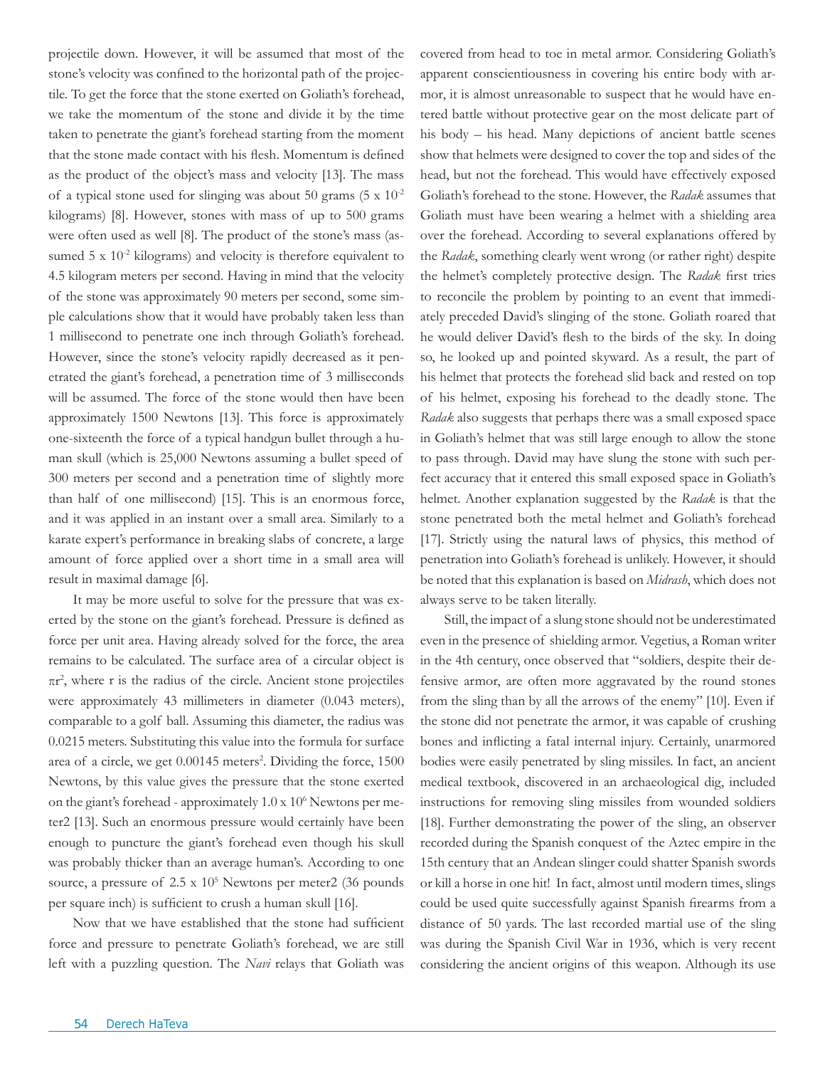projectile down. However, it will be assumed that most of the stone's velocity was confined to the horizontal path of the projectile. To get the force that the stone exerted on Goliath's forehead, we take the momentum of the stone and divide it by the time taken to penetrate the giant's forehead starting from the moment that the stone made contact with his flesh. Momentum is defined as the product of the object's mass and velocity [13]. The mass of a typical stone used for slinging was about 50 grams ($5 \times 10^{-2}$ kilograms) [8]. However, stones with mass of up to 500 grams were often used as well [8]. The product of the stone's mass (assumed $5 \times 10^{-2}$ kilograms) and velocity is therefore equivalent to 4.5 kilogram meters per second. Having in mind that the velocity of the stone was approximately 90 meters per second, some simple calculations show that it would have probably taken less than 1 millisecond to penetrate one inch through Goliath's forehead. However, since the stone's velocity rapidly decreased as it penetrated the giant's forehead, a penetration time of 3 milliseconds will be assumed. The force of the stone would then have been approximately 1500 Newtons [13]. This force is approximately one-sixteenth the force of a typical handgun bullet through a human skull (which is 25,000 Newtons assuming a bullet speed of 300 meters per second and a penetration time of slightly more than half of one millisecond) [15]. This is an enormous force, and it was applied in an instant over a small area. Similarly to a karate expert's performance in breaking slabs of concrete, a large amount of force applied over a short time in a small area will result in maximal damage [6].

It may be more useful to solve for the pressure that was exerted by the stone on the giant's forehead. Pressure is defined as force per unit area. Having already solved for the force, the area remains to be calculated. The surface area of a circular object is $\pi r^2$, where r is the radius of the circle. Ancient stone projectiles were approximately 43 millimeters in diameter (0.043 meters), comparable to a golf ball. Assuming this diameter, the radius was 0.0215 meters. Substituting this value into the formula for surface area of a circle, we get 0.00145 meters$^2$. Dividing the force, 1500 Newtons, by this value gives the pressure that the stone exerted on the giant's forehead - approximately $1.0 \times 10^6$ Newtons per meter2 [13]. Such an enormous pressure would certainly have been enough to puncture the giant's forehead even though his skull was probably thicker than an average human's. According to one source, a pressure of $2.5 \times 10^5$ Newtons per meter2 (36 pounds per square inch) is sufficient to crush a human skull [16].

Now that we have established that the stone had sufficient force and pressure to penetrate Goliath's forehead, we are still left with a puzzling question. The *Navi* relays that Goliath was covered from head to toe in metal armor. Considering Goliath's apparent conscientiousness in covering his entire body with armor, it is almost unreasonable to suspect that he would have entered battle without protective gear on the most delicate part of his body – his head. Many depictions of ancient battle scenes show that helmets were designed to cover the top and sides of the head, but not the forehead. This would have effectively exposed Goliath's forehead to the stone. However, the *Radak* assumes that Goliath must have been wearing a helmet with a shielding area over the forehead. According to several explanations offered by the *Radak*, something clearly went wrong (or rather right) despite the helmet's completely protective design. The *Radak* first tries to reconcile the problem by pointing to an event that immediately preceded David's slinging of the stone. Goliath roared that he would deliver David's flesh to the birds of the sky. In doing so, he looked up and pointed skyward. As a result, the part of his helmet that protects the forehead slid back and rested on top of his helmet, exposing his forehead to the deadly stone. The *Radak* also suggests that perhaps there was a small exposed space in Goliath's helmet that was still large enough to allow the stone to pass through. David may have slung the stone with such perfect accuracy that it entered this small exposed space in Goliath's helmet. Another explanation suggested by the *Radak* is that the stone penetrated both the metal helmet and Goliath's forehead [17]. Strictly using the natural laws of physics, this method of penetration into Goliath's forehead is unlikely. However, it should be noted that this explanation is based on *Midrash*, which does not always serve to be taken literally.

Still, the impact of a slung stone should not be underestimated even in the presence of shielding armor. Vegetius, a Roman writer in the 4th century, once observed that "soldiers, despite their defensive armor, are often more aggravated by the round stones from the sling than by all the arrows of the enemy" [10]. Even if the stone did not penetrate the armor, it was capable of crushing bones and inflicting a fatal internal injury. Certainly, unarmored bodies were easily penetrated by sling missiles. In fact, an ancient medical textbook, discovered in an archaeological dig, included instructions for removing sling missiles from wounded soldiers [18]. Further demonstrating the power of the sling, an observer recorded during the Spanish conquest of the Aztec empire in the 15th century that an Andean slinger could shatter Spanish swords or kill a horse in one hit! In fact, almost until modern times, slings could be used quite successfully against Spanish firearms from a distance of 50 yards. The last recorded martial use of the sling was during the Spanish Civil War in 1936, which is very recent considering the ancient origins of this weapon. Although its use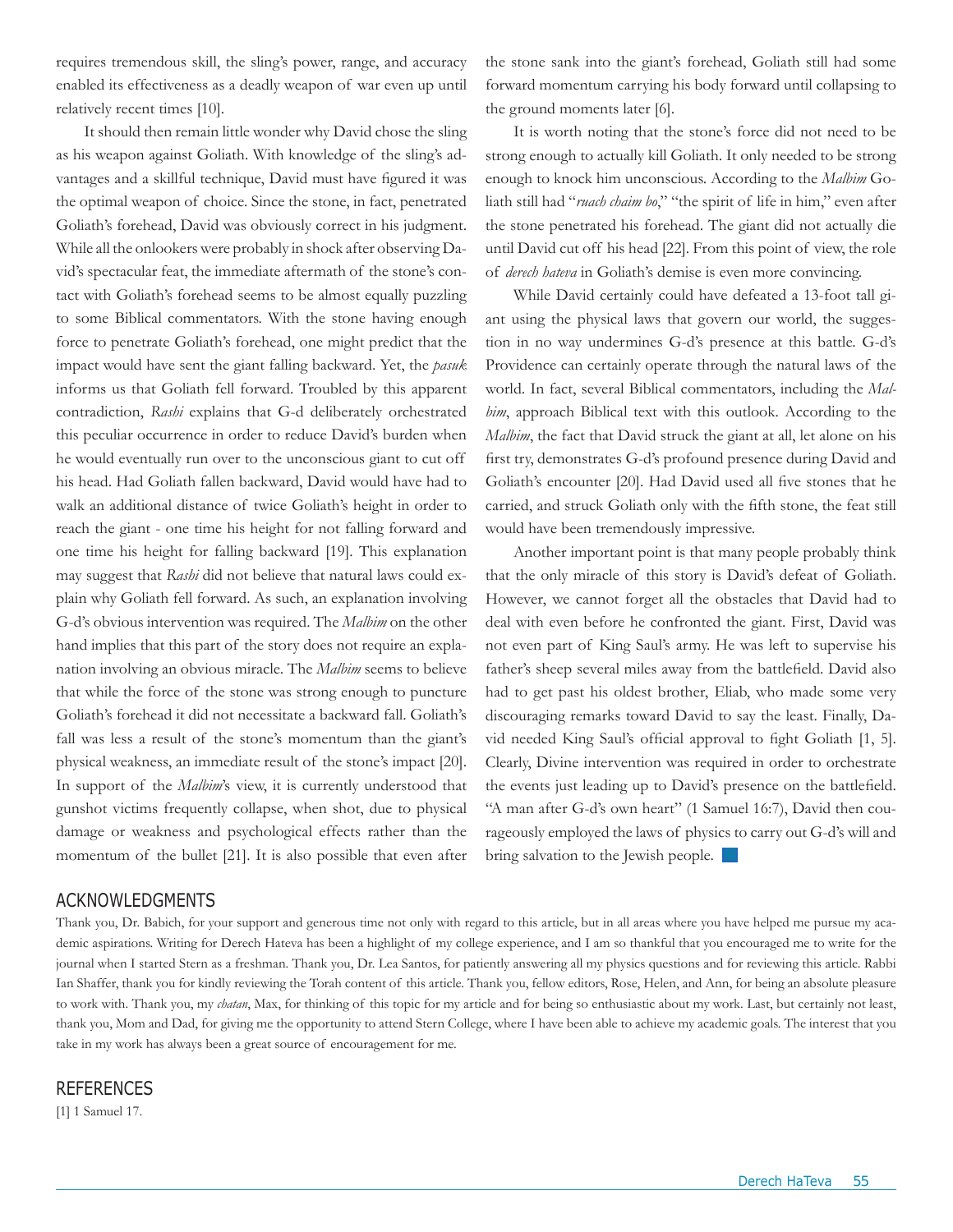requires tremendous skill, the sling's power, range, and accuracy enabled its effectiveness as a deadly weapon of war even up until relatively recent times [10].

It should then remain little wonder why David chose the sling as his weapon against Goliath. With knowledge of the sling's advantages and a skillful technique, David must have figured it was the optimal weapon of choice. Since the stone, in fact, penetrated Goliath's forehead, David was obviously correct in his judgment. While all the onlookers were probably in shock after observing David's spectacular feat, the immediate aftermath of the stone's contact with Goliath's forehead seems to be almost equally puzzling to some Biblical commentators. With the stone having enough force to penetrate Goliath's forehead, one might predict that the impact would have sent the giant falling backward. Yet, the *pasuk* informs us that Goliath fell forward. Troubled by this apparent contradiction, *Rashi* explains that G-d deliberately orchestrated this peculiar occurrence in order to reduce David's burden when he would eventually run over to the unconscious giant to cut off his head. Had Goliath fallen backward, David would have had to walk an additional distance of twice Goliath's height in order to reach the giant - one time his height for not falling forward and one time his height for falling backward [19]. This explanation may suggest that *Rashi* did not believe that natural laws could explain why Goliath fell forward. As such, an explanation involving G-d's obvious intervention was required. The *Malbim* on the other hand implies that this part of the story does not require an explanation involving an obvious miracle. The *Malbim* seems to believe that while the force of the stone was strong enough to puncture Goliath's forehead it did not necessitate a backward fall. Goliath's fall was less a result of the stone's momentum than the giant's physical weakness, an immediate result of the stone's impact [20]. In support of the *Malbim*'s view, it is currently understood that gunshot victims frequently collapse, when shot, due to physical damage or weakness and psychological effects rather than the momentum of the bullet [21]. It is also possible that even after the stone sank into the giant's forehead, Goliath still had some forward momentum carrying his body forward until collapsing to the ground moments later [6].

It is worth noting that the stone's force did not need to be strong enough to actually kill Goliath. It only needed to be strong enough to knock him unconscious. According to the *Malbim* Goliath still had "*ruach chaim bo*," "the spirit of life in him," even after the stone penetrated his forehead. The giant did not actually die until David cut off his head [22]. From this point of view, the role of *derech hateva* in Goliath's demise is even more convincing.

While David certainly could have defeated a 13-foot tall giant using the physical laws that govern our world, the suggestion in no way undermines G-d's presence at this battle. G-d's Providence can certainly operate through the natural laws of the world. In fact, several Biblical commentators, including the *Malbim*, approach Biblical text with this outlook. According to the *Malbim*, the fact that David struck the giant at all, let alone on his first try, demonstrates G-d's profound presence during David and Goliath's encounter [20]. Had David used all five stones that he carried, and struck Goliath only with the fifth stone, the feat still would have been tremendously impressive.

Another important point is that many people probably think that the only miracle of this story is David's defeat of Goliath. However, we cannot forget all the obstacles that David had to deal with even before he confronted the giant. First, David was not even part of King Saul's army. He was left to supervise his father's sheep several miles away from the battlefield. David also had to get past his oldest brother, Eliab, who made some very discouraging remarks toward David to say the least. Finally, David needed King Saul's official approval to fight Goliath [1, 5]. Clearly, Divine intervention was required in order to orchestrate the events just leading up to David's presence on the battlefield. "A man after G-d's own heart" (1 Samuel 16:7), David then courageously employed the laws of physics to carry out G-d's will and bring salvation to the Jewish people.

## ACKNOWLEDGMENTS

Thank you, Dr. Babich, for your support and generous time not only with regard to this article, but in all areas where you have helped me pursue my academic aspirations. Writing for Derech Hateva has been a highlight of my college experience, and I am so thankful that you encouraged me to write for the journal when I started Stern as a freshman. Thank you, Dr. Lea Santos, for patiently answering all my physics questions and for reviewing this article. Rabbi Ian Shaffer, thank you for kindly reviewing the Torah content of this article. Thank you, fellow editors, Rose, Helen, and Ann, for being an absolute pleasure to work with. Thank you, my *chatan*, Max, for thinking of this topic for my article and for being so enthusiastic about my work. Last, but certainly not least, thank you, Mom and Dad, for giving me the opportunity to attend Stern College, where I have been able to achieve my academic goals. The interest that you take in my work has always been a great source of encouragement for me.

## REFERENCES

[1] 1 Samuel 17.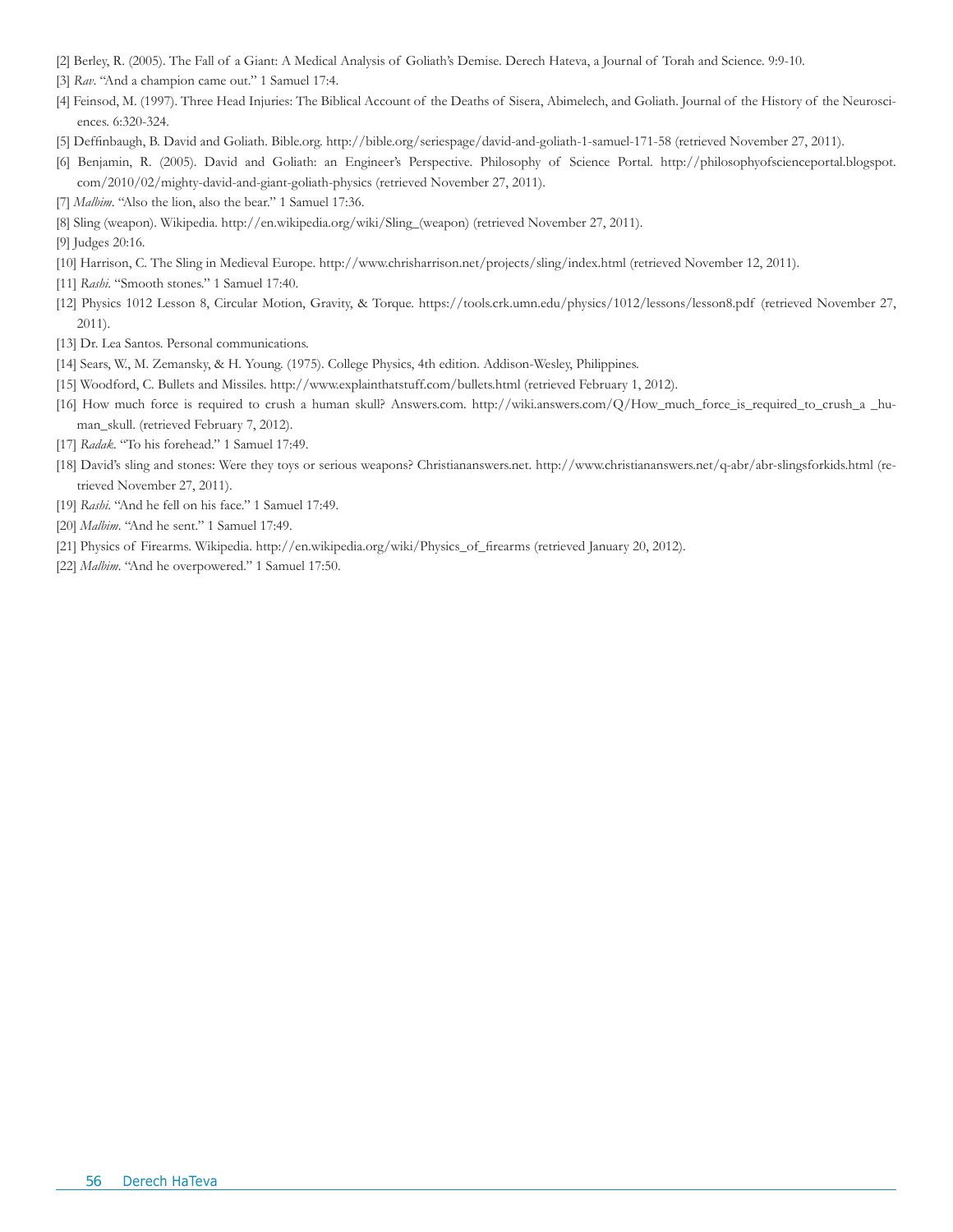[2] Berley, R. (2005). The Fall of a Giant: A Medical Analysis of Goliath's Demise. Derech Hateva, a Journal of Torah and Science. 9:9-10.

[3] *Rav*. "And a champion came out." 1 Samuel 17:4.

[4] Feinsod, M. (1997). Three Head Injuries: The Biblical Account of the Deaths of Sisera, Abimelech, and Goliath. Journal of the History of the Neurosciences. 6:320-324.

[5] Deffinbaugh, B. David and Goliath. Bible.org. http://bible.org/seriespage/david-and-goliath-1-samuel-171-58 (retrieved November 27, 2011).

[6] Benjamin, R. (2005). David and Goliath: an Engineer's Perspective. Philosophy of Science Portal. http://philosophyofscienceportal.blogspot.com/2010/02/mighty-david-and-giant-goliath-physics (retrieved November 27, 2011).

[7] *Malbim*. "Also the lion, also the bear." 1 Samuel 17:36.

[8] Sling (weapon). Wikipedia. http://en.wikipedia.org/wiki/Sling_(weapon) (retrieved November 27, 2011).

[9] Judges 20:16.

[10] Harrison, C. The Sling in Medieval Europe. http://www.chrisharrison.net/projects/sling/index.html (retrieved November 12, 2011).

[11] *Rashi*. "Smooth stones." 1 Samuel 17:40.

[12] Physics 1012 Lesson 8, Circular Motion, Gravity, & Torque. https://tools.crk.umn.edu/physics/1012/lessons/lesson8.pdf (retrieved November 27, 2011).

[13] Dr. Lea Santos. Personal communications.

[14] Sears, W., M. Zemansky, & H. Young. (1975). College Physics, 4th edition. Addison-Wesley, Philippines.

[15] Woodford, C. Bullets and Missiles. http://www.explainthatstuff.com/bullets.html (retrieved February 1, 2012).

[16] How much force is required to crush a human skull? Answers.com. http://wiki.answers.com/Q/How_much_force_is_required_to_crush_a _human_skull. (retrieved February 7, 2012).

[17] *Radak*. "To his forehead." 1 Samuel 17:49.

[18] David's sling and stones: Were they toys or serious weapons? Christiananswers.net. http://www.christiananswers.net/q-abr/abr-slingsforkids.html (retrieved November 27, 2011).

[19] *Rashi*. "And he fell on his face." 1 Samuel 17:49.

[20] *Malbim*. "And he sent." 1 Samuel 17:49.

[21] Physics of Firearms. Wikipedia. http://en.wikipedia.org/wiki/Physics_of_firearms (retrieved January 20, 2012).

[22] *Malbim*. "And he overpowered." 1 Samuel 17:50.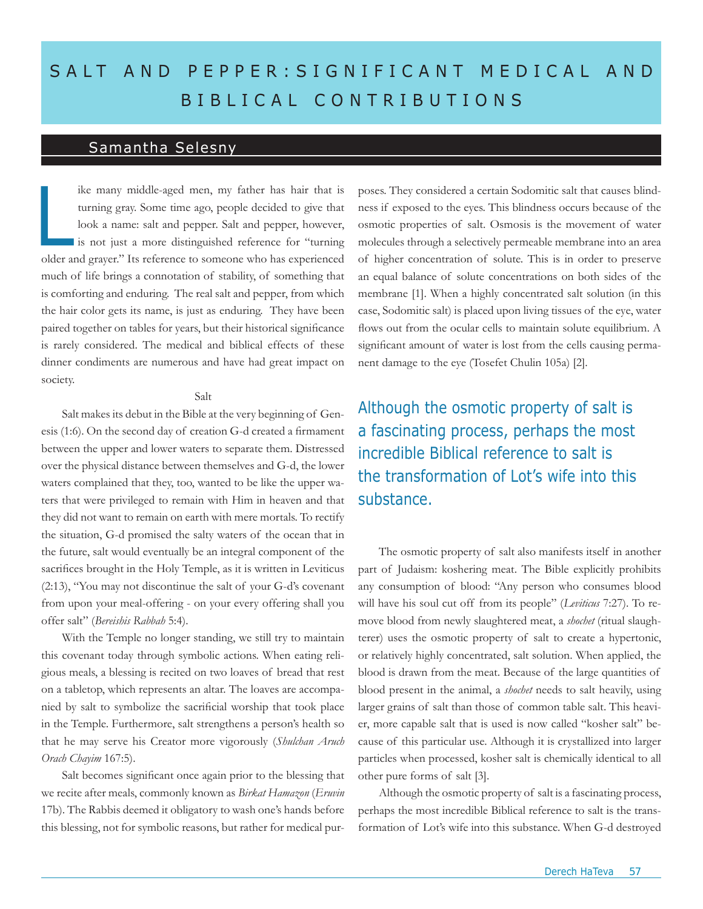# SALT AND PEPPER: SIGNIFICANT MEDICAL AND BIBLICAL CONTRIBUTIONS

## Samantha Selesny

Like many middle-aged men, my father has hair that is turning gray. Some time ago, people decided to give that look a name: salt and pepper. Salt and pepper, however, is not just a more distinguished reference for "turning older and grayer." Its reference to someone who has experienced much of life brings a connotation of stability, of something that is comforting and enduring. The real salt and pepper, from which the hair color gets its name, is just as enduring. They have been paired together on tables for years, but their historical significance is rarely considered. The medical and biblical effects of these dinner condiments are numerous and have had great impact on society.

### Salt

Salt makes its debut in the Bible at the very beginning of Genesis (1:6). On the second day of creation G-d created a firmament between the upper and lower waters to separate them. Distressed over the physical distance between themselves and G-d, the lower waters complained that they, too, wanted to be like the upper waters that were privileged to remain with Him in heaven and that they did not want to remain on earth with mere mortals. To rectify the situation, G-d promised the salty waters of the ocean that in the future, salt would eventually be an integral component of the sacrifices brought in the Holy Temple, as it is written in Leviticus (2:13), "You may not discontinue the salt of your G-d's covenant from upon your meal-offering - on your every offering shall you offer salt" (*Bereishis Rabbah* 5:4).

With the Temple no longer standing, we still try to maintain this covenant today through symbolic actions. When eating religious meals, a blessing is recited on two loaves of bread that rest on a tabletop, which represents an altar. The loaves are accompanied by salt to symbolize the sacrificial worship that took place in the Temple. Furthermore, salt strengthens a person's health so that he may serve his Creator more vigorously (*Shulchan Aruch Orach Chayim* 167:5).

Salt becomes significant once again prior to the blessing that we recite after meals, commonly known as *Birkat Hamazon* (*Eruvin* 17b). The Rabbis deemed it obligatory to wash one's hands before this blessing, not for symbolic reasons, but rather for medical purposes. They considered a certain Sodomitic salt that causes blindness if exposed to the eyes. This blindness occurs because of the osmotic properties of salt. Osmosis is the movement of water molecules through a selectively permeable membrane into an area of higher concentration of solute. This is in order to preserve an equal balance of solute concentrations on both sides of the membrane [1]. When a highly concentrated salt solution (in this case, Sodomitic salt) is placed upon living tissues of the eye, water flows out from the ocular cells to maintain solute equilibrium. A significant amount of water is lost from the cells causing permanent damage to the eye (Tosefet Chulin 105a) [2].

> Although the osmotic property of salt is a fascinating process, perhaps the most incredible Biblical reference to salt is the transformation of Lot's wife into this substance.

The osmotic property of salt also manifests itself in another part of Judaism: koshering meat. The Bible explicitly prohibits any consumption of blood: "Any person who consumes blood will have his soul cut off from its people" (*Leviticus* 7:27). To remove blood from newly slaughtered meat, a *shochet* (ritual slaughterer) uses the osmotic property of salt to create a hypertonic, or relatively highly concentrated, salt solution. When applied, the blood is drawn from the meat. Because of the large quantities of blood present in the animal, a *shochet* needs to salt heavily, using larger grains of salt than those of common table salt. This heavier, more capable salt that is used is now called "kosher salt" because of this particular use. Although it is crystallized into larger particles when processed, kosher salt is chemically identical to all other pure forms of salt [3].

Although the osmotic property of salt is a fascinating process, perhaps the most incredible Biblical reference to salt is the transformation of Lot's wife into this substance. When G-d destroyed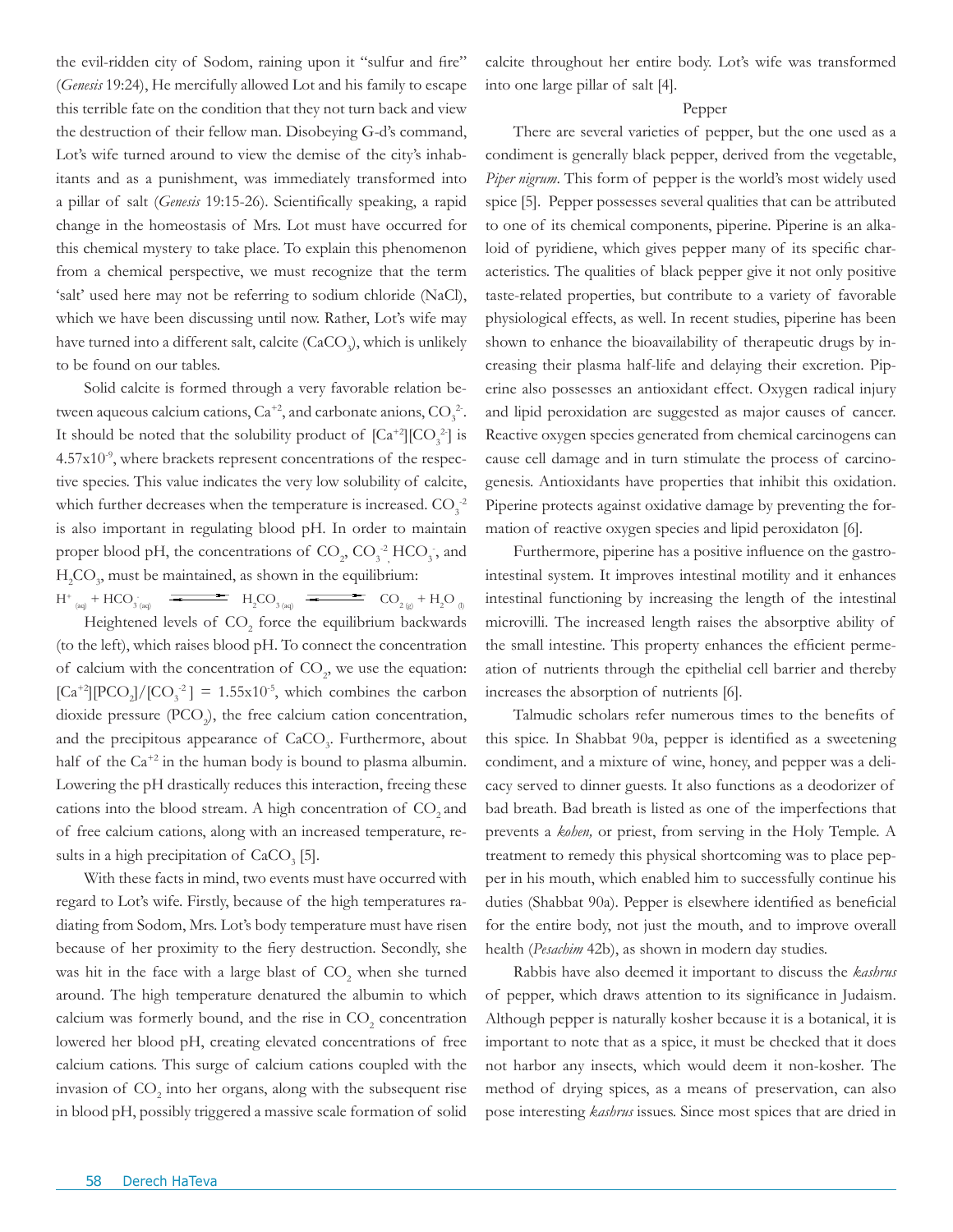the evil-ridden city of Sodom, raining upon it "sulfur and fire" (*Genesis* 19:24), He mercifully allowed Lot and his family to escape this terrible fate on the condition that they not turn back and view the destruction of their fellow man. Disobeying G-d's command, Lot's wife turned around to view the demise of the city's inhabitants and as a punishment, was immediately transformed into a pillar of salt (*Genesis* 19:15-26). Scientifically speaking, a rapid change in the homeostasis of Mrs. Lot must have occurred for this chemical mystery to take place. To explain this phenomenon from a chemical perspective, we must recognize that the term 'salt' used here may not be referring to sodium chloride (NaCl), which we have been discussing until now. Rather, Lot's wife may have turned into a different salt, calcite ($CaCO_3$), which is unlikely to be found on our tables.

Solid calcite is formed through a very favorable relation between aqueous calcium cations, $Ca^{+2}$, and carbonate anions, $CO_3^{2-}$. It should be noted that the solubility product of $[Ca^{+2}][CO_3^{2-}]$ is $4.57 \times 10^{-9}$, where brackets represent concentrations of the respective species. This value indicates the very low solubility of calcite, which further decreases when the temperature is increased. $CO_3^{-2}$ is also important in regulating blood pH. In order to maintain proper blood pH, the concentrations of $CO_2$, $CO_3^{-2}$, $HCO_3^-$, and $H_2CO_3$, must be maintained, as shown in the equilibrium:

$$H^+_{(aq)} + HCO^-_{3\,(aq)} \rightleftharpoons H_2CO_{3\,(aq)} \rightleftharpoons CO_{2\,(g)} + H_2O_{(l)}$$

Heightened levels of $CO_2$ force the equilibrium backwards (to the left), which raises blood pH. To connect the concentration of calcium with the concentration of $CO_2$, we use the equation: $[Ca^{+2}][PCO_2]/[CO_3^{-2}] = 1.55 \times 10^{-5}$, which combines the carbon dioxide pressure ($PCO_2$), the free calcium cation concentration, and the precipitous appearance of $CaCO_3$. Furthermore, about half of the $Ca^{+2}$ in the human body is bound to plasma albumin. Lowering the pH drastically reduces this interaction, freeing these cations into the blood stream. A high concentration of $CO_2$ and of free calcium cations, along with an increased temperature, results in a high precipitation of $CaCO_3$ [5].

With these facts in mind, two events must have occurred with regard to Lot's wife. Firstly, because of the high temperatures radiating from Sodom, Mrs. Lot's body temperature must have risen because of her proximity to the fiery destruction. Secondly, she was hit in the face with a large blast of $CO_2$ when she turned around. The high temperature denatured the albumin to which calcium was formerly bound, and the rise in $CO_2$ concentration lowered her blood pH, creating elevated concentrations of free calcium cations. This surge of calcium cations coupled with the invasion of $CO_2$ into her organs, along with the subsequent rise in blood pH, possibly triggered a massive scale formation of solid calcite throughout her entire body. Lot's wife was transformed into one large pillar of salt [4].

### Pepper

There are several varieties of pepper, but the one used as a condiment is generally black pepper, derived from the vegetable, *Piper nigrum*. This form of pepper is the world's most widely used spice [5]. Pepper possesses several qualities that can be attributed to one of its chemical components, piperine. Piperine is an alkaloid of pyridiene, which gives pepper many of its specific characteristics. The qualities of black pepper give it not only positive taste-related properties, but contribute to a variety of favorable physiological effects, as well. In recent studies, piperine has been shown to enhance the bioavailability of therapeutic drugs by increasing their plasma half-life and delaying their excretion. Piperine also possesses an antioxidant effect. Oxygen radical injury and lipid peroxidation are suggested as major causes of cancer. Reactive oxygen species generated from chemical carcinogens can cause cell damage and in turn stimulate the process of carcinogenesis. Antioxidants have properties that inhibit this oxidation. Piperine protects against oxidative damage by preventing the formation of reactive oxygen species and lipid peroxidaton [6].

Furthermore, piperine has a positive influence on the gastrointestinal system. It improves intestinal motility and it enhances intestinal functioning by increasing the length of the intestinal microvilli. The increased length raises the absorptive ability of the small intestine. This property enhances the efficient permeation of nutrients through the epithelial cell barrier and thereby increases the absorption of nutrients [6].

Talmudic scholars refer numerous times to the benefits of this spice. In Shabbat 90a, pepper is identified as a sweetening condiment, and a mixture of wine, honey, and pepper was a delicacy served to dinner guests. It also functions as a deodorizer of bad breath. Bad breath is listed as one of the imperfections that prevents a *kohen,* or priest, from serving in the Holy Temple. A treatment to remedy this physical shortcoming was to place pepper in his mouth, which enabled him to successfully continue his duties (Shabbat 90a). Pepper is elsewhere identified as beneficial for the entire body, not just the mouth, and to improve overall health (*Pesachim* 42b), as shown in modern day studies.

Rabbis have also deemed it important to discuss the *kashrus* of pepper, which draws attention to its significance in Judaism. Although pepper is naturally kosher because it is a botanical, it is important to note that as a spice, it must be checked that it does not harbor any insects, which would deem it non-kosher. The method of drying spices, as a means of preservation, can also pose interesting *kashrus* issues. Since most spices that are dried in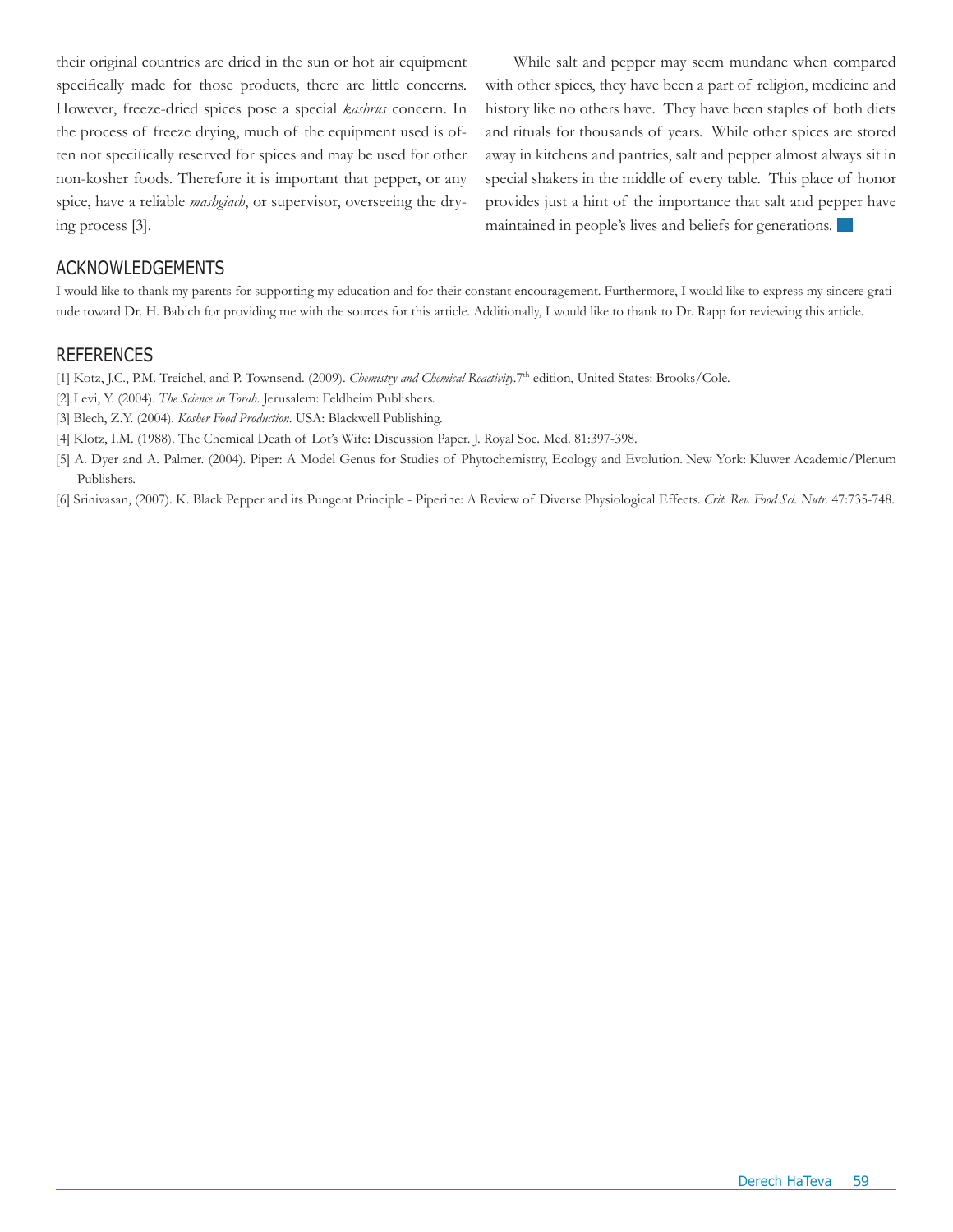their original countries are dried in the sun or hot air equipment specifically made for those products, there are little concerns. However, freeze-dried spices pose a special *kashrus* concern. In the process of freeze drying, much of the equipment used is often not specifically reserved for spices and may be used for other non-kosher foods. Therefore it is important that pepper, or any spice, have a reliable *mashgiach*, or supervisor, overseeing the drying process [3].

While salt and pepper may seem mundane when compared with other spices, they have been a part of religion, medicine and history like no others have. They have been staples of both diets and rituals for thousands of years. While other spices are stored away in kitchens and pantries, salt and pepper almost always sit in special shakers in the middle of every table. This place of honor provides just a hint of the importance that salt and pepper have maintained in people's lives and beliefs for generations.

## ACKNOWLEDGEMENTS

I would like to thank my parents for supporting my education and for their constant encouragement. Furthermore, I would like to express my sincere gratitude toward Dr. H. Babich for providing me with the sources for this article. Additionally, I would like to thank to Dr. Rapp for reviewing this article.

## REFERENCES

[1] Kotz, J.C., P.M. Treichel, and P. Townsend. (2009). *Chemistry and Chemical Reactivity*.7th edition, United States: Brooks/Cole.

[2] Levi, Y. (2004). *The Science in Torah*. Jerusalem: Feldheim Publishers.

[3] Blech, Z.Y. (2004). *Kosher Food Production*. USA: Blackwell Publishing.

[4] Klotz, I.M. (1988). The Chemical Death of Lot's Wife: Discussion Paper. J. Royal Soc. Med. 81:397-398.

[5] A. Dyer and A. Palmer. (2004). Piper: A Model Genus for Studies of Phytochemistry, Ecology and Evolution. New York: Kluwer Academic/Plenum Publishers.

[6] Srinivasan, (2007). K. Black Pepper and its Pungent Principle - Piperine: A Review of Diverse Physiological Effects. *Crit. Rev. Food Sci. Nutr.* 47:735-748.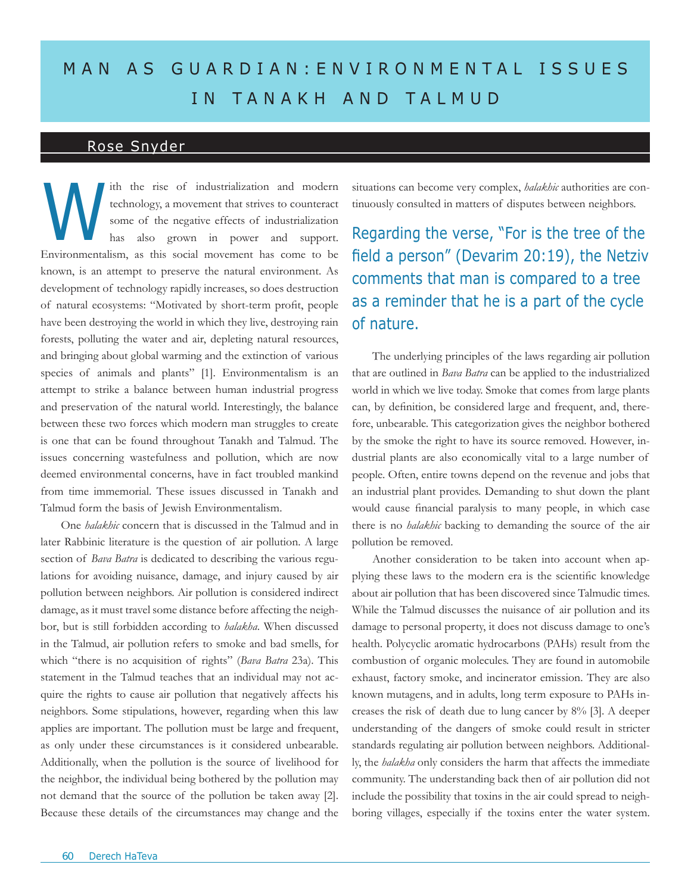# MAN AS GUARDIAN: ENVIRONMENTAL ISSUES IN TANAKH AND TALMUD

## Rose Snyder

With the rise of industrialization and modern technology, a movement that strives to counteract some of the negative effects of industrialization has also grown in power and support. Environmentalism, as this social movement has come to be known, is an attempt to preserve the natural environment. As development of technology rapidly increases, so does destruction of natural ecosystems: "Motivated by short-term profit, people have been destroying the world in which they live, destroying rain forests, polluting the water and air, depleting natural resources, and bringing about global warming and the extinction of various species of animals and plants" [1]. Environmentalism is an attempt to strike a balance between human industrial progress and preservation of the natural world. Interestingly, the balance between these two forces which modern man struggles to create is one that can be found throughout Tanakh and Talmud. The issues concerning wastefulness and pollution, which are now deemed environmental concerns, have in fact troubled mankind from time immemorial. These issues discussed in Tanakh and Talmud form the basis of Jewish Environmentalism.

One *halakhic* concern that is discussed in the Talmud and in later Rabbinic literature is the question of air pollution. A large section of *Bava Batra* is dedicated to describing the various regulations for avoiding nuisance, damage, and injury caused by air pollution between neighbors. Air pollution is considered indirect damage, as it must travel some distance before affecting the neighbor, but is still forbidden according to *halakha*. When discussed in the Talmud, air pollution refers to smoke and bad smells, for which "there is no acquisition of rights" (*Bava Batra* 23a). This statement in the Talmud teaches that an individual may not acquire the rights to cause air pollution that negatively affects his neighbors. Some stipulations, however, regarding when this law applies are important. The pollution must be large and frequent, as only under these circumstances is it considered unbearable. Additionally, when the pollution is the source of livelihood for the neighbor, the individual being bothered by the pollution may not demand that the source of the pollution be taken away [2]. Because these details of the circumstances may change and the situations can become very complex, *halakhic* authorities are continuously consulted in matters of disputes between neighbors.

> Regarding the verse, "For is the tree of the field a person" (Devarim 20:19), the Netziv comments that man is compared to a tree as a reminder that he is a part of the cycle of nature.

The underlying principles of the laws regarding air pollution that are outlined in *Bava Batra* can be applied to the industrialized world in which we live today. Smoke that comes from large plants can, by definition, be considered large and frequent, and, therefore, unbearable. This categorization gives the neighbor bothered by the smoke the right to have its source removed. However, industrial plants are also economically vital to a large number of people. Often, entire towns depend on the revenue and jobs that an industrial plant provides. Demanding to shut down the plant would cause financial paralysis to many people, in which case there is no *halakhic* backing to demanding the source of the air pollution be removed.

Another consideration to be taken into account when applying these laws to the modern era is the scientific knowledge about air pollution that has been discovered since Talmudic times. While the Talmud discusses the nuisance of air pollution and its damage to personal property, it does not discuss damage to one's health. Polycyclic aromatic hydrocarbons (PAHs) result from the combustion of organic molecules. They are found in automobile exhaust, factory smoke, and incinerator emission. They are also known mutagens, and in adults, long term exposure to PAHs increases the risk of death due to lung cancer by 8% [3]. A deeper understanding of the dangers of smoke could result in stricter standards regulating air pollution between neighbors. Additionally, the *halakha* only considers the harm that affects the immediate community. The understanding back then of air pollution did not include the possibility that toxins in the air could spread to neighboring villages, especially if the toxins enter the water system.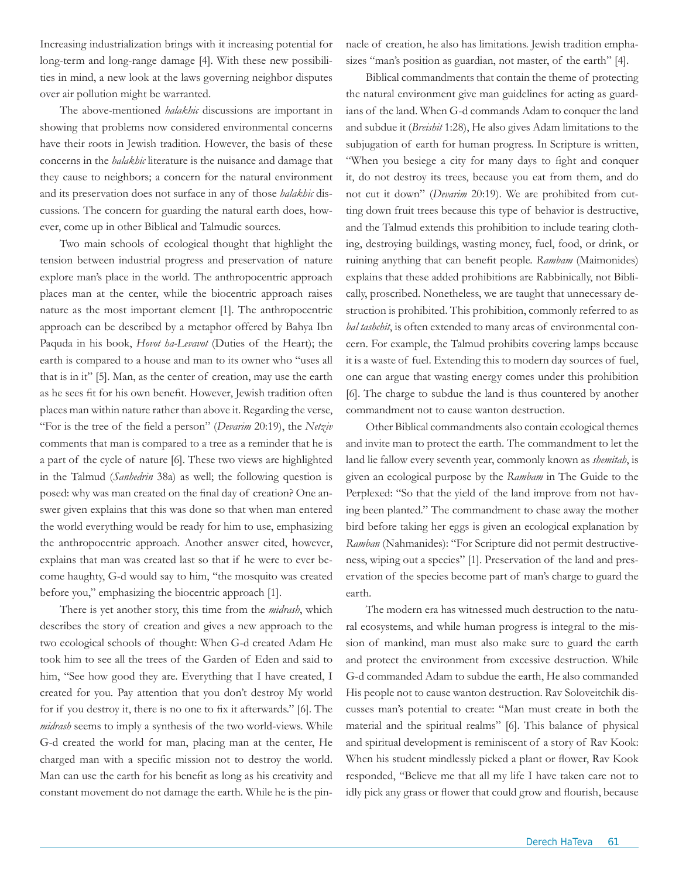Increasing industrialization brings with it increasing potential for long-term and long-range damage [4]. With these new possibilities in mind, a new look at the laws governing neighbor disputes over air pollution might be warranted.

The above-mentioned *halakhic* discussions are important in showing that problems now considered environmental concerns have their roots in Jewish tradition. However, the basis of these concerns in the *halakhic* literature is the nuisance and damage that they cause to neighbors; a concern for the natural environment and its preservation does not surface in any of those *halakhic* discussions. The concern for guarding the natural earth does, however, come up in other Biblical and Talmudic sources.

Two main schools of ecological thought that highlight the tension between industrial progress and preservation of nature explore man's place in the world. The anthropocentric approach places man at the center, while the biocentric approach raises nature as the most important element [1]. The anthropocentric approach can be described by a metaphor offered by Bahya Ibn Paquda in his book, *Hovot ha-Levavot* (Duties of the Heart); the earth is compared to a house and man to its owner who "uses all that is in it" [5]. Man, as the center of creation, may use the earth as he sees fit for his own benefit. However, Jewish tradition often places man within nature rather than above it. Regarding the verse, "For is the tree of the field a person" (*Devarim* 20:19), the *Netziv* comments that man is compared to a tree as a reminder that he is a part of the cycle of nature [6]. These two views are highlighted in the Talmud (*Sanhedrin* 38a) as well; the following question is posed: why was man created on the final day of creation? One answer given explains that this was done so that when man entered the world everything would be ready for him to use, emphasizing the anthropocentric approach. Another answer cited, however, explains that man was created last so that if he were to ever become haughty, G-d would say to him, "the mosquito was created before you," emphasizing the biocentric approach [1].

There is yet another story, this time from the *midrash*, which describes the story of creation and gives a new approach to the two ecological schools of thought: When G-d created Adam He took him to see all the trees of the Garden of Eden and said to him, "See how good they are. Everything that I have created, I created for you. Pay attention that you don't destroy My world for if you destroy it, there is no one to fix it afterwards." [6]. The *midrash* seems to imply a synthesis of the two world-views. While G-d created the world for man, placing man at the center, He charged man with a specific mission not to destroy the world. Man can use the earth for his benefit as long as his creativity and constant movement do not damage the earth. While he is the pinnacle of creation, he also has limitations. Jewish tradition emphasizes "man's position as guardian, not master, of the earth" [4].

Biblical commandments that contain the theme of protecting the natural environment give man guidelines for acting as guardians of the land. When G-d commands Adam to conquer the land and subdue it (*Breishit* 1:28), He also gives Adam limitations to the subjugation of earth for human progress. In Scripture is written, "When you besiege a city for many days to fight and conquer it, do not destroy its trees, because you eat from them, and do not cut it down" (*Devarim* 20:19). We are prohibited from cutting down fruit trees because this type of behavior is destructive, and the Talmud extends this prohibition to include tearing clothing, destroying buildings, wasting money, fuel, food, or drink, or ruining anything that can benefit people. *Rambam* (Maimonides) explains that these added prohibitions are Rabbinically, not Biblically, proscribed. Nonetheless, we are taught that unnecessary destruction is prohibited. This prohibition, commonly referred to as *bal tashchit*, is often extended to many areas of environmental concern. For example, the Talmud prohibits covering lamps because it is a waste of fuel. Extending this to modern day sources of fuel, one can argue that wasting energy comes under this prohibition [6]. The charge to subdue the land is thus countered by another commandment not to cause wanton destruction.

Other Biblical commandments also contain ecological themes and invite man to protect the earth. The commandment to let the land lie fallow every seventh year, commonly known as *shemitah*, is given an ecological purpose by the *Rambam* in The Guide to the Perplexed: "So that the yield of the land improve from not having been planted." The commandment to chase away the mother bird before taking her eggs is given an ecological explanation by *Ramban* (Nahmanides): "For Scripture did not permit destructiveness, wiping out a species" [1]. Preservation of the land and preservation of the species become part of man's charge to guard the earth.

The modern era has witnessed much destruction to the natural ecosystems, and while human progress is integral to the mission of mankind, man must also make sure to guard the earth and protect the environment from excessive destruction. While G-d commanded Adam to subdue the earth, He also commanded His people not to cause wanton destruction. Rav Soloveitchik discusses man's potential to create: "Man must create in both the material and the spiritual realms" [6]. This balance of physical and spiritual development is reminiscent of a story of Rav Kook: When his student mindlessly picked a plant or flower, Rav Kook responded, "Believe me that all my life I have taken care not to idly pick any grass or flower that could grow and flourish, because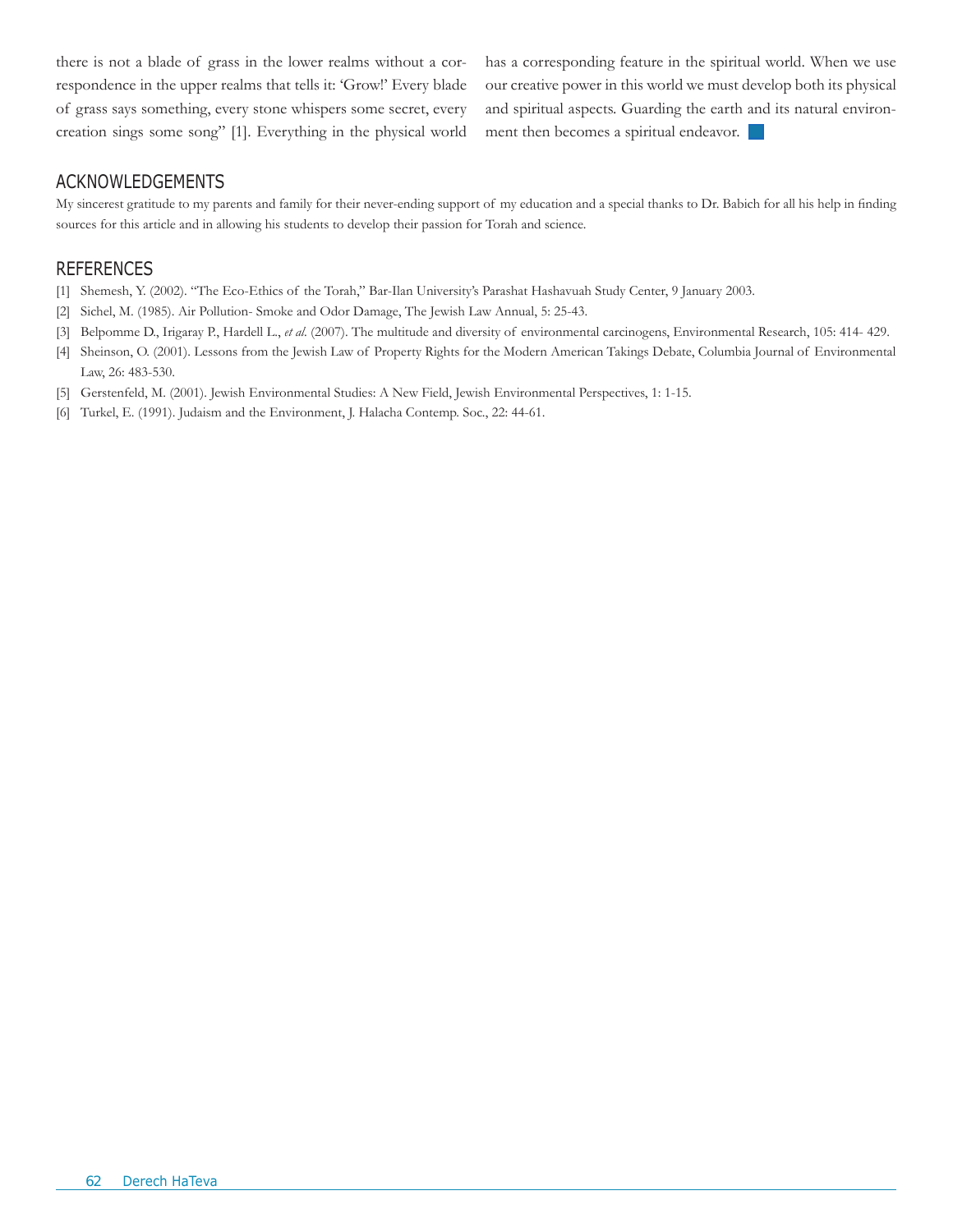there is not a blade of grass in the lower realms without a correspondence in the upper realms that tells it: 'Grow!' Every blade of grass says something, every stone whispers some secret, every creation sings some song" [1]. Everything in the physical world has a corresponding feature in the spiritual world. When we use our creative power in this world we must develop both its physical and spiritual aspects. Guarding the earth and its natural environment then becomes a spiritual endeavor.

## ACKNOWLEDGEMENTS

My sincerest gratitude to my parents and family for their never-ending support of my education and a special thanks to Dr. Babich for all his help in finding sources for this article and in allowing his students to develop their passion for Torah and science.

## REFERENCES

[1] Shemesh, Y. (2002). "The Eco-Ethics of the Torah," Bar-Ilan University's Parashat Hashavuah Study Center, 9 January 2003.

[2] Sichel, M. (1985). Air Pollution- Smoke and Odor Damage, The Jewish Law Annual, 5: 25-43.

[3] Belpomme D., Irigaray P., Hardell L., *et al*. (2007). The multitude and diversity of environmental carcinogens, Environmental Research, 105: 414- 429.

[4] Sheinson, O. (2001). Lessons from the Jewish Law of Property Rights for the Modern American Takings Debate, Columbia Journal of Environmental Law, 26: 483-530.

[5] Gerstenfeld, M. (2001). Jewish Environmental Studies: A New Field, Jewish Environmental Perspectives, 1: 1-15.

[6] Turkel, E. (1991). Judaism and the Environment, J. Halacha Contemp. Soc., 22: 44-61.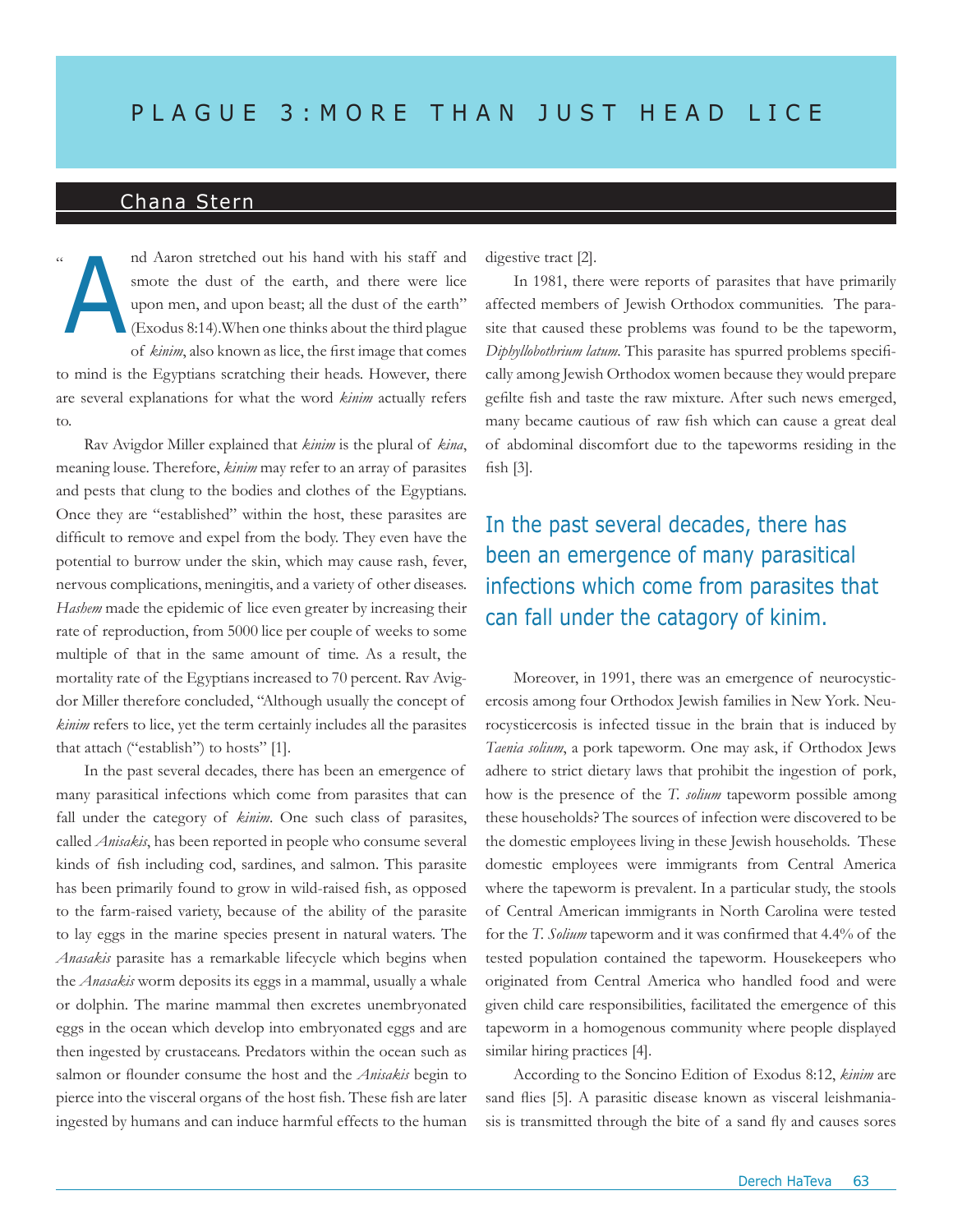# PLAGUE 3: MORE THAN JUST HEAD LICE

## Chana Stern

"And Aaron stretched out his hand with his staff and smote the dust of the earth, and there were lice upon men, and upon beast; all the dust of the earth" (Exodus 8:14).When one thinks about the third plague of *kinim*, also known as lice, the first image that comes to mind is the Egyptians scratching their heads. However, there are several explanations for what the word *kinim* actually refers to.

Rav Avigdor Miller explained that *kinim* is the plural of *kina*, meaning louse. Therefore, *kinim* may refer to an array of parasites and pests that clung to the bodies and clothes of the Egyptians. Once they are "established" within the host, these parasites are difficult to remove and expel from the body. They even have the potential to burrow under the skin, which may cause rash, fever, nervous complications, meningitis, and a variety of other diseases. *Hashem* made the epidemic of lice even greater by increasing their rate of reproduction, from 5000 lice per couple of weeks to some multiple of that in the same amount of time. As a result, the mortality rate of the Egyptians increased to 70 percent. Rav Avigdor Miller therefore concluded, "Although usually the concept of *kinim* refers to lice, yet the term certainly includes all the parasites that attach ("establish") to hosts" [1].

In the past several decades, there has been an emergence of many parasitical infections which come from parasites that can fall under the category of *kinim*. One such class of parasites, called *Anisakis*, has been reported in people who consume several kinds of fish including cod, sardines, and salmon. This parasite has been primarily found to grow in wild-raised fish, as opposed to the farm-raised variety, because of the ability of the parasite to lay eggs in the marine species present in natural waters. The *Anasakis* parasite has a remarkable lifecycle which begins when the *Anasakis* worm deposits its eggs in a mammal, usually a whale or dolphin. The marine mammal then excretes unembryonated eggs in the ocean which develop into embryonated eggs and are then ingested by crustaceans. Predators within the ocean such as salmon or flounder consume the host and the *Anisakis* begin to pierce into the visceral organs of the host fish. These fish are later ingested by humans and can induce harmful effects to the human digestive tract [2].

In 1981, there were reports of parasites that have primarily affected members of Jewish Orthodox communities. The parasite that caused these problems was found to be the tapeworm, *Diphyllobothrium latum*. This parasite has spurred problems specifically among Jewish Orthodox women because they would prepare gefilte fish and taste the raw mixture. After such news emerged, many became cautious of raw fish which can cause a great deal of abdominal discomfort due to the tapeworms residing in the fish [3].

> In the past several decades, there has been an emergence of many parasitical infections which come from parasites that can fall under the catagory of kinim.

Moreover, in 1991, there was an emergence of neurocysticercosis among four Orthodox Jewish families in New York. Neurocysticercosis is infected tissue in the brain that is induced by *Taenia solium*, a pork tapeworm. One may ask, if Orthodox Jews adhere to strict dietary laws that prohibit the ingestion of pork, how is the presence of the *T. solium* tapeworm possible among these households? The sources of infection were discovered to be the domestic employees living in these Jewish households. These domestic employees were immigrants from Central America where the tapeworm is prevalent. In a particular study, the stools of Central American immigrants in North Carolina were tested for the *T. Solium* tapeworm and it was confirmed that 4.4% of the tested population contained the tapeworm. Housekeepers who originated from Central America who handled food and were given child care responsibilities, facilitated the emergence of this tapeworm in a homogenous community where people displayed similar hiring practices [4].

According to the Soncino Edition of Exodus 8:12, *kinim* are sand flies [5]. A parasitic disease known as visceral leishmaniasis is transmitted through the bite of a sand fly and causes sores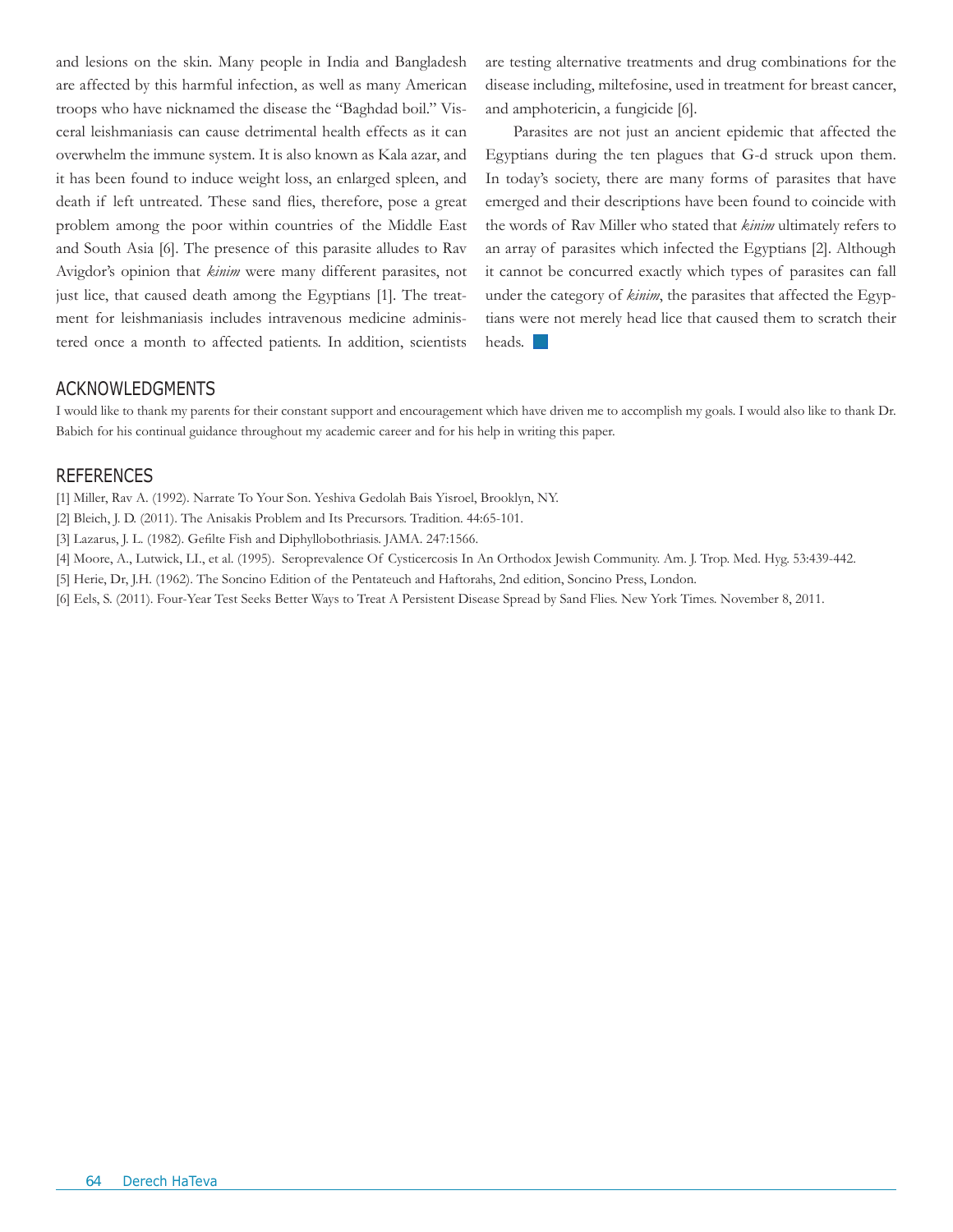and lesions on the skin. Many people in India and Bangladesh are affected by this harmful infection, as well as many American troops who have nicknamed the disease the "Baghdad boil." Visceral leishmaniasis can cause detrimental health effects as it can overwhelm the immune system. It is also known as Kala azar, and it has been found to induce weight loss, an enlarged spleen, and death if left untreated. These sand flies, therefore, pose a great problem among the poor within countries of the Middle East and South Asia [6]. The presence of this parasite alludes to Rav Avigdor's opinion that *kinim* were many different parasites, not just lice, that caused death among the Egyptians [1]. The treatment for leishmaniasis includes intravenous medicine administered once a month to affected patients. In addition, scientists are testing alternative treatments and drug combinations for the disease including, miltefosine, used in treatment for breast cancer, and amphotericin, a fungicide [6].

Parasites are not just an ancient epidemic that affected the Egyptians during the ten plagues that G-d struck upon them. In today's society, there are many forms of parasites that have emerged and their descriptions have been found to coincide with the words of Rav Miller who stated that *kinim* ultimately refers to an array of parasites which infected the Egyptians [2]. Although it cannot be concurred exactly which types of parasites can fall under the category of *kinim*, the parasites that affected the Egyptians were not merely head lice that caused them to scratch their heads.

## ACKNOWLEDGMENTS

I would like to thank my parents for their constant support and encouragement which have driven me to accomplish my goals. I would also like to thank Dr. Babich for his continual guidance throughout my academic career and for his help in writing this paper.

## REFERENCES

[1] Miller, Rav A. (1992). Narrate To Your Son. Yeshiva Gedolah Bais Yisroel, Brooklyn, NY.

[2] Bleich, J. D. (2011). The Anisakis Problem and Its Precursors. Tradition. 44:65-101.

[3] Lazarus, J. L. (1982). Gefilte Fish and Diphyllobothriasis. JAMA. 247:1566.

[4] Moore, A., Lutwick, LI., et al. (1995). Seroprevalence Of Cysticercosis In An Orthodox Jewish Community. Am. J. Trop. Med. Hyg. 53:439-442.

[5] Herie, Dr, J.H. (1962). The Soncino Edition of the Pentateuch and Haftorahs, 2nd edition, Soncino Press, London.

[6] Eels, S. (2011). Four-Year Test Seeks Better Ways to Treat A Persistent Disease Spread by Sand Flies. New York Times. November 8, 2011.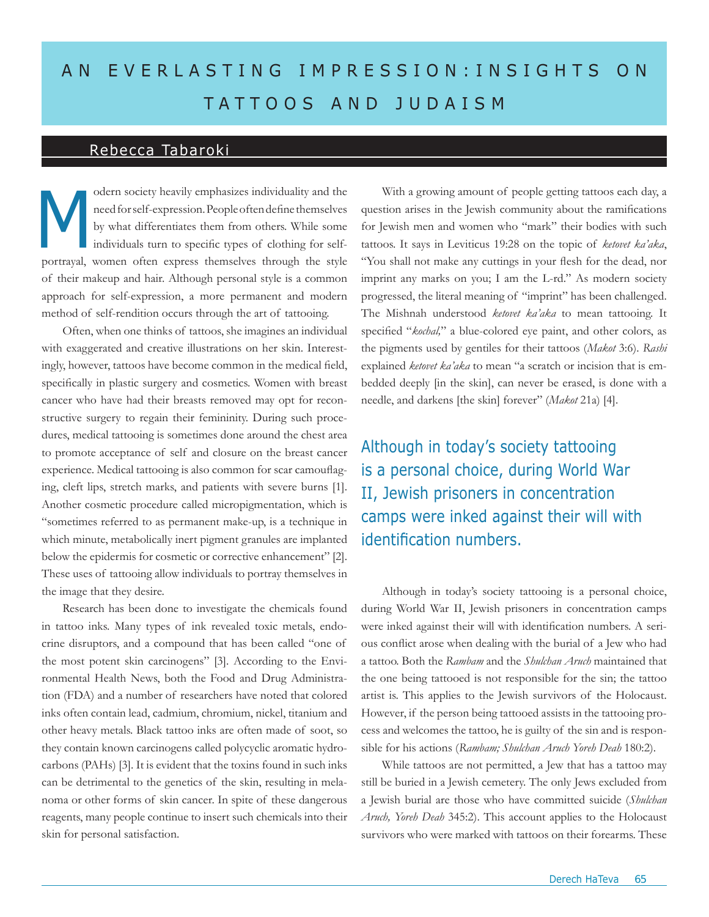# AN EVERLASTING IMPRESSION: INSIGHTS ON TATTOOS AND JUDAISM

## Rebecca Tabaroki

Modern society heavily emphasizes individuality and the need for self-expression. People often define themselves by what differentiates them from others. While some individuals turn to specific types of clothing for self-portrayal, women often express themselves through the style of their makeup and hair. Although personal style is a common approach for self-expression, a more permanent and modern method of self-rendition occurs through the art of tattooing.

Often, when one thinks of tattoos, she imagines an individual with exaggerated and creative illustrations on her skin. Interestingly, however, tattoos have become common in the medical field, specifically in plastic surgery and cosmetics. Women with breast cancer who have had their breasts removed may opt for reconstructive surgery to regain their femininity. During such procedures, medical tattooing is sometimes done around the chest area to promote acceptance of self and closure on the breast cancer experience. Medical tattooing is also common for scar camouflaging, cleft lips, stretch marks, and patients with severe burns [1]. Another cosmetic procedure called micropigmentation, which is "sometimes referred to as permanent make-up, is a technique in which minute, metabolically inert pigment granules are implanted below the epidermis for cosmetic or corrective enhancement" [2]. These uses of tattooing allow individuals to portray themselves in the image that they desire.

Research has been done to investigate the chemicals found in tattoo inks. Many types of ink revealed toxic metals, endocrine disruptors, and a compound that has been called "one of the most potent skin carcinogens" [3]. According to the Environmental Health News, both the Food and Drug Administration (FDA) and a number of researchers have noted that colored inks often contain lead, cadmium, chromium, nickel, titanium and other heavy metals. Black tattoo inks are often made of soot, so they contain known carcinogens called polycyclic aromatic hydrocarbons (PAHs) [3]. It is evident that the toxins found in such inks can be detrimental to the genetics of the skin, resulting in melanoma or other forms of skin cancer. In spite of these dangerous reagents, many people continue to insert such chemicals into their skin for personal satisfaction.

With a growing amount of people getting tattoos each day, a question arises in the Jewish community about the ramifications for Jewish men and women who "mark" their bodies with such tattoos. It says in Leviticus 19:28 on the topic of *ketovet ka'aka*, "You shall not make any cuttings in your flesh for the dead, nor imprint any marks on you; I am the L-rd." As modern society progressed, the literal meaning of "imprint" has been challenged. The Mishnah understood *ketovet ka'aka* to mean tattooing. It specified "*kochal,*" a blue-colored eye paint, and other colors, as the pigments used by gentiles for their tattoos (*Makot* 3:6). *Rashi* explained *ketovet ka'aka* to mean "a scratch or incision that is embedded deeply [in the skin], can never be erased, is done with a needle, and darkens [the skin] forever" (*Makot* 21a) [4].

> Although in today's society tattooing is a personal choice, during World War II, Jewish prisoners in concentration camps were inked against their will with identification numbers.

Although in today's society tattooing is a personal choice, during World War II, Jewish prisoners in concentration camps were inked against their will with identification numbers. A serious conflict arose when dealing with the burial of a Jew who had a tattoo. Both the *Rambam* and the *Shulchan Aruch* maintained that the one being tattooed is not responsible for the sin; the tattoo artist is. This applies to the Jewish survivors of the Holocaust. However, if the person being tattooed assists in the tattooing process and welcomes the tattoo, he is guilty of the sin and is responsible for his actions (*Rambam; Shulchan Aruch Yoreh Deah* 180:2).

While tattoos are not permitted, a Jew that has a tattoo may still be buried in a Jewish cemetery. The only Jews excluded from a Jewish burial are those who have committed suicide (*Shulchan Aruch, Yoreh Deah* 345:2). This account applies to the Holocaust survivors who were marked with tattoos on their forearms. These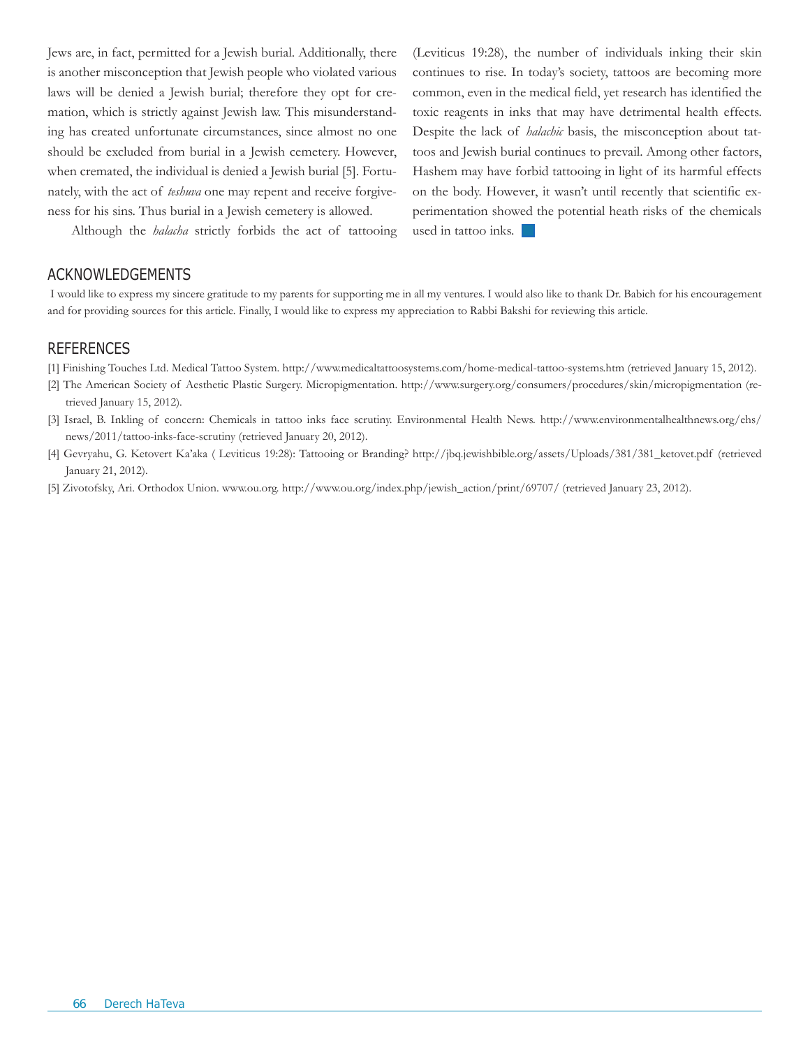Jews are, in fact, permitted for a Jewish burial. Additionally, there is another misconception that Jewish people who violated various laws will be denied a Jewish burial; therefore they opt for cremation, which is strictly against Jewish law. This misunderstanding has created unfortunate circumstances, since almost no one should be excluded from burial in a Jewish cemetery. However, when cremated, the individual is denied a Jewish burial [5]. Fortunately, with the act of *teshuva* one may repent and receive forgiveness for his sins. Thus burial in a Jewish cemetery is allowed.

Although the *halacha* strictly forbids the act of tattooing (Leviticus 19:28), the number of individuals inking their skin continues to rise. In today's society, tattoos are becoming more common, even in the medical field, yet research has identified the toxic reagents in inks that may have detrimental health effects. Despite the lack of *halachic* basis, the misconception about tattoos and Jewish burial continues to prevail. Among other factors, Hashem may have forbid tattooing in light of its harmful effects on the body. However, it wasn't until recently that scientific experimentation showed the potential heath risks of the chemicals used in tattoo inks.

## ACKNOWLEDGEMENTS

I would like to express my sincere gratitude to my parents for supporting me in all my ventures. I would also like to thank Dr. Babich for his encouragement and for providing sources for this article. Finally, I would like to express my appreciation to Rabbi Bakshi for reviewing this article.

## REFERENCES

[1] Finishing Touches Ltd. Medical Tattoo System. http://www.medicaltattoosystems.com/home-medical-tattoo-systems.htm (retrieved January 15, 2012).

[2] The American Society of Aesthetic Plastic Surgery. Micropigmentation. http://www.surgery.org/consumers/procedures/skin/micropigmentation (retrieved January 15, 2012).

[3] Israel, B. Inkling of concern: Chemicals in tattoo inks face scrutiny. Environmental Health News. http://www.environmentalhealthnews.org/ehs/news/2011/tattoo-inks-face-scrutiny (retrieved January 20, 2012).

[4] Gevryahu, G. Ketovert Ka'aka ( Leviticus 19:28): Tattooing or Branding? http://jbq.jewishbible.org/assets/Uploads/381/381_ketovet.pdf (retrieved January 21, 2012).

[5] Zivotofsky, Ari. Orthodox Union. www.ou.org. http://www.ou.org/index.php/jewish_action/print/69707/ (retrieved January 23, 2012).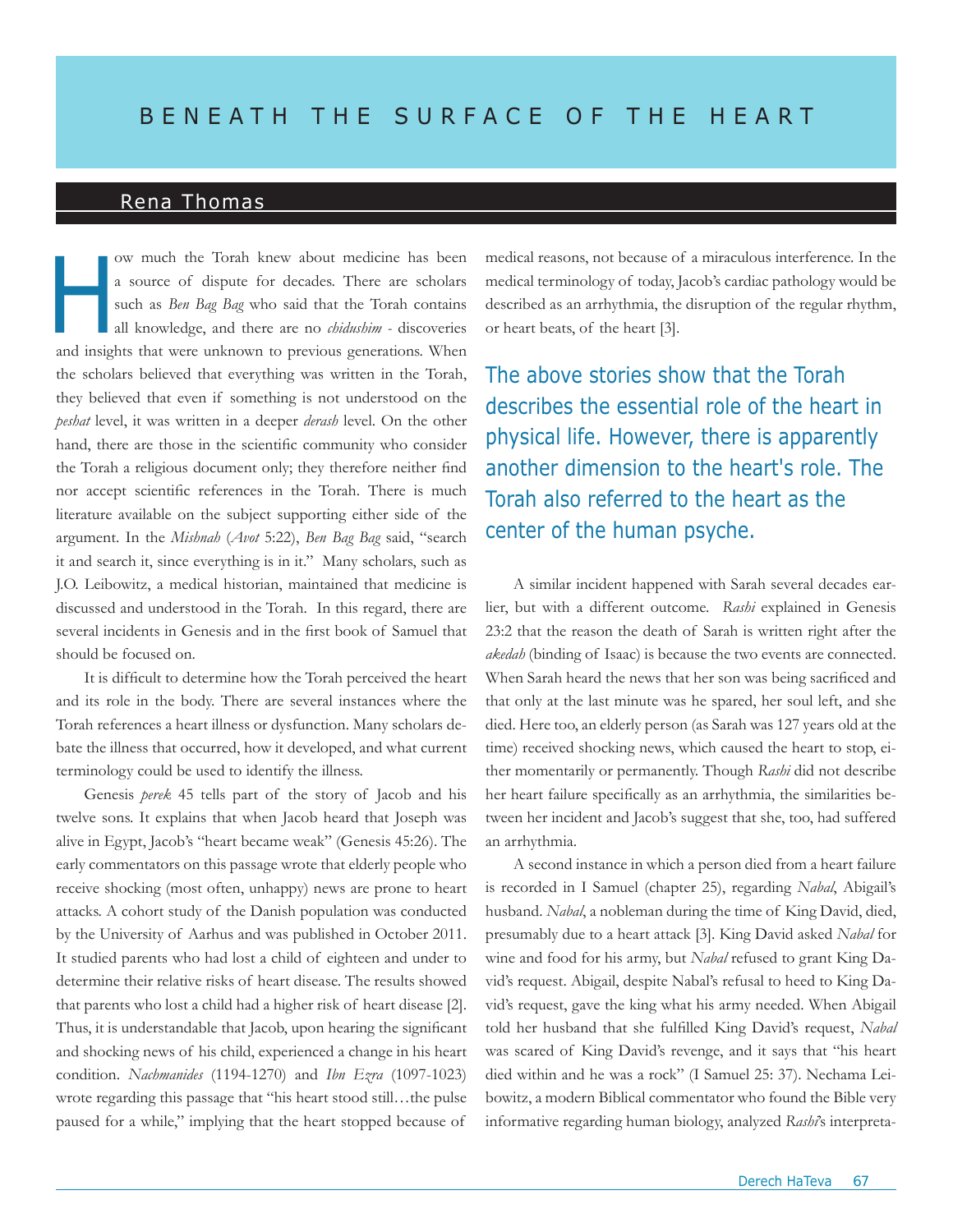# BENEATH THE SURFACE OF THE HEART

## Rena Thomas

How much the Torah knew about medicine has been a source of dispute for decades. There are scholars such as *Ben Bag Bag* who said that the Torah contains all knowledge, and there are no *chidushim* - discoveries and insights that were unknown to previous generations. When the scholars believed that everything was written in the Torah, they believed that even if something is not understood on the *peshat* level, it was written in a deeper *derash* level. On the other hand, there are those in the scientific community who consider the Torah a religious document only; they therefore neither find nor accept scientific references in the Torah. There is much literature available on the subject supporting either side of the argument. In the *Mishnah* (*Avot* 5:22), *Ben Bag Bag* said, "search it and search it, since everything is in it." Many scholars, such as J.O. Leibowitz, a medical historian, maintained that medicine is discussed and understood in the Torah. In this regard, there are several incidents in Genesis and in the first book of Samuel that should be focused on.

It is difficult to determine how the Torah perceived the heart and its role in the body. There are several instances where the Torah references a heart illness or dysfunction. Many scholars debate the illness that occurred, how it developed, and what current terminology could be used to identify the illness.

Genesis *perek* 45 tells part of the story of Jacob and his twelve sons. It explains that when Jacob heard that Joseph was alive in Egypt, Jacob's "heart became weak" (Genesis 45:26). The early commentators on this passage wrote that elderly people who receive shocking (most often, unhappy) news are prone to heart attacks. A cohort study of the Danish population was conducted by the University of Aarhus and was published in October 2011. It studied parents who had lost a child of eighteen and under to determine their relative risks of heart disease. The results showed that parents who lost a child had a higher risk of heart disease [2]. Thus, it is understandable that Jacob, upon hearing the significant and shocking news of his child, experienced a change in his heart condition. *Nachmanides* (1194-1270) and *Ibn Ezra* (1097-1023) wrote regarding this passage that "his heart stood still…the pulse paused for a while," implying that the heart stopped because of medical reasons, not because of a miraculous interference. In the medical terminology of today, Jacob's cardiac pathology would be described as an arrhythmia, the disruption of the regular rhythm, or heart beats, of the heart [3].

> The above stories show that the Torah describes the essential role of the heart in physical life. However, there is apparently another dimension to the heart's role. The Torah also referred to the heart as the center of the human psyche.

A similar incident happened with Sarah several decades earlier, but with a different outcome. *Rashi* explained in Genesis 23:2 that the reason the death of Sarah is written right after the *akedah* (binding of Isaac) is because the two events are connected. When Sarah heard the news that her son was being sacrificed and that only at the last minute was he spared, her soul left, and she died. Here too, an elderly person (as Sarah was 127 years old at the time) received shocking news, which caused the heart to stop, either momentarily or permanently. Though *Rashi* did not describe her heart failure specifically as an arrhythmia, the similarities between her incident and Jacob's suggest that she, too, had suffered an arrhythmia.

A second instance in which a person died from a heart failure is recorded in I Samuel (chapter 25), regarding *Nabal*, Abigail's husband. *Nabal*, a nobleman during the time of King David, died, presumably due to a heart attack [3]. King David asked *Nabal* for wine and food for his army, but *Nabal* refused to grant King David's request. Abigail, despite Nabal's refusal to heed to King David's request, gave the king what his army needed. When Abigail told her husband that she fulfilled King David's request, *Nabal* was scared of King David's revenge, and it says that "his heart died within and he was a rock" (I Samuel 25: 37). Nechama Leibowitz, a modern Biblical commentator who found the Bible very informative regarding human biology, analyzed *Rashi*'s interpreta-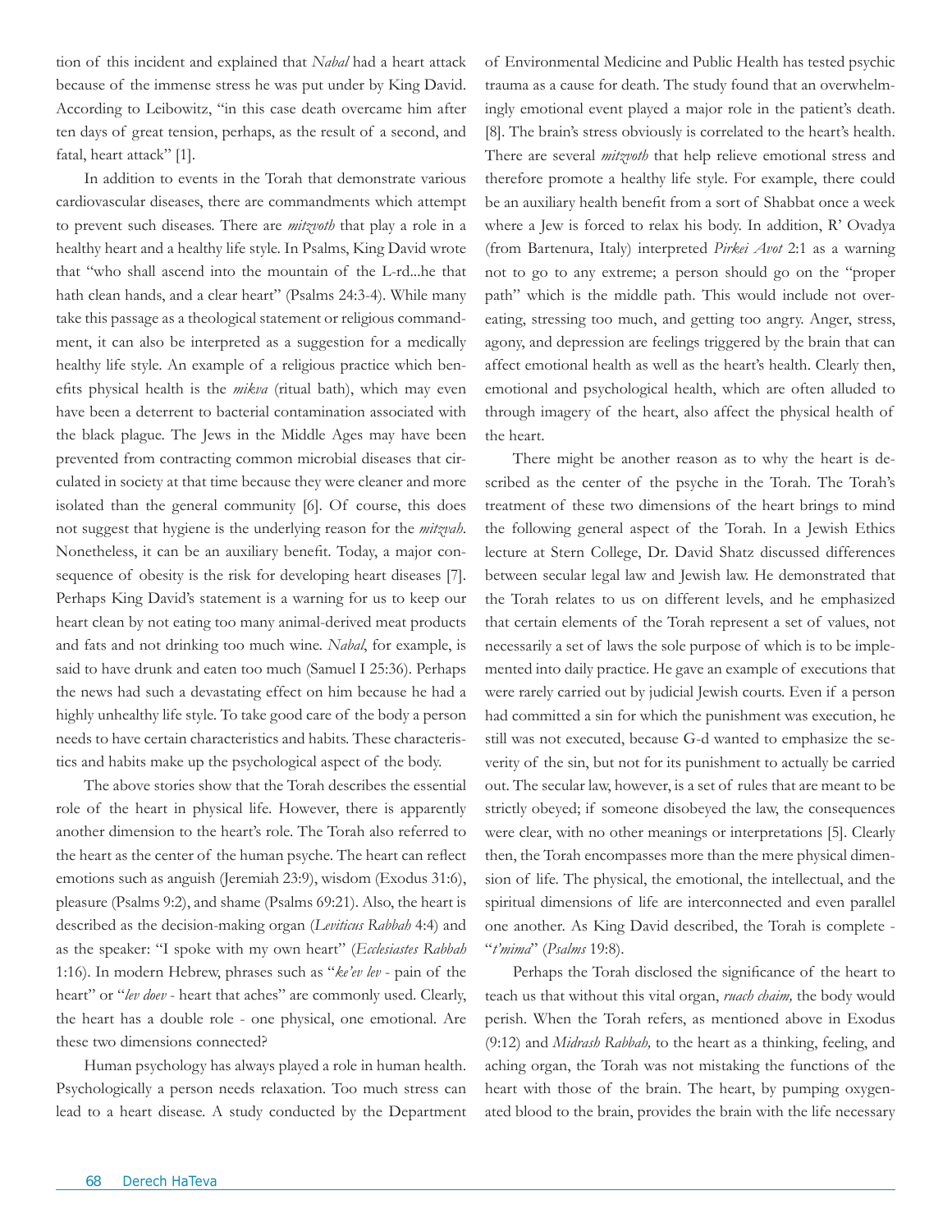tion of this incident and explained that *Nabal* had a heart attack because of the immense stress he was put under by King David. According to Leibowitz, "in this case death overcame him after ten days of great tension, perhaps, as the result of a second, and fatal, heart attack" [1].

In addition to events in the Torah that demonstrate various cardiovascular diseases, there are commandments which attempt to prevent such diseases. There are *mitzvoth* that play a role in a healthy heart and a healthy life style. In Psalms, King David wrote that "who shall ascend into the mountain of the L-rd...he that hath clean hands, and a clear heart" (Psalms 24:3-4). While many take this passage as a theological statement or religious commandment, it can also be interpreted as a suggestion for a medically healthy life style. An example of a religious practice which benefits physical health is the *mikva* (ritual bath), which may even have been a deterrent to bacterial contamination associated with the black plague. The Jews in the Middle Ages may have been prevented from contracting common microbial diseases that circulated in society at that time because they were cleaner and more isolated than the general community [6]. Of course, this does not suggest that hygiene is the underlying reason for the *mitzvah*. Nonetheless, it can be an auxiliary benefit. Today, a major consequence of obesity is the risk for developing heart diseases [7]. Perhaps King David's statement is a warning for us to keep our heart clean by not eating too many animal-derived meat products and fats and not drinking too much wine. *Nabal*, for example, is said to have drunk and eaten too much (Samuel I 25:36). Perhaps the news had such a devastating effect on him because he had a highly unhealthy life style. To take good care of the body a person needs to have certain characteristics and habits. These characteristics and habits make up the psychological aspect of the body.

The above stories show that the Torah describes the essential role of the heart in physical life. However, there is apparently another dimension to the heart's role. The Torah also referred to the heart as the center of the human psyche. The heart can reflect emotions such as anguish (Jeremiah 23:9), wisdom (Exodus 31:6), pleasure (Psalms 9:2), and shame (Psalms 69:21). Also, the heart is described as the decision-making organ (*Leviticus Rabbah* 4:4) and as the speaker: "I spoke with my own heart" (*Ecclesiastes Rabbah* 1:16). In modern Hebrew, phrases such as "*ke'ev lev* - pain of the heart" or "*lev doev* - heart that aches" are commonly used. Clearly, the heart has a double role - one physical, one emotional. Are these two dimensions connected?

Human psychology has always played a role in human health. Psychologically a person needs relaxation. Too much stress can lead to a heart disease. A study conducted by the Department of Environmental Medicine and Public Health has tested psychic trauma as a cause for death. The study found that an overwhelmingly emotional event played a major role in the patient's death. [8]. The brain's stress obviously is correlated to the heart's health. There are several *mitzvoth* that help relieve emotional stress and therefore promote a healthy life style. For example, there could be an auxiliary health benefit from a sort of Shabbat once a week where a Jew is forced to relax his body. In addition, R' Ovadya (from Bartenura, Italy) interpreted *Pirkei Avot* 2:1 as a warning not to go to any extreme; a person should go on the "proper path" which is the middle path. This would include not overeating, stressing too much, and getting too angry. Anger, stress, agony, and depression are feelings triggered by the brain that can affect emotional health as well as the heart's health. Clearly then, emotional and psychological health, which are often alluded to through imagery of the heart, also affect the physical health of the heart.

There might be another reason as to why the heart is described as the center of the psyche in the Torah. The Torah's treatment of these two dimensions of the heart brings to mind the following general aspect of the Torah. In a Jewish Ethics lecture at Stern College, Dr. David Shatz discussed differences between secular legal law and Jewish law. He demonstrated that the Torah relates to us on different levels, and he emphasized that certain elements of the Torah represent a set of values, not necessarily a set of laws the sole purpose of which is to be implemented into daily practice. He gave an example of executions that were rarely carried out by judicial Jewish courts. Even if a person had committed a sin for which the punishment was execution, he still was not executed, because G-d wanted to emphasize the severity of the sin, but not for its punishment to actually be carried out. The secular law, however, is a set of rules that are meant to be strictly obeyed; if someone disobeyed the law, the consequences were clear, with no other meanings or interpretations [5]. Clearly then, the Torah encompasses more than the mere physical dimension of life. The physical, the emotional, the intellectual, and the spiritual dimensions of life are interconnected and even parallel one another. As King David described, the Torah is complete - "*t'mima*" (*Psalms* 19:8).

Perhaps the Torah disclosed the significance of the heart to teach us that without this vital organ, *ruach chaim,* the body would perish. When the Torah refers, as mentioned above in Exodus (9:12) and *Midrash Rabbah,* to the heart as a thinking, feeling, and aching organ, the Torah was not mistaking the functions of the heart with those of the brain. The heart, by pumping oxygenated blood to the brain, provides the brain with the life necessary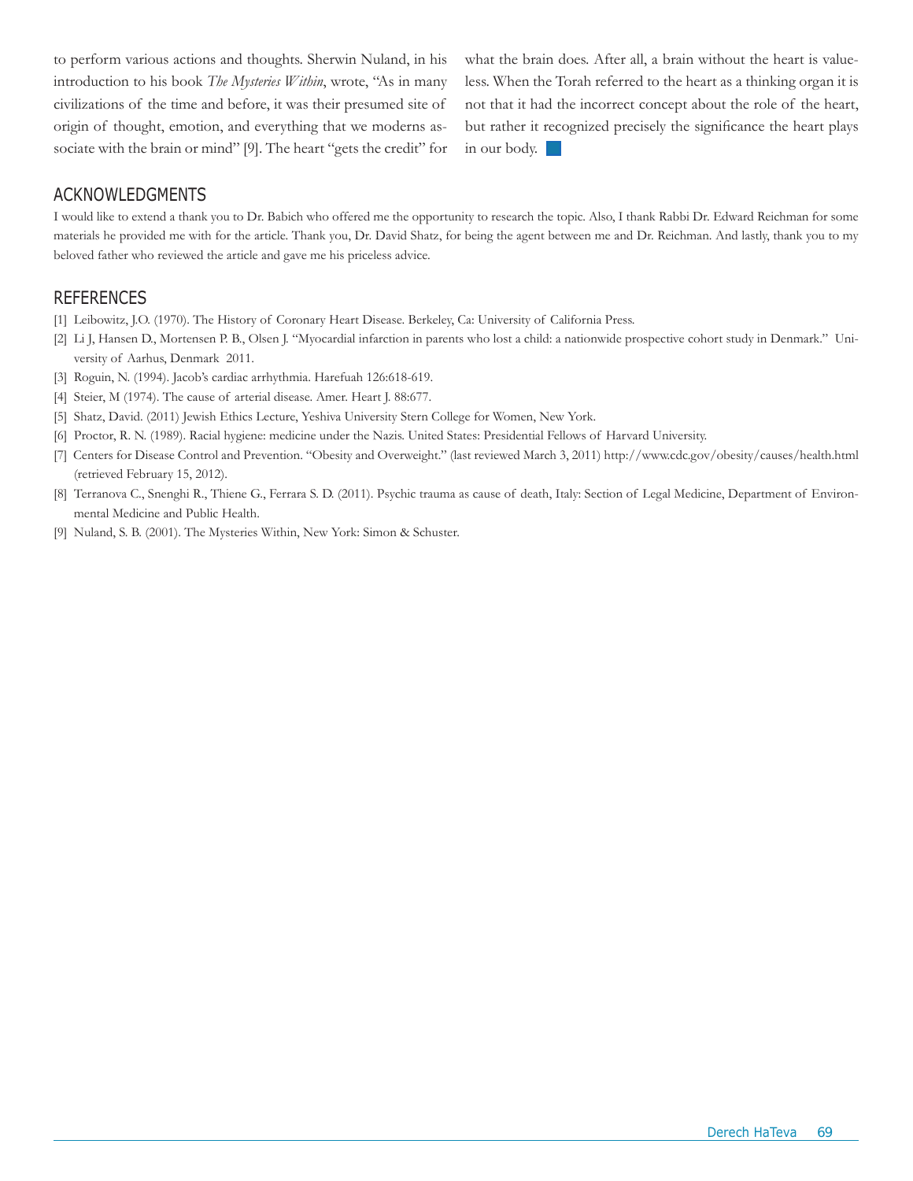to perform various actions and thoughts. Sherwin Nuland, in his introduction to his book *The Mysteries Within*, wrote, "As in many civilizations of the time and before, it was their presumed site of origin of thought, emotion, and everything that we moderns associate with the brain or mind" [9]. The heart "gets the credit" for what the brain does. After all, a brain without the heart is valueless. When the Torah referred to the heart as a thinking organ it is not that it had the incorrect concept about the role of the heart, but rather it recognized precisely the significance the heart plays in our body.

## ACKNOWLEDGMENTS

I would like to extend a thank you to Dr. Babich who offered me the opportunity to research the topic. Also, I thank Rabbi Dr. Edward Reichman for some materials he provided me with for the article. Thank you, Dr. David Shatz, for being the agent between me and Dr. Reichman. And lastly, thank you to my beloved father who reviewed the article and gave me his priceless advice.

## REFERENCES

[1] Leibowitz, J.O. (1970). The History of Coronary Heart Disease. Berkeley, Ca: University of California Press.

[2] Li J, Hansen D., Mortensen P. B., Olsen J. "Myocardial infarction in parents who lost a child: a nationwide prospective cohort study in Denmark." University of Aarhus, Denmark 2011.

[3] Roguin, N. (1994). Jacob's cardiac arrhythmia. Harefuah 126:618-619.

[4] Steier, M (1974). The cause of arterial disease. Amer. Heart J. 88:677.

[5] Shatz, David. (2011) Jewish Ethics Lecture, Yeshiva University Stern College for Women, New York.

[6] Proctor, R. N. (1989). Racial hygiene: medicine under the Nazis. United States: Presidential Fellows of Harvard University.

[7] Centers for Disease Control and Prevention. "Obesity and Overweight." (last reviewed March 3, 2011) http://www.cdc.gov/obesity/causes/health.html (retrieved February 15, 2012).

[8] Terranova C., Snenghi R., Thiene G., Ferrara S. D. (2011). Psychic trauma as cause of death, Italy: Section of Legal Medicine, Department of Environmental Medicine and Public Health.

[9] Nuland, S. B. (2001). The Mysteries Within, New York: Simon & Schuster.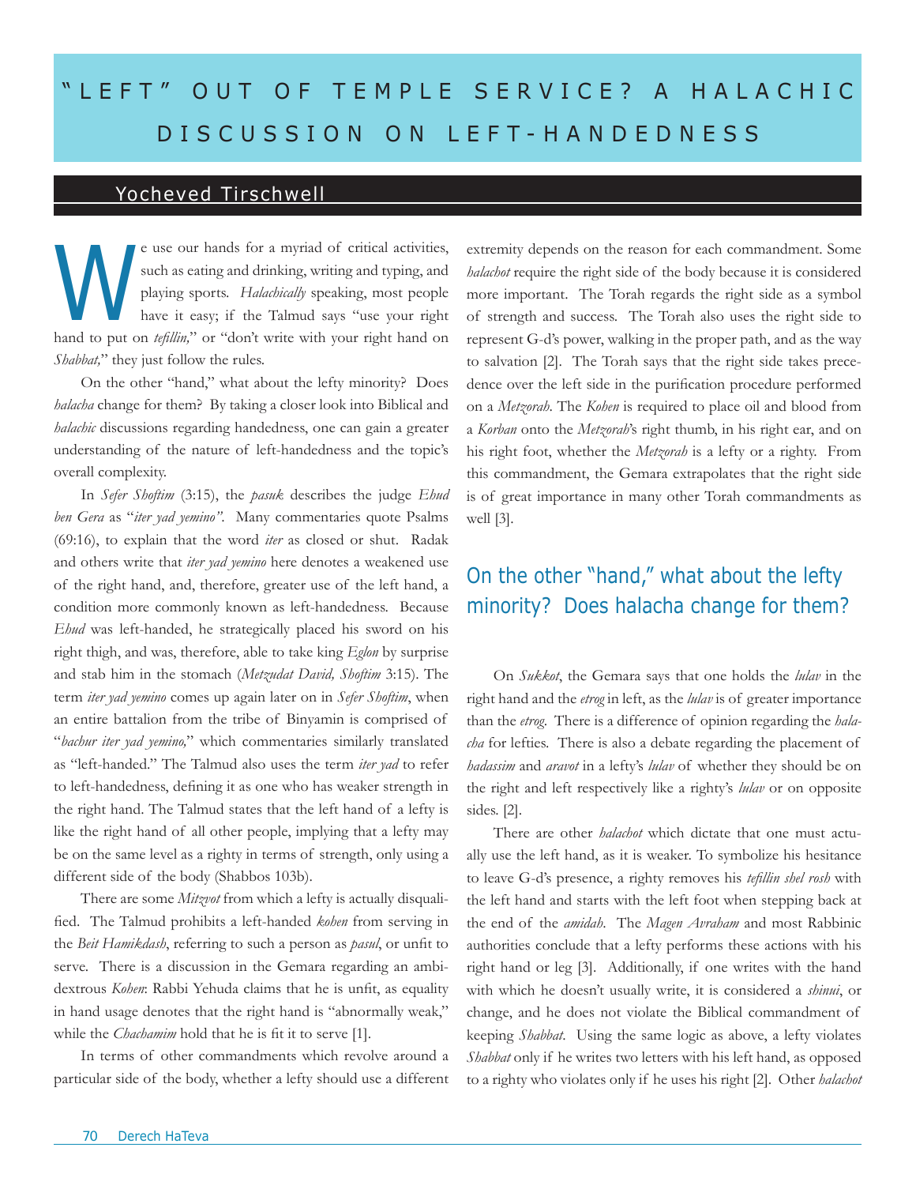# "LEFT" OUT OF TEMPLE SERVICE? A HALACHIC DISCUSSION ON LEFT-HANDEDNESS

## Yocheved Tirschwell

We use our hands for a myriad of critical activities, such as eating and drinking, writing and typing, and playing sports. *Halachically* speaking, most people have it easy; if the Talmud says "use your right hand to put on *tefillin,*" or "don't write with your right hand on *Shabbat,*" they just follow the rules.

On the other "hand," what about the lefty minority? Does *halacha* change for them? By taking a closer look into Biblical and *halachic* discussions regarding handedness, one can gain a greater understanding of the nature of left-handedness and the topic's overall complexity.

In *Sefer Shoftim* (3:15), the *pasuk* describes the judge *Ehud ben Gera* as "*iter yad yemino"*. Many commentaries quote Psalms (69:16), to explain that the word *iter* as closed or shut. Radak and others write that *iter yad yemino* here denotes a weakened use of the right hand, and, therefore, greater use of the left hand, a condition more commonly known as left-handedness. Because *Ehud* was left-handed, he strategically placed his sword on his right thigh, and was, therefore, able to take king *Eglon* by surprise and stab him in the stomach (*Metzudat David, Shoftim* 3:15). The term *iter yad yemino* comes up again later on in *Sefer Shoftim*, when an entire battalion from the tribe of Binyamin is comprised of "*bachur iter yad yemino,*" which commentaries similarly translated as "left-handed." The Talmud also uses the term *iter yad* to refer to left-handedness, defining it as one who has weaker strength in the right hand. The Talmud states that the left hand of a lefty is like the right hand of all other people, implying that a lefty may be on the same level as a righty in terms of strength, only using a different side of the body (Shabbos 103b).

There are some *Mitzvot* from which a lefty is actually disqualified. The Talmud prohibits a left-handed *kohen* from serving in the *Beit Hamikdash*, referring to such a person as *pasul*, or unfit to serve. There is a discussion in the Gemara regarding an ambidextrous *Kohen*: Rabbi Yehuda claims that he is unfit, as equality in hand usage denotes that the right hand is "abnormally weak," while the *Chachamim* hold that he is fit it to serve [1].

In terms of other commandments which revolve around a particular side of the body, whether a lefty should use a different extremity depends on the reason for each commandment. Some *halachot* require the right side of the body because it is considered more important. The Torah regards the right side as a symbol of strength and success. The Torah also uses the right side to represent G-d's power, walking in the proper path, and as the way to salvation [2]. The Torah says that the right side takes precedence over the left side in the purification procedure performed on a *Metzorah*. The *Kohen* is required to place oil and blood from a *Korban* onto the *Metzorah*'s right thumb, in his right ear, and on his right foot, whether the *Metzorah* is a lefty or a righty. From this commandment, the Gemara extrapolates that the right side is of great importance in many other Torah commandments as well [3].

> On the other "hand," what about the lefty minority? Does halacha change for them?

On *Sukkot*, the Gemara says that one holds the *lulav* in the right hand and the *etrog* in left, as the *lulav* is of greater importance than the *etrog*. There is a difference of opinion regarding the *halacha* for lefties. There is also a debate regarding the placement of *hadassim* and *aravot* in a lefty's *lulav* of whether they should be on the right and left respectively like a righty's *lulav* or on opposite sides. [2].

There are other *halachot* which dictate that one must actually use the left hand, as it is weaker. To symbolize his hesitance to leave G-d's presence, a righty removes his *tefillin shel rosh* with the left hand and starts with the left foot when stepping back at the end of the *amidah*. The *Magen Avraham* and most Rabbinic authorities conclude that a lefty performs these actions with his right hand or leg [3]. Additionally, if one writes with the hand with which he doesn't usually write, it is considered a *shinui*, or change, and he does not violate the Biblical commandment of keeping *Shabbat*. Using the same logic as above, a lefty violates *Shabbat* only if he writes two letters with his left hand, as opposed to a righty who violates only if he uses his right [2]. Other *halachot*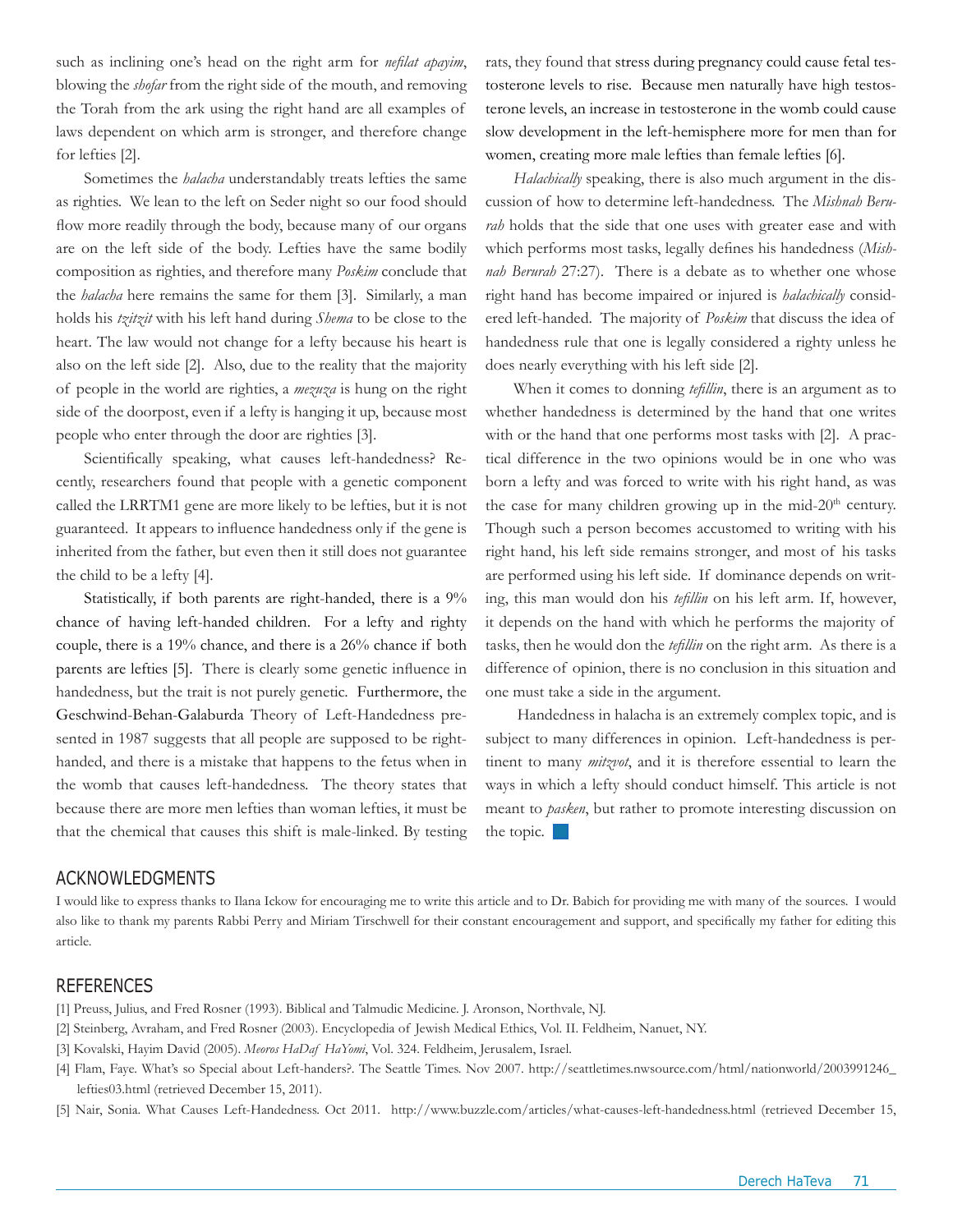such as inclining one's head on the right arm for *nefilat apayim*, blowing the *shofar* from the right side of the mouth, and removing the Torah from the ark using the right hand are all examples of laws dependent on which arm is stronger, and therefore change for lefties [2].

Sometimes the *halacha* understandably treats lefties the same as righties. We lean to the left on Seder night so our food should flow more readily through the body, because many of our organs are on the left side of the body. Lefties have the same bodily composition as righties, and therefore many *Poskim* conclude that the *halacha* here remains the same for them [3]. Similarly, a man holds his *tzitzit* with his left hand during *Shema* to be close to the heart. The law would not change for a lefty because his heart is also on the left side [2]. Also, due to the reality that the majority of people in the world are righties, a *mezuza* is hung on the right side of the doorpost, even if a lefty is hanging it up, because most people who enter through the door are righties [3].

Scientifically speaking, what causes left-handedness? Recently, researchers found that people with a genetic component called the LRRTM1 gene are more likely to be lefties, but it is not guaranteed. It appears to influence handedness only if the gene is inherited from the father, but even then it still does not guarantee the child to be a lefty [4].

Statistically, if both parents are right-handed, there is a 9% chance of having left-handed children. For a lefty and righty couple, there is a 19% chance, and there is a 26% chance if both parents are lefties [5]. There is clearly some genetic influence in handedness, but the trait is not purely genetic. Furthermore, the Geschwind-Behan-Galaburda Theory of Left-Handedness presented in 1987 suggests that all people are supposed to be right-handed, and there is a mistake that happens to the fetus when in the womb that causes left-handedness. The theory states that because there are more men lefties than woman lefties, it must be that the chemical that causes this shift is male-linked. By testing rats, they found that stress during pregnancy could cause fetal testosterone levels to rise. Because men naturally have high testosterone levels, an increase in testosterone in the womb could cause slow development in the left-hemisphere more for men than for women, creating more male lefties than female lefties [6].

*Halachically* speaking, there is also much argument in the discussion of how to determine left-handedness. The *Mishnah Berurah* holds that the side that one uses with greater ease and with which performs most tasks, legally defines his handedness (*Mishnah Berurah* 27:27). There is a debate as to whether one whose right hand has become impaired or injured is *halachically* considered left-handed. The majority of *Poskim* that discuss the idea of handedness rule that one is legally considered a righty unless he does nearly everything with his left side [2].

When it comes to donning *tefillin*, there is an argument as to whether handedness is determined by the hand that one writes with or the hand that one performs most tasks with [2]. A practical difference in the two opinions would be in one who was born a lefty and was forced to write with his right hand, as was the case for many children growing up in the mid-20th century. Though such a person becomes accustomed to writing with his right hand, his left side remains stronger, and most of his tasks are performed using his left side. If dominance depends on writing, this man would don his *tefillin* on his left arm. If, however, it depends on the hand with which he performs the majority of tasks, then he would don the *tefillin* on the right arm. As there is a difference of opinion, there is no conclusion in this situation and one must take a side in the argument.

Handedness in halacha is an extremely complex topic, and is subject to many differences in opinion. Left-handedness is pertinent to many *mitzvot*, and it is therefore essential to learn the ways in which a lefty should conduct himself. This article is not meant to *pasken*, but rather to promote interesting discussion on the topic.

## ACKNOWLEDGMENTS

I would like to express thanks to Ilana Ickow for encouraging me to write this article and to Dr. Babich for providing me with many of the sources. I would also like to thank my parents Rabbi Perry and Miriam Tirschwell for their constant encouragement and support, and specifically my father for editing this article.

## REFERENCES

[1] Preuss, Julius, and Fred Rosner (1993). Biblical and Talmudic Medicine. J. Aronson, Northvale, NJ.

[2] Steinberg, Avraham, and Fred Rosner (2003). Encyclopedia of Jewish Medical Ethics, Vol. II. Feldheim, Nanuet, NY.

[3] Kovalski, Hayim David (2005). *Meoros HaDaf HaYomi*, Vol. 324. Feldheim, Jerusalem, Israel.

[4] Flam, Faye. What's so Special about Left-handers?. The Seattle Times. Nov 2007. http://seattletimes.nwsource.com/html/nationworld/2003991246_lefties03.html (retrieved December 15, 2011).

[5] Nair, Sonia. What Causes Left-Handedness. Oct 2011. http://www.buzzle.com/articles/what-causes-left-handedness.html (retrieved December 15,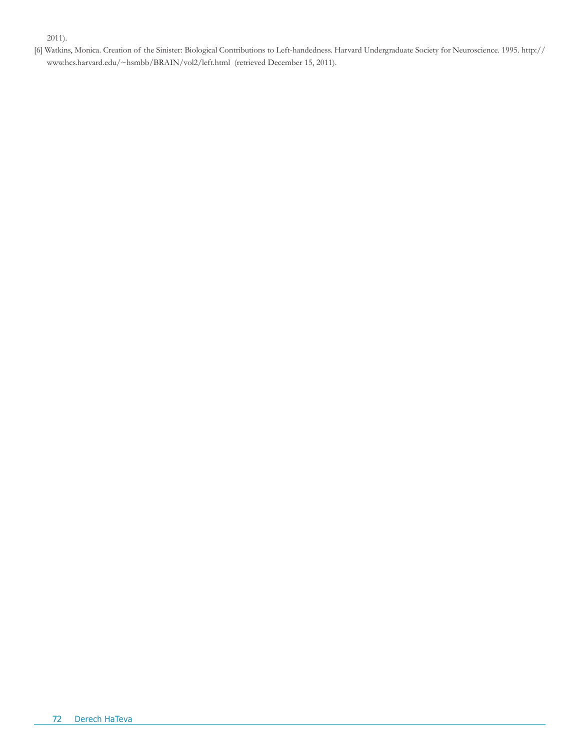2011).

[6] Watkins, Monica. Creation of the Sinister: Biological Contributions to Left-handedness. Harvard Undergraduate Society for Neuroscience. 1995. http://www.hcs.harvard.edu/~hsmbb/BRAIN/vol2/left.html (retrieved December 15, 2011).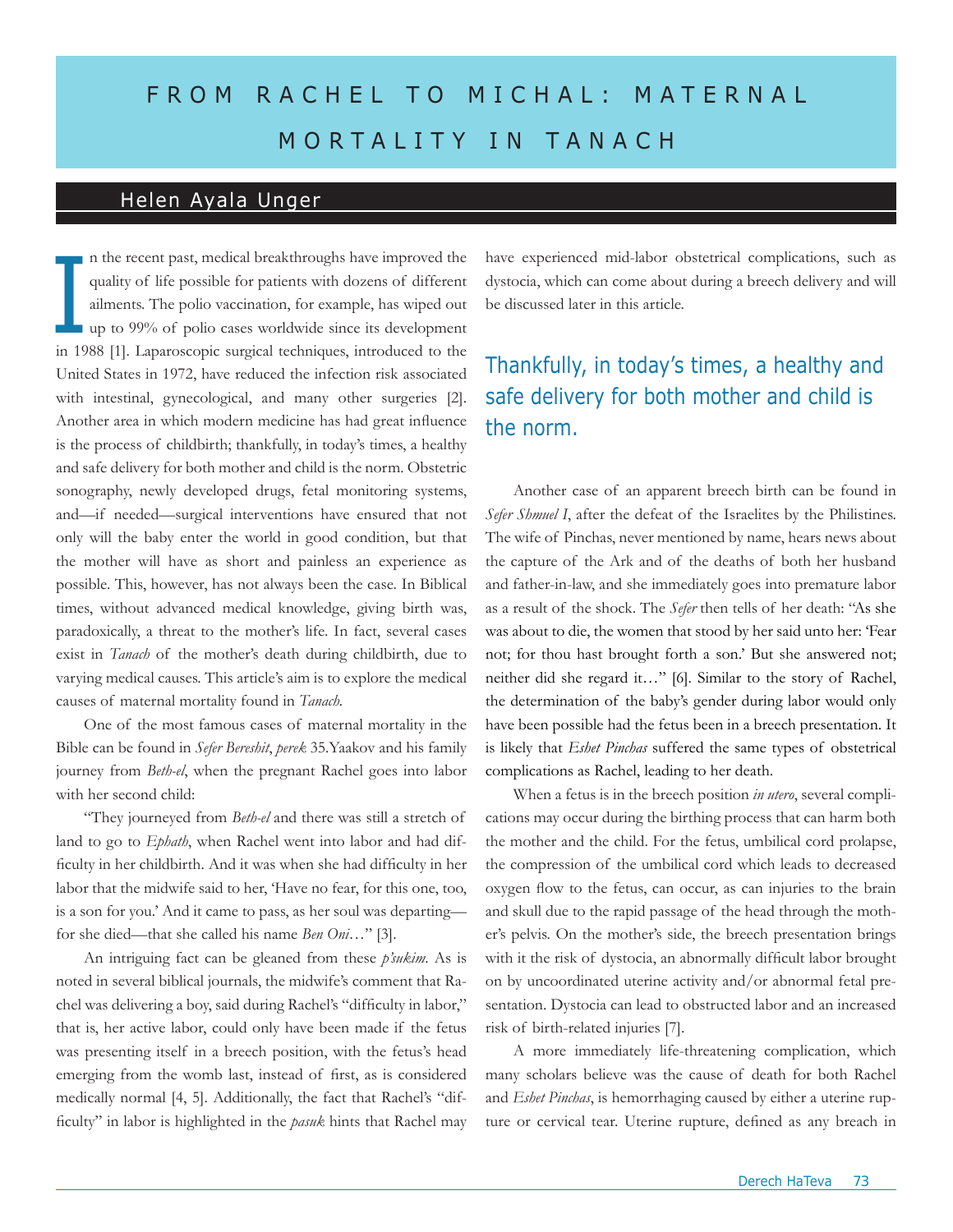# FROM RACHEL TO MICHAL: MATERNAL MORTALITY IN TANACH

## Helen Ayala Unger

In the recent past, medical breakthroughs have improved the quality of life possible for patients with dozens of different ailments. The polio vaccination, for example, has wiped out up to 99% of polio cases worldwide since its development in 1988 [1]. Laparoscopic surgical techniques, introduced to the United States in 1972, have reduced the infection risk associated with intestinal, gynecological, and many other surgeries [2]. Another area in which modern medicine has had great influence is the process of childbirth; thankfully, in today's times, a healthy and safe delivery for both mother and child is the norm. Obstetric sonography, newly developed drugs, fetal monitoring systems, and—if needed—surgical interventions have ensured that not only will the baby enter the world in good condition, but that the mother will have as short and painless an experience as possible. This, however, has not always been the case. In Biblical times, without advanced medical knowledge, giving birth was, paradoxically, a threat to the mother's life. In fact, several cases exist in *Tanach* of the mother's death during childbirth, due to varying medical causes. This article's aim is to explore the medical causes of maternal mortality found in *Tanach*.

One of the most famous cases of maternal mortality in the Bible can be found in *Sefer Bereshit*, *perek* 35. Yaakov and his family journey from *Beth-el*, when the pregnant Rachel goes into labor with her second child:

"They journeyed from *Beth-el* and there was still a stretch of land to go to *Ephath*, when Rachel went into labor and had difficulty in her childbirth. And it was when she had difficulty in her labor that the midwife said to her, 'Have no fear, for this one, too, is a son for you.' And it came to pass, as her soul was departing—for she died—that she called his name *Ben Oni*…" [3].

An intriguing fact can be gleaned from these *p'sukim*. As is noted in several biblical journals, the midwife's comment that Rachel was delivering a boy, said during Rachel's "difficulty in labor," that is, her active labor, could only have been made if the fetus was presenting itself in a breech position, with the fetus's head emerging from the womb last, instead of first, as is considered medically normal [4, 5]. Additionally, the fact that Rachel's "difficulty" in labor is highlighted in the *pasuk* hints that Rachel may have experienced mid-labor obstetrical complications, such as dystocia, which can come about during a breech delivery and will be discussed later in this article.

> Thankfully, in today's times, a healthy and safe delivery for both mother and child is the norm.

Another case of an apparent breech birth can be found in *Sefer Shmuel I*, after the defeat of the Israelites by the Philistines. The wife of Pinchas, never mentioned by name, hears news about the capture of the Ark and of the deaths of both her husband and father-in-law, and she immediately goes into premature labor as a result of the shock. The *Sefer* then tells of her death: "As she was about to die, the women that stood by her said unto her: 'Fear not; for thou hast brought forth a son.' But she answered not; neither did she regard it…" [6]. Similar to the story of Rachel, the determination of the baby's gender during labor would only have been possible had the fetus been in a breech presentation. It is likely that *Eshet Pinchas* suffered the same types of obstetrical complications as Rachel, leading to her death.

When a fetus is in the breech position *in utero*, several complications may occur during the birthing process that can harm both the mother and the child. For the fetus, umbilical cord prolapse, the compression of the umbilical cord which leads to decreased oxygen flow to the fetus, can occur, as can injuries to the brain and skull due to the rapid passage of the head through the mother's pelvis. On the mother's side, the breech presentation brings with it the risk of dystocia, an abnormally difficult labor brought on by uncoordinated uterine activity and/or abnormal fetal presentation. Dystocia can lead to obstructed labor and an increased risk of birth-related injuries [7].

A more immediately life-threatening complication, which many scholars believe was the cause of death for both Rachel and *Eshet Pinchas*, is hemorrhaging caused by either a uterine rupture or cervical tear. Uterine rupture, defined as any breach in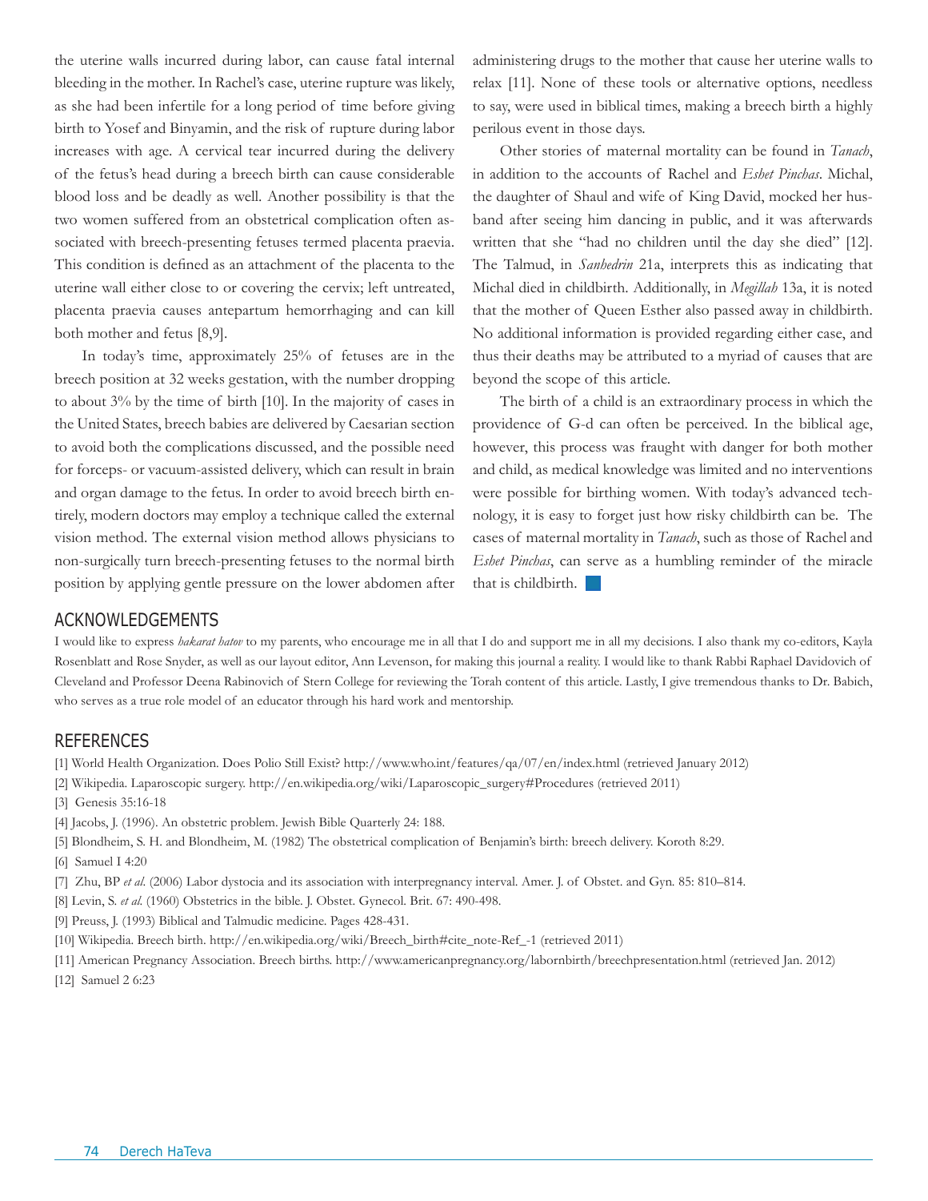the uterine walls incurred during labor, can cause fatal internal bleeding in the mother. In Rachel's case, uterine rupture was likely, as she had been infertile for a long period of time before giving birth to Yosef and Binyamin, and the risk of rupture during labor increases with age. A cervical tear incurred during the delivery of the fetus's head during a breech birth can cause considerable blood loss and be deadly as well. Another possibility is that the two women suffered from an obstetrical complication often associated with breech-presenting fetuses termed placenta praevia. This condition is defined as an attachment of the placenta to the uterine wall either close to or covering the cervix; left untreated, placenta praevia causes antepartum hemorrhaging and can kill both mother and fetus [8,9].

In today's time, approximately 25% of fetuses are in the breech position at 32 weeks gestation, with the number dropping to about 3% by the time of birth [10]. In the majority of cases in the United States, breech babies are delivered by Caesarian section to avoid both the complications discussed, and the possible need for forceps- or vacuum-assisted delivery, which can result in brain and organ damage to the fetus. In order to avoid breech birth entirely, modern doctors may employ a technique called the external vision method. The external vision method allows physicians to non-surgically turn breech-presenting fetuses to the normal birth position by applying gentle pressure on the lower abdomen after administering drugs to the mother that cause her uterine walls to relax [11]. None of these tools or alternative options, needless to say, were used in biblical times, making a breech birth a highly perilous event in those days.

Other stories of maternal mortality can be found in *Tanach*, in addition to the accounts of Rachel and *Eshet Pinchas*. Michal, the daughter of Shaul and wife of King David, mocked her husband after seeing him dancing in public, and it was afterwards written that she "had no children until the day she died" [12]. The Talmud, in *Sanhedrin* 21a, interprets this as indicating that Michal died in childbirth. Additionally, in *Megillah* 13a, it is noted that the mother of Queen Esther also passed away in childbirth. No additional information is provided regarding either case, and thus their deaths may be attributed to a myriad of causes that are beyond the scope of this article.

The birth of a child is an extraordinary process in which the providence of G-d can often be perceived. In the biblical age, however, this process was fraught with danger for both mother and child, as medical knowledge was limited and no interventions were possible for birthing women. With today's advanced technology, it is easy to forget just how risky childbirth can be. The cases of maternal mortality in *Tanach*, such as those of Rachel and *Eshet Pinchas*, can serve as a humbling reminder of the miracle that is childbirth.

## ACKNOWLEDGEMENTS

I would like to express *hakarat hatov* to my parents, who encourage me in all that I do and support me in all my decisions. I also thank my co-editors, Kayla Rosenblatt and Rose Snyder, as well as our layout editor, Ann Levenson, for making this journal a reality. I would like to thank Rabbi Raphael Davidovich of Cleveland and Professor Deena Rabinovich of Stern College for reviewing the Torah content of this article. Lastly, I give tremendous thanks to Dr. Babich, who serves as a true role model of an educator through his hard work and mentorship.

## REFERENCES

[1] World Health Organization. Does Polio Still Exist? http://www.who.int/features/qa/07/en/index.html (retrieved January 2012)

[2] Wikipedia. Laparoscopic surgery. http://en.wikipedia.org/wiki/Laparoscopic_surgery#Procedures (retrieved 2011)

[3] Genesis 35:16-18

[4] Jacobs, J. (1996). An obstetric problem. Jewish Bible Quarterly 24: 188.

[5] Blondheim, S. H. and Blondheim, M. (1982) The obstetrical complication of Benjamin's birth: breech delivery. Koroth 8:29.

[6] Samuel I 4:20

[7] Zhu, BP *et al*. (2006) Labor dystocia and its association with interpregnancy interval. Amer. J. of Obstet. and Gyn. 85: 810–814.

[8] Levin, S. *et al*. (1960) Obstetrics in the bible. J. Obstet. Gynecol. Brit. 67: 490-498.

[9] Preuss, J. (1993) Biblical and Talmudic medicine. Pages 428-431.

[10] Wikipedia. Breech birth. http://en.wikipedia.org/wiki/Breech_birth#cite_note-Ref_-1 (retrieved 2011)

[11] American Pregnancy Association. Breech births. http://www.americanpregnancy.org/labornbirth/breechpresentation.html (retrieved Jan. 2012)

[12] Samuel 2 6:23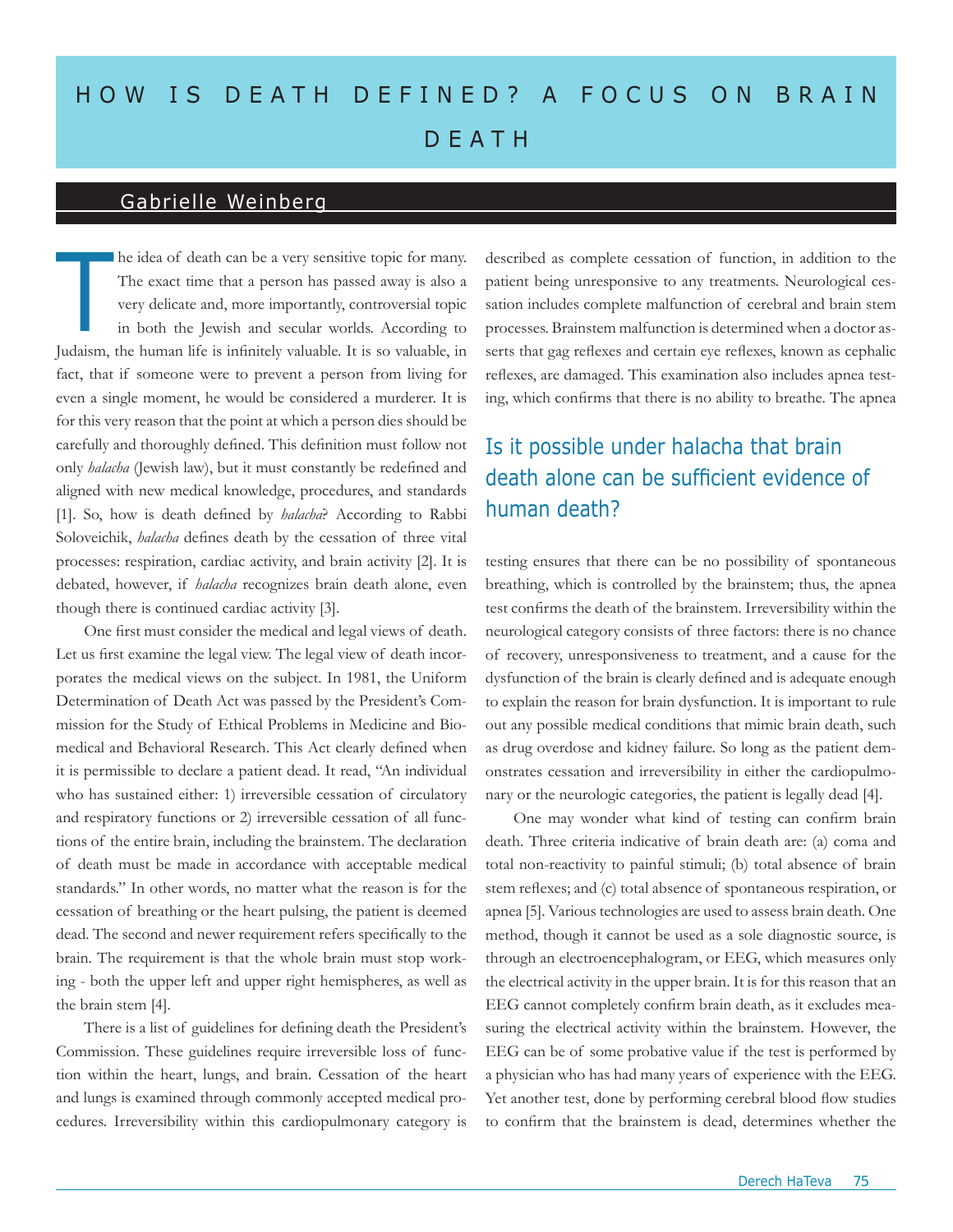# HOW IS DEATH DEFINED? A FOCUS ON BRAIN DEATH

## Gabrielle Weinberg

The idea of death can be a very sensitive topic for many. The exact time that a person has passed away is also a very delicate and, more importantly, controversial topic in both the Jewish and secular worlds. According to Judaism, the human life is infinitely valuable. It is so valuable, in fact, that if someone were to prevent a person from living for even a single moment, he would be considered a murderer. It is for this very reason that the point at which a person dies should be carefully and thoroughly defined. This definition must follow not only *halacha* (Jewish law), but it must constantly be redefined and aligned with new medical knowledge, procedures, and standards [1]. So, how is death defined by *halacha*? According to Rabbi Soloveichik, *halacha* defines death by the cessation of three vital processes: respiration, cardiac activity, and brain activity [2]. It is debated, however, if *halacha* recognizes brain death alone, even though there is continued cardiac activity [3].

One first must consider the medical and legal views of death. Let us first examine the legal view. The legal view of death incorporates the medical views on the subject. In 1981, the Uniform Determination of Death Act was passed by the President's Commission for the Study of Ethical Problems in Medicine and Biomedical and Behavioral Research. This Act clearly defined when it is permissible to declare a patient dead. It read, "An individual who has sustained either: 1) irreversible cessation of circulatory and respiratory functions or 2) irreversible cessation of all functions of the entire brain, including the brainstem. The declaration of death must be made in accordance with acceptable medical standards." In other words, no matter what the reason is for the cessation of breathing or the heart pulsing, the patient is deemed dead. The second and newer requirement refers specifically to the brain. The requirement is that the whole brain must stop working - both the upper left and upper right hemispheres, as well as the brain stem [4].

There is a list of guidelines for defining death the President's Commission. These guidelines require irreversible loss of function within the heart, lungs, and brain. Cessation of the heart and lungs is examined through commonly accepted medical procedures. Irreversibility within this cardiopulmonary category is described as complete cessation of function, in addition to the patient being unresponsive to any treatments. Neurological cessation includes complete malfunction of cerebral and brain stem processes. Brainstem malfunction is determined when a doctor asserts that gag reflexes and certain eye reflexes, known as cephalic reflexes, are damaged. This examination also includes apnea testing, which confirms that there is no ability to breathe. The apnea testing ensures that there can be no possibility of spontaneous breathing, which is controlled by the brainstem; thus, the apnea test confirms the death of the brainstem. Irreversibility within the neurological category consists of three factors: there is no chance of recovery, unresponsiveness to treatment, and a cause for the dysfunction of the brain is clearly defined and is adequate enough to explain the reason for brain dysfunction. It is important to rule out any possible medical conditions that mimic brain death, such as drug overdose and kidney failure. So long as the patient demonstrates cessation and irreversibility in either the cardiopulmonary or the neurologic categories, the patient is legally dead [4].

> Is it possible under halacha that brain death alone can be sufficient evidence of human death?

One may wonder what kind of testing can confirm brain death. Three criteria indicative of brain death are: (a) coma and total non-reactivity to painful stimuli; (b) total absence of brain stem reflexes; and (c) total absence of spontaneous respiration, or apnea [5]. Various technologies are used to assess brain death. One method, though it cannot be used as a sole diagnostic source, is through an electroencephalogram, or EEG, which measures only the electrical activity in the upper brain. It is for this reason that an EEG cannot completely confirm brain death, as it excludes measuring the electrical activity within the brainstem. However, the EEG can be of some probative value if the test is performed by a physician who has had many years of experience with the EEG. Yet another test, done by performing cerebral blood flow studies to confirm that the brainstem is dead, determines whether the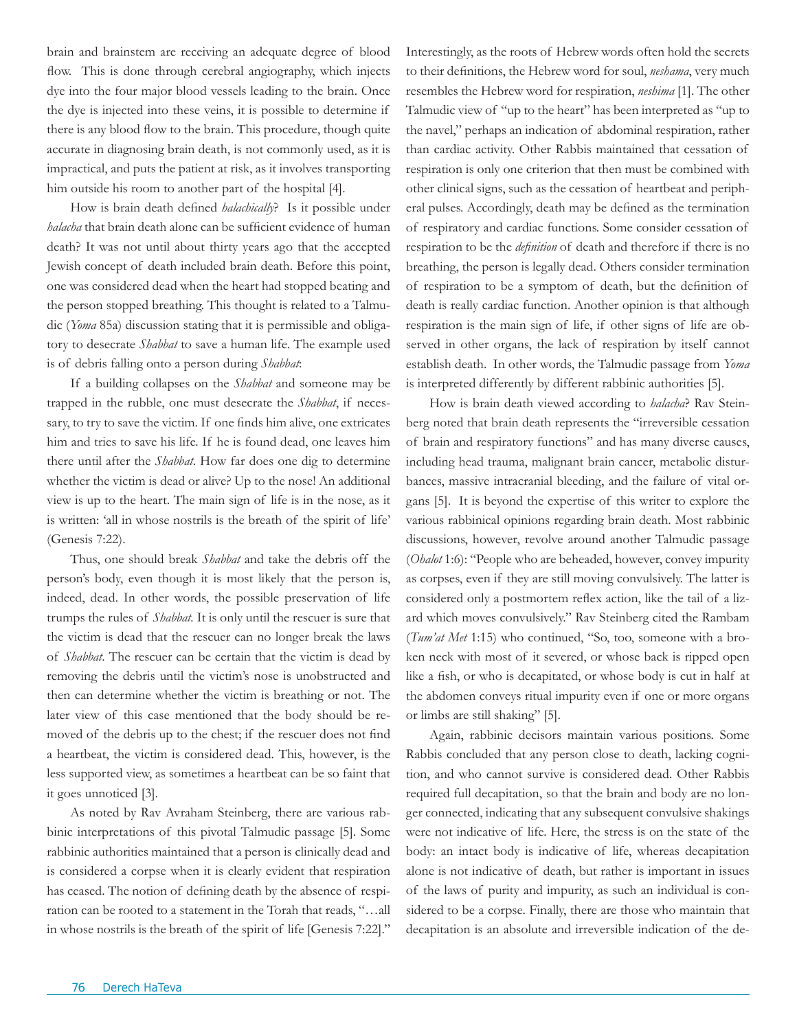brain and brainstem are receiving an adequate degree of blood flow. This is done through cerebral angiography, which injects dye into the four major blood vessels leading to the brain. Once the dye is injected into these veins, it is possible to determine if there is any blood flow to the brain. This procedure, though quite accurate in diagnosing brain death, is not commonly used, as it is impractical, and puts the patient at risk, as it involves transporting him outside his room to another part of the hospital [4].

How is brain death defined *halachically*? Is it possible under *halacha* that brain death alone can be sufficient evidence of human death? It was not until about thirty years ago that the accepted Jewish concept of death included brain death. Before this point, one was considered dead when the heart had stopped beating and the person stopped breathing. This thought is related to a Talmudic (*Yoma* 85a) discussion stating that it is permissible and obligatory to desecrate *Shabbat* to save a human life. The example used is of debris falling onto a person during *Shabbat*:

If a building collapses on the *Shabbat* and someone may be trapped in the rubble, one must desecrate the *Shabbat*, if necessary, to try to save the victim. If one finds him alive, one extricates him and tries to save his life. If he is found dead, one leaves him there until after the *Shabbat*. How far does one dig to determine whether the victim is dead or alive? Up to the nose! An additional view is up to the heart. The main sign of life is in the nose, as it is written: 'all in whose nostrils is the breath of the spirit of life' (Genesis 7:22).

Thus, one should break *Shabbat* and take the debris off the person's body, even though it is most likely that the person is, indeed, dead. In other words, the possible preservation of life trumps the rules of *Shabbat*. It is only until the rescuer is sure that the victim is dead that the rescuer can no longer break the laws of *Shabbat*. The rescuer can be certain that the victim is dead by removing the debris until the victim's nose is unobstructed and then can determine whether the victim is breathing or not. The later view of this case mentioned that the body should be removed of the debris up to the chest; if the rescuer does not find a heartbeat, the victim is considered dead. This, however, is the less supported view, as sometimes a heartbeat can be so faint that it goes unnoticed [3].

As noted by Rav Avraham Steinberg, there are various rabbinic interpretations of this pivotal Talmudic passage [5]. Some rabbinic authorities maintained that a person is clinically dead and is considered a corpse when it is clearly evident that respiration has ceased. The notion of defining death by the absence of respiration can be rooted to a statement in the Torah that reads, "…all in whose nostrils is the breath of the spirit of life [Genesis 7:22]." Interestingly, as the roots of Hebrew words often hold the secrets to their definitions, the Hebrew word for soul, *neshama*, very much resembles the Hebrew word for respiration, *neshima* [1]. The other Talmudic view of "up to the heart" has been interpreted as "up to the navel," perhaps an indication of abdominal respiration, rather than cardiac activity. Other Rabbis maintained that cessation of respiration is only one criterion that then must be combined with other clinical signs, such as the cessation of heartbeat and peripheral pulses. Accordingly, death may be defined as the termination of respiratory and cardiac functions. Some consider cessation of respiration to be the *definition* of death and therefore if there is no breathing, the person is legally dead. Others consider termination of respiration to be a symptom of death, but the definition of death is really cardiac function. Another opinion is that although respiration is the main sign of life, if other signs of life are observed in other organs, the lack of respiration by itself cannot establish death. In other words, the Talmudic passage from *Yoma* is interpreted differently by different rabbinic authorities [5].

How is brain death viewed according to *halacha*? Rav Steinberg noted that brain death represents the "irreversible cessation of brain and respiratory functions" and has many diverse causes, including head trauma, malignant brain cancer, metabolic disturbances, massive intracranial bleeding, and the failure of vital organs [5]. It is beyond the expertise of this writer to explore the various rabbinical opinions regarding brain death. Most rabbinic discussions, however, revolve around another Talmudic passage (*Ohalot* 1:6): "People who are beheaded, however, convey impurity as corpses, even if they are still moving convulsively. The latter is considered only a postmortem reflex action, like the tail of a lizard which moves convulsively." Rav Steinberg cited the Rambam (*Tum'at Met* 1:15) who continued, "So, too, someone with a broken neck with most of it severed, or whose back is ripped open like a fish, or who is decapitated, or whose body is cut in half at the abdomen conveys ritual impurity even if one or more organs or limbs are still shaking" [5].

Again, rabbinic decisors maintain various positions. Some Rabbis concluded that any person close to death, lacking cognition, and who cannot survive is considered dead. Other Rabbis required full decapitation, so that the brain and body are no longer connected, indicating that any subsequent convulsive shakings were not indicative of life. Here, the stress is on the state of the body: an intact body is indicative of life, whereas decapitation alone is not indicative of death, but rather is important in issues of the laws of purity and impurity, as such an individual is considered to be a corpse. Finally, there are those who maintain that decapitation is an absolute and irreversible indication of the de-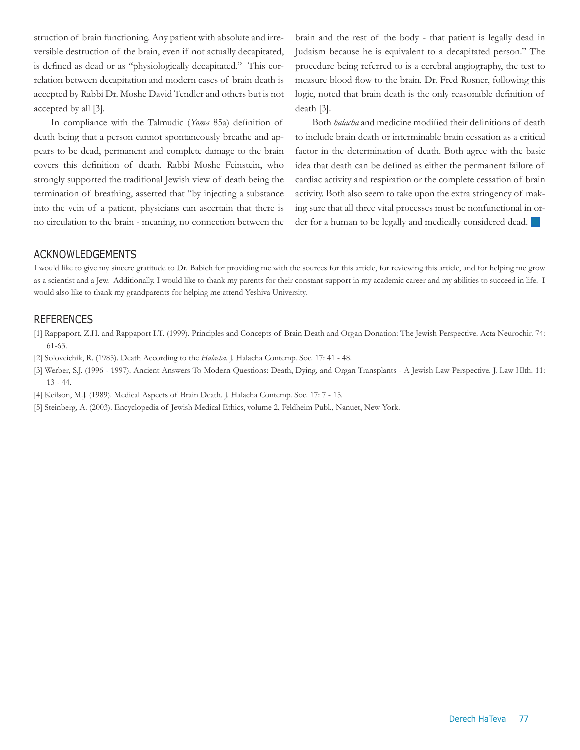struction of brain functioning. Any patient with absolute and irreversible destruction of the brain, even if not actually decapitated, is defined as dead or as "physiologically decapitated." This correlation between decapitation and modern cases of brain death is accepted by Rabbi Dr. Moshe David Tendler and others but is not accepted by all [3].

In compliance with the Talmudic (*Yoma* 85a) definition of death being that a person cannot spontaneously breathe and appears to be dead, permanent and complete damage to the brain covers this definition of death. Rabbi Moshe Feinstein, who strongly supported the traditional Jewish view of death being the termination of breathing, asserted that "by injecting a substance into the vein of a patient, physicians can ascertain that there is no circulation to the brain - meaning, no connection between the brain and the rest of the body - that patient is legally dead in Judaism because he is equivalent to a decapitated person." The procedure being referred to is a cerebral angiography, the test to measure blood flow to the brain. Dr. Fred Rosner, following this logic, noted that brain death is the only reasonable definition of death [3].

Both *halacha* and medicine modified their definitions of death to include brain death or interminable brain cessation as a critical factor in the determination of death. Both agree with the basic idea that death can be defined as either the permanent failure of cardiac activity and respiration or the complete cessation of brain activity. Both also seem to take upon the extra stringency of making sure that all three vital processes must be nonfunctional in order for a human to be legally and medically considered dead.

## ACKNOWLEDGEMENTS

I would like to give my sincere gratitude to Dr. Babich for providing me with the sources for this article, for reviewing this article, and for helping me grow as a scientist and a Jew. Additionally, I would like to thank my parents for their constant support in my academic career and my abilities to succeed in life. I would also like to thank my grandparents for helping me attend Yeshiva University.

## REFERENCES

[1] Rappaport, Z.H. and Rappaport I.T. (1999). Principles and Concepts of Brain Death and Organ Donation: The Jewish Perspective. Acta Neurochir. 74: 61-63.

[2] Soloveichik, R. (1985). Death According to the *Halacha*. J. Halacha Contemp. Soc. 17: 41 - 48.

[3] Werber, S.J. (1996 - 1997). Ancient Answers To Modern Questions: Death, Dying, and Organ Transplants - A Jewish Law Perspective. J. Law Hlth. 11: 13 - 44.

[4] Keilson, M.J. (1989). Medical Aspects of Brain Death. J. Halacha Contemp. Soc. 17: 7 - 15.

[5] Steinberg, A. (2003). Encyclopedia of Jewish Medical Ethics, volume 2, Feldheim Publ., Nanuet, New York.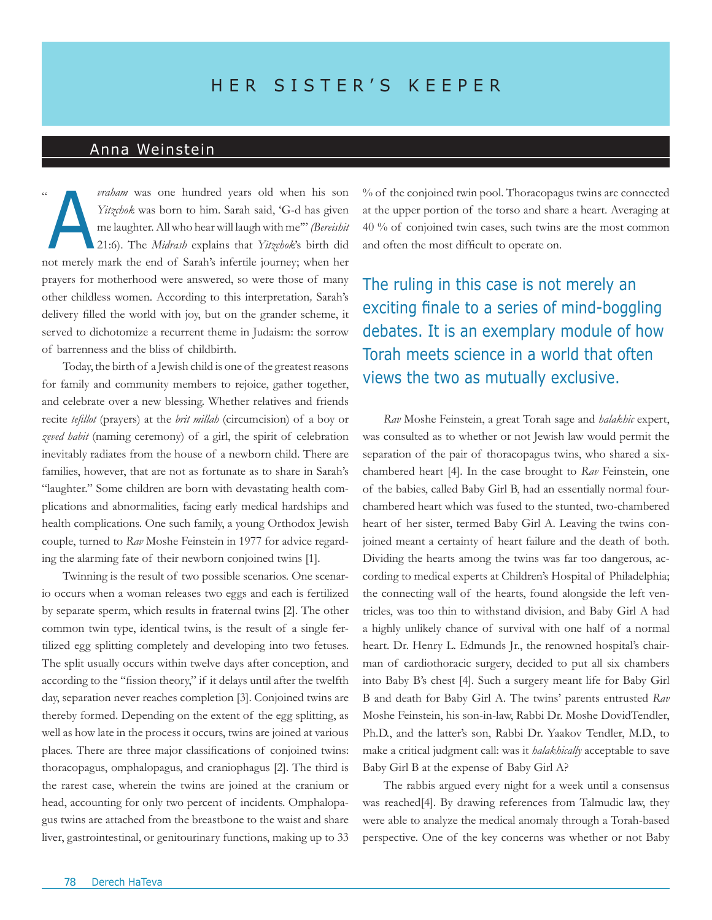# HER SISTER'S KEEPER

## Anna Weinstein

"*Avraham* was one hundred years old when his son *Yitzchok* was born to him. Sarah said, 'G-d has given me laughter. All who hear will laugh with me'" *(Bereishit* 21:6). The *Midrash* explains that *Yitzchok*'s birth did not merely mark the end of Sarah's infertile journey; when her prayers for motherhood were answered, so were those of many other childless women. According to this interpretation, Sarah's delivery filled the world with joy, but on the grander scheme, it served to dichotomize a recurrent theme in Judaism: the sorrow of barrenness and the bliss of childbirth.

Today, the birth of a Jewish child is one of the greatest reasons for family and community members to rejoice, gather together, and celebrate over a new blessing. Whether relatives and friends recite *tefillot* (prayers) at the *brit millah* (circumcision) of a boy or *zeved habit* (naming ceremony) of a girl, the spirit of celebration inevitably radiates from the house of a newborn child. There are families, however, that are not as fortunate as to share in Sarah's "laughter." Some children are born with devastating health complications and abnormalities, facing early medical hardships and health complications. One such family, a young Orthodox Jewish couple, turned to *Rav* Moshe Feinstein in 1977 for advice regarding the alarming fate of their newborn conjoined twins [1].

Twinning is the result of two possible scenarios. One scenario occurs when a woman releases two eggs and each is fertilized by separate sperm, which results in fraternal twins [2]. The other common twin type, identical twins, is the result of a single fertilized egg splitting completely and developing into two fetuses. The split usually occurs within twelve days after conception, and according to the "fission theory," if it delays until after the twelfth day, separation never reaches completion [3]. Conjoined twins are thereby formed. Depending on the extent of the egg splitting, as well as how late in the process it occurs, twins are joined at various places. There are three major classifications of conjoined twins: thoracopagus, omphalopagus, and craniophagus [2]. The third is the rarest case, wherein the twins are joined at the cranium or head, accounting for only two percent of incidents. Omphalopagus twins are attached from the breastbone to the waist and share liver, gastrointestinal, or genitourinary functions, making up to 33 % of the conjoined twin pool. Thoracopagus twins are connected at the upper portion of the torso and share a heart. Averaging at 40 % of conjoined twin cases, such twins are the most common and often the most difficult to operate on.

> The ruling in this case is not merely an exciting finale to a series of mind-boggling debates. It is an exemplary module of how Torah meets science in a world that often views the two as mutually exclusive.

*Rav* Moshe Feinstein, a great Torah sage and *halakhic* expert, was consulted as to whether or not Jewish law would permit the separation of the pair of thoracopagus twins, who shared a six-chambered heart [4]. In the case brought to *Rav* Feinstein, one of the babies, called Baby Girl B, had an essentially normal four-chambered heart which was fused to the stunted, two-chambered heart of her sister, termed Baby Girl A. Leaving the twins conjoined meant a certainty of heart failure and the death of both. Dividing the hearts among the twins was far too dangerous, according to medical experts at Children's Hospital of Philadelphia; the connecting wall of the hearts, found alongside the left ventricles, was too thin to withstand division, and Baby Girl A had a highly unlikely chance of survival with one half of a normal heart. Dr. Henry L. Edmunds Jr., the renowned hospital's chairman of cardiothoracic surgery, decided to put all six chambers into Baby B's chest [4]. Such a surgery meant life for Baby Girl B and death for Baby Girl A. The twins' parents entrusted *Rav* Moshe Feinstein, his son-in-law, Rabbi Dr. Moshe DovidTendler, Ph.D., and the latter's son, Rabbi Dr. Yaakov Tendler, M.D., to make a critical judgment call: was it *halakhically* acceptable to save Baby Girl B at the expense of Baby Girl A?

The rabbis argued every night for a week until a consensus was reached[4]. By drawing references from Talmudic law, they were able to analyze the medical anomaly through a Torah-based perspective. One of the key concerns was whether or not Baby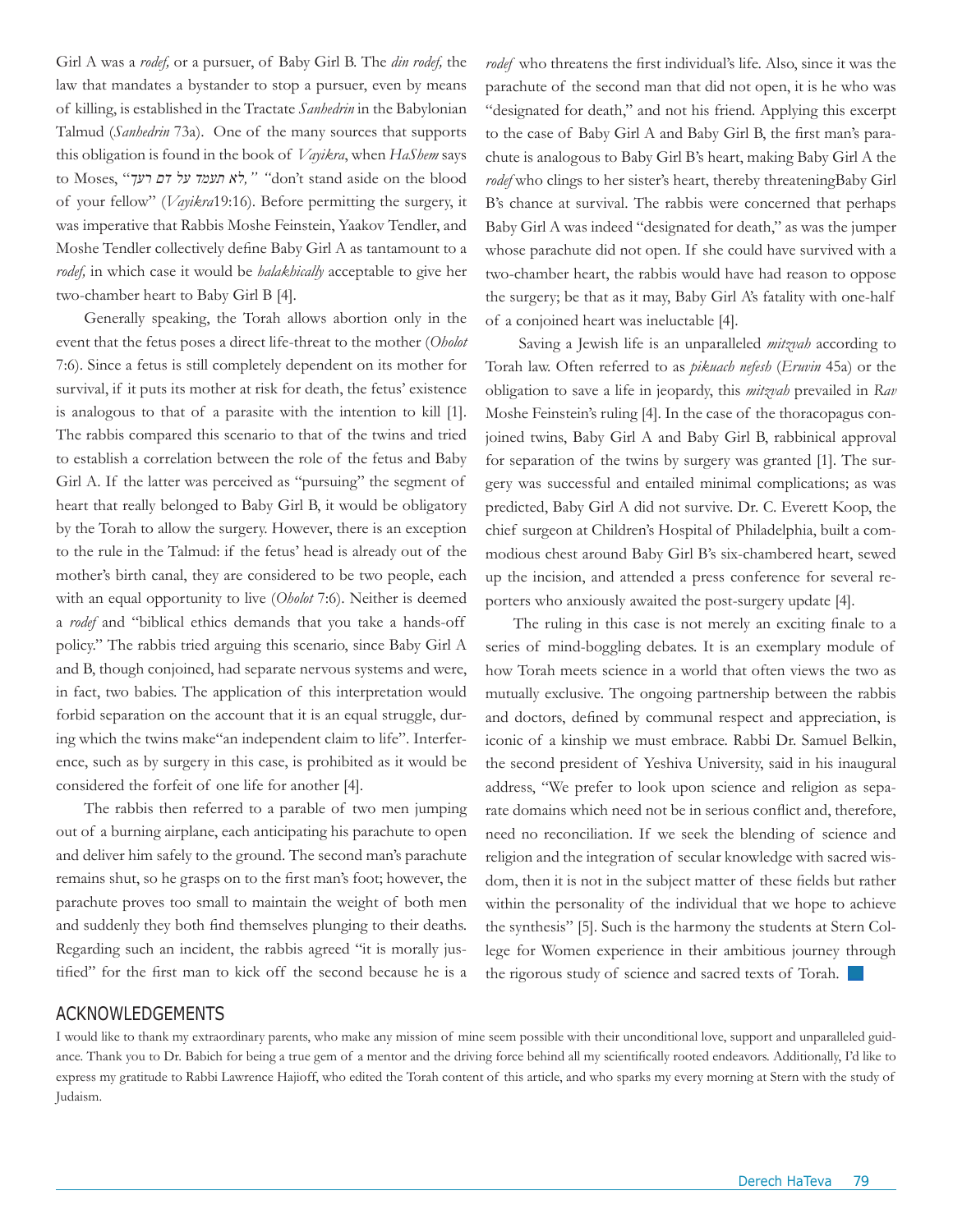Girl A was a *rodef,* or a pursuer, of Baby Girl B. The *din rodef,* the law that mandates a bystander to stop a pursuer, even by means of killing, is established in the Tractate *Sanhedrin* in the Babylonian Talmud (*Sanhedrin* 73a). One of the many sources that supports this obligation is found in the book of *Vayikra*, when *HaShem* says to Moses, "*לא תעמד על דם רעך,*" "don't stand aside on the blood of your fellow" (*Vayikra*19:16). Before permitting the surgery, it was imperative that Rabbis Moshe Feinstein, Yaakov Tendler, and Moshe Tendler collectively define Baby Girl A as tantamount to a *rodef,* in which case it would be *halakhically* acceptable to give her two-chamber heart to Baby Girl B [4].

Generally speaking, the Torah allows abortion only in the event that the fetus poses a direct life-threat to the mother (*Oholot* 7:6). Since a fetus is still completely dependent on its mother for survival, if it puts its mother at risk for death, the fetus' existence is analogous to that of a parasite with the intention to kill [1]. The rabbis compared this scenario to that of the twins and tried to establish a correlation between the role of the fetus and Baby Girl A. If the latter was perceived as "pursuing" the segment of heart that really belonged to Baby Girl B, it would be obligatory by the Torah to allow the surgery. However, there is an exception to the rule in the Talmud: if the fetus' head is already out of the mother's birth canal, they are considered to be two people, each with an equal opportunity to live (*Oholot* 7:6). Neither is deemed a *rodef* and "biblical ethics demands that you take a hands-off policy." The rabbis tried arguing this scenario, since Baby Girl A and B, though conjoined, had separate nervous systems and were, in fact, two babies. The application of this interpretation would forbid separation on the account that it is an equal struggle, during which the twins make"an independent claim to life". Interference, such as by surgery in this case, is prohibited as it would be considered the forfeit of one life for another [4].

The rabbis then referred to a parable of two men jumping out of a burning airplane, each anticipating his parachute to open and deliver him safely to the ground. The second man's parachute remains shut, so he grasps on to the first man's foot; however, the parachute proves too small to maintain the weight of both men and suddenly they both find themselves plunging to their deaths. Regarding such an incident, the rabbis agreed "it is morally justified" for the first man to kick off the second because he is a *rodef* who threatens the first individual's life. Also, since it was the parachute of the second man that did not open, it is he who was "designated for death," and not his friend. Applying this excerpt to the case of Baby Girl A and Baby Girl B, the first man's parachute is analogous to Baby Girl B's heart, making Baby Girl A the *rodef* who clings to her sister's heart, thereby threateningBaby Girl B's chance at survival. The rabbis were concerned that perhaps Baby Girl A was indeed "designated for death," as was the jumper whose parachute did not open. If she could have survived with a two-chamber heart, the rabbis would have had reason to oppose the surgery; be that as it may, Baby Girl A's fatality with one-half of a conjoined heart was ineluctable [4].

Saving a Jewish life is an unparalleled *mitzvah* according to Torah law. Often referred to as *pikuach nefesh* (*Eruvin* 45a) or the obligation to save a life in jeopardy, this *mitzvah* prevailed in *Rav* Moshe Feinstein's ruling [4]. In the case of the thoracopagus conjoined twins, Baby Girl A and Baby Girl B, rabbinical approval for separation of the twins by surgery was granted [1]. The surgery was successful and entailed minimal complications; as was predicted, Baby Girl A did not survive. Dr. C. Everett Koop, the chief surgeon at Children's Hospital of Philadelphia, built a commodious chest around Baby Girl B's six-chambered heart, sewed up the incision, and attended a press conference for several reporters who anxiously awaited the post-surgery update [4].

The ruling in this case is not merely an exciting finale to a series of mind-boggling debates. It is an exemplary module of how Torah meets science in a world that often views the two as mutually exclusive. The ongoing partnership between the rabbis and doctors, defined by communal respect and appreciation, is iconic of a kinship we must embrace. Rabbi Dr. Samuel Belkin, the second president of Yeshiva University, said in his inaugural address, "We prefer to look upon science and religion as separate domains which need not be in serious conflict and, therefore, need no reconciliation. If we seek the blending of science and religion and the integration of secular knowledge with sacred wisdom, then it is not in the subject matter of these fields but rather within the personality of the individual that we hope to achieve the synthesis" [5]. Such is the harmony the students at Stern College for Women experience in their ambitious journey through the rigorous study of science and sacred texts of Torah.

## ACKNOWLEDGEMENTS

I would like to thank my extraordinary parents, who make any mission of mine seem possible with their unconditional love, support and unparalleled guidance. Thank you to Dr. Babich for being a true gem of a mentor and the driving force behind all my scientifically rooted endeavors. Additionally, I'd like to express my gratitude to Rabbi Lawrence Hajioff, who edited the Torah content of this article, and who sparks my every morning at Stern with the study of Judaism.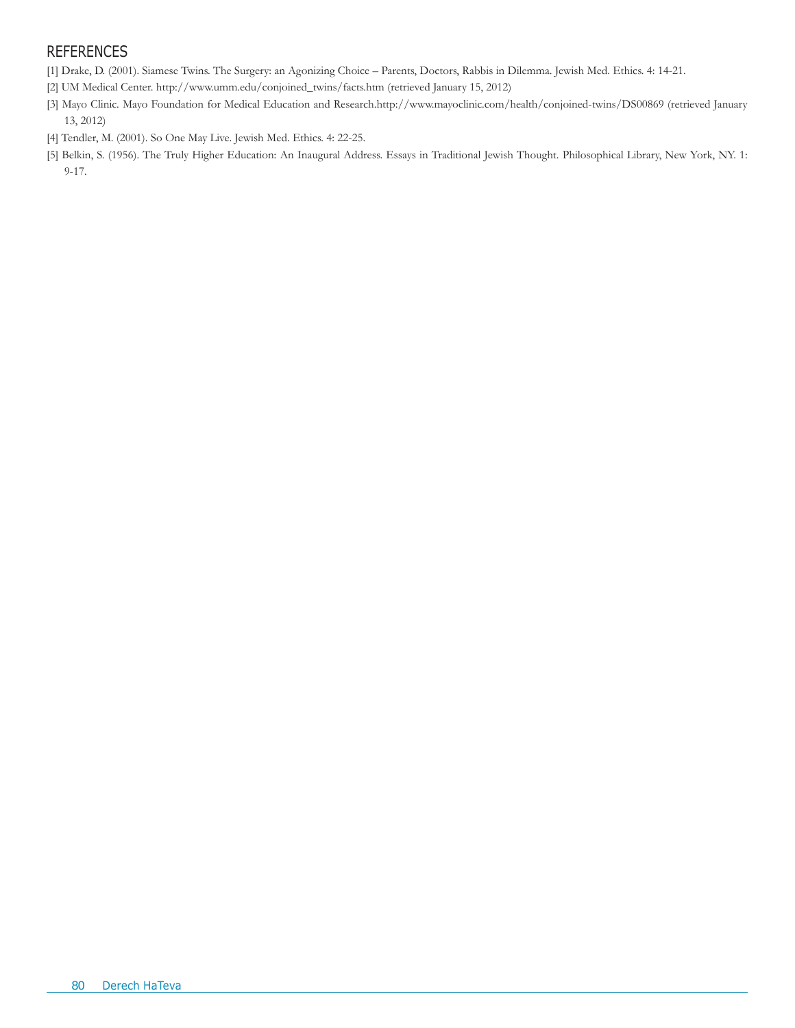## REFERENCES

[1] Drake, D. (2001). Siamese Twins. The Surgery: an Agonizing Choice – Parents, Doctors, Rabbis in Dilemma. Jewish Med. Ethics. 4: 14-21.

[2] UM Medical Center. http://www.umm.edu/conjoined_twins/facts.htm (retrieved January 15, 2012)

[3] Mayo Clinic. Mayo Foundation for Medical Education and Research.http://www.mayoclinic.com/health/conjoined-twins/DS00869 (retrieved January 13, 2012)

[4] Tendler, M. (2001). So One May Live. Jewish Med. Ethics. 4: 22-25.

[5] Belkin, S. (1956). The Truly Higher Education: An Inaugural Address. Essays in Traditional Jewish Thought. Philosophical Library, New York, NY. 1: 9-17.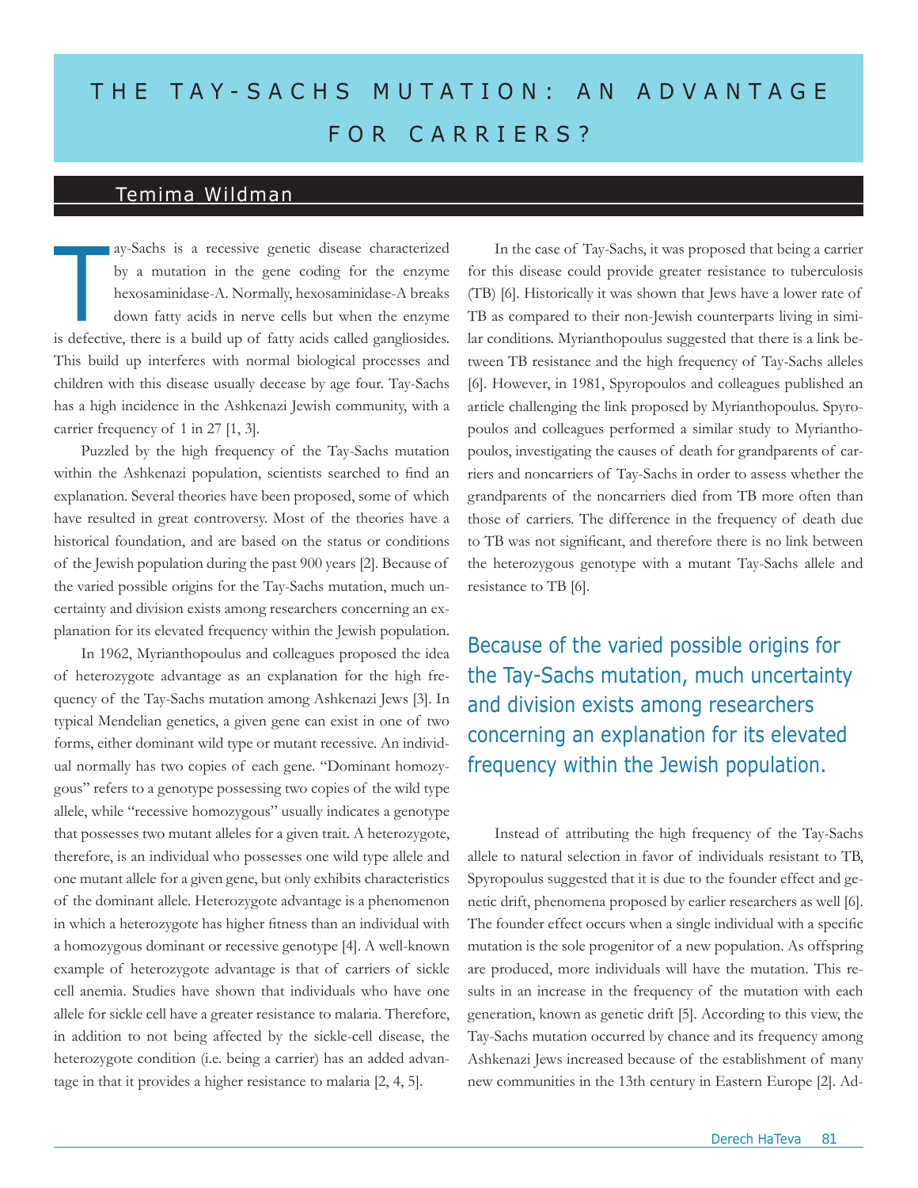# THE TAY-SACHS MUTATION: AN ADVANTAGE FOR CARRIERS?

## Temima Wildman

Tay-Sachs is a recessive genetic disease characterized by a mutation in the gene coding for the enzyme hexosaminidase-A. Normally, hexosaminidase-A breaks down fatty acids in nerve cells but when the enzyme is defective, there is a build up of fatty acids called gangliosides. This build up interferes with normal biological processes and children with this disease usually decease by age four. Tay-Sachs has a high incidence in the Ashkenazi Jewish community, with a carrier frequency of 1 in 27 [1, 3].

Puzzled by the high frequency of the Tay-Sachs mutation within the Ashkenazi population, scientists searched to find an explanation. Several theories have been proposed, some of which have resulted in great controversy. Most of the theories have a historical foundation, and are based on the status or conditions of the Jewish population during the past 900 years [2]. Because of the varied possible origins for the Tay-Sachs mutation, much uncertainty and division exists among researchers concerning an explanation for its elevated frequency within the Jewish population.

In 1962, Myrianthopoulus and colleagues proposed the idea of heterozygote advantage as an explanation for the high frequency of the Tay-Sachs mutation among Ashkenazi Jews [3]. In typical Mendelian genetics, a given gene can exist in one of two forms, either dominant wild type or mutant recessive. An individual normally has two copies of each gene. "Dominant homozygous" refers to a genotype possessing two copies of the wild type allele, while "recessive homozygous" usually indicates a genotype that possesses two mutant alleles for a given trait. A heterozygote, therefore, is an individual who possesses one wild type allele and one mutant allele for a given gene, but only exhibits characteristics of the dominant allele. Heterozygote advantage is a phenomenon in which a heterozygote has higher fitness than an individual with a homozygous dominant or recessive genotype [4]. A well-known example of heterozygote advantage is that of carriers of sickle cell anemia. Studies have shown that individuals who have one allele for sickle cell have a greater resistance to malaria. Therefore, in addition to not being affected by the sickle-cell disease, the heterozygote condition (i.e. being a carrier) has an added advantage in that it provides a higher resistance to malaria [2, 4, 5].

In the case of Tay-Sachs, it was proposed that being a carrier for this disease could provide greater resistance to tuberculosis (TB) [6]. Historically it was shown that Jews have a lower rate of TB as compared to their non-Jewish counterparts living in similar conditions. Myrianthopoulus suggested that there is a link between TB resistance and the high frequency of Tay-Sachs alleles [6]. However, in 1981, Spyropoulos and colleagues published an article challenging the link proposed by Myrianthopoulus. Spyropoulos and colleagues performed a similar study to Myrianthopoulos, investigating the causes of death for grandparents of carriers and noncarriers of Tay-Sachs in order to assess whether the grandparents of the noncarriers died from TB more often than those of carriers. The difference in the frequency of death due to TB was not significant, and therefore there is no link between the heterozygous genotype with a mutant Tay-Sachs allele and resistance to TB [6].

> Because of the varied possible origins for the Tay-Sachs mutation, much uncertainty and division exists among researchers concerning an explanation for its elevated frequency within the Jewish population.

Instead of attributing the high frequency of the Tay-Sachs allele to natural selection in favor of individuals resistant to TB, Spyropoulus suggested that it is due to the founder effect and genetic drift, phenomena proposed by earlier researchers as well [6]. The founder effect occurs when a single individual with a specific mutation is the sole progenitor of a new population. As offspring are produced, more individuals will have the mutation. This results in an increase in the frequency of the mutation with each generation, known as genetic drift [5]. According to this view, the Tay-Sachs mutation occurred by chance and its frequency among Ashkenazi Jews increased because of the establishment of many new communities in the 13th century in Eastern Europe [2]. Ad-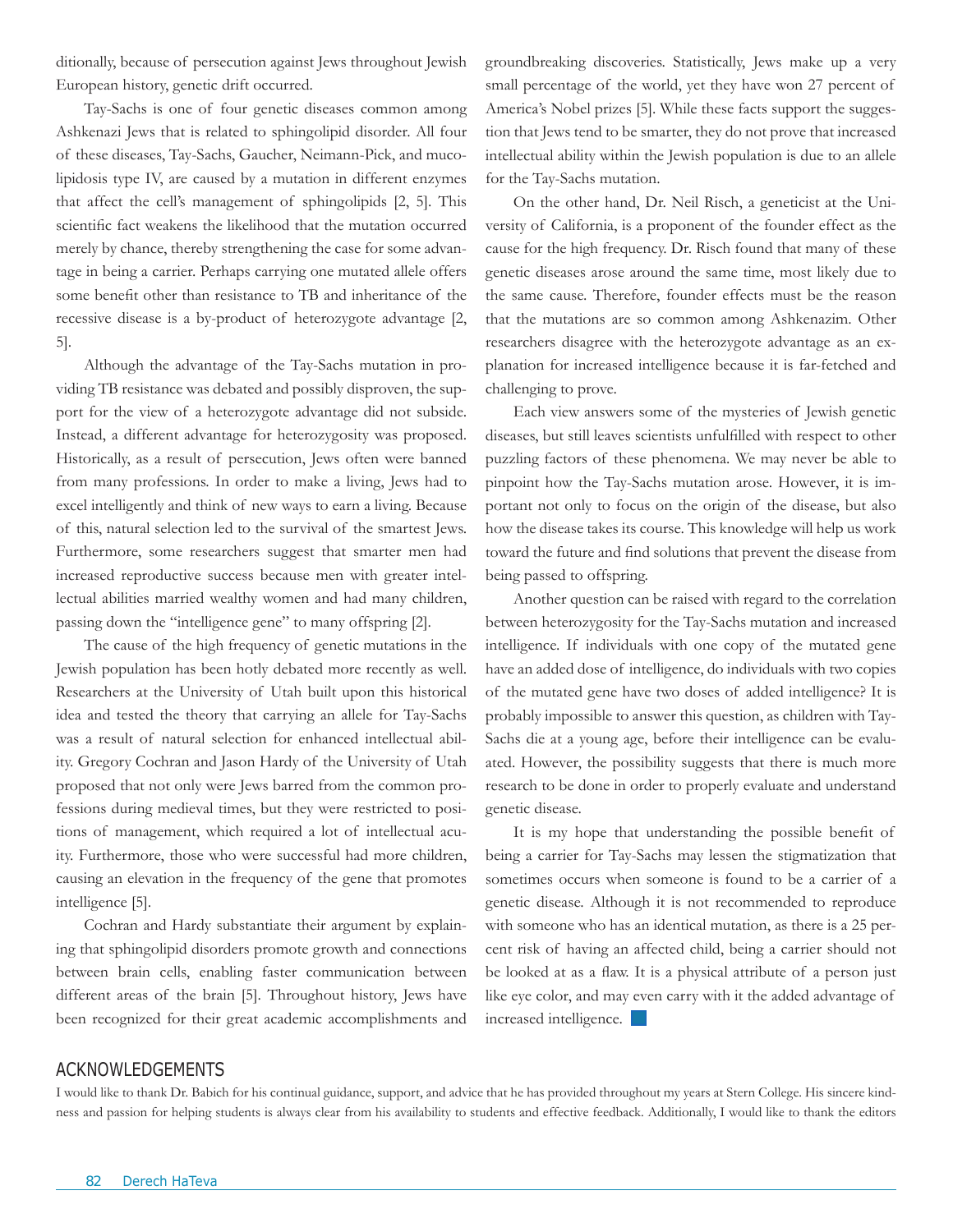ditionally, because of persecution against Jews throughout Jewish European history, genetic drift occurred.

Tay-Sachs is one of four genetic diseases common among Ashkenazi Jews that is related to sphingolipid disorder. All four of these diseases, Tay-Sachs, Gaucher, Neimann-Pick, and mucolipidosis type IV, are caused by a mutation in different enzymes that affect the cell's management of sphingolipids [2, 5]. This scientific fact weakens the likelihood that the mutation occurred merely by chance, thereby strengthening the case for some advantage in being a carrier. Perhaps carrying one mutated allele offers some benefit other than resistance to TB and inheritance of the recessive disease is a by-product of heterozygote advantage [2, 5].

Although the advantage of the Tay-Sachs mutation in providing TB resistance was debated and possibly disproven, the support for the view of a heterozygote advantage did not subside. Instead, a different advantage for heterozygosity was proposed. Historically, as a result of persecution, Jews often were banned from many professions. In order to make a living, Jews had to excel intelligently and think of new ways to earn a living. Because of this, natural selection led to the survival of the smartest Jews. Furthermore, some researchers suggest that smarter men had increased reproductive success because men with greater intellectual abilities married wealthy women and had many children, passing down the "intelligence gene" to many offspring [2].

The cause of the high frequency of genetic mutations in the Jewish population has been hotly debated more recently as well. Researchers at the University of Utah built upon this historical idea and tested the theory that carrying an allele for Tay-Sachs was a result of natural selection for enhanced intellectual ability. Gregory Cochran and Jason Hardy of the University of Utah proposed that not only were Jews barred from the common professions during medieval times, but they were restricted to positions of management, which required a lot of intellectual acuity. Furthermore, those who were successful had more children, causing an elevation in the frequency of the gene that promotes intelligence [5].

Cochran and Hardy substantiate their argument by explaining that sphingolipid disorders promote growth and connections between brain cells, enabling faster communication between different areas of the brain [5]. Throughout history, Jews have been recognized for their great academic accomplishments and groundbreaking discoveries. Statistically, Jews make up a very small percentage of the world, yet they have won 27 percent of America's Nobel prizes [5]. While these facts support the suggestion that Jews tend to be smarter, they do not prove that increased intellectual ability within the Jewish population is due to an allele for the Tay-Sachs mutation.

On the other hand, Dr. Neil Risch, a geneticist at the University of California, is a proponent of the founder effect as the cause for the high frequency. Dr. Risch found that many of these genetic diseases arose around the same time, most likely due to the same cause. Therefore, founder effects must be the reason that the mutations are so common among Ashkenazim. Other researchers disagree with the heterozygote advantage as an explanation for increased intelligence because it is far-fetched and challenging to prove.

Each view answers some of the mysteries of Jewish genetic diseases, but still leaves scientists unfulfilled with respect to other puzzling factors of these phenomena. We may never be able to pinpoint how the Tay-Sachs mutation arose. However, it is important not only to focus on the origin of the disease, but also how the disease takes its course. This knowledge will help us work toward the future and find solutions that prevent the disease from being passed to offspring.

Another question can be raised with regard to the correlation between heterozygosity for the Tay-Sachs mutation and increased intelligence. If individuals with one copy of the mutated gene have an added dose of intelligence, do individuals with two copies of the mutated gene have two doses of added intelligence? It is probably impossible to answer this question, as children with Tay-Sachs die at a young age, before their intelligence can be evaluated. However, the possibility suggests that there is much more research to be done in order to properly evaluate and understand genetic disease.

It is my hope that understanding the possible benefit of being a carrier for Tay-Sachs may lessen the stigmatization that sometimes occurs when someone is found to be a carrier of a genetic disease. Although it is not recommended to reproduce with someone who has an identical mutation, as there is a 25 percent risk of having an affected child, being a carrier should not be looked at as a flaw. It is a physical attribute of a person just like eye color, and may even carry with it the added advantage of increased intelligence.

## ACKNOWLEDGEMENTS

I would like to thank Dr. Babich for his continual guidance, support, and advice that he has provided throughout my years at Stern College. His sincere kindness and passion for helping students is always clear from his availability to students and effective feedback. Additionally, I would like to thank the editors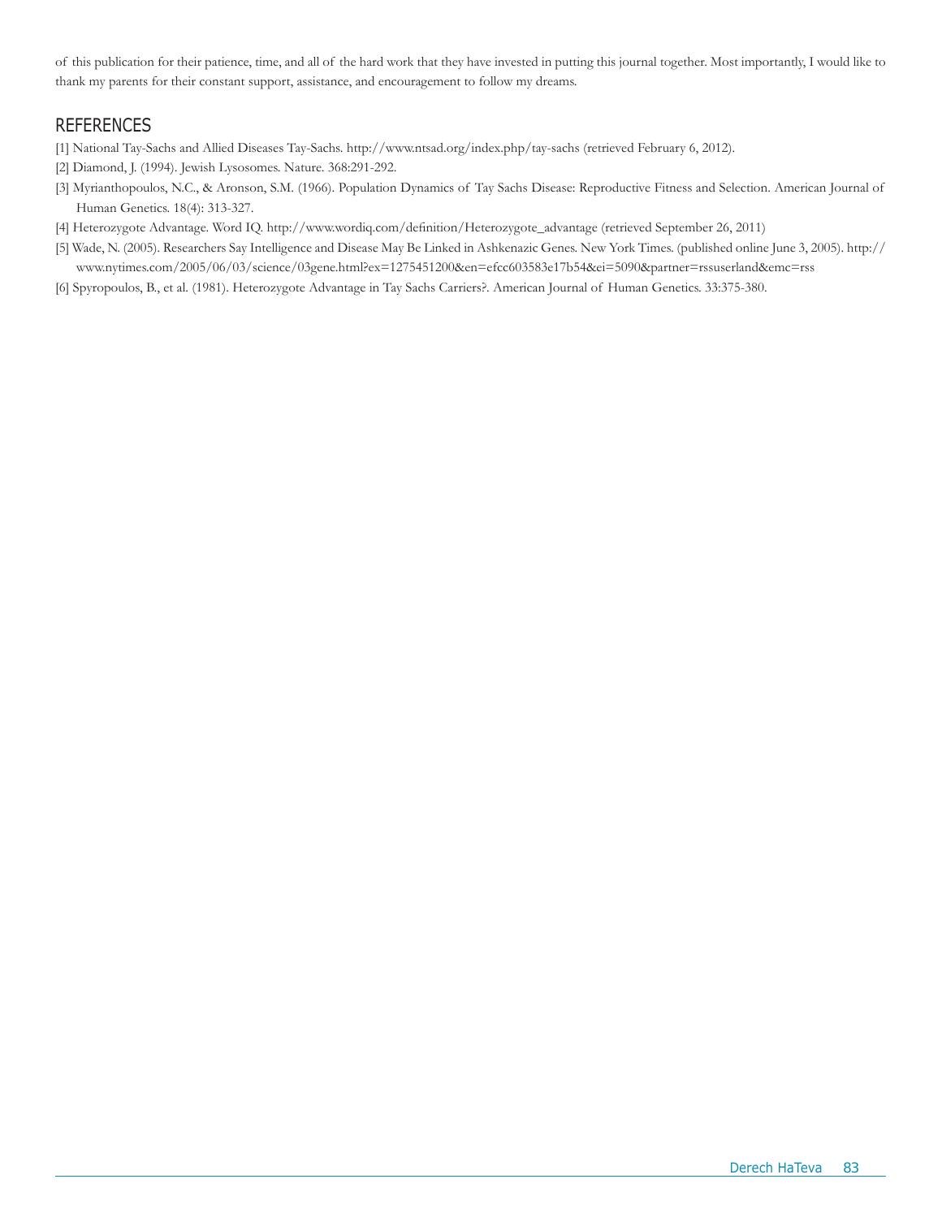of this publication for their patience, time, and all of the hard work that they have invested in putting this journal together. Most importantly, I would like to thank my parents for their constant support, assistance, and encouragement to follow my dreams.

## REFERENCES

[1] National Tay-Sachs and Allied Diseases Tay-Sachs. http://www.ntsad.org/index.php/tay-sachs (retrieved February 6, 2012).

[2] Diamond, J. (1994). Jewish Lysosomes. Nature. 368:291-292.

[3] Myrianthopoulos, N.C., & Aronson, S.M. (1966). Population Dynamics of Tay Sachs Disease: Reproductive Fitness and Selection. American Journal of Human Genetics. 18(4): 313-327.

[4] Heterozygote Advantage. Word IQ. http://www.wordiq.com/definition/Heterozygote_advantage (retrieved September 26, 2011)

[5] Wade, N. (2005). Researchers Say Intelligence and Disease May Be Linked in Ashkenazic Genes. New York Times. (published online June 3, 2005). http://www.nytimes.com/2005/06/03/science/03gene.html?ex=1275451200&en=efcc603583e17b54&ei=5090&partner=rssuserland&emc=rss

[6] Spyropoulos, B., et al. (1981). Heterozygote Advantage in Tay Sachs Carriers?. American Journal of Human Genetics. 33:375-380.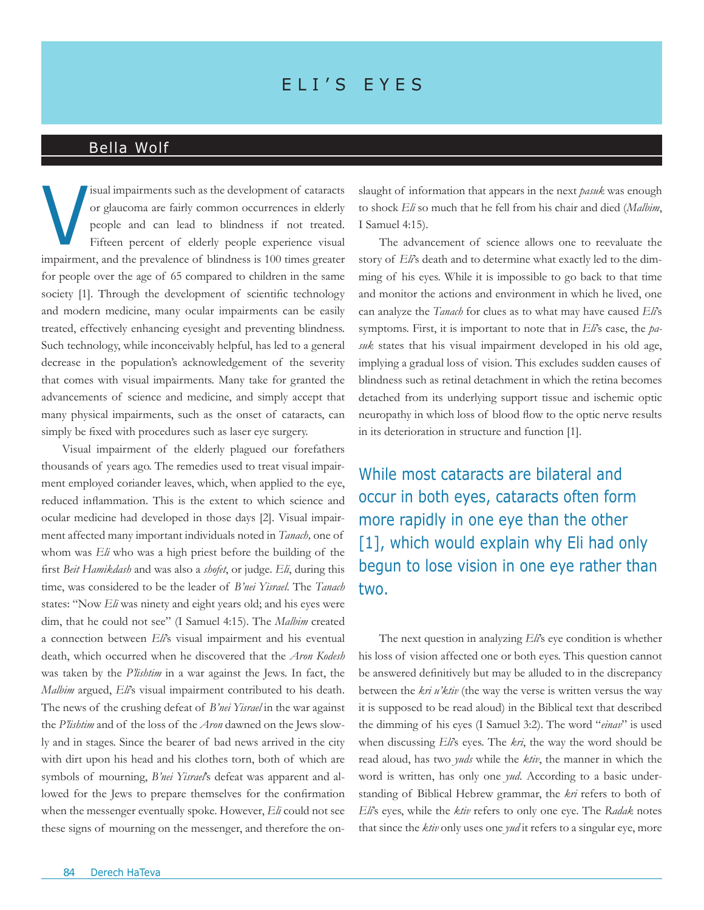# ELI'S EYES

## Bella Wolf

Visual impairments such as the development of cataracts or glaucoma are fairly common occurrences in elderly people and can lead to blindness if not treated. Fifteen percent of elderly people experience visual impairment, and the prevalence of blindness is 100 times greater for people over the age of 65 compared to children in the same society [1]. Through the development of scientific technology and modern medicine, many ocular impairments can be easily treated, effectively enhancing eyesight and preventing blindness. Such technology, while inconceivably helpful, has led to a general decrease in the population's acknowledgement of the severity that comes with visual impairments. Many take for granted the advancements of science and medicine, and simply accept that many physical impairments, such as the onset of cataracts, can simply be fixed with procedures such as laser eye surgery.

Visual impairment of the elderly plagued our forefathers thousands of years ago. The remedies used to treat visual impairment employed coriander leaves, which, when applied to the eye, reduced inflammation. This is the extent to which science and ocular medicine had developed in those days [2]. Visual impairment affected many important individuals noted in *Tanach,* one of whom was *Eli* who was a high priest before the building of the first *Beit Hamikdash* and was also a *shofet*, or judge. *Eli*, during this time, was considered to be the leader of *B'nei Yisrael*. The *Tanach* states: "Now *Eli* was ninety and eight years old; and his eyes were dim, that he could not see" (I Samuel 4:15). The *Malbim* created a connection between *Eli*'s visual impairment and his eventual death, which occurred when he discovered that the *Aron Kodesh* was taken by the *P'lishtim* in a war against the Jews. In fact, the *Malbim* argued, *Eli*'s visual impairment contributed to his death. The news of the crushing defeat of *B'nei Yisrael* in the war against the *P'lishtim* and of the loss of the *Aron* dawned on the Jews slowly and in stages. Since the bearer of bad news arrived in the city with dirt upon his head and his clothes torn, both of which are symbols of mourning, *B'nei Yisrael*'s defeat was apparent and allowed for the Jews to prepare themselves for the confirmation when the messenger eventually spoke. However, *Eli* could not see these signs of mourning on the messenger, and therefore the onslaught of information that appears in the next *pasuk* was enough to shock *Eli* so much that he fell from his chair and died (*Malbim*, I Samuel 4:15).

The advancement of science allows one to reevaluate the story of *Eli*'s death and to determine what exactly led to the dimming of his eyes. While it is impossible to go back to that time and monitor the actions and environment in which he lived, one can analyze the *Tanach* for clues as to what may have caused *Eli*'s symptoms. First, it is important to note that in *Eli*'s case, the *pasuk* states that his visual impairment developed in his old age, implying a gradual loss of vision. This excludes sudden causes of blindness such as retinal detachment in which the retina becomes detached from its underlying support tissue and ischemic optic neuropathy in which loss of blood flow to the optic nerve results in its deterioration in structure and function [1].

> While most cataracts are bilateral and occur in both eyes, cataracts often form more rapidly in one eye than the other [1], which would explain why Eli had only begun to lose vision in one eye rather than two.

The next question in analyzing *Eli*'s eye condition is whether his loss of vision affected one or both eyes. This question cannot be answered definitively but may be alluded to in the discrepancy between the *kri u'ktiv* (the way the verse is written versus the way it is supposed to be read aloud) in the Biblical text that described the dimming of his eyes (I Samuel 3:2). The word "*einav*" is used when discussing *Eli*'s eyes. The *kri*, the way the word should be read aloud, has two *yuds* while the *ktiv*, the manner in which the word is written, has only one *yud*. According to a basic understanding of Biblical Hebrew grammar, the *kri* refers to both of *Eli*'s eyes, while the *ktiv* refers to only one eye. The *Radak* notes that since the *ktiv* only uses one *yud* it refers to a singular eye, more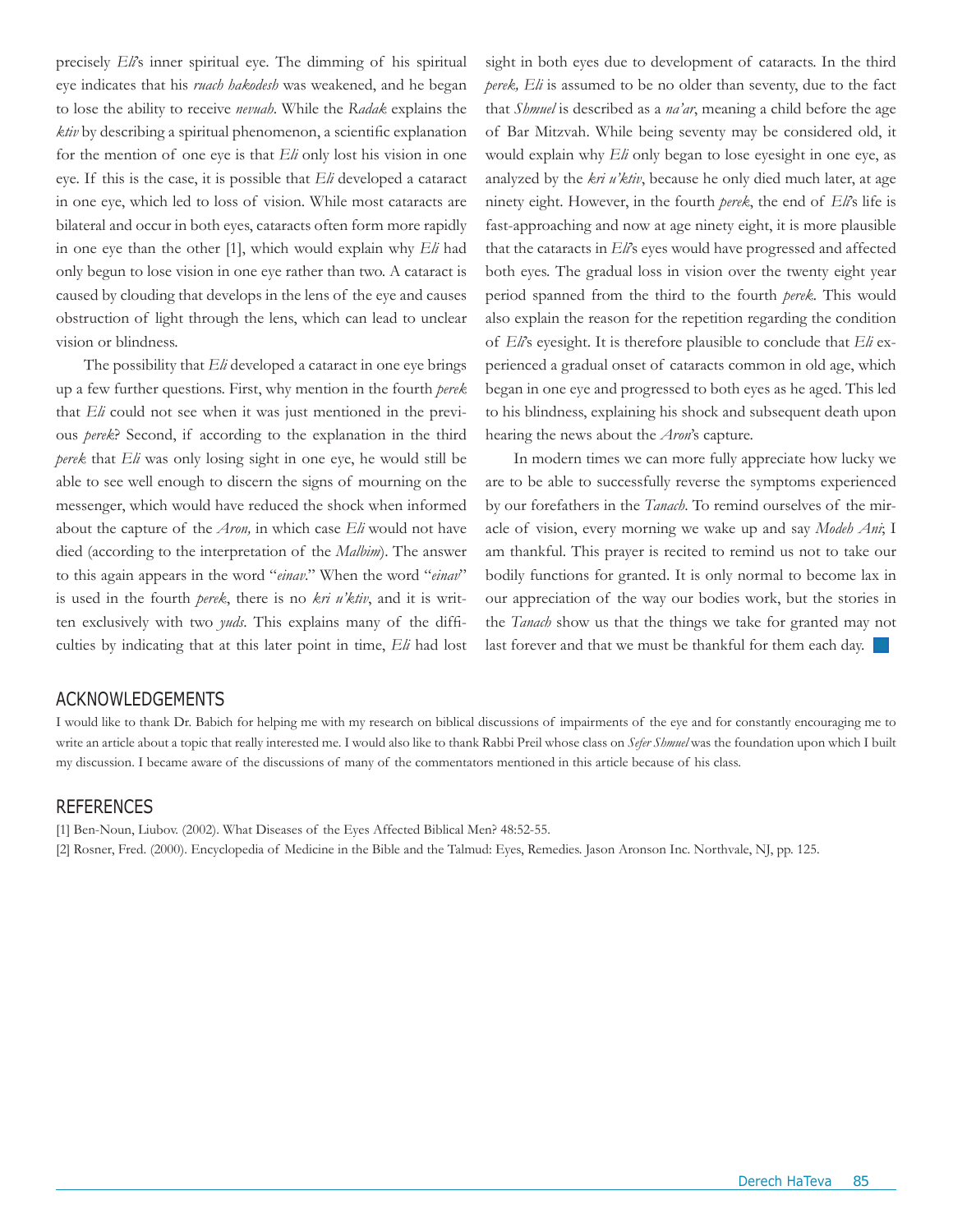precisely *Eli*'s inner spiritual eye. The dimming of his spiritual eye indicates that his *ruach hakodesh* was weakened, and he began to lose the ability to receive *nevuah*. While the *Radak* explains the *ktiv* by describing a spiritual phenomenon, a scientific explanation for the mention of one eye is that *Eli* only lost his vision in one eye. If this is the case, it is possible that *Eli* developed a cataract in one eye, which led to loss of vision. While most cataracts are bilateral and occur in both eyes, cataracts often form more rapidly in one eye than the other [1], which would explain why *Eli* had only begun to lose vision in one eye rather than two. A cataract is caused by clouding that develops in the lens of the eye and causes obstruction of light through the lens, which can lead to unclear vision or blindness.

The possibility that *Eli* developed a cataract in one eye brings up a few further questions. First, why mention in the fourth *perek* that *Eli* could not see when it was just mentioned in the previous *perek*? Second, if according to the explanation in the third *perek* that *Eli* was only losing sight in one eye, he would still be able to see well enough to discern the signs of mourning on the messenger, which would have reduced the shock when informed about the capture of the *Aron,* in which case *Eli* would not have died (according to the interpretation of the *Malbim*). The answer to this again appears in the word "*einav*." When the word "*einav*" is used in the fourth *perek*, there is no *kri u'ktiv*, and it is written exclusively with two *yuds*. This explains many of the difficulties by indicating that at this later point in time, *Eli* had lost sight in both eyes due to development of cataracts. In the third *perek, Eli* is assumed to be no older than seventy, due to the fact that *Shmuel* is described as a *na'ar*, meaning a child before the age of Bar Mitzvah. While being seventy may be considered old, it would explain why *Eli* only began to lose eyesight in one eye, as analyzed by the *kri u'ktiv*, because he only died much later, at age ninety eight. However, in the fourth *perek*, the end of *Eli*'s life is fast-approaching and now at age ninety eight, it is more plausible that the cataracts in *Eli*'s eyes would have progressed and affected both eyes. The gradual loss in vision over the twenty eight year period spanned from the third to the fourth *perek*. This would also explain the reason for the repetition regarding the condition of *Eli*'s eyesight. It is therefore plausible to conclude that *Eli* experienced a gradual onset of cataracts common in old age, which began in one eye and progressed to both eyes as he aged. This led to his blindness, explaining his shock and subsequent death upon hearing the news about the *Aron*'s capture.

In modern times we can more fully appreciate how lucky we are to be able to successfully reverse the symptoms experienced by our forefathers in the *Tanach*. To remind ourselves of the miracle of vision, every morning we wake up and say *Modeh Ani*; I am thankful. This prayer is recited to remind us not to take our bodily functions for granted. It is only normal to become lax in our appreciation of the way our bodies work, but the stories in the *Tanach* show us that the things we take for granted may not last forever and that we must be thankful for them each day.

## ACKNOWLEDGEMENTS

I would like to thank Dr. Babich for helping me with my research on biblical discussions of impairments of the eye and for constantly encouraging me to write an article about a topic that really interested me. I would also like to thank Rabbi Preil whose class on *Sefer Shmuel* was the foundation upon which I built my discussion. I became aware of the discussions of many of the commentators mentioned in this article because of his class.

## REFERENCES

[1] Ben-Noun, Liubov. (2002). What Diseases of the Eyes Affected Biblical Men? 48:52-55.

[2] Rosner, Fred. (2000). Encyclopedia of Medicine in the Bible and the Talmud: Eyes, Remedies. Jason Aronson Inc. Northvale, NJ, pp. 125.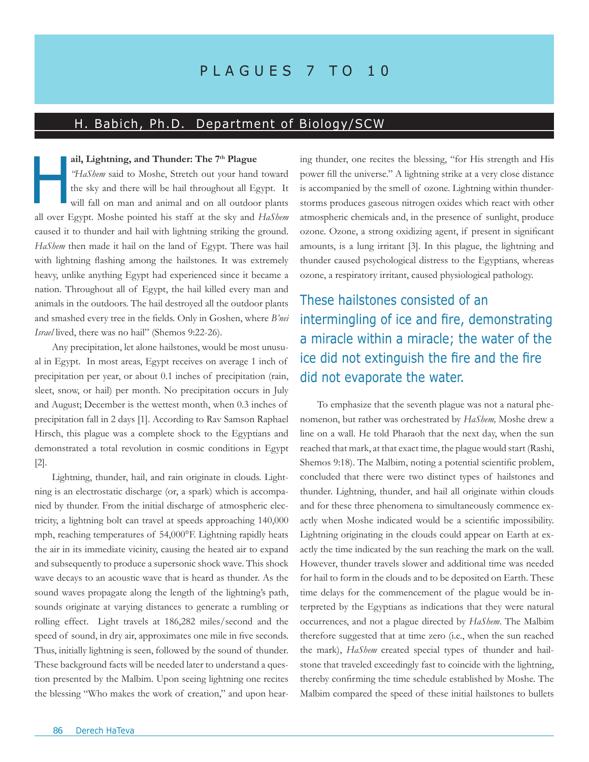# PLAGUES 7 TO 10

## H. Babich, Ph.D. Department of Biology/SCW

### Hail, Lightning, and Thunder: The 7th Plague

*"HaShem* said to Moshe, Stretch out your hand toward the sky and there will be hail throughout all Egypt. It will fall on man and animal and on all outdoor plants all over Egypt. Moshe pointed his staff at the sky and *HaShem* caused it to thunder and hail with lightning striking the ground. *HaShem* then made it hail on the land of Egypt. There was hail with lightning flashing among the hailstones. It was extremely heavy, unlike anything Egypt had experienced since it became a nation. Throughout all of Egypt, the hail killed every man and animals in the outdoors. The hail destroyed all the outdoor plants and smashed every tree in the fields. Only in Goshen, where *B'nei Israel* lived, there was no hail" (Shemos 9:22-26).

Any precipitation, let alone hailstones, would be most unusual in Egypt. In most areas, Egypt receives on average 1 inch of precipitation per year, or about 0.1 inches of precipitation (rain, sleet, snow, or hail) per month. No precipitation occurs in July and August; December is the wettest month, when 0.3 inches of precipitation fall in 2 days [1]. According to Rav Samson Raphael Hirsch, this plague was a complete shock to the Egyptians and demonstrated a total revolution in cosmic conditions in Egypt [2].

Lightning, thunder, hail, and rain originate in clouds. Lightning is an electrostatic discharge (or, a spark) which is accompanied by thunder. From the initial discharge of atmospheric electricity, a lightning bolt can travel at speeds approaching 140,000 mph, reaching temperatures of 54,000°F. Lightning rapidly heats the air in its immediate vicinity, causing the heated air to expand and subsequently to produce a supersonic shock wave. This shock wave decays to an acoustic wave that is heard as thunder. As the sound waves propagate along the length of the lightning's path, sounds originate at varying distances to generate a rumbling or rolling effect. Light travels at 186,282 miles/second and the speed of sound, in dry air, approximates one mile in five seconds. Thus, initially lightning is seen, followed by the sound of thunder. These background facts will be needed later to understand a question presented by the Malbim. Upon seeing lightning one recites the blessing "Who makes the work of creation," and upon hearing thunder, one recites the blessing, "for His strength and His power fill the universe." A lightning strike at a very close distance is accompanied by the smell of ozone. Lightning within thunderstorms produces gaseous nitrogen oxides which react with other atmospheric chemicals and, in the presence of sunlight, produce ozone. Ozone, a strong oxidizing agent, if present in significant amounts, is a lung irritant [3]. In this plague, the lightning and thunder caused psychological distress to the Egyptians, whereas ozone, a respiratory irritant, caused physiological pathology.

> These hailstones consisted of an intermingling of ice and fire, demonstrating a miracle within a miracle; the water of the ice did not extinguish the fire and the fire did not evaporate the water.

To emphasize that the seventh plague was not a natural phenomenon, but rather was orchestrated by *HaShem,* Moshe drew a line on a wall. He told Pharaoh that the next day, when the sun reached that mark, at that exact time, the plague would start (Rashi, Shemos 9:18). The Malbim, noting a potential scientific problem, concluded that there were two distinct types of hailstones and thunder. Lightning, thunder, and hail all originate within clouds and for these three phenomena to simultaneously commence exactly when Moshe indicated would be a scientific impossibility. Lightning originating in the clouds could appear on Earth at exactly the time indicated by the sun reaching the mark on the wall. However, thunder travels slower and additional time was needed for hail to form in the clouds and to be deposited on Earth. These time delays for the commencement of the plague would be interpreted by the Egyptians as indications that they were natural occurrences, and not a plague directed by *HaShem*. The Malbim therefore suggested that at time zero (i.e., when the sun reached the mark), *HaShem* created special types of thunder and hailstone that traveled exceedingly fast to coincide with the lightning, thereby confirming the time schedule established by Moshe. The Malbim compared the speed of these initial hailstones to bullets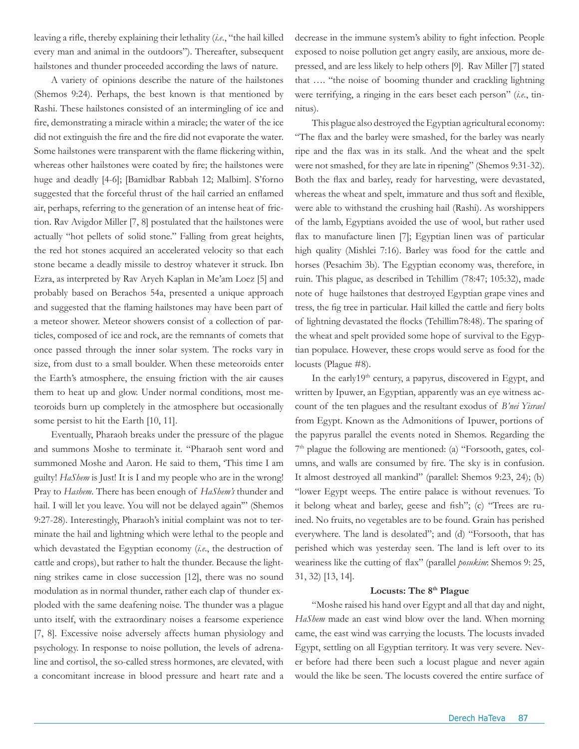leaving a rifle, thereby explaining their lethality (*i.e.*, "the hail killed every man and animal in the outdoors"). Thereafter, subsequent hailstones and thunder proceeded according the laws of nature.

A variety of opinions describe the nature of the hailstones (Shemos 9:24). Perhaps, the best known is that mentioned by Rashi. These hailstones consisted of an intermingling of ice and fire, demonstrating a miracle within a miracle; the water of the ice did not extinguish the fire and the fire did not evaporate the water. Some hailstones were transparent with the flame flickering within, whereas other hailstones were coated by fire; the hailstones were huge and deadly [4-6]; [Bamidbar Rabbah 12; Malbim]. S'forno suggested that the forceful thrust of the hail carried an enflamed air, perhaps, referring to the generation of an intense heat of friction. Rav Avigdor Miller [7, 8] postulated that the hailstones were actually "hot pellets of solid stone." Falling from great heights, the red hot stones acquired an accelerated velocity so that each stone became a deadly missile to destroy whatever it struck. Ibn Ezra, as interpreted by Rav Aryeh Kaplan in Me'am Loez [5] and probably based on Berachos 54a, presented a unique approach and suggested that the flaming hailstones may have been part of a meteor shower. Meteor showers consist of a collection of particles, composed of ice and rock, are the remnants of comets that once passed through the inner solar system. The rocks vary in size, from dust to a small boulder. When these meteoroids enter the Earth's atmosphere, the ensuing friction with the air causes them to heat up and glow. Under normal conditions, most meteoroids burn up completely in the atmosphere but occasionally some persist to hit the Earth [10, 11].

Eventually, Pharaoh breaks under the pressure of the plague and summons Moshe to terminate it. "Pharaoh sent word and summoned Moshe and Aaron. He said to them, 'This time I am guilty! *HaShem* is Just! It is I and my people who are in the wrong! Pray to *Hashem*. There has been enough of *HaShem's* thunder and hail. I will let you leave. You will not be delayed again'" (Shemos 9:27-28). Interestingly, Pharaoh's initial complaint was not to terminate the hail and lightning which were lethal to the people and which devastated the Egyptian economy (*i.e.*, the destruction of cattle and crops), but rather to halt the thunder. Because the lightning strikes came in close succession [12], there was no sound modulation as in normal thunder, rather each clap of thunder exploded with the same deafening noise. The thunder was a plague unto itself, with the extraordinary noises a fearsome experience [7, 8]. Excessive noise adversely affects human physiology and psychology. In response to noise pollution, the levels of adrenaline and cortisol, the so-called stress hormones, are elevated, with a concomitant increase in blood pressure and heart rate and a decrease in the immune system's ability to fight infection. People exposed to noise pollution get angry easily, are anxious, more depressed, and are less likely to help others [9]. Rav Miller [7] stated that …. "the noise of booming thunder and crackling lightning were terrifying, a ringing in the ears beset each person" (*i.e.*, tinnitus).

This plague also destroyed the Egyptian agricultural economy: "The flax and the barley were smashed, for the barley was nearly ripe and the flax was in its stalk. And the wheat and the spelt were not smashed, for they are late in ripening" (Shemos 9:31-32). Both the flax and barley, ready for harvesting, were devastated, whereas the wheat and spelt, immature and thus soft and flexible, were able to withstand the crushing hail (Rashi). As worshippers of the lamb, Egyptians avoided the use of wool, but rather used flax to manufacture linen [7]; Egyptian linen was of particular high quality (Mishlei 7:16). Barley was food for the cattle and horses (Pesachim 3b). The Egyptian economy was, therefore, in ruin. This plague, as described in Tehillim (78:47; 105:32), made note of huge hailstones that destroyed Egyptian grape vines and tress, the fig tree in particular. Hail killed the cattle and fiery bolts of lightning devastated the flocks (Tehillim78:48). The sparing of the wheat and spelt provided some hope of survival to the Egyptian populace. However, these crops would serve as food for the locusts (Plague #8).

In the early19th century, a papyrus, discovered in Egypt, and written by Ipuwer, an Egyptian, apparently was an eye witness account of the ten plagues and the resultant exodus of *B'nei Yisrael* from Egypt. Known as the Admonitions of Ipuwer, portions of the papyrus parallel the events noted in Shemos. Regarding the 7th plague the following are mentioned: (a) "Forsooth, gates, columns, and walls are consumed by fire. The sky is in confusion. It almost destroyed all mankind" (parallel: Shemos 9:23, 24); (b) "lower Egypt weeps. The entire palace is without revenues. To it belong wheat and barley, geese and fish"; (c) "Trees are ruined. No fruits, no vegetables are to be found. Grain has perished everywhere. The land is desolated"; and (d) "Forsooth, that has perished which was yesterday seen. The land is left over to its weariness like the cutting of flax" (parallel *posukim*: Shemos 9: 25, 31, 32) [13, 14].

### Locusts: The 8th Plague

"Moshe raised his hand over Egypt and all that day and night, *HaShem* made an east wind blow over the land. When morning came, the east wind was carrying the locusts. The locusts invaded Egypt, settling on all Egyptian territory. It was very severe. Never before had there been such a locust plague and never again would the like be seen. The locusts covered the entire surface of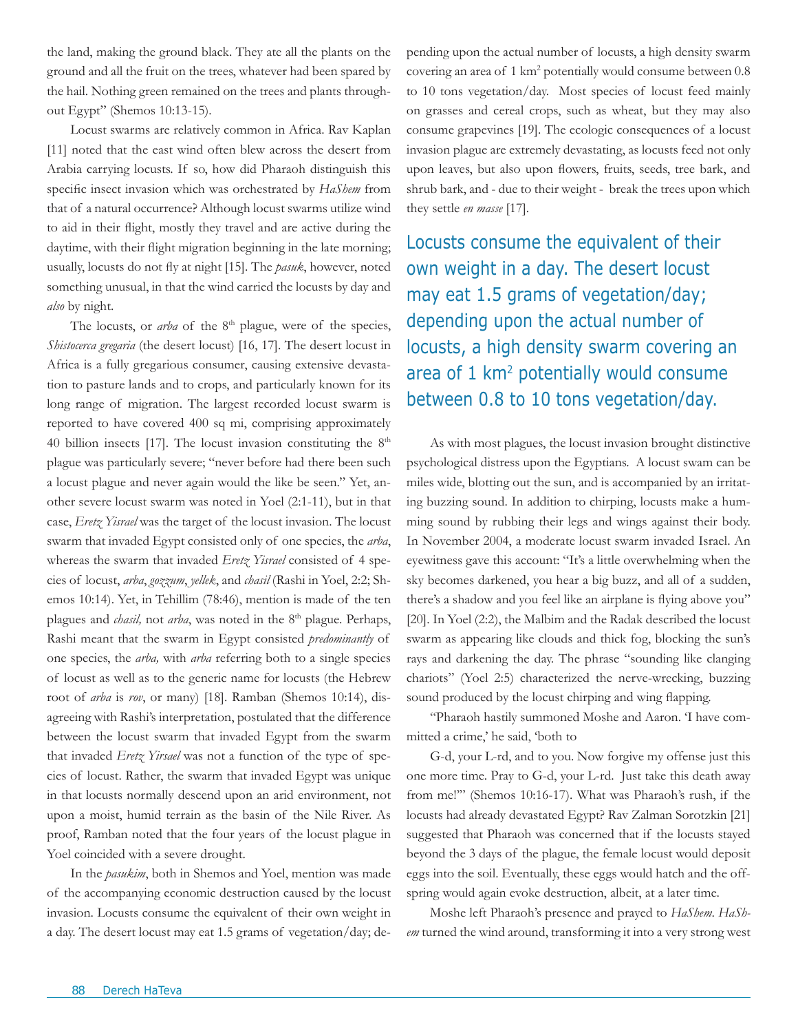the land, making the ground black. They ate all the plants on the ground and all the fruit on the trees, whatever had been spared by the hail. Nothing green remained on the trees and plants throughout Egypt" (Shemos 10:13-15).

Locust swarms are relatively common in Africa. Rav Kaplan [11] noted that the east wind often blew across the desert from Arabia carrying locusts. If so, how did Pharaoh distinguish this specific insect invasion which was orchestrated by *HaShem* from that of a natural occurrence? Although locust swarms utilize wind to aid in their flight, mostly they travel and are active during the daytime, with their flight migration beginning in the late morning; usually, locusts do not fly at night [15]. The *pasuk*, however, noted something unusual, in that the wind carried the locusts by day and *also* by night.

The locusts, or *arba* of the 8th plague, were of the species, *Shistocerca gregaria* (the desert locust) [16, 17]. The desert locust in Africa is a fully gregarious consumer, causing extensive devastation to pasture lands and to crops, and particularly known for its long range of migration. The largest recorded locust swarm is reported to have covered 400 sq mi, comprising approximately 40 billion insects [17]. The locust invasion constituting the 8th plague was particularly severe; "never before had there been such a locust plague and never again would the like be seen." Yet, another severe locust swarm was noted in Yoel (2:1-11), but in that case, *Eretz Yisrael* was the target of the locust invasion. The locust swarm that invaded Egypt consisted only of one species, the *arba*, whereas the swarm that invaded *Eretz Yisrael* consisted of 4 species of locust, *arba*, *gozzum*, *yellek*, and *chasil* (Rashi in Yoel, 2:2; Shemos 10:14). Yet, in Tehillim (78:46), mention is made of the ten plagues and *chasil,* not *arba*, was noted in the 8th plague. Perhaps, Rashi meant that the swarm in Egypt consisted *predominantly* of one species, the *arba,* with *arba* referring both to a single species of locust as well as to the generic name for locusts (the Hebrew root of *arba* is *rov*, or many) [18]. Ramban (Shemos 10:14), disagreeing with Rashi's interpretation, postulated that the difference between the locust swarm that invaded Egypt from the swarm that invaded *Eretz Yirsael* was not a function of the type of species of locust. Rather, the swarm that invaded Egypt was unique in that locusts normally descend upon an arid environment, not upon a moist, humid terrain as the basin of the Nile River. As proof, Ramban noted that the four years of the locust plague in Yoel coincided with a severe drought.

In the *pasukim*, both in Shemos and Yoel, mention was made of the accompanying economic destruction caused by the locust invasion. Locusts consume the equivalent of their own weight in a day. The desert locust may eat 1.5 grams of vegetation/day; depending upon the actual number of locusts, a high density swarm covering an area of 1 km$^2$ potentially would consume between 0.8 to 10 tons vegetation/day. Most species of locust feed mainly on grasses and cereal crops, such as wheat, but they may also consume grapevines [19]. The ecologic consequences of a locust invasion plague are extremely devastating, as locusts feed not only upon leaves, but also upon flowers, fruits, seeds, tree bark, and shrub bark, and - due to their weight - break the trees upon which they settle *en masse* [17].

> Locusts consume the equivalent of their own weight in a day. The desert locust may eat 1.5 grams of vegetation/day; depending upon the actual number of locusts, a high density swarm covering an area of 1 km$^2$ potentially would consume between 0.8 to 10 tons vegetation/day.

As with most plagues, the locust invasion brought distinctive psychological distress upon the Egyptians. A locust swam can be miles wide, blotting out the sun, and is accompanied by an irritating buzzing sound. In addition to chirping, locusts make a humming sound by rubbing their legs and wings against their body. In November 2004, a moderate locust swarm invaded Israel. An eyewitness gave this account: "It's a little overwhelming when the sky becomes darkened, you hear a big buzz, and all of a sudden, there's a shadow and you feel like an airplane is flying above you" [20]. In Yoel (2:2), the Malbim and the Radak described the locust swarm as appearing like clouds and thick fog, blocking the sun's rays and darkening the day. The phrase "sounding like clanging chariots" (Yoel 2:5) characterized the nerve-wrecking, buzzing sound produced by the locust chirping and wing flapping.

"Pharaoh hastily summoned Moshe and Aaron. 'I have committed a crime,' he said, 'both to G-d, your L-rd, and to you. Now forgive my offense just this one more time. Pray to G-d, your L-rd. Just take this death away from me!'" (Shemos 10:16-17). What was Pharaoh's rush, if the locusts had already devastated Egypt? Rav Zalman Sorotzkin [21] suggested that Pharaoh was concerned that if the locusts stayed beyond the 3 days of the plague, the female locust would deposit eggs into the soil. Eventually, these eggs would hatch and the offspring would again evoke destruction, albeit, at a later time.

Moshe left Pharaoh's presence and prayed to *HaShem*. *HaShem* turned the wind around, transforming it into a very strong west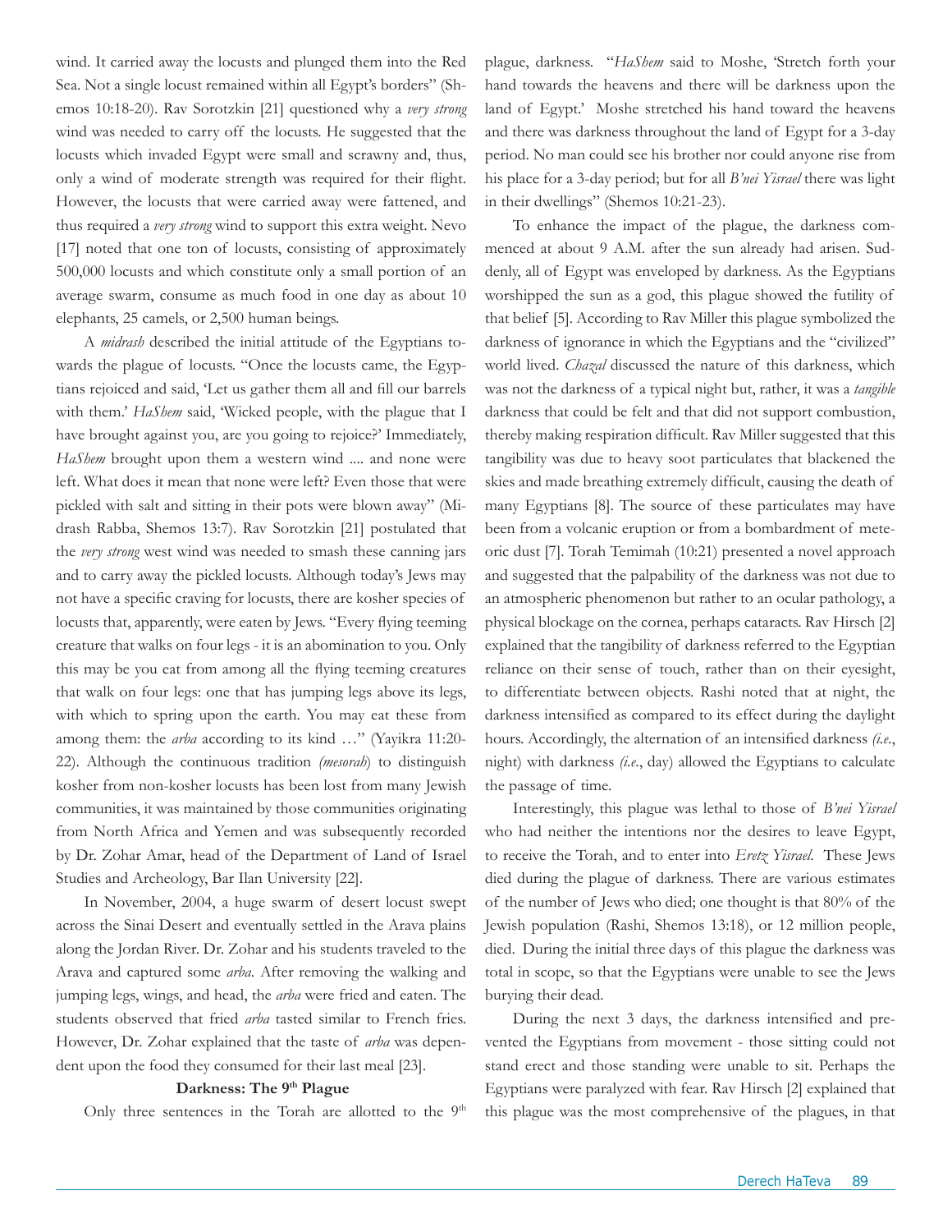wind. It carried away the locusts and plunged them into the Red Sea. Not a single locust remained within all Egypt's borders" (Shemos 10:18-20). Rav Sorotzkin [21] questioned why a *very strong* wind was needed to carry off the locusts. He suggested that the locusts which invaded Egypt were small and scrawny and, thus, only a wind of moderate strength was required for their flight. However, the locusts that were carried away were fattened, and thus required a *very strong* wind to support this extra weight. Nevo [17] noted that one ton of locusts, consisting of approximately 500,000 locusts and which constitute only a small portion of an average swarm, consume as much food in one day as about 10 elephants, 25 camels, or 2,500 human beings.

A *midrash* described the initial attitude of the Egyptians towards the plague of locusts. "Once the locusts came, the Egyptians rejoiced and said, 'Let us gather them all and fill our barrels with them.' *HaShem* said, 'Wicked people, with the plague that I have brought against you, are you going to rejoice?' Immediately, *HaShem* brought upon them a western wind .... and none were left. What does it mean that none were left? Even those that were pickled with salt and sitting in their pots were blown away" (Midrash Rabba, Shemos 13:7). Rav Sorotzkin [21] postulated that the *very strong* west wind was needed to smash these canning jars and to carry away the pickled locusts. Although today's Jews may not have a specific craving for locusts, there are kosher species of locusts that, apparently, were eaten by Jews. "Every flying teeming creature that walks on four legs - it is an abomination to you. Only this may be you eat from among all the flying teeming creatures that walk on four legs: one that has jumping legs above its legs, with which to spring upon the earth. You may eat these from among them: the *arba* according to its kind …" (Yayikra 11:20-22). Although the continuous tradition *(mesorah*) to distinguish kosher from non-kosher locusts has been lost from many Jewish communities, it was maintained by those communities originating from North Africa and Yemen and was subsequently recorded by Dr. Zohar Amar, head of the Department of Land of Israel Studies and Archeology, Bar Ilan University [22].

In November, 2004, a huge swarm of desert locust swept across the Sinai Desert and eventually settled in the Arava plains along the Jordan River. Dr. Zohar and his students traveled to the Arava and captured some *arba*. After removing the walking and jumping legs, wings, and head, the *arba* were fried and eaten. The students observed that fried *arba* tasted similar to French fries. However, Dr. Zohar explained that the taste of *arba* was dependent upon the food they consumed for their last meal [23].

### Darkness: The 9th Plague

Only three sentences in the Torah are allotted to the 9th plague, darkness. "*HaShem* said to Moshe, 'Stretch forth your hand towards the heavens and there will be darkness upon the land of Egypt.' Moshe stretched his hand toward the heavens and there was darkness throughout the land of Egypt for a 3-day period. No man could see his brother nor could anyone rise from his place for a 3-day period; but for all *B'nei Yisrael* there was light in their dwellings" (Shemos 10:21-23).

To enhance the impact of the plague, the darkness commenced at about 9 A.M. after the sun already had arisen. Suddenly, all of Egypt was enveloped by darkness. As the Egyptians worshipped the sun as a god, this plague showed the futility of that belief [5]. According to Rav Miller this plague symbolized the darkness of ignorance in which the Egyptians and the "civilized" world lived. *Chazal* discussed the nature of this darkness, which was not the darkness of a typical night but, rather, it was a *tangible* darkness that could be felt and that did not support combustion, thereby making respiration difficult. Rav Miller suggested that this tangibility was due to heavy soot particulates that blackened the skies and made breathing extremely difficult, causing the death of many Egyptians [8]. The source of these particulates may have been from a volcanic eruption or from a bombardment of meteoric dust [7]. Torah Temimah (10:21) presented a novel approach and suggested that the palpability of the darkness was not due to an atmospheric phenomenon but rather to an ocular pathology, a physical blockage on the cornea, perhaps cataracts. Rav Hirsch [2] explained that the tangibility of darkness referred to the Egyptian reliance on their sense of touch, rather than on their eyesight, to differentiate between objects. Rashi noted that at night, the darkness intensified as compared to its effect during the daylight hours. Accordingly, the alternation of an intensified darkness *(i.e.*, night) with darkness *(i.e.*, day) allowed the Egyptians to calculate the passage of time.

Interestingly, this plague was lethal to those of *B'nei Yisrael* who had neither the intentions nor the desires to leave Egypt, to receive the Torah, and to enter into *Eretz Yisrael*. These Jews died during the plague of darkness. There are various estimates of the number of Jews who died; one thought is that 80% of the Jewish population (Rashi, Shemos 13:18), or 12 million people, died. During the initial three days of this plague the darkness was total in scope, so that the Egyptians were unable to see the Jews burying their dead.

During the next 3 days, the darkness intensified and prevented the Egyptians from movement - those sitting could not stand erect and those standing were unable to sit. Perhaps the Egyptians were paralyzed with fear. Rav Hirsch [2] explained that this plague was the most comprehensive of the plagues, in that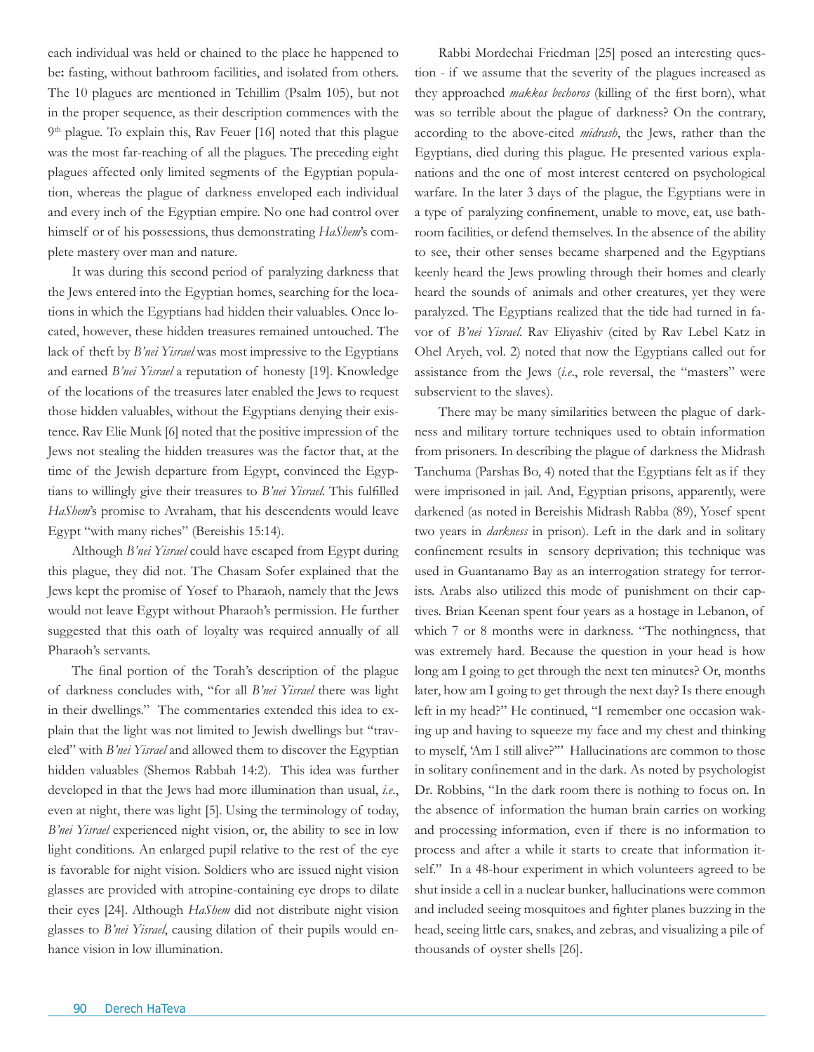each individual was held or chained to the place he happened to be: fasting, without bathroom facilities, and isolated from others. The 10 plagues are mentioned in Tehillim (Psalm 105), but not in the proper sequence, as their description commences with the 9th plague. To explain this, Rav Feuer [16] noted that this plague was the most far-reaching of all the plagues. The preceding eight plagues affected only limited segments of the Egyptian population, whereas the plague of darkness enveloped each individual and every inch of the Egyptian empire. No one had control over himself or of his possessions, thus demonstrating *HaShem*'s complete mastery over man and nature.

It was during this second period of paralyzing darkness that the Jews entered into the Egyptian homes, searching for the locations in which the Egyptians had hidden their valuables. Once located, however, these hidden treasures remained untouched. The lack of theft by *B'nei Yisrael* was most impressive to the Egyptians and earned *B'nei Yisrael* a reputation of honesty [19]. Knowledge of the locations of the treasures later enabled the Jews to request those hidden valuables, without the Egyptians denying their existence. Rav Elie Munk [6] noted that the positive impression of the Jews not stealing the hidden treasures was the factor that, at the time of the Jewish departure from Egypt, convinced the Egyptians to willingly give their treasures to *B'nei Yisrael*. This fulfilled *HaShem*'s promise to Avraham, that his descendents would leave Egypt "with many riches" (Bereishis 15:14).

Although *B'nei Yisrael* could have escaped from Egypt during this plague, they did not. The Chasam Sofer explained that the Jews kept the promise of Yosef to Pharaoh, namely that the Jews would not leave Egypt without Pharaoh's permission. He further suggested that this oath of loyalty was required annually of all Pharaoh's servants.

The final portion of the Torah's description of the plague of darkness concludes with, "for all *B'nei Yisrael* there was light in their dwellings." The commentaries extended this idea to explain that the light was not limited to Jewish dwellings but "traveled" with *B'nei Yisrael* and allowed them to discover the Egyptian hidden valuables (Shemos Rabbah 14:2). This idea was further developed in that the Jews had more illumination than usual, *i.e.*, even at night, there was light [5]. Using the terminology of today, *B'nei Yisrael* experienced night vision, or, the ability to see in low light conditions. An enlarged pupil relative to the rest of the eye is favorable for night vision. Soldiers who are issued night vision glasses are provided with atropine-containing eye drops to dilate their eyes [24]. Although *HaShem* did not distribute night vision glasses to *B'nei Yisrael*, causing dilation of their pupils would enhance vision in low illumination.

Rabbi Mordechai Friedman [25] posed an interesting question - if we assume that the severity of the plagues increased as they approached *makkos bechoros* (killing of the first born), what was so terrible about the plague of darkness? On the contrary, according to the above-cited *midrash*, the Jews, rather than the Egyptians, died during this plague. He presented various explanations and the one of most interest centered on psychological warfare. In the later 3 days of the plague, the Egyptians were in a type of paralyzing confinement, unable to move, eat, use bathroom facilities, or defend themselves. In the absence of the ability to see, their other senses became sharpened and the Egyptians keenly heard the Jews prowling through their homes and clearly heard the sounds of animals and other creatures, yet they were paralyzed. The Egyptians realized that the tide had turned in favor of *B'nei Yisrael*. Rav Eliyashiv (cited by Rav Lebel Katz in Ohel Aryeh, vol. 2) noted that now the Egyptians called out for assistance from the Jews (*i.e.*, role reversal, the "masters" were subservient to the slaves).

There may be many similarities between the plague of darkness and military torture techniques used to obtain information from prisoners. In describing the plague of darkness the Midrash Tanchuma (Parshas Bo, 4) noted that the Egyptians felt as if they were imprisoned in jail. And, Egyptian prisons, apparently, were darkened (as noted in Bereishis Midrash Rabba (89), Yosef spent two years in *darkness* in prison). Left in the dark and in solitary confinement results in sensory deprivation; this technique was used in Guantanamo Bay as an interrogation strategy for terrorists. Arabs also utilized this mode of punishment on their captives. Brian Keenan spent four years as a hostage in Lebanon, of which 7 or 8 months were in darkness. "The nothingness, that was extremely hard. Because the question in your head is how long am I going to get through the next ten minutes? Or, months later, how am I going to get through the next day? Is there enough left in my head?" He continued, "I remember one occasion waking up and having to squeeze my face and my chest and thinking to myself, 'Am I still alive?'" Hallucinations are common to those in solitary confinement and in the dark. As noted by psychologist Dr. Robbins, "In the dark room there is nothing to focus on. In the absence of information the human brain carries on working and processing information, even if there is no information to process and after a while it starts to create that information itself." In a 48-hour experiment in which volunteers agreed to be shut inside a cell in a nuclear bunker, hallucinations were common and included seeing mosquitoes and fighter planes buzzing in the head, seeing little cars, snakes, and zebras, and visualizing a pile of thousands of oyster shells [26].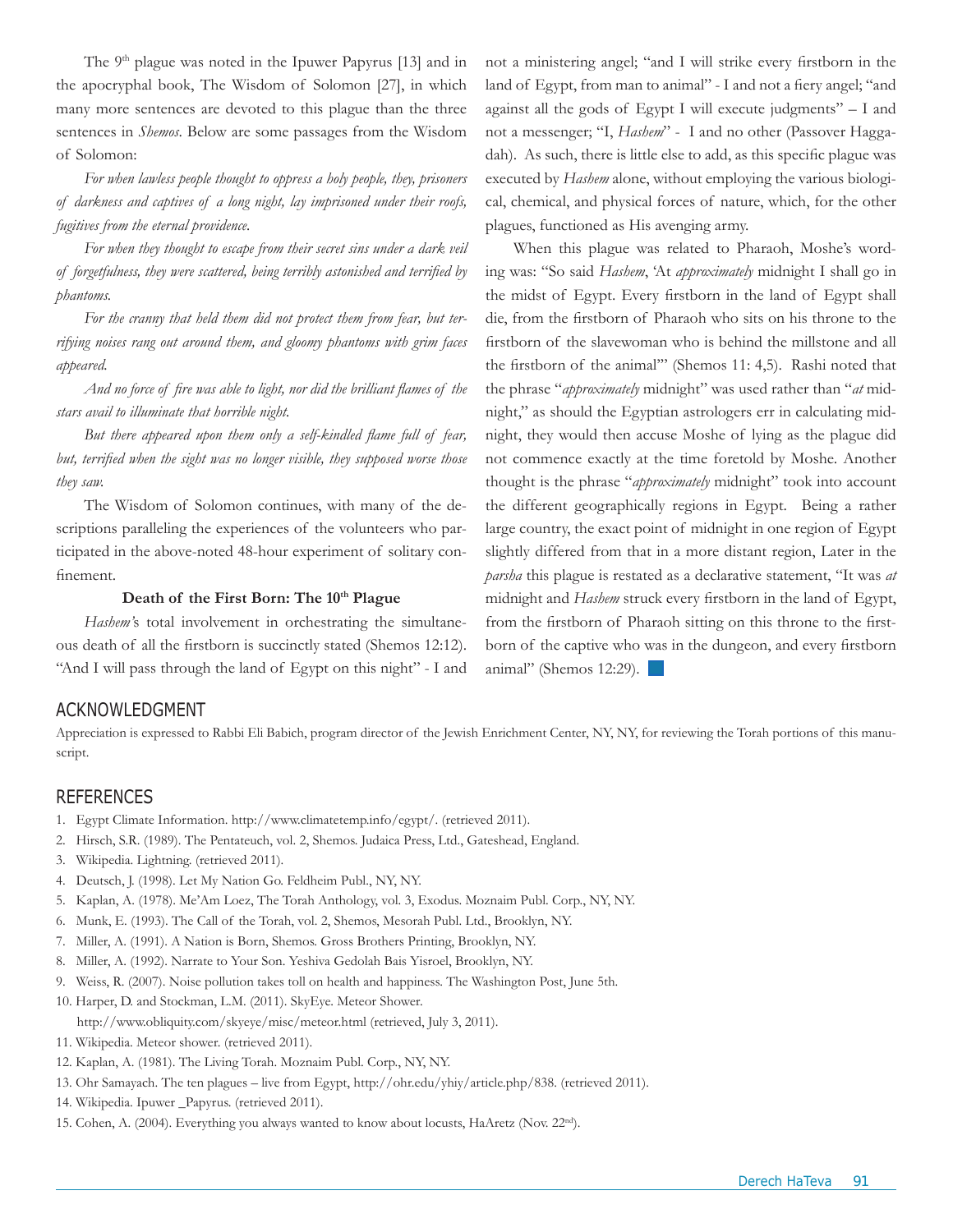The 9th plague was noted in the Ipuwer Papyrus [13] and in the apocryphal book, The Wisdom of Solomon [27], in which many more sentences are devoted to this plague than the three sentences in *Shemos*. Below are some passages from the Wisdom of Solomon:

*For when lawless people thought to oppress a holy people, they, prisoners of darkness and captives of a long night, lay imprisoned under their roofs, fugitives from the eternal providence.*

*For when they thought to escape from their secret sins under a dark veil of forgetfulness, they were scattered, being terribly astonished and terrified by phantoms.*

*For the cranny that held them did not protect them from fear, but terrifying noises rang out around them, and gloomy phantoms with grim faces appeared.*

*And no force of fire was able to light, nor did the brilliant flames of the stars avail to illuminate that horrible night.*

*But there appeared upon them only a self-kindled flame full of fear, but, terrified when the sight was no longer visible, they supposed worse those they saw.*

The Wisdom of Solomon continues, with many of the descriptions paralleling the experiences of the volunteers who participated in the above-noted 48-hour experiment of solitary confinement.

### Death of the First Born: The 10th Plague

*Hashem'*s total involvement in orchestrating the simultaneous death of all the firstborn is succinctly stated (Shemos 12:12). "And I will pass through the land of Egypt on this night" - I and not a ministering angel; "and I will strike every firstborn in the land of Egypt, from man to animal" - I and not a fiery angel; "and against all the gods of Egypt I will execute judgments" – I and not a messenger; "I, *Hashem*" - I and no other (Passover Haggadah). As such, there is little else to add, as this specific plague was executed by *Hashem* alone, without employing the various biological, chemical, and physical forces of nature, which, for the other plagues, functioned as His avenging army.

When this plague was related to Pharaoh, Moshe's wording was: "So said *Hashem*, 'At *approximately* midnight I shall go in the midst of Egypt. Every firstborn in the land of Egypt shall die, from the firstborn of Pharaoh who sits on his throne to the firstborn of the slavewoman who is behind the millstone and all the firstborn of the animal'" (Shemos 11: 4,5). Rashi noted that the phrase "*approximately* midnight" was used rather than "*at* midnight," as should the Egyptian astrologers err in calculating midnight, they would then accuse Moshe of lying as the plague did not commence exactly at the time foretold by Moshe. Another thought is the phrase "*approximately* midnight" took into account the different geographically regions in Egypt. Being a rather large country, the exact point of midnight in one region of Egypt slightly differed from that in a more distant region, Later in the *parsha* this plague is restated as a declarative statement, "It was *at* midnight and *Hashem* struck every firstborn in the land of Egypt, from the firstborn of Pharaoh sitting on this throne to the firstborn of the captive who was in the dungeon, and every firstborn animal" (Shemos 12:29).

## ACKNOWLEDGMENT

Appreciation is expressed to Rabbi Eli Babich, program director of the Jewish Enrichment Center, NY, NY, for reviewing the Torah portions of this manuscript.

## REFERENCES

1. Egypt Climate Information. http://www.climatetemp.info/egypt/. (retrieved 2011).
2. Hirsch, S.R. (1989). The Pentateuch, vol. 2, Shemos. Judaica Press, Ltd., Gateshead, England.
3. Wikipedia. Lightning. (retrieved 2011).
4. Deutsch, J. (1998). Let My Nation Go. Feldheim Publ., NY, NY.
5. Kaplan, A. (1978). Me'Am Loez, The Torah Anthology, vol. 3, Exodus. Moznaim Publ. Corp., NY, NY.
6. Munk, E. (1993). The Call of the Torah, vol. 2, Shemos, Mesorah Publ. Ltd., Brooklyn, NY.
7. Miller, A. (1991). A Nation is Born, Shemos. Gross Brothers Printing, Brooklyn, NY.
8. Miller, A. (1992). Narrate to Your Son. Yeshiva Gedolah Bais Yisroel, Brooklyn, NY.
9. Weiss, R. (2007). Noise pollution takes toll on health and happiness. The Washington Post, June 5th.
10. Harper, D. and Stockman, L.M. (2011). SkyEye. Meteor Shower. http://www.obliquity.com/skyeye/misc/meteor.html (retrieved, July 3, 2011).
11. Wikipedia. Meteor shower. (retrieved 2011).
12. Kaplan, A. (1981). The Living Torah. Moznaim Publ. Corp., NY, NY.
13. Ohr Samayach. The ten plagues – live from Egypt, http://ohr.edu/yhiy/article.php/838. (retrieved 2011).
14. Wikipedia. Ipuwer _Papyrus. (retrieved 2011).
15. Cohen, A. (2004). Everything you always wanted to know about locusts, HaAretz (Nov. 22nd).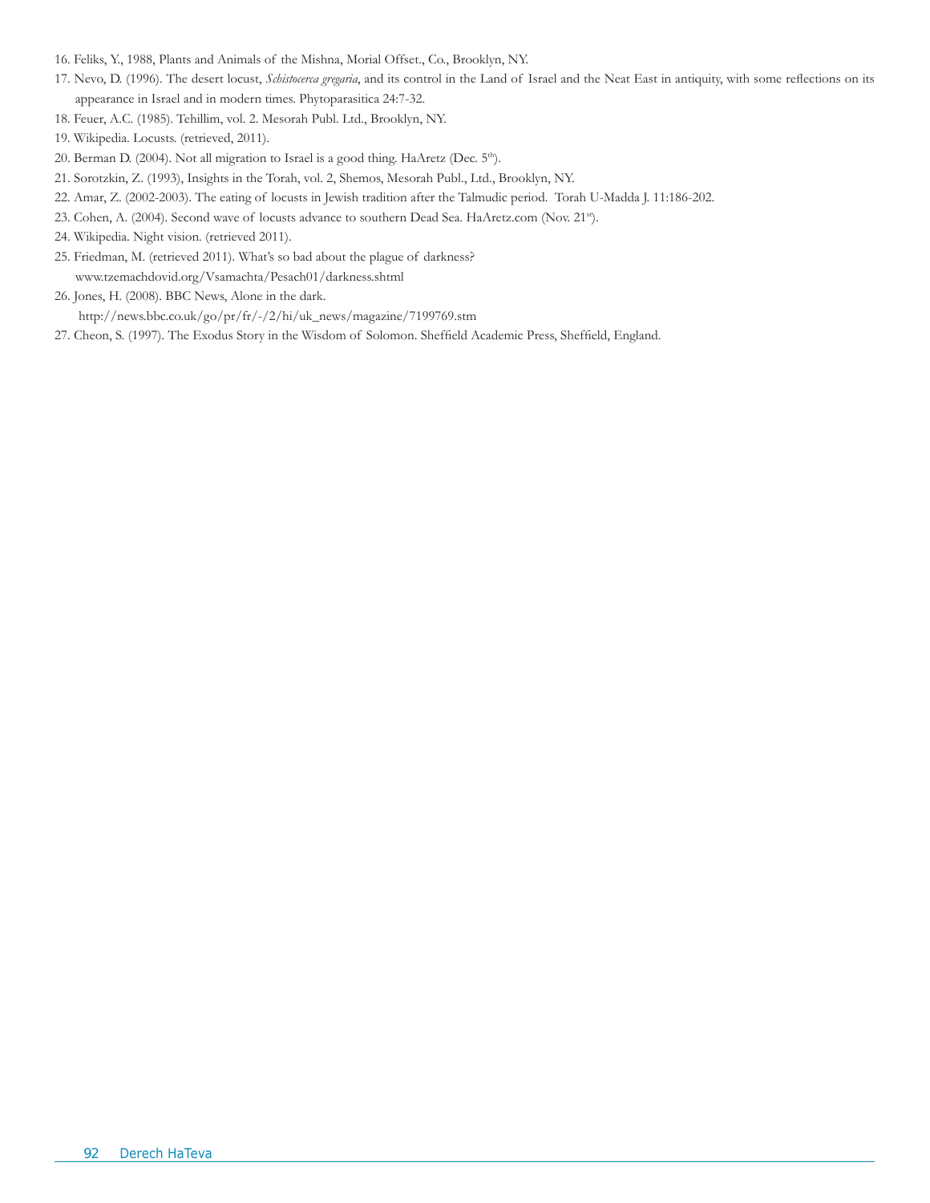16. Feliks, Y., 1988, Plants and Animals of the Mishna, Morial Offset., Co., Brooklyn, NY.
17. Nevo, D. (1996). The desert locust, *Schistocerca gregaria*, and its control in the Land of Israel and the Neat East in antiquity, with some reflections on its appearance in Israel and in modern times. Phytoparasitica 24:7-32.
18. Feuer, A.C. (1985). Tehillim, vol. 2. Mesorah Publ. Ltd., Brooklyn, NY.
19. Wikipedia. Locusts. (retrieved, 2011).
20. Berman D. (2004). Not all migration to Israel is a good thing. HaAretz (Dec. 5th).
21. Sorotzkin, Z. (1993), Insights in the Torah, vol. 2, Shemos, Mesorah Publ., Ltd., Brooklyn, NY.
22. Amar, Z. (2002-2003). The eating of locusts in Jewish tradition after the Talmudic period. Torah U-Madda J. 11:186-202.
23. Cohen, A. (2004). Second wave of locusts advance to southern Dead Sea. HaAretz.com (Nov. 21st).
24. Wikipedia. Night vision. (retrieved 2011).
25. Friedman, M. (retrieved 2011). What's so bad about the plague of darkness? www.tzemachdovid.org/Vsamachta/Pesach01/darkness.shtml
26. Jones, H. (2008). BBC News, Alone in the dark. http://news.bbc.co.uk/go/pr/fr/-/2/hi/uk_news/magazine/7199769.stm
27. Cheon, S. (1997). The Exodus Story in the Wisdom of Solomon. Sheffield Academic Press, Sheffield, England.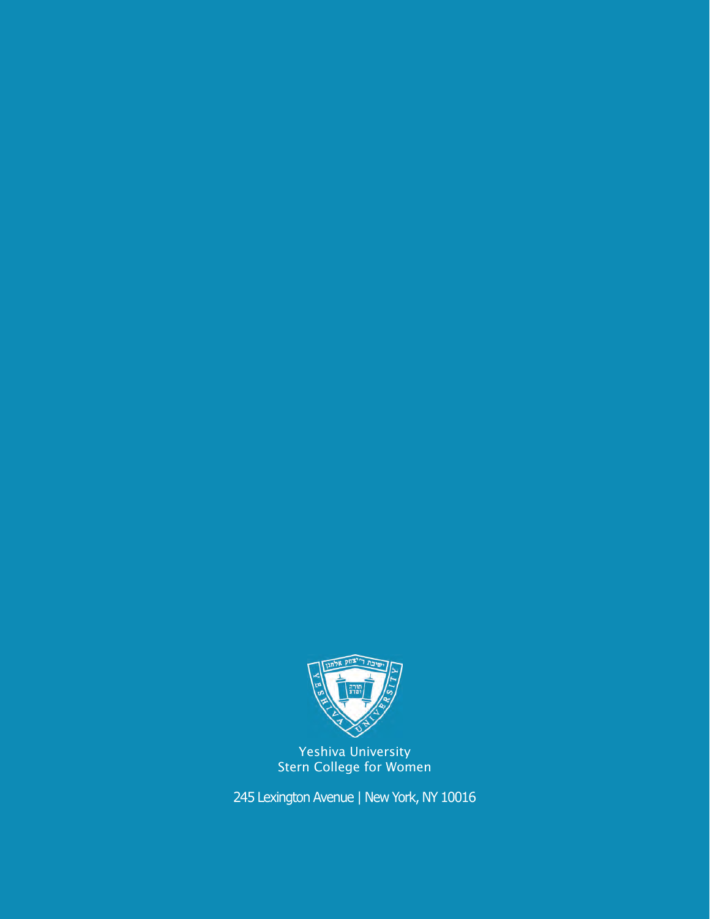Yeshiva University
Stern College for Women

245 Lexington Avenue | New York, NY 10016